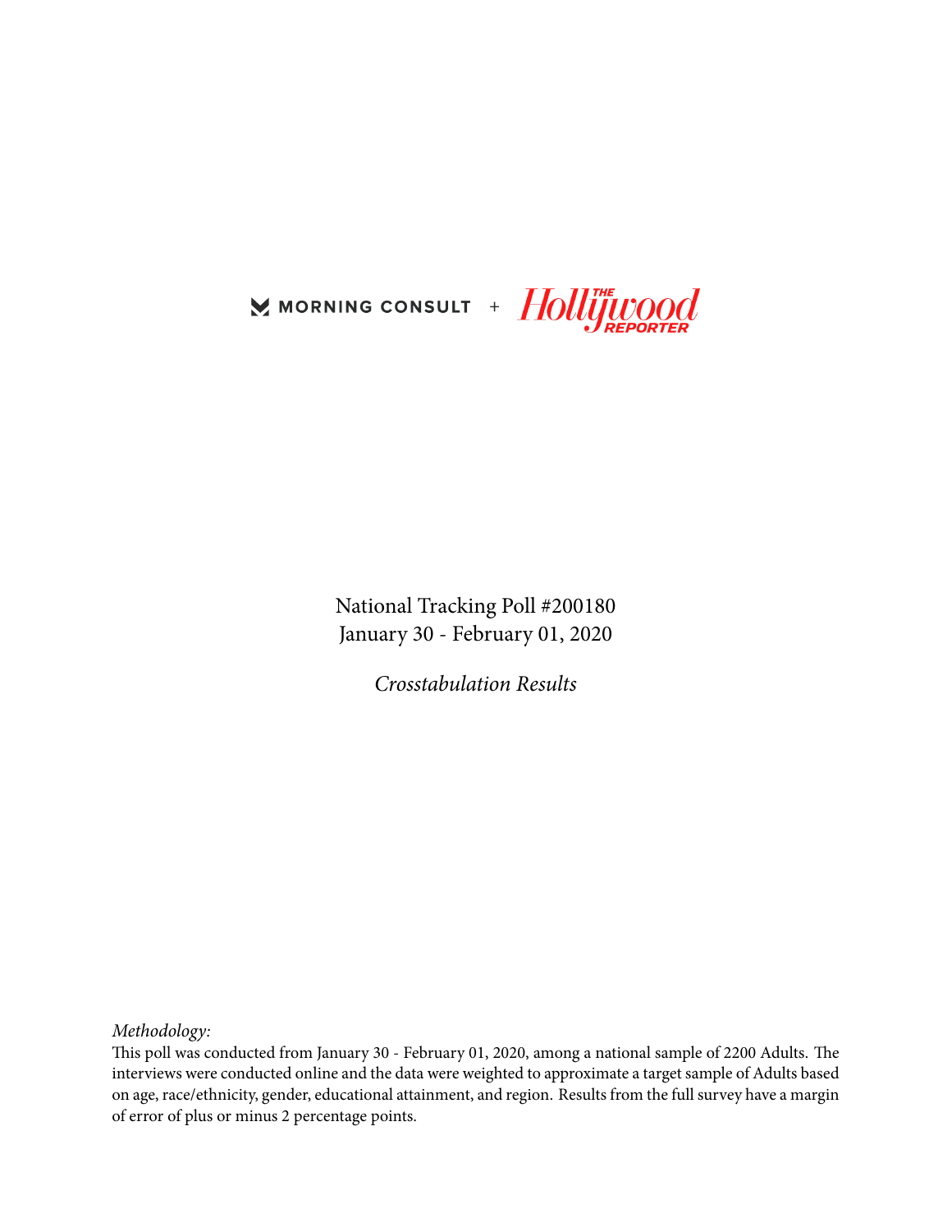MORNING CONSULT + The Hollywood Reporter

National Tracking Poll #200180
January 30 - February 01, 2020

*Crosstabulation Results*

*Methodology:*
This poll was conducted from January 30 - February 01, 2020, among a national sample of 2200 Adults. The interviews were conducted online and the data were weighted to approximate a target sample of Adults based on age, race/ethnicity, gender, educational attainment, and region. Results from the full survey have a margin of error of plus or minus 2 percentage points.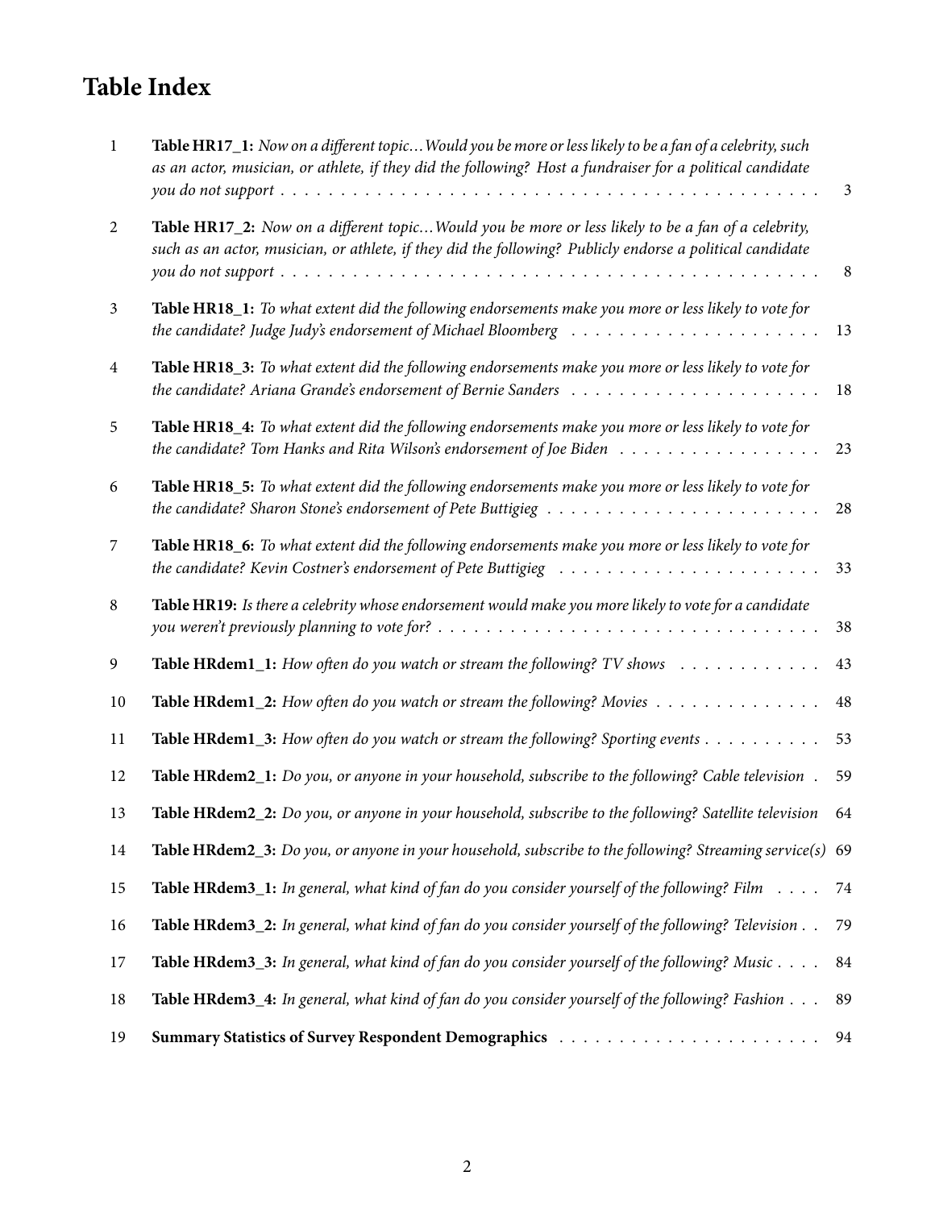# Table Index

| | | |
|---|---|---|
| 1 | **Table HR17_1:** *Now on a different topic…Would you be more or less likely to be a fan of a celebrity, such as an actor, musician, or athlete, if they did the following? Host a fundraiser for a political candidate you do not support* | 3 |
| 2 | **Table HR17_2:** *Now on a different topic…Would you be more or less likely to be a fan of a celebrity, such as an actor, musician, or athlete, if they did the following? Publicly endorse a political candidate you do not support* | 8 |
| 3 | **Table HR18_1:** *To what extent did the following endorsements make you more or less likely to vote for the candidate? Judge Judy's endorsement of Michael Bloomberg* | 13 |
| 4 | **Table HR18_3:** *To what extent did the following endorsements make you more or less likely to vote for the candidate? Ariana Grande's endorsement of Bernie Sanders* | 18 |
| 5 | **Table HR18_4:** *To what extent did the following endorsements make you more or less likely to vote for the candidate? Tom Hanks and Rita Wilson's endorsement of Joe Biden* | 23 |
| 6 | **Table HR18_5:** *To what extent did the following endorsements make you more or less likely to vote for the candidate? Sharon Stone's endorsement of Pete Buttigieg* | 28 |
| 7 | **Table HR18_6:** *To what extent did the following endorsements make you more or less likely to vote for the candidate? Kevin Costner's endorsement of Pete Buttigieg* | 33 |
| 8 | **Table HR19:** *Is there a celebrity whose endorsement would make you more likely to vote for a candidate you weren't previously planning to vote for?* | 38 |
| 9 | **Table HRdem1_1:** *How often do you watch or stream the following? TV shows* | 43 |
| 10 | **Table HRdem1_2:** *How often do you watch or stream the following? Movies* | 48 |
| 11 | **Table HRdem1_3:** *How often do you watch or stream the following? Sporting events* | 53 |
| 12 | **Table HRdem2_1:** *Do you, or anyone in your household, subscribe to the following? Cable television* | 59 |
| 13 | **Table HRdem2_2:** *Do you, or anyone in your household, subscribe to the following? Satellite television* | 64 |
| 14 | **Table HRdem2_3:** *Do you, or anyone in your household, subscribe to the following? Streaming service(s)* | 69 |
| 15 | **Table HRdem3_1:** *In general, what kind of fan do you consider yourself of the following? Film* | 74 |
| 16 | **Table HRdem3_2:** *In general, what kind of fan do you consider yourself of the following? Television* | 79 |
| 17 | **Table HRdem3_3:** *In general, what kind of fan do you consider yourself of the following? Music* | 84 |
| 18 | **Table HRdem3_4:** *In general, what kind of fan do you consider yourself of the following? Fashion* | 89 |
| 19 | **Summary Statistics of Survey Respondent Demographics** | 94 |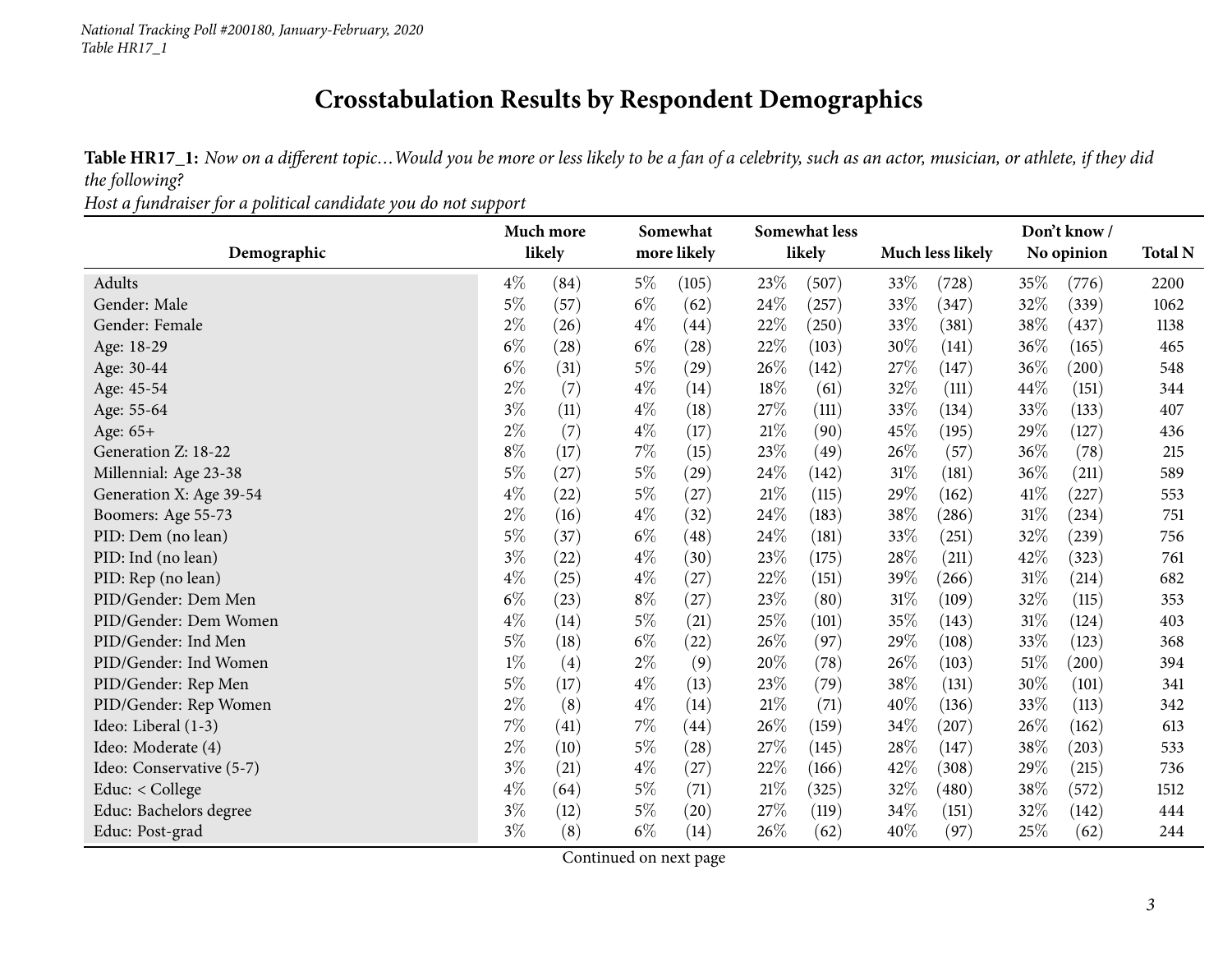# Crosstabulation Results by Respondent Demographics

**Table HR17_1:** *Now on a different topic…Would you be more or less likely to be a fan of a celebrity, such as an actor, musician, or athlete, if they did the following?*
*Host a fundraiser for a political candidate you do not support*

| Demographic | Much more likely | | Somewhat more likely | | Somewhat less likely | | Much less likely | | Don't know / No opinion | | Total N |
|---|---|---|---|---|---|---|---|---|---|---|---|
| Adults | 4% | (84) | 5% | (105) | 23% | (507) | 33% | (728) | 35% | (776) | 2200 |
| Gender: Male | 5% | (57) | 6% | (62) | 24% | (257) | 33% | (347) | 32% | (339) | 1062 |
| Gender: Female | 2% | (26) | 4% | (44) | 22% | (250) | 33% | (381) | 38% | (437) | 1138 |
| Age: 18-29 | 6% | (28) | 6% | (28) | 22% | (103) | 30% | (141) | 36% | (165) | 465 |
| Age: 30-44 | 6% | (31) | 5% | (29) | 26% | (142) | 27% | (147) | 36% | (200) | 548 |
| Age: 45-54 | 2% | (7) | 4% | (14) | 18% | (61) | 32% | (111) | 44% | (151) | 344 |
| Age: 55-64 | 3% | (11) | 4% | (18) | 27% | (111) | 33% | (134) | 33% | (133) | 407 |
| Age: 65+ | 2% | (7) | 4% | (17) | 21% | (90) | 45% | (195) | 29% | (127) | 436 |
| Generation Z: 18-22 | 8% | (17) | 7% | (15) | 23% | (49) | 26% | (57) | 36% | (78) | 215 |
| Millennial: Age 23-38 | 5% | (27) | 5% | (29) | 24% | (142) | 31% | (181) | 36% | (211) | 589 |
| Generation X: Age 39-54 | 4% | (22) | 5% | (27) | 21% | (115) | 29% | (162) | 41% | (227) | 553 |
| Boomers: Age 55-73 | 2% | (16) | 4% | (32) | 24% | (183) | 38% | (286) | 31% | (234) | 751 |
| PID: Dem (no lean) | 5% | (37) | 6% | (48) | 24% | (181) | 33% | (251) | 32% | (239) | 756 |
| PID: Ind (no lean) | 3% | (22) | 4% | (30) | 23% | (175) | 28% | (211) | 42% | (323) | 761 |
| PID: Rep (no lean) | 4% | (25) | 4% | (27) | 22% | (151) | 39% | (266) | 31% | (214) | 682 |
| PID/Gender: Dem Men | 6% | (23) | 8% | (27) | 23% | (80) | 31% | (109) | 32% | (115) | 353 |
| PID/Gender: Dem Women | 4% | (14) | 5% | (21) | 25% | (101) | 35% | (143) | 31% | (124) | 403 |
| PID/Gender: Ind Men | 5% | (18) | 6% | (22) | 26% | (97) | 29% | (108) | 33% | (123) | 368 |
| PID/Gender: Ind Women | 1% | (4) | 2% | (9) | 20% | (78) | 26% | (103) | 51% | (200) | 394 |
| PID/Gender: Rep Men | 5% | (17) | 4% | (13) | 23% | (79) | 38% | (131) | 30% | (101) | 341 |
| PID/Gender: Rep Women | 2% | (8) | 4% | (14) | 21% | (71) | 40% | (136) | 33% | (113) | 342 |
| Ideo: Liberal (1-3) | 7% | (41) | 7% | (44) | 26% | (159) | 34% | (207) | 26% | (162) | 613 |
| Ideo: Moderate (4) | 2% | (10) | 5% | (28) | 27% | (145) | 28% | (147) | 38% | (203) | 533 |
| Ideo: Conservative (5-7) | 3% | (21) | 4% | (27) | 22% | (166) | 42% | (308) | 29% | (215) | 736 |
| Educ: < College | 4% | (64) | 5% | (71) | 21% | (325) | 32% | (480) | 38% | (572) | 1512 |
| Educ: Bachelors degree | 3% | (12) | 5% | (20) | 27% | (119) | 34% | (151) | 32% | (142) | 444 |
| Educ: Post-grad | 3% | (8) | 6% | (14) | 26% | (62) | 40% | (97) | 25% | (62) | 244 |

Continued on next page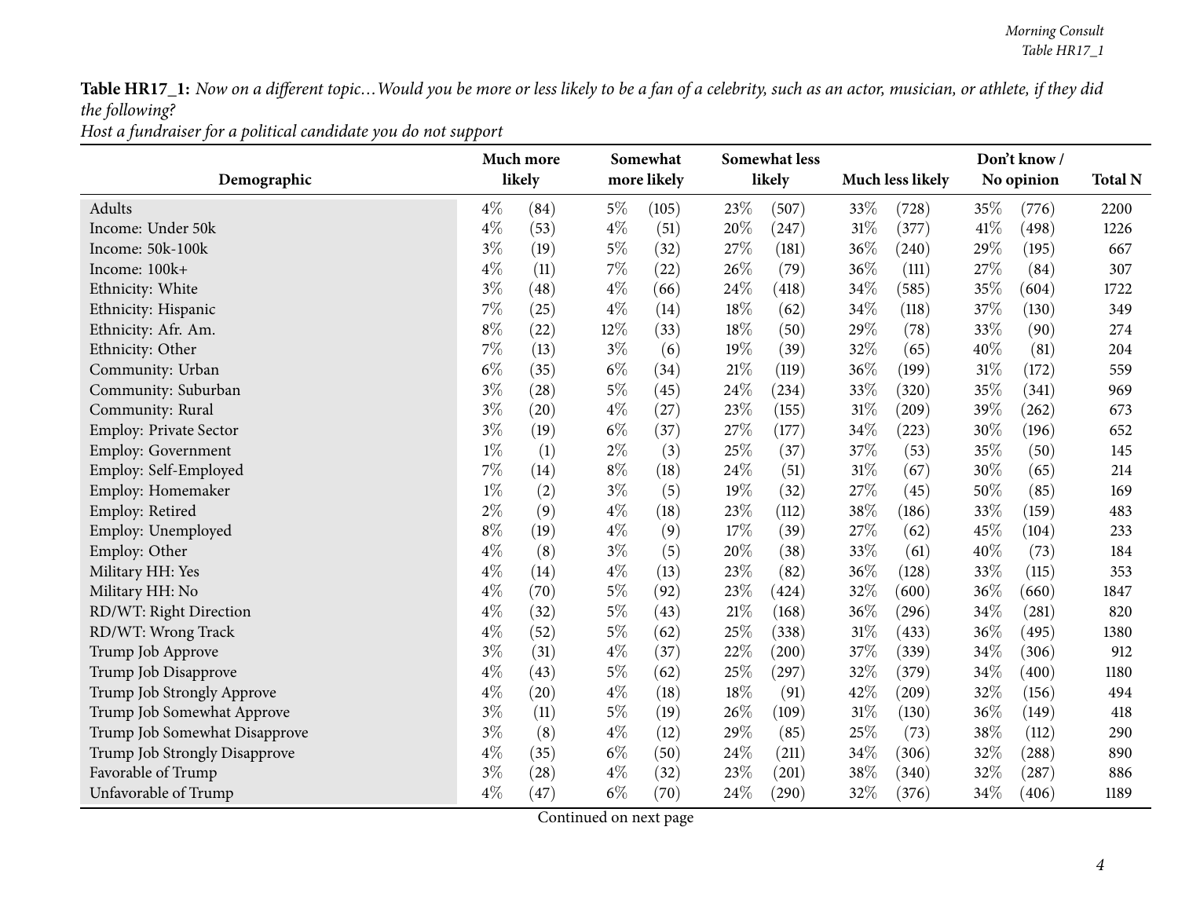**Table HR17_1:** *Now on a different topic…Would you be more or less likely to be a fan of a celebrity, such as an actor, musician, or athlete, if they did the following?*
*Host a fundraiser for a political candidate you do not support*

| Demographic | Much more likely | | Somewhat more likely | | Somewhat less likely | | Much less likely | | Don't know / No opinion | | Total N |
|---|---|---|---|---|---|---|---|---|---|---|---|
| Adults | 4% | (84) | 5% | (105) | 23% | (507) | 33% | (728) | 35% | (776) | 2200 |
| Income: Under 50k | 4% | (53) | 4% | (51) | 20% | (247) | 31% | (377) | 41% | (498) | 1226 |
| Income: 50k-100k | 3% | (19) | 5% | (32) | 27% | (181) | 36% | (240) | 29% | (195) | 667 |
| Income: 100k+ | 4% | (11) | 7% | (22) | 26% | (79) | 36% | (111) | 27% | (84) | 307 |
| Ethnicity: White | 3% | (48) | 4% | (66) | 24% | (418) | 34% | (585) | 35% | (604) | 1722 |
| Ethnicity: Hispanic | 7% | (25) | 4% | (14) | 18% | (62) | 34% | (118) | 37% | (130) | 349 |
| Ethnicity: Afr. Am. | 8% | (22) | 12% | (33) | 18% | (50) | 29% | (78) | 33% | (90) | 274 |
| Ethnicity: Other | 7% | (13) | 3% | (6) | 19% | (39) | 32% | (65) | 40% | (81) | 204 |
| Community: Urban | 6% | (35) | 6% | (34) | 21% | (119) | 36% | (199) | 31% | (172) | 559 |
| Community: Suburban | 3% | (28) | 5% | (45) | 24% | (234) | 33% | (320) | 35% | (341) | 969 |
| Community: Rural | 3% | (20) | 4% | (27) | 23% | (155) | 31% | (209) | 39% | (262) | 673 |
| Employ: Private Sector | 3% | (19) | 6% | (37) | 27% | (177) | 34% | (223) | 30% | (196) | 652 |
| Employ: Government | 1% | (1) | 2% | (3) | 25% | (37) | 37% | (53) | 35% | (50) | 145 |
| Employ: Self-Employed | 7% | (14) | 8% | (18) | 24% | (51) | 31% | (67) | 30% | (65) | 214 |
| Employ: Homemaker | 1% | (2) | 3% | (5) | 19% | (32) | 27% | (45) | 50% | (85) | 169 |
| Employ: Retired | 2% | (9) | 4% | (18) | 23% | (112) | 38% | (186) | 33% | (159) | 483 |
| Employ: Unemployed | 8% | (19) | 4% | (9) | 17% | (39) | 27% | (62) | 45% | (104) | 233 |
| Employ: Other | 4% | (8) | 3% | (5) | 20% | (38) | 33% | (61) | 40% | (73) | 184 |
| Military HH: Yes | 4% | (14) | 4% | (13) | 23% | (82) | 36% | (128) | 33% | (115) | 353 |
| Military HH: No | 4% | (70) | 5% | (92) | 23% | (424) | 32% | (600) | 36% | (660) | 1847 |
| RD/WT: Right Direction | 4% | (32) | 5% | (43) | 21% | (168) | 36% | (296) | 34% | (281) | 820 |
| RD/WT: Wrong Track | 4% | (52) | 5% | (62) | 25% | (338) | 31% | (433) | 36% | (495) | 1380 |
| Trump Job Approve | 3% | (31) | 4% | (37) | 22% | (200) | 37% | (339) | 34% | (306) | 912 |
| Trump Job Disapprove | 4% | (43) | 5% | (62) | 25% | (297) | 32% | (379) | 34% | (400) | 1180 |
| Trump Job Strongly Approve | 4% | (20) | 4% | (18) | 18% | (91) | 42% | (209) | 32% | (156) | 494 |
| Trump Job Somewhat Approve | 3% | (11) | 5% | (19) | 26% | (109) | 31% | (130) | 36% | (149) | 418 |
| Trump Job Somewhat Disapprove | 3% | (8) | 4% | (12) | 29% | (85) | 25% | (73) | 38% | (112) | 290 |
| Trump Job Strongly Disapprove | 4% | (35) | 6% | (50) | 24% | (211) | 34% | (306) | 32% | (288) | 890 |
| Favorable of Trump | 3% | (28) | 4% | (32) | 23% | (201) | 38% | (340) | 32% | (287) | 886 |
| Unfavorable of Trump | 4% | (47) | 6% | (70) | 24% | (290) | 32% | (376) | 34% | (406) | 1189 |

Continued on next page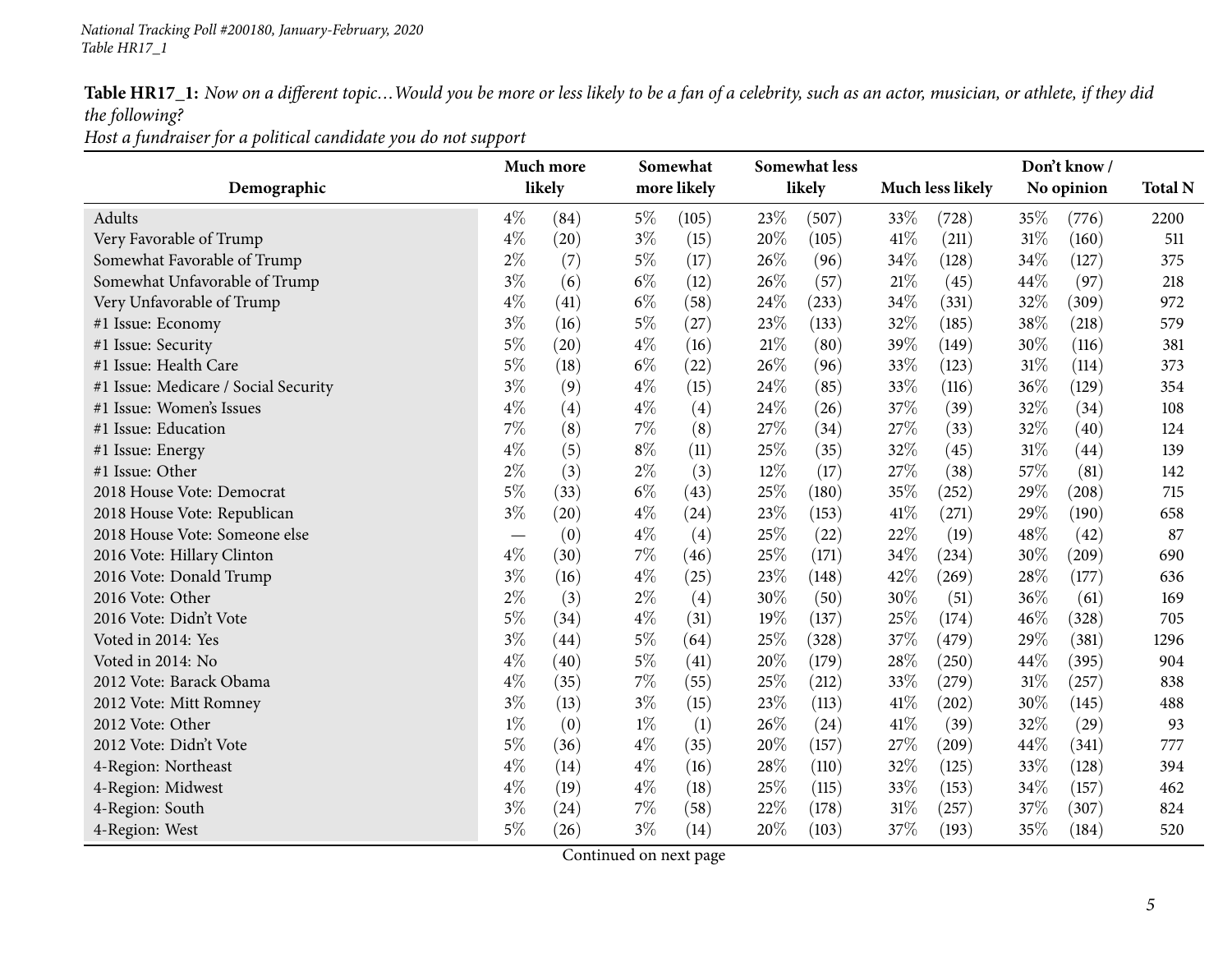**Table HR17_1:** *Now on a different topic…Would you be more or less likely to be a fan of a celebrity, such as an actor, musician, or athlete, if they did the following?*
*Host a fundraiser for a political candidate you do not support*

| Demographic | Much more likely | | Somewhat more likely | | Somewhat less likely | | Much less likely | | Don't know / No opinion | | Total N |
|---|---|---|---|---|---|---|---|---|---|---|---|
| Adults | 4% | (84) | 5% | (105) | 23% | (507) | 33% | (728) | 35% | (776) | 2200 |
| Very Favorable of Trump | 4% | (20) | 3% | (15) | 20% | (105) | 41% | (211) | 31% | (160) | 511 |
| Somewhat Favorable of Trump | 2% | (7) | 5% | (17) | 26% | (96) | 34% | (128) | 34% | (127) | 375 |
| Somewhat Unfavorable of Trump | 3% | (6) | 6% | (12) | 26% | (57) | 21% | (45) | 44% | (97) | 218 |
| Very Unfavorable of Trump | 4% | (41) | 6% | (58) | 24% | (233) | 34% | (331) | 32% | (309) | 972 |
| #1 Issue: Economy | 3% | (16) | 5% | (27) | 23% | (133) | 32% | (185) | 38% | (218) | 579 |
| #1 Issue: Security | 5% | (20) | 4% | (16) | 21% | (80) | 39% | (149) | 30% | (116) | 381 |
| #1 Issue: Health Care | 5% | (18) | 6% | (22) | 26% | (96) | 33% | (123) | 31% | (114) | 373 |
| #1 Issue: Medicare / Social Security | 3% | (9) | 4% | (15) | 24% | (85) | 33% | (116) | 36% | (129) | 354 |
| #1 Issue: Women's Issues | 4% | (4) | 4% | (4) | 24% | (26) | 37% | (39) | 32% | (34) | 108 |
| #1 Issue: Education | 7% | (8) | 7% | (8) | 27% | (34) | 27% | (33) | 32% | (40) | 124 |
| #1 Issue: Energy | 4% | (5) | 8% | (11) | 25% | (35) | 32% | (45) | 31% | (44) | 139 |
| #1 Issue: Other | 2% | (3) | 2% | (3) | 12% | (17) | 27% | (38) | 57% | (81) | 142 |
| 2018 House Vote: Democrat | 5% | (33) | 6% | (43) | 25% | (180) | 35% | (252) | 29% | (208) | 715 |
| 2018 House Vote: Republican | 3% | (20) | 4% | (24) | 23% | (153) | 41% | (271) | 29% | (190) | 658 |
| 2018 House Vote: Someone else | — | (0) | 4% | (4) | 25% | (22) | 22% | (19) | 48% | (42) | 87 |
| 2016 Vote: Hillary Clinton | 4% | (30) | 7% | (46) | 25% | (171) | 34% | (234) | 30% | (209) | 690 |
| 2016 Vote: Donald Trump | 3% | (16) | 4% | (25) | 23% | (148) | 42% | (269) | 28% | (177) | 636 |
| 2016 Vote: Other | 2% | (3) | 2% | (4) | 30% | (50) | 30% | (51) | 36% | (61) | 169 |
| 2016 Vote: Didn't Vote | 5% | (34) | 4% | (31) | 19% | (137) | 25% | (174) | 46% | (328) | 705 |
| Voted in 2014: Yes | 3% | (44) | 5% | (64) | 25% | (328) | 37% | (479) | 29% | (381) | 1296 |
| Voted in 2014: No | 4% | (40) | 5% | (41) | 20% | (179) | 28% | (250) | 44% | (395) | 904 |
| 2012 Vote: Barack Obama | 4% | (35) | 7% | (55) | 25% | (212) | 33% | (279) | 31% | (257) | 838 |
| 2012 Vote: Mitt Romney | 3% | (13) | 3% | (15) | 23% | (113) | 41% | (202) | 30% | (145) | 488 |
| 2012 Vote: Other | 1% | (0) | 1% | (1) | 26% | (24) | 41% | (39) | 32% | (29) | 93 |
| 2012 Vote: Didn't Vote | 5% | (36) | 4% | (35) | 20% | (157) | 27% | (209) | 44% | (341) | 777 |
| 4-Region: Northeast | 4% | (14) | 4% | (16) | 28% | (110) | 32% | (125) | 33% | (128) | 394 |
| 4-Region: Midwest | 4% | (19) | 4% | (18) | 25% | (115) | 33% | (153) | 34% | (157) | 462 |
| 4-Region: South | 3% | (24) | 7% | (58) | 22% | (178) | 31% | (257) | 37% | (307) | 824 |
| 4-Region: West | 5% | (26) | 3% | (14) | 20% | (103) | 37% | (193) | 35% | (184) | 520 |

Continued on next page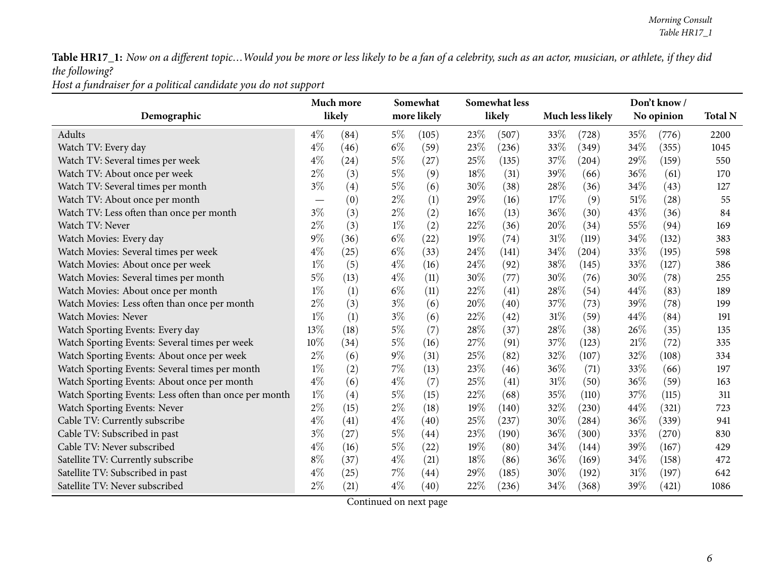**Table HR17_1:** *Now on a different topic…Would you be more or less likely to be a fan of a celebrity, such as an actor, musician, or athlete, if they did the following?*
*Host a fundraiser for a political candidate you do not support*

| Demographic | Much more likely | | Somewhat more likely | | Somewhat less likely | | Much less likely | | Don't know / No opinion | | Total N |
|---|---|---|---|---|---|---|---|---|---|---|---|
| Adults | 4% | (84) | 5% | (105) | 23% | (507) | 33% | (728) | 35% | (776) | 2200 |
| Watch TV: Every day | 4% | (46) | 6% | (59) | 23% | (236) | 33% | (349) | 34% | (355) | 1045 |
| Watch TV: Several times per week | 4% | (24) | 5% | (27) | 25% | (135) | 37% | (204) | 29% | (159) | 550 |
| Watch TV: About once per week | 2% | (3) | 5% | (9) | 18% | (31) | 39% | (66) | 36% | (61) | 170 |
| Watch TV: Several times per month | 3% | (4) | 5% | (6) | 30% | (38) | 28% | (36) | 34% | (43) | 127 |
| Watch TV: About once per month | — | (0) | 2% | (1) | 29% | (16) | 17% | (9) | 51% | (28) | 55 |
| Watch TV: Less often than once per month | 3% | (3) | 2% | (2) | 16% | (13) | 36% | (30) | 43% | (36) | 84 |
| Watch TV: Never | 2% | (3) | 1% | (2) | 22% | (36) | 20% | (34) | 55% | (94) | 169 |
| Watch Movies: Every day | 9% | (36) | 6% | (22) | 19% | (74) | 31% | (119) | 34% | (132) | 383 |
| Watch Movies: Several times per week | 4% | (25) | 6% | (33) | 24% | (141) | 34% | (204) | 33% | (195) | 598 |
| Watch Movies: About once per week | 1% | (5) | 4% | (16) | 24% | (92) | 38% | (145) | 33% | (127) | 386 |
| Watch Movies: Several times per month | 5% | (13) | 4% | (11) | 30% | (77) | 30% | (76) | 30% | (78) | 255 |
| Watch Movies: About once per month | 1% | (1) | 6% | (11) | 22% | (41) | 28% | (54) | 44% | (83) | 189 |
| Watch Movies: Less often than once per month | 2% | (3) | 3% | (6) | 20% | (40) | 37% | (73) | 39% | (78) | 199 |
| Watch Movies: Never | 1% | (1) | 3% | (6) | 22% | (42) | 31% | (59) | 44% | (84) | 191 |
| Watch Sporting Events: Every day | 13% | (18) | 5% | (7) | 28% | (37) | 28% | (38) | 26% | (35) | 135 |
| Watch Sporting Events: Several times per week | 10% | (34) | 5% | (16) | 27% | (91) | 37% | (123) | 21% | (72) | 335 |
| Watch Sporting Events: About once per week | 2% | (6) | 9% | (31) | 25% | (82) | 32% | (107) | 32% | (108) | 334 |
| Watch Sporting Events: Several times per month | 1% | (2) | 7% | (13) | 23% | (46) | 36% | (71) | 33% | (66) | 197 |
| Watch Sporting Events: About once per month | 4% | (6) | 4% | (7) | 25% | (41) | 31% | (50) | 36% | (59) | 163 |
| Watch Sporting Events: Less often than once per month | 1% | (4) | 5% | (15) | 22% | (68) | 35% | (110) | 37% | (115) | 311 |
| Watch Sporting Events: Never | 2% | (15) | 2% | (18) | 19% | (140) | 32% | (230) | 44% | (321) | 723 |
| Cable TV: Currently subscribe | 4% | (41) | 4% | (40) | 25% | (237) | 30% | (284) | 36% | (339) | 941 |
| Cable TV: Subscribed in past | 3% | (27) | 5% | (44) | 23% | (190) | 36% | (300) | 33% | (270) | 830 |
| Cable TV: Never subscribed | 4% | (16) | 5% | (22) | 19% | (80) | 34% | (144) | 39% | (167) | 429 |
| Satellite TV: Currently subscribe | 8% | (37) | 4% | (21) | 18% | (86) | 36% | (169) | 34% | (158) | 472 |
| Satellite TV: Subscribed in past | 4% | (25) | 7% | (44) | 29% | (185) | 30% | (192) | 31% | (197) | 642 |
| Satellite TV: Never subscribed | 2% | (21) | 4% | (40) | 22% | (236) | 34% | (368) | 39% | (421) | 1086 |

Continued on next page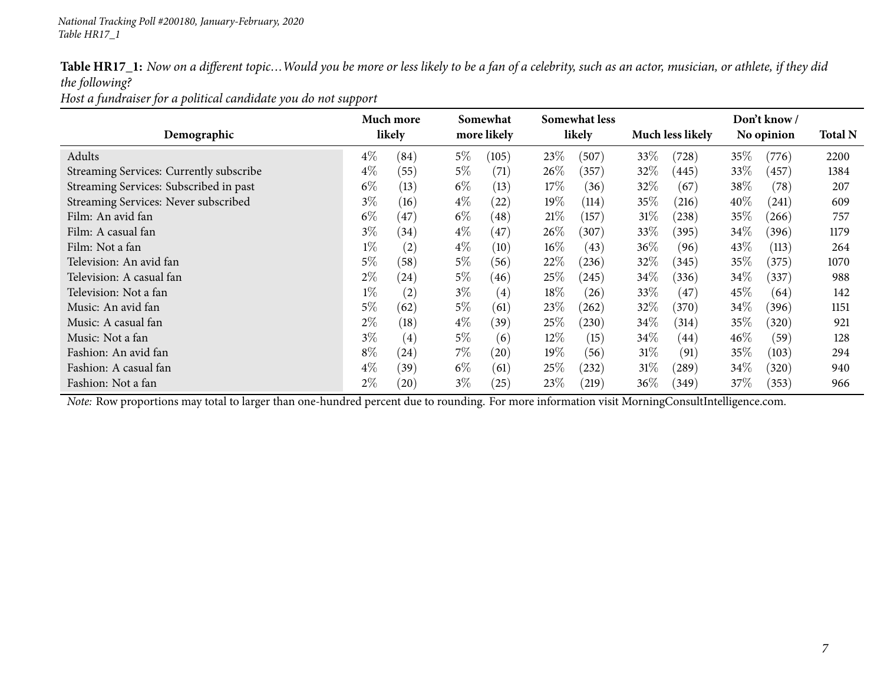*National Tracking Poll #200180, January-February, 2020*
*Table HR17_1*

**Table HR17_1:** *Now on a different topic…Would you be more or less likely to be a fan of a celebrity, such as an actor, musician, or athlete, if they did the following?*
*Host a fundraiser for a political candidate you do not support*

| Demographic | Much more likely | | Somewhat more likely | | Somewhat less likely | | Much less likely | | Don't know / No opinion | | Total N |
|---|---|---|---|---|---|---|---|---|---|---|---|
| Adults | 4% | (84) | 5% | (105) | 23% | (507) | 33% | (728) | 35% | (776) | 2200 |
| Streaming Services: Currently subscribe | 4% | (55) | 5% | (71) | 26% | (357) | 32% | (445) | 33% | (457) | 1384 |
| Streaming Services: Subscribed in past | 6% | (13) | 6% | (13) | 17% | (36) | 32% | (67) | 38% | (78) | 207 |
| Streaming Services: Never subscribed | 3% | (16) | 4% | (22) | 19% | (114) | 35% | (216) | 40% | (241) | 609 |
| Film: An avid fan | 6% | (47) | 6% | (48) | 21% | (157) | 31% | (238) | 35% | (266) | 757 |
| Film: A casual fan | 3% | (34) | 4% | (47) | 26% | (307) | 33% | (395) | 34% | (396) | 1179 |
| Film: Not a fan | 1% | (2) | 4% | (10) | 16% | (43) | 36% | (96) | 43% | (113) | 264 |
| Television: An avid fan | 5% | (58) | 5% | (56) | 22% | (236) | 32% | (345) | 35% | (375) | 1070 |
| Television: A casual fan | 2% | (24) | 5% | (46) | 25% | (245) | 34% | (336) | 34% | (337) | 988 |
| Television: Not a fan | 1% | (2) | 3% | (4) | 18% | (26) | 33% | (47) | 45% | (64) | 142 |
| Music: An avid fan | 5% | (62) | 5% | (61) | 23% | (262) | 32% | (370) | 34% | (396) | 1151 |
| Music: A casual fan | 2% | (18) | 4% | (39) | 25% | (230) | 34% | (314) | 35% | (320) | 921 |
| Music: Not a fan | 3% | (4) | 5% | (6) | 12% | (15) | 34% | (44) | 46% | (59) | 128 |
| Fashion: An avid fan | 8% | (24) | 7% | (20) | 19% | (56) | 31% | (91) | 35% | (103) | 294 |
| Fashion: A casual fan | 4% | (39) | 6% | (61) | 25% | (232) | 31% | (289) | 34% | (320) | 940 |
| Fashion: Not a fan | 2% | (20) | 3% | (25) | 23% | (219) | 36% | (349) | 37% | (353) | 966 |

*Note:* Row proportions may total to larger than one-hundred percent due to rounding. For more information visit MorningConsultIntelligence.com.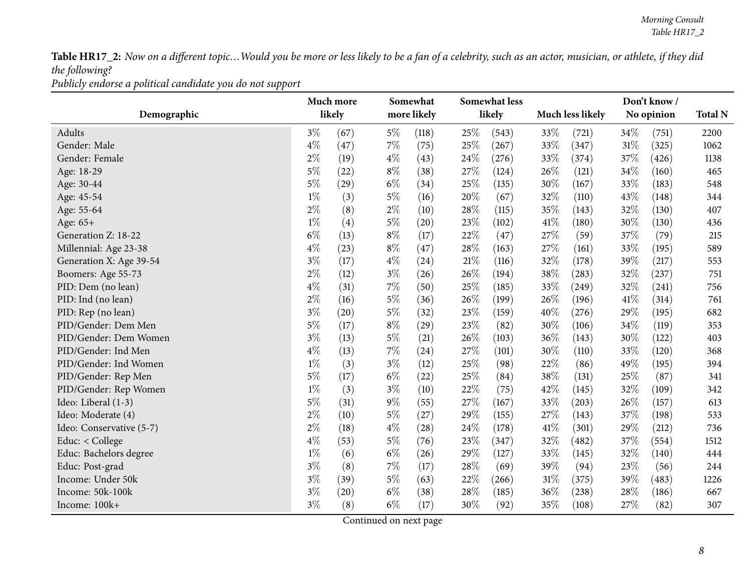**Table HR17_2:** *Now on a different topic…Would you be more or less likely to be a fan of a celebrity, such as an actor, musician, or athlete, if they did the following?*

*Publicly endorse a political candidate you do not support*

| Demographic | Much more likely | | Somewhat more likely | | Somewhat less likely | | Much less likely | | Don't know / No opinion | | Total N |
|---|---|---|---|---|---|---|---|---|---|---|---|
| Adults | 3% | (67) | 5% | (118) | 25% | (543) | 33% | (721) | 34% | (751) | 2200 |
| Gender: Male | 4% | (47) | 7% | (75) | 25% | (267) | 33% | (347) | 31% | (325) | 1062 |
| Gender: Female | 2% | (19) | 4% | (43) | 24% | (276) | 33% | (374) | 37% | (426) | 1138 |
| Age: 18-29 | 5% | (22) | 8% | (38) | 27% | (124) | 26% | (121) | 34% | (160) | 465 |
| Age: 30-44 | 5% | (29) | 6% | (34) | 25% | (135) | 30% | (167) | 33% | (183) | 548 |
| Age: 45-54 | 1% | (3) | 5% | (16) | 20% | (67) | 32% | (110) | 43% | (148) | 344 |
| Age: 55-64 | 2% | (8) | 2% | (10) | 28% | (115) | 35% | (143) | 32% | (130) | 407 |
| Age: 65+ | 1% | (4) | 5% | (20) | 23% | (102) | 41% | (180) | 30% | (130) | 436 |
| Generation Z: 18-22 | 6% | (13) | 8% | (17) | 22% | (47) | 27% | (59) | 37% | (79) | 215 |
| Millennial: Age 23-38 | 4% | (23) | 8% | (47) | 28% | (163) | 27% | (161) | 33% | (195) | 589 |
| Generation X: Age 39-54 | 3% | (17) | 4% | (24) | 21% | (116) | 32% | (178) | 39% | (217) | 553 |
| Boomers: Age 55-73 | 2% | (12) | 3% | (26) | 26% | (194) | 38% | (283) | 32% | (237) | 751 |
| PID: Dem (no lean) | 4% | (31) | 7% | (50) | 25% | (185) | 33% | (249) | 32% | (241) | 756 |
| PID: Ind (no lean) | 2% | (16) | 5% | (36) | 26% | (199) | 26% | (196) | 41% | (314) | 761 |
| PID: Rep (no lean) | 3% | (20) | 5% | (32) | 23% | (159) | 40% | (276) | 29% | (195) | 682 |
| PID/Gender: Dem Men | 5% | (17) | 8% | (29) | 23% | (82) | 30% | (106) | 34% | (119) | 353 |
| PID/Gender: Dem Women | 3% | (13) | 5% | (21) | 26% | (103) | 36% | (143) | 30% | (122) | 403 |
| PID/Gender: Ind Men | 4% | (13) | 7% | (24) | 27% | (101) | 30% | (110) | 33% | (120) | 368 |
| PID/Gender: Ind Women | 1% | (3) | 3% | (12) | 25% | (98) | 22% | (86) | 49% | (195) | 394 |
| PID/Gender: Rep Men | 5% | (17) | 6% | (22) | 25% | (84) | 38% | (131) | 25% | (87) | 341 |
| PID/Gender: Rep Women | 1% | (3) | 3% | (10) | 22% | (75) | 42% | (145) | 32% | (109) | 342 |
| Ideo: Liberal (1-3) | 5% | (31) | 9% | (55) | 27% | (167) | 33% | (203) | 26% | (157) | 613 |
| Ideo: Moderate (4) | 2% | (10) | 5% | (27) | 29% | (155) | 27% | (143) | 37% | (198) | 533 |
| Ideo: Conservative (5-7) | 2% | (18) | 4% | (28) | 24% | (178) | 41% | (301) | 29% | (212) | 736 |
| Educ: < College | 4% | (53) | 5% | (76) | 23% | (347) | 32% | (482) | 37% | (554) | 1512 |
| Educ: Bachelors degree | 1% | (6) | 6% | (26) | 29% | (127) | 33% | (145) | 32% | (140) | 444 |
| Educ: Post-grad | 3% | (8) | 7% | (17) | 28% | (69) | 39% | (94) | 23% | (56) | 244 |
| Income: Under 50k | 3% | (39) | 5% | (63) | 22% | (266) | 31% | (375) | 39% | (483) | 1226 |
| Income: 50k-100k | 3% | (20) | 6% | (38) | 28% | (185) | 36% | (238) | 28% | (186) | 667 |
| Income: 100k+ | 3% | (8) | 6% | (17) | 30% | (92) | 35% | (108) | 27% | (82) | 307 |

Continued on next page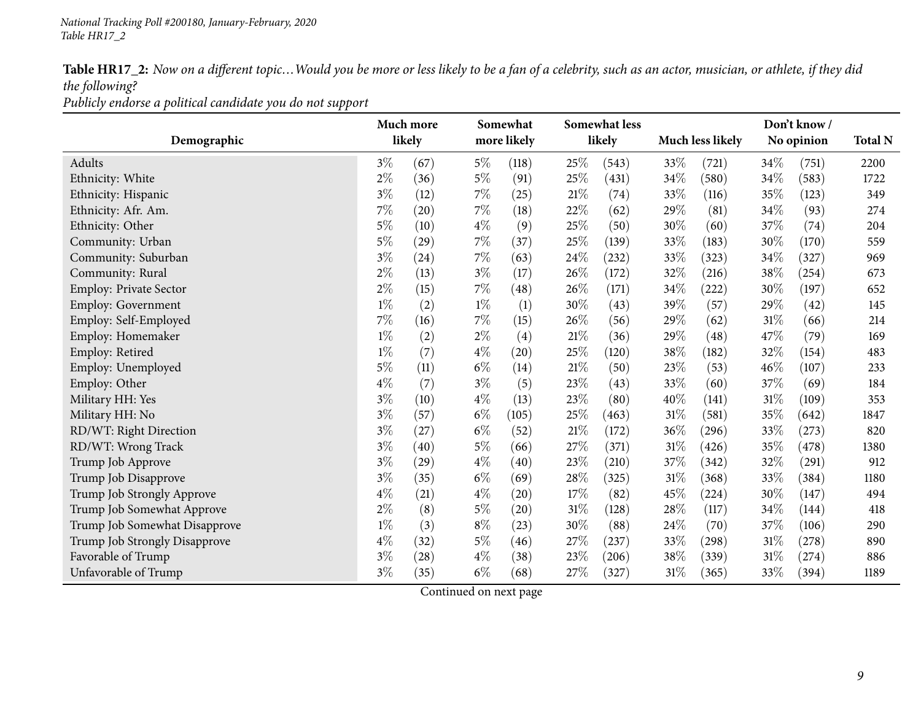**Table HR17_2:** *Now on a different topic…Would you be more or less likely to be a fan of a celebrity, such as an actor, musician, or athlete, if they did the following?*
*Publicly endorse a political candidate you do not support*

| Demographic | Much more likely | | Somewhat more likely | | Somewhat less likely | | Much less likely | | Don't know / No opinion | | Total N |
|---|---|---|---|---|---|---|---|---|---|---|---|
| Adults | 3% | (67) | 5% | (118) | 25% | (543) | 33% | (721) | 34% | (751) | 2200 |
| Ethnicity: White | 2% | (36) | 5% | (91) | 25% | (431) | 34% | (580) | 34% | (583) | 1722 |
| Ethnicity: Hispanic | 3% | (12) | 7% | (25) | 21% | (74) | 33% | (116) | 35% | (123) | 349 |
| Ethnicity: Afr. Am. | 7% | (20) | 7% | (18) | 22% | (62) | 29% | (81) | 34% | (93) | 274 |
| Ethnicity: Other | 5% | (10) | 4% | (9) | 25% | (50) | 30% | (60) | 37% | (74) | 204 |
| Community: Urban | 5% | (29) | 7% | (37) | 25% | (139) | 33% | (183) | 30% | (170) | 559 |
| Community: Suburban | 3% | (24) | 7% | (63) | 24% | (232) | 33% | (323) | 34% | (327) | 969 |
| Community: Rural | 2% | (13) | 3% | (17) | 26% | (172) | 32% | (216) | 38% | (254) | 673 |
| Employ: Private Sector | 2% | (15) | 7% | (48) | 26% | (171) | 34% | (222) | 30% | (197) | 652 |
| Employ: Government | 1% | (2) | 1% | (1) | 30% | (43) | 39% | (57) | 29% | (42) | 145 |
| Employ: Self-Employed | 7% | (16) | 7% | (15) | 26% | (56) | 29% | (62) | 31% | (66) | 214 |
| Employ: Homemaker | 1% | (2) | 2% | (4) | 21% | (36) | 29% | (48) | 47% | (79) | 169 |
| Employ: Retired | 1% | (7) | 4% | (20) | 25% | (120) | 38% | (182) | 32% | (154) | 483 |
| Employ: Unemployed | 5% | (11) | 6% | (14) | 21% | (50) | 23% | (53) | 46% | (107) | 233 |
| Employ: Other | 4% | (7) | 3% | (5) | 23% | (43) | 33% | (60) | 37% | (69) | 184 |
| Military HH: Yes | 3% | (10) | 4% | (13) | 23% | (80) | 40% | (141) | 31% | (109) | 353 |
| Military HH: No | 3% | (57) | 6% | (105) | 25% | (463) | 31% | (581) | 35% | (642) | 1847 |
| RD/WT: Right Direction | 3% | (27) | 6% | (52) | 21% | (172) | 36% | (296) | 33% | (273) | 820 |
| RD/WT: Wrong Track | 3% | (40) | 5% | (66) | 27% | (371) | 31% | (426) | 35% | (478) | 1380 |
| Trump Job Approve | 3% | (29) | 4% | (40) | 23% | (210) | 37% | (342) | 32% | (291) | 912 |
| Trump Job Disapprove | 3% | (35) | 6% | (69) | 28% | (325) | 31% | (368) | 33% | (384) | 1180 |
| Trump Job Strongly Approve | 4% | (21) | 4% | (20) | 17% | (82) | 45% | (224) | 30% | (147) | 494 |
| Trump Job Somewhat Approve | 2% | (8) | 5% | (20) | 31% | (128) | 28% | (117) | 34% | (144) | 418 |
| Trump Job Somewhat Disapprove | 1% | (3) | 8% | (23) | 30% | (88) | 24% | (70) | 37% | (106) | 290 |
| Trump Job Strongly Disapprove | 4% | (32) | 5% | (46) | 27% | (237) | 33% | (298) | 31% | (278) | 890 |
| Favorable of Trump | 3% | (28) | 4% | (38) | 23% | (206) | 38% | (339) | 31% | (274) | 886 |
| Unfavorable of Trump | 3% | (35) | 6% | (68) | 27% | (327) | 31% | (365) | 33% | (394) | 1189 |

Continued on next page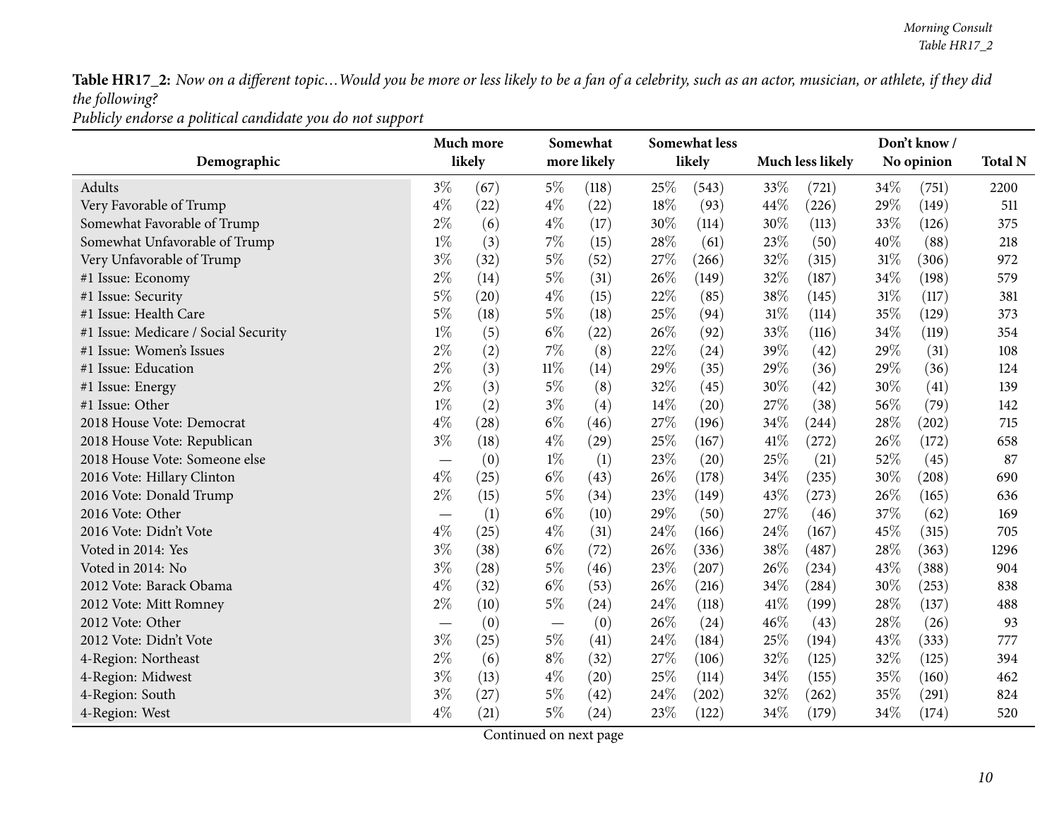**Table HR17_2:** *Now on a different topic…Would you be more or less likely to be a fan of a celebrity, such as an actor, musician, or athlete, if they did the following?*
*Publicly endorse a political candidate you do not support*

| Demographic | Much more likely | | Somewhat more likely | | Somewhat less likely | | Much less likely | | Don't know / No opinion | | Total N |
|---|---|---|---|---|---|---|---|---|---|---|---|
| Adults | 3% | (67) | 5% | (118) | 25% | (543) | 33% | (721) | 34% | (751) | 2200 |
| Very Favorable of Trump | 4% | (22) | 4% | (22) | 18% | (93) | 44% | (226) | 29% | (149) | 511 |
| Somewhat Favorable of Trump | 2% | (6) | 4% | (17) | 30% | (114) | 30% | (113) | 33% | (126) | 375 |
| Somewhat Unfavorable of Trump | 1% | (3) | 7% | (15) | 28% | (61) | 23% | (50) | 40% | (88) | 218 |
| Very Unfavorable of Trump | 3% | (32) | 5% | (52) | 27% | (266) | 32% | (315) | 31% | (306) | 972 |
| #1 Issue: Economy | 2% | (14) | 5% | (31) | 26% | (149) | 32% | (187) | 34% | (198) | 579 |
| #1 Issue: Security | 5% | (20) | 4% | (15) | 22% | (85) | 38% | (145) | 31% | (117) | 381 |
| #1 Issue: Health Care | 5% | (18) | 5% | (18) | 25% | (94) | 31% | (114) | 35% | (129) | 373 |
| #1 Issue: Medicare / Social Security | 1% | (5) | 6% | (22) | 26% | (92) | 33% | (116) | 34% | (119) | 354 |
| #1 Issue: Women's Issues | 2% | (2) | 7% | (8) | 22% | (24) | 39% | (42) | 29% | (31) | 108 |
| #1 Issue: Education | 2% | (3) | 11% | (14) | 29% | (35) | 29% | (36) | 29% | (36) | 124 |
| #1 Issue: Energy | 2% | (3) | 5% | (8) | 32% | (45) | 30% | (42) | 30% | (41) | 139 |
| #1 Issue: Other | 1% | (2) | 3% | (4) | 14% | (20) | 27% | (38) | 56% | (79) | 142 |
| 2018 House Vote: Democrat | 4% | (28) | 6% | (46) | 27% | (196) | 34% | (244) | 28% | (202) | 715 |
| 2018 House Vote: Republican | 3% | (18) | 4% | (29) | 25% | (167) | 41% | (272) | 26% | (172) | 658 |
| 2018 House Vote: Someone else | — | (0) | 1% | (1) | 23% | (20) | 25% | (21) | 52% | (45) | 87 |
| 2016 Vote: Hillary Clinton | 4% | (25) | 6% | (43) | 26% | (178) | 34% | (235) | 30% | (208) | 690 |
| 2016 Vote: Donald Trump | 2% | (15) | 5% | (34) | 23% | (149) | 43% | (273) | 26% | (165) | 636 |
| 2016 Vote: Other | — | (1) | 6% | (10) | 29% | (50) | 27% | (46) | 37% | (62) | 169 |
| 2016 Vote: Didn't Vote | 4% | (25) | 4% | (31) | 24% | (166) | 24% | (167) | 45% | (315) | 705 |
| Voted in 2014: Yes | 3% | (38) | 6% | (72) | 26% | (336) | 38% | (487) | 28% | (363) | 1296 |
| Voted in 2014: No | 3% | (28) | 5% | (46) | 23% | (207) | 26% | (234) | 43% | (388) | 904 |
| 2012 Vote: Barack Obama | 4% | (32) | 6% | (53) | 26% | (216) | 34% | (284) | 30% | (253) | 838 |
| 2012 Vote: Mitt Romney | 2% | (10) | 5% | (24) | 24% | (118) | 41% | (199) | 28% | (137) | 488 |
| 2012 Vote: Other | — | (0) | — | (0) | 26% | (24) | 46% | (43) | 28% | (26) | 93 |
| 2012 Vote: Didn't Vote | 3% | (25) | 5% | (41) | 24% | (184) | 25% | (194) | 43% | (333) | 777 |
| 4-Region: Northeast | 2% | (6) | 8% | (32) | 27% | (106) | 32% | (125) | 32% | (125) | 394 |
| 4-Region: Midwest | 3% | (13) | 4% | (20) | 25% | (114) | 34% | (155) | 35% | (160) | 462 |
| 4-Region: South | 3% | (27) | 5% | (42) | 24% | (202) | 32% | (262) | 35% | (291) | 824 |
| 4-Region: West | 4% | (21) | 5% | (24) | 23% | (122) | 34% | (179) | 34% | (174) | 520 |

Continued on next page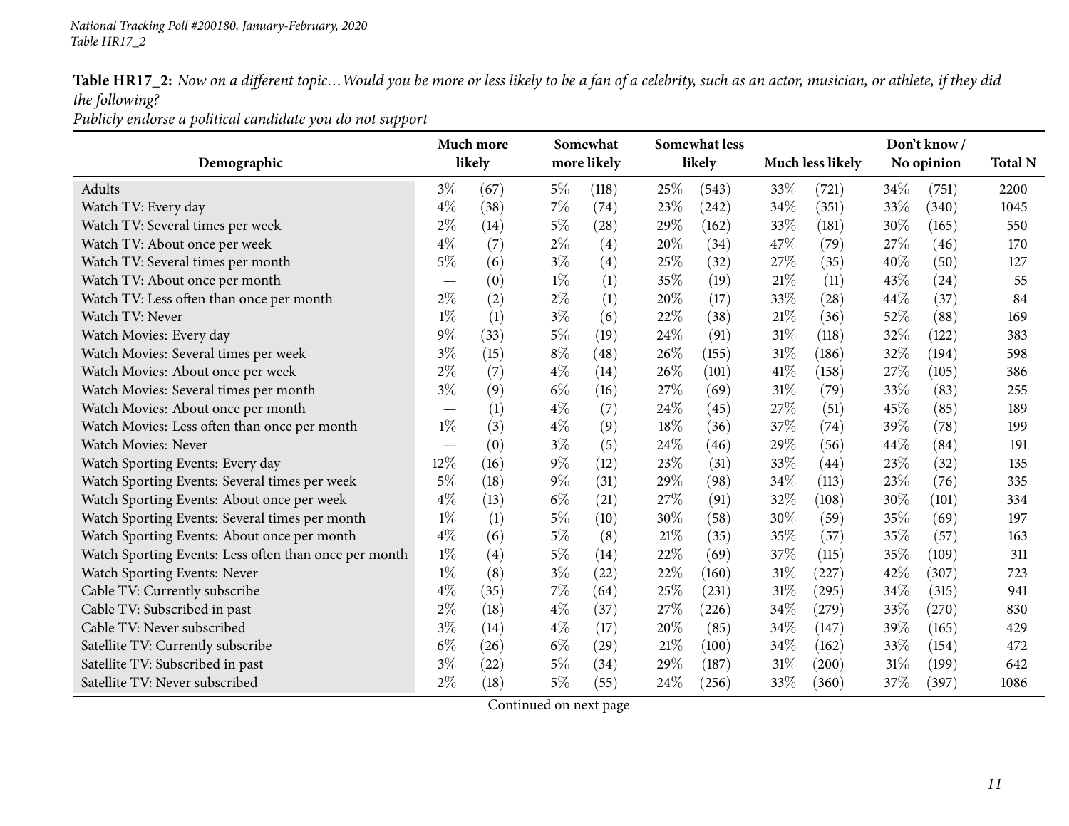National Tracking Poll #200180, January-February, 2020
Table HR17_2

**Table HR17_2:** *Now on a different topic…Would you be more or less likely to be a fan of a celebrity, such as an actor, musician, or athlete, if they did the following?*
*Publicly endorse a political candidate you do not support*

| Demographic | Much more likely | | Somewhat more likely | | Somewhat less likely | | Much less likely | | Don't know / No opinion | | Total N |
|---|---|---|---|---|---|---|---|---|---|---|---|
| Adults | 3% | (67) | 5% | (118) | 25% | (543) | 33% | (721) | 34% | (751) | 2200 |
| Watch TV: Every day | 4% | (38) | 7% | (74) | 23% | (242) | 34% | (351) | 33% | (340) | 1045 |
| Watch TV: Several times per week | 2% | (14) | 5% | (28) | 29% | (162) | 33% | (181) | 30% | (165) | 550 |
| Watch TV: About once per week | 4% | (7) | 2% | (4) | 20% | (34) | 47% | (79) | 27% | (46) | 170 |
| Watch TV: Several times per month | 5% | (6) | 3% | (4) | 25% | (32) | 27% | (35) | 40% | (50) | 127 |
| Watch TV: About once per month | — | (0) | 1% | (1) | 35% | (19) | 21% | (11) | 43% | (24) | 55 |
| Watch TV: Less often than once per month | 2% | (2) | 2% | (1) | 20% | (17) | 33% | (28) | 44% | (37) | 84 |
| Watch TV: Never | 1% | (1) | 3% | (6) | 22% | (38) | 21% | (36) | 52% | (88) | 169 |
| Watch Movies: Every day | 9% | (33) | 5% | (19) | 24% | (91) | 31% | (118) | 32% | (122) | 383 |
| Watch Movies: Several times per week | 3% | (15) | 8% | (48) | 26% | (155) | 31% | (186) | 32% | (194) | 598 |
| Watch Movies: About once per week | 2% | (7) | 4% | (14) | 26% | (101) | 41% | (158) | 27% | (105) | 386 |
| Watch Movies: Several times per month | 3% | (9) | 6% | (16) | 27% | (69) | 31% | (79) | 33% | (83) | 255 |
| Watch Movies: About once per month | — | (1) | 4% | (7) | 24% | (45) | 27% | (51) | 45% | (85) | 189 |
| Watch Movies: Less often than once per month | 1% | (3) | 4% | (9) | 18% | (36) | 37% | (74) | 39% | (78) | 199 |
| Watch Movies: Never | — | (0) | 3% | (5) | 24% | (46) | 29% | (56) | 44% | (84) | 191 |
| Watch Sporting Events: Every day | 12% | (16) | 9% | (12) | 23% | (31) | 33% | (44) | 23% | (32) | 135 |
| Watch Sporting Events: Several times per week | 5% | (18) | 9% | (31) | 29% | (98) | 34% | (113) | 23% | (76) | 335 |
| Watch Sporting Events: About once per week | 4% | (13) | 6% | (21) | 27% | (91) | 32% | (108) | 30% | (101) | 334 |
| Watch Sporting Events: Several times per month | 1% | (1) | 5% | (10) | 30% | (58) | 30% | (59) | 35% | (69) | 197 |
| Watch Sporting Events: About once per month | 4% | (6) | 5% | (8) | 21% | (35) | 35% | (57) | 35% | (57) | 163 |
| Watch Sporting Events: Less often than once per month | 1% | (4) | 5% | (14) | 22% | (69) | 37% | (115) | 35% | (109) | 311 |
| Watch Sporting Events: Never | 1% | (8) | 3% | (22) | 22% | (160) | 31% | (227) | 42% | (307) | 723 |
| Cable TV: Currently subscribe | 4% | (35) | 7% | (64) | 25% | (231) | 31% | (295) | 34% | (315) | 941 |
| Cable TV: Subscribed in past | 2% | (18) | 4% | (37) | 27% | (226) | 34% | (279) | 33% | (270) | 830 |
| Cable TV: Never subscribed | 3% | (14) | 4% | (17) | 20% | (85) | 34% | (147) | 39% | (165) | 429 |
| Satellite TV: Currently subscribe | 6% | (26) | 6% | (29) | 21% | (100) | 34% | (162) | 33% | (154) | 472 |
| Satellite TV: Subscribed in past | 3% | (22) | 5% | (34) | 29% | (187) | 31% | (200) | 31% | (199) | 642 |
| Satellite TV: Never subscribed | 2% | (18) | 5% | (55) | 24% | (256) | 33% | (360) | 37% | (397) | 1086 |

Continued on next page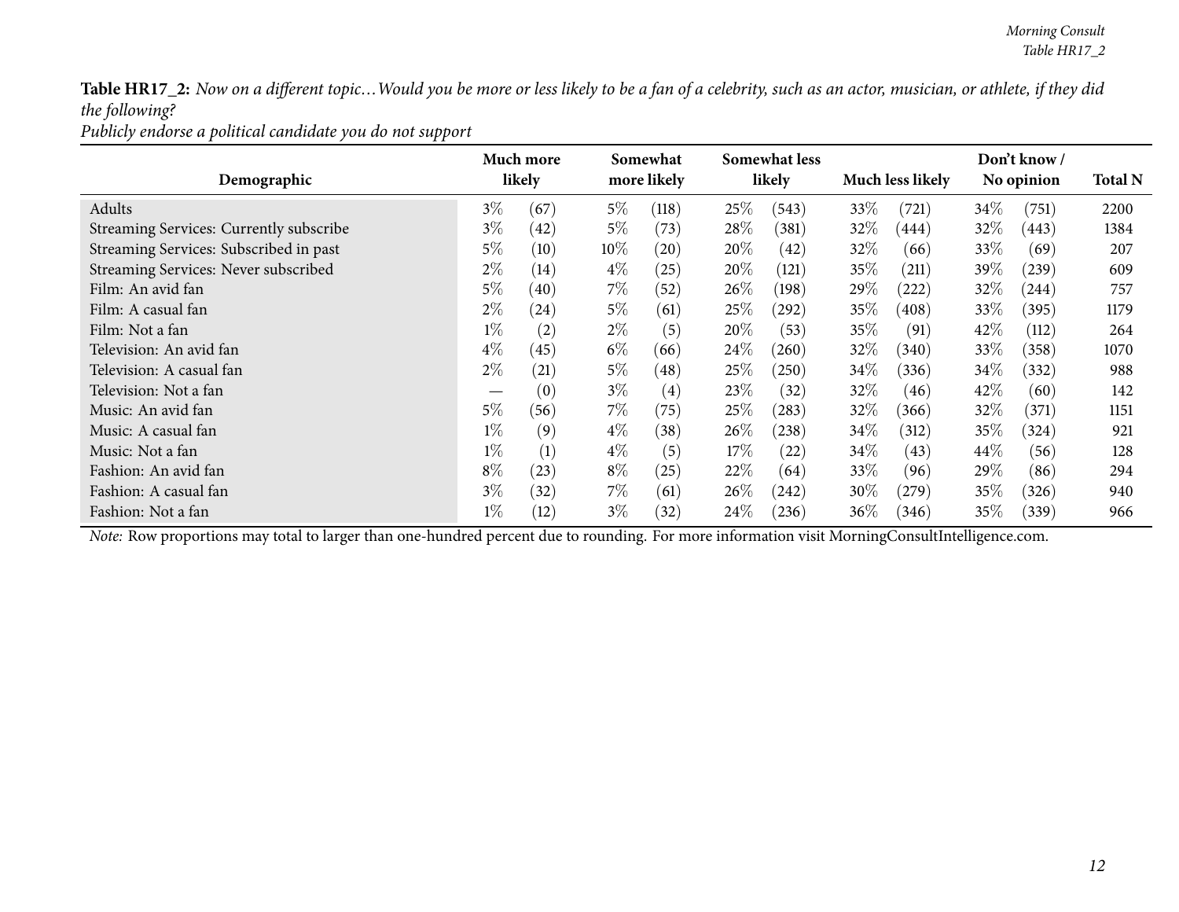**Table HR17_2:** *Now on a different topic…Would you be more or less likely to be a fan of a celebrity, such as an actor, musician, or athlete, if they did the following?*
*Publicly endorse a political candidate you do not support*

| Demographic | Much more likely | | Somewhat more likely | | Somewhat less likely | | Much less likely | | Don't know / No opinion | | Total N |
|---|---|---|---|---|---|---|---|---|---|---|---|
| Adults | 3% | (67) | 5% | (118) | 25% | (543) | 33% | (721) | 34% | (751) | 2200 |
| Streaming Services: Currently subscribe | 3% | (42) | 5% | (73) | 28% | (381) | 32% | (444) | 32% | (443) | 1384 |
| Streaming Services: Subscribed in past | 5% | (10) | 10% | (20) | 20% | (42) | 32% | (66) | 33% | (69) | 207 |
| Streaming Services: Never subscribed | 2% | (14) | 4% | (25) | 20% | (121) | 35% | (211) | 39% | (239) | 609 |
| Film: An avid fan | 5% | (40) | 7% | (52) | 26% | (198) | 29% | (222) | 32% | (244) | 757 |
| Film: A casual fan | 2% | (24) | 5% | (61) | 25% | (292) | 35% | (408) | 33% | (395) | 1179 |
| Film: Not a fan | 1% | (2) | 2% | (5) | 20% | (53) | 35% | (91) | 42% | (112) | 264 |
| Television: An avid fan | 4% | (45) | 6% | (66) | 24% | (260) | 32% | (340) | 33% | (358) | 1070 |
| Television: A casual fan | 2% | (21) | 5% | (48) | 25% | (250) | 34% | (336) | 34% | (332) | 988 |
| Television: Not a fan | — | (0) | 3% | (4) | 23% | (32) | 32% | (46) | 42% | (60) | 142 |
| Music: An avid fan | 5% | (56) | 7% | (75) | 25% | (283) | 32% | (366) | 32% | (371) | 1151 |
| Music: A casual fan | 1% | (9) | 4% | (38) | 26% | (238) | 34% | (312) | 35% | (324) | 921 |
| Music: Not a fan | 1% | (1) | 4% | (5) | 17% | (22) | 34% | (43) | 44% | (56) | 128 |
| Fashion: An avid fan | 8% | (23) | 8% | (25) | 22% | (64) | 33% | (96) | 29% | (86) | 294 |
| Fashion: A casual fan | 3% | (32) | 7% | (61) | 26% | (242) | 30% | (279) | 35% | (326) | 940 |
| Fashion: Not a fan | 1% | (12) | 3% | (32) | 24% | (236) | 36% | (346) | 35% | (339) | 966 |

*Note:* Row proportions may total to larger than one-hundred percent due to rounding. For more information visit MorningConsultIntelligence.com.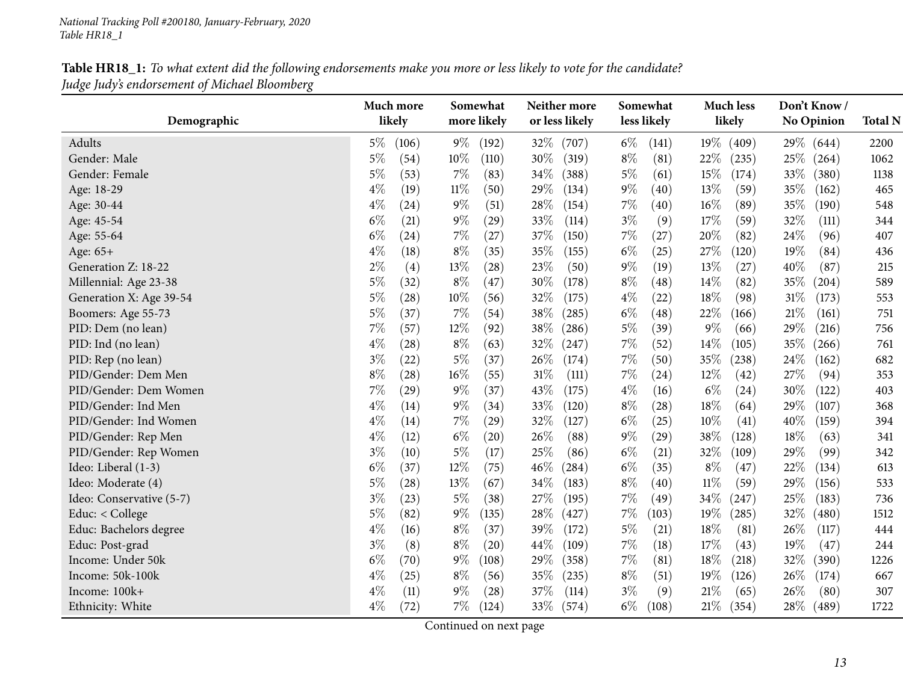**Table HR18_1:** *To what extent did the following endorsements make you more or less likely to vote for the candidate? Judge Judy's endorsement of Michael Bloomberg*

| Demographic | Much more likely | Somewhat more likely | Neither more or less likely | Somewhat less likely | Much less likely | Don't Know / No Opinion | Total N |
|---|---|---|---|---|---|---|---|
| Adults | 5% (106) | 9% (192) | 32% (707) | 6% (141) | 19% (409) | 29% (644) | 2200 |
| Gender: Male | 5% (54) | 10% (110) | 30% (319) | 8% (81) | 22% (235) | 25% (264) | 1062 |
| Gender: Female | 5% (53) | 7% (83) | 34% (388) | 5% (61) | 15% (174) | 33% (380) | 1138 |
| Age: 18-29 | 4% (19) | 11% (50) | 29% (134) | 9% (40) | 13% (59) | 35% (162) | 465 |
| Age: 30-44 | 4% (24) | 9% (51) | 28% (154) | 7% (40) | 16% (89) | 35% (190) | 548 |
| Age: 45-54 | 6% (21) | 9% (29) | 33% (114) | 3% (9) | 17% (59) | 32% (111) | 344 |
| Age: 55-64 | 6% (24) | 7% (27) | 37% (150) | 7% (27) | 20% (82) | 24% (96) | 407 |
| Age: 65+ | 4% (18) | 8% (35) | 35% (155) | 6% (25) | 27% (120) | 19% (84) | 436 |
| Generation Z: 18-22 | 2% (4) | 13% (28) | 23% (50) | 9% (19) | 13% (27) | 40% (87) | 215 |
| Millennial: Age 23-38 | 5% (32) | 8% (47) | 30% (178) | 8% (48) | 14% (82) | 35% (204) | 589 |
| Generation X: Age 39-54 | 5% (28) | 10% (56) | 32% (175) | 4% (22) | 18% (98) | 31% (173) | 553 |
| Boomers: Age 55-73 | 5% (37) | 7% (54) | 38% (285) | 6% (48) | 22% (166) | 21% (161) | 751 |
| PID: Dem (no lean) | 7% (57) | 12% (92) | 38% (286) | 5% (39) | 9% (66) | 29% (216) | 756 |
| PID: Ind (no lean) | 4% (28) | 8% (63) | 32% (247) | 7% (52) | 14% (105) | 35% (266) | 761 |
| PID: Rep (no lean) | 3% (22) | 5% (37) | 26% (174) | 7% (50) | 35% (238) | 24% (162) | 682 |
| PID/Gender: Dem Men | 8% (28) | 16% (55) | 31% (111) | 7% (24) | 12% (42) | 27% (94) | 353 |
| PID/Gender: Dem Women | 7% (29) | 9% (37) | 43% (175) | 4% (16) | 6% (24) | 30% (122) | 403 |
| PID/Gender: Ind Men | 4% (14) | 9% (34) | 33% (120) | 8% (28) | 18% (64) | 29% (107) | 368 |
| PID/Gender: Ind Women | 4% (14) | 7% (29) | 32% (127) | 6% (25) | 10% (41) | 40% (159) | 394 |
| PID/Gender: Rep Men | 4% (12) | 6% (20) | 26% (88) | 9% (29) | 38% (128) | 18% (63) | 341 |
| PID/Gender: Rep Women | 3% (10) | 5% (17) | 25% (86) | 6% (21) | 32% (109) | 29% (99) | 342 |
| Ideo: Liberal (1-3) | 6% (37) | 12% (75) | 46% (284) | 6% (35) | 8% (47) | 22% (134) | 613 |
| Ideo: Moderate (4) | 5% (28) | 13% (67) | 34% (183) | 8% (40) | 11% (59) | 29% (156) | 533 |
| Ideo: Conservative (5-7) | 3% (23) | 5% (38) | 27% (195) | 7% (49) | 34% (247) | 25% (183) | 736 |
| Educ: < College | 5% (82) | 9% (135) | 28% (427) | 7% (103) | 19% (285) | 32% (480) | 1512 |
| Educ: Bachelors degree | 4% (16) | 8% (37) | 39% (172) | 5% (21) | 18% (81) | 26% (117) | 444 |
| Educ: Post-grad | 3% (8) | 8% (20) | 44% (109) | 7% (18) | 17% (43) | 19% (47) | 244 |
| Income: Under 50k | 6% (70) | 9% (108) | 29% (358) | 7% (81) | 18% (218) | 32% (390) | 1226 |
| Income: 50k-100k | 4% (25) | 8% (56) | 35% (235) | 8% (51) | 19% (126) | 26% (174) | 667 |
| Income: 100k+ | 4% (11) | 9% (28) | 37% (114) | 3% (9) | 21% (65) | 26% (80) | 307 |
| Ethnicity: White | 4% (72) | 7% (124) | 33% (574) | 6% (108) | 21% (354) | 28% (489) | 1722 |

Continued on next page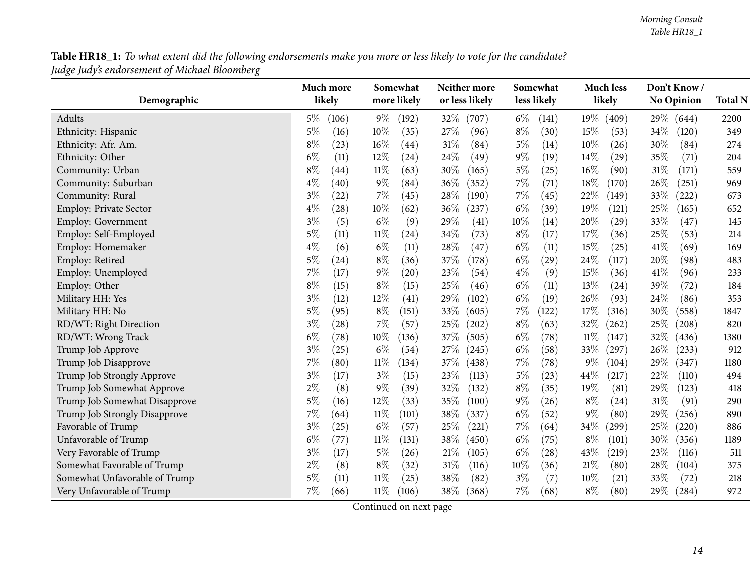**Table HR18_1:** *To what extent did the following endorsements make you more or less likely to vote for the candidate? Judge Judy's endorsement of Michael Bloomberg*

| Demographic | Much more likely | Somewhat more likely | Neither more or less likely | Somewhat less likely | Much less likely | Don't Know / No Opinion | Total N |
|---|---|---|---|---|---|---|---|
| Adults | 5% (106) | 9% (192) | 32% (707) | 6% (141) | 19% (409) | 29% (644) | 2200 |
| Ethnicity: Hispanic | 5% (16) | 10% (35) | 27% (96) | 8% (30) | 15% (53) | 34% (120) | 349 |
| Ethnicity: Afr. Am. | 8% (23) | 16% (44) | 31% (84) | 5% (14) | 10% (26) | 30% (84) | 274 |
| Ethnicity: Other | 6% (11) | 12% (24) | 24% (49) | 9% (19) | 14% (29) | 35% (71) | 204 |
| Community: Urban | 8% (44) | 11% (63) | 30% (165) | 5% (25) | 16% (90) | 31% (171) | 559 |
| Community: Suburban | 4% (40) | 9% (84) | 36% (352) | 7% (71) | 18% (170) | 26% (251) | 969 |
| Community: Rural | 3% (22) | 7% (45) | 28% (190) | 7% (45) | 22% (149) | 33% (222) | 673 |
| Employ: Private Sector | 4% (28) | 10% (62) | 36% (237) | 6% (39) | 19% (121) | 25% (165) | 652 |
| Employ: Government | 3% (5) | 6% (9) | 29% (41) | 10% (14) | 20% (29) | 33% (47) | 145 |
| Employ: Self-Employed | 5% (11) | 11% (24) | 34% (73) | 8% (17) | 17% (36) | 25% (53) | 214 |
| Employ: Homemaker | 4% (6) | 6% (11) | 28% (47) | 6% (11) | 15% (25) | 41% (69) | 169 |
| Employ: Retired | 5% (24) | 8% (36) | 37% (178) | 6% (29) | 24% (117) | 20% (98) | 483 |
| Employ: Unemployed | 7% (17) | 9% (20) | 23% (54) | 4% (9) | 15% (36) | 41% (96) | 233 |
| Employ: Other | 8% (15) | 8% (15) | 25% (46) | 6% (11) | 13% (24) | 39% (72) | 184 |
| Military HH: Yes | 3% (12) | 12% (41) | 29% (102) | 6% (19) | 26% (93) | 24% (86) | 353 |
| Military HH: No | 5% (95) | 8% (151) | 33% (605) | 7% (122) | 17% (316) | 30% (558) | 1847 |
| RD/WT: Right Direction | 3% (28) | 7% (57) | 25% (202) | 8% (63) | 32% (262) | 25% (208) | 820 |
| RD/WT: Wrong Track | 6% (78) | 10% (136) | 37% (505) | 6% (78) | 11% (147) | 32% (436) | 1380 |
| Trump Job Approve | 3% (25) | 6% (54) | 27% (245) | 6% (58) | 33% (297) | 26% (233) | 912 |
| Trump Job Disapprove | 7% (80) | 11% (134) | 37% (438) | 7% (78) | 9% (104) | 29% (347) | 1180 |
| Trump Job Strongly Approve | 3% (17) | 3% (15) | 23% (113) | 5% (23) | 44% (217) | 22% (110) | 494 |
| Trump Job Somewhat Approve | 2% (8) | 9% (39) | 32% (132) | 8% (35) | 19% (81) | 29% (123) | 418 |
| Trump Job Somewhat Disapprove | 5% (16) | 12% (33) | 35% (100) | 9% (26) | 8% (24) | 31% (91) | 290 |
| Trump Job Strongly Disapprove | 7% (64) | 11% (101) | 38% (337) | 6% (52) | 9% (80) | 29% (256) | 890 |
| Favorable of Trump | 3% (25) | 6% (57) | 25% (221) | 7% (64) | 34% (299) | 25% (220) | 886 |
| Unfavorable of Trump | 6% (77) | 11% (131) | 38% (450) | 6% (75) | 8% (101) | 30% (356) | 1189 |
| Very Favorable of Trump | 3% (17) | 5% (26) | 21% (105) | 6% (28) | 43% (219) | 23% (116) | 511 |
| Somewhat Favorable of Trump | 2% (8) | 8% (32) | 31% (116) | 10% (36) | 21% (80) | 28% (104) | 375 |
| Somewhat Unfavorable of Trump | 5% (11) | 11% (25) | 38% (82) | 3% (7) | 10% (21) | 33% (72) | 218 |
| Very Unfavorable of Trump | 7% (66) | 11% (106) | 38% (368) | 7% (68) | 8% (80) | 29% (284) | 972 |

Continued on next page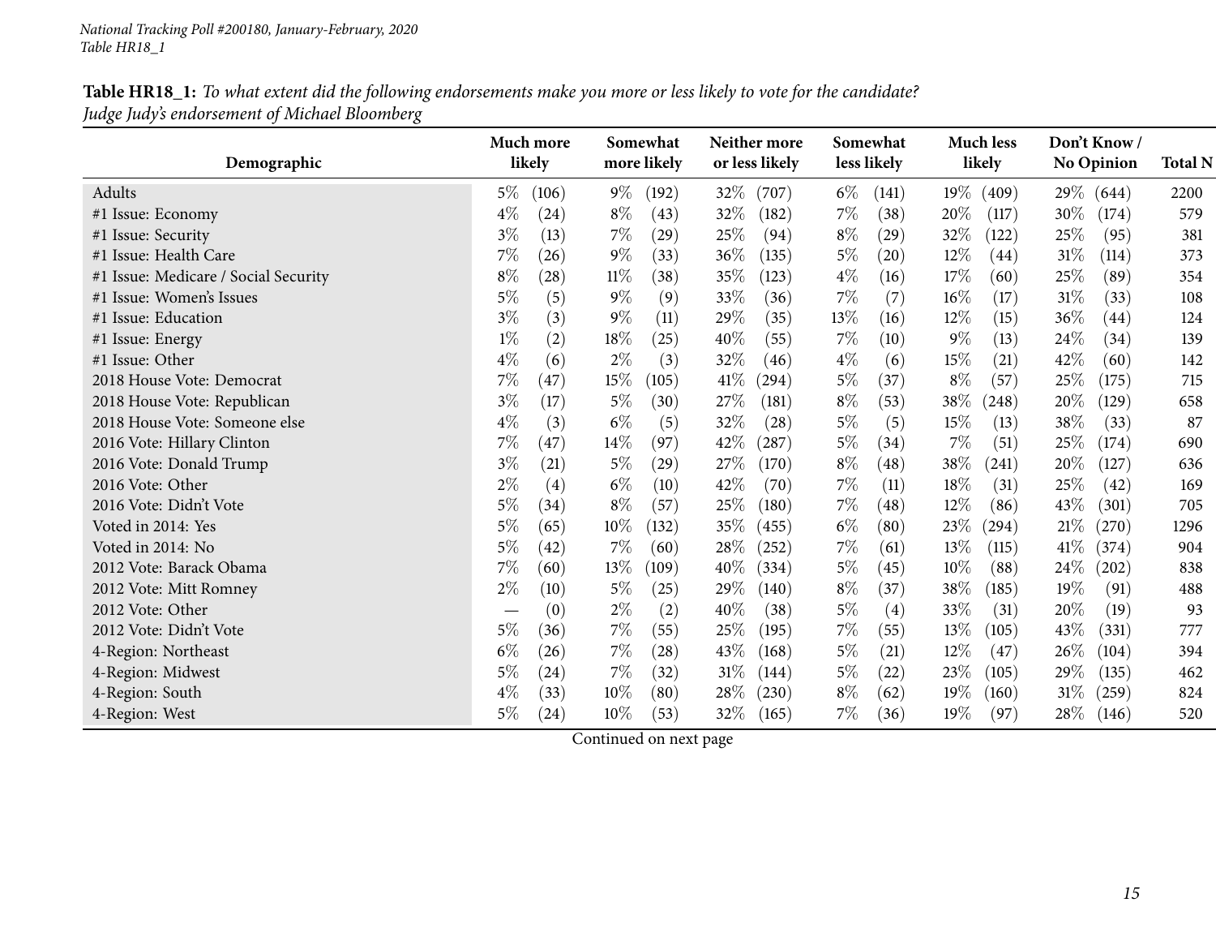**Table HR18_1:** *To what extent did the following endorsements make you more or less likely to vote for the candidate?*
*Judge Judy's endorsement of Michael Bloomberg*

| Demographic | Much more likely | Somewhat more likely | Neither more or less likely | Somewhat less likely | Much less likely | Don't Know / No Opinion | Total N |
|---|---|---|---|---|---|---|---|
| Adults | 5% (106) | 9% (192) | 32% (707) | 6% (141) | 19% (409) | 29% (644) | 2200 |
| #1 Issue: Economy | 4% (24) | 8% (43) | 32% (182) | 7% (38) | 20% (117) | 30% (174) | 579 |
| #1 Issue: Security | 3% (13) | 7% (29) | 25% (94) | 8% (29) | 32% (122) | 25% (95) | 381 |
| #1 Issue: Health Care | 7% (26) | 9% (33) | 36% (135) | 5% (20) | 12% (44) | 31% (114) | 373 |
| #1 Issue: Medicare / Social Security | 8% (28) | 11% (38) | 35% (123) | 4% (16) | 17% (60) | 25% (89) | 354 |
| #1 Issue: Women's Issues | 5% (5) | 9% (9) | 33% (36) | 7% (7) | 16% (17) | 31% (33) | 108 |
| #1 Issue: Education | 3% (3) | 9% (11) | 29% (35) | 13% (16) | 12% (15) | 36% (44) | 124 |
| #1 Issue: Energy | 1% (2) | 18% (25) | 40% (55) | 7% (10) | 9% (13) | 24% (34) | 139 |
| #1 Issue: Other | 4% (6) | 2% (3) | 32% (46) | 4% (6) | 15% (21) | 42% (60) | 142 |
| 2018 House Vote: Democrat | 7% (47) | 15% (105) | 41% (294) | 5% (37) | 8% (57) | 25% (175) | 715 |
| 2018 House Vote: Republican | 3% (17) | 5% (30) | 27% (181) | 8% (53) | 38% (248) | 20% (129) | 658 |
| 2018 House Vote: Someone else | 4% (3) | 6% (5) | 32% (28) | 5% (5) | 15% (13) | 38% (33) | 87 |
| 2016 Vote: Hillary Clinton | 7% (47) | 14% (97) | 42% (287) | 5% (34) | 7% (51) | 25% (174) | 690 |
| 2016 Vote: Donald Trump | 3% (21) | 5% (29) | 27% (170) | 8% (48) | 38% (241) | 20% (127) | 636 |
| 2016 Vote: Other | 2% (4) | 6% (10) | 42% (70) | 7% (11) | 18% (31) | 25% (42) | 169 |
| 2016 Vote: Didn't Vote | 5% (34) | 8% (57) | 25% (180) | 7% (48) | 12% (86) | 43% (301) | 705 |
| Voted in 2014: Yes | 5% (65) | 10% (132) | 35% (455) | 6% (80) | 23% (294) | 21% (270) | 1296 |
| Voted in 2014: No | 5% (42) | 7% (60) | 28% (252) | 7% (61) | 13% (115) | 41% (374) | 904 |
| 2012 Vote: Barack Obama | 7% (60) | 13% (109) | 40% (334) | 5% (45) | 10% (88) | 24% (202) | 838 |
| 2012 Vote: Mitt Romney | 2% (10) | 5% (25) | 29% (140) | 8% (37) | 38% (185) | 19% (91) | 488 |
| 2012 Vote: Other | — (0) | 2% (2) | 40% (38) | 5% (4) | 33% (31) | 20% (19) | 93 |
| 2012 Vote: Didn't Vote | 5% (36) | 7% (55) | 25% (195) | 7% (55) | 13% (105) | 43% (331) | 777 |
| 4-Region: Northeast | 6% (26) | 7% (28) | 43% (168) | 5% (21) | 12% (47) | 26% (104) | 394 |
| 4-Region: Midwest | 5% (24) | 7% (32) | 31% (144) | 5% (22) | 23% (105) | 29% (135) | 462 |
| 4-Region: South | 4% (33) | 10% (80) | 28% (230) | 8% (62) | 19% (160) | 31% (259) | 824 |
| 4-Region: West | 5% (24) | 10% (53) | 32% (165) | 7% (36) | 19% (97) | 28% (146) | 520 |

Continued on next page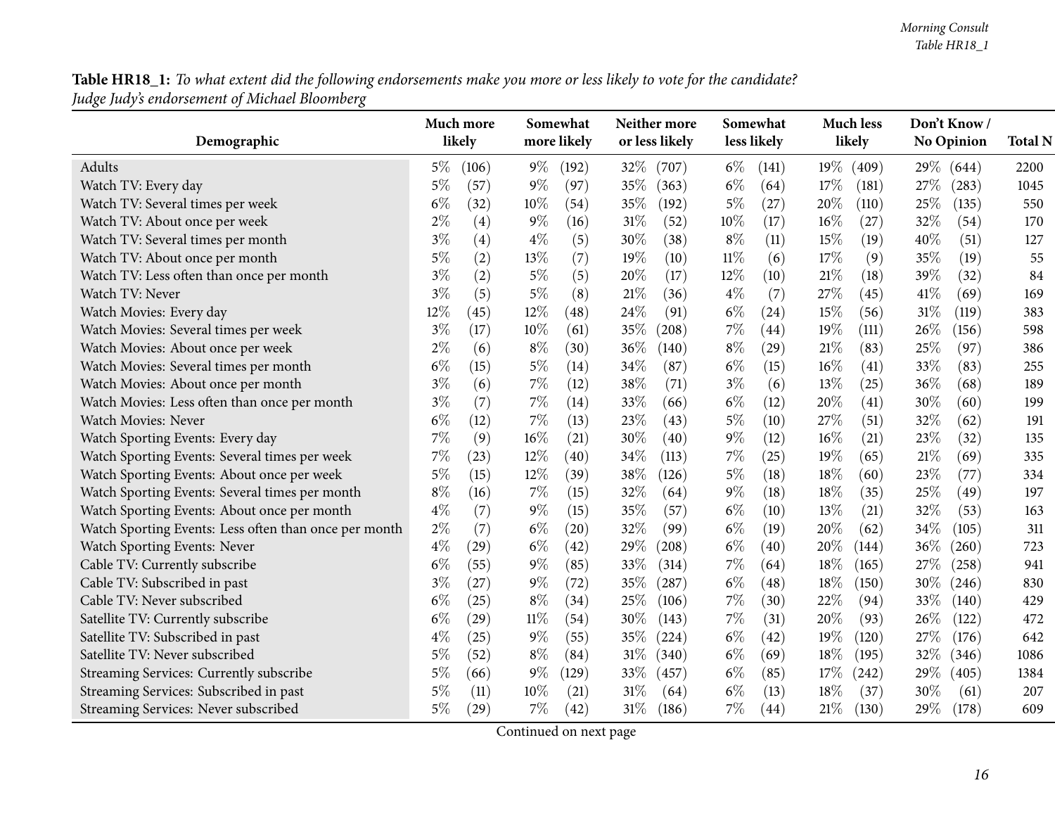**Table HR18_1:** *To what extent did the following endorsements make you more or less likely to vote for the candidate?*
*Judge Judy's endorsement of Michael Bloomberg*

| Demographic | Much more likely | Somewhat more likely | Neither more or less likely | Somewhat less likely | Much less likely | Don't Know / No Opinion | Total N |
|---|---|---|---|---|---|---|---|
| Adults | 5% (106) | 9% (192) | 32% (707) | 6% (141) | 19% (409) | 29% (644) | 2200 |
| Watch TV: Every day | 5% (57) | 9% (97) | 35% (363) | 6% (64) | 17% (181) | 27% (283) | 1045 |
| Watch TV: Several times per week | 6% (32) | 10% (54) | 35% (192) | 5% (27) | 20% (110) | 25% (135) | 550 |
| Watch TV: About once per week | 2% (4) | 9% (16) | 31% (52) | 10% (17) | 16% (27) | 32% (54) | 170 |
| Watch TV: Several times per month | 3% (4) | 4% (5) | 30% (38) | 8% (11) | 15% (19) | 40% (51) | 127 |
| Watch TV: About once per month | 5% (2) | 13% (7) | 19% (10) | 11% (6) | 17% (9) | 35% (19) | 55 |
| Watch TV: Less often than once per month | 3% (2) | 5% (5) | 20% (17) | 12% (10) | 21% (18) | 39% (32) | 84 |
| Watch TV: Never | 3% (5) | 5% (8) | 21% (36) | 4% (7) | 27% (45) | 41% (69) | 169 |
| Watch Movies: Every day | 12% (45) | 12% (48) | 24% (91) | 6% (24) | 15% (56) | 31% (119) | 383 |
| Watch Movies: Several times per week | 3% (17) | 10% (61) | 35% (208) | 7% (44) | 19% (111) | 26% (156) | 598 |
| Watch Movies: About once per week | 2% (6) | 8% (30) | 36% (140) | 8% (29) | 21% (83) | 25% (97) | 386 |
| Watch Movies: Several times per month | 6% (15) | 5% (14) | 34% (87) | 6% (15) | 16% (41) | 33% (83) | 255 |
| Watch Movies: About once per month | 3% (6) | 7% (12) | 38% (71) | 3% (6) | 13% (25) | 36% (68) | 189 |
| Watch Movies: Less often than once per month | 3% (7) | 7% (14) | 33% (66) | 6% (12) | 20% (41) | 30% (60) | 199 |
| Watch Movies: Never | 6% (12) | 7% (13) | 23% (43) | 5% (10) | 27% (51) | 32% (62) | 191 |
| Watch Sporting Events: Every day | 7% (9) | 16% (21) | 30% (40) | 9% (12) | 16% (21) | 23% (32) | 135 |
| Watch Sporting Events: Several times per week | 7% (23) | 12% (40) | 34% (113) | 7% (25) | 19% (65) | 21% (69) | 335 |
| Watch Sporting Events: About once per week | 5% (15) | 12% (39) | 38% (126) | 5% (18) | 18% (60) | 23% (77) | 334 |
| Watch Sporting Events: Several times per month | 8% (16) | 7% (15) | 32% (64) | 9% (18) | 18% (35) | 25% (49) | 197 |
| Watch Sporting Events: About once per month | 4% (7) | 9% (15) | 35% (57) | 6% (10) | 13% (21) | 32% (53) | 163 |
| Watch Sporting Events: Less often than once per month | 2% (7) | 6% (20) | 32% (99) | 6% (19) | 20% (62) | 34% (105) | 311 |
| Watch Sporting Events: Never | 4% (29) | 6% (42) | 29% (208) | 6% (40) | 20% (144) | 36% (260) | 723 |
| Cable TV: Currently subscribe | 6% (55) | 9% (85) | 33% (314) | 7% (64) | 18% (165) | 27% (258) | 941 |
| Cable TV: Subscribed in past | 3% (27) | 9% (72) | 35% (287) | 6% (48) | 18% (150) | 30% (246) | 830 |
| Cable TV: Never subscribed | 6% (25) | 8% (34) | 25% (106) | 7% (30) | 22% (94) | 33% (140) | 429 |
| Satellite TV: Currently subscribe | 6% (29) | 11% (54) | 30% (143) | 7% (31) | 20% (93) | 26% (122) | 472 |
| Satellite TV: Subscribed in past | 4% (25) | 9% (55) | 35% (224) | 6% (42) | 19% (120) | 27% (176) | 642 |
| Satellite TV: Never subscribed | 5% (52) | 8% (84) | 31% (340) | 6% (69) | 18% (195) | 32% (346) | 1086 |
| Streaming Services: Currently subscribe | 5% (66) | 9% (129) | 33% (457) | 6% (85) | 17% (242) | 29% (405) | 1384 |
| Streaming Services: Subscribed in past | 5% (11) | 10% (21) | 31% (64) | 6% (13) | 18% (37) | 30% (61) | 207 |
| Streaming Services: Never subscribed | 5% (29) | 7% (42) | 31% (186) | 7% (44) | 21% (130) | 29% (178) | 609 |

Continued on next page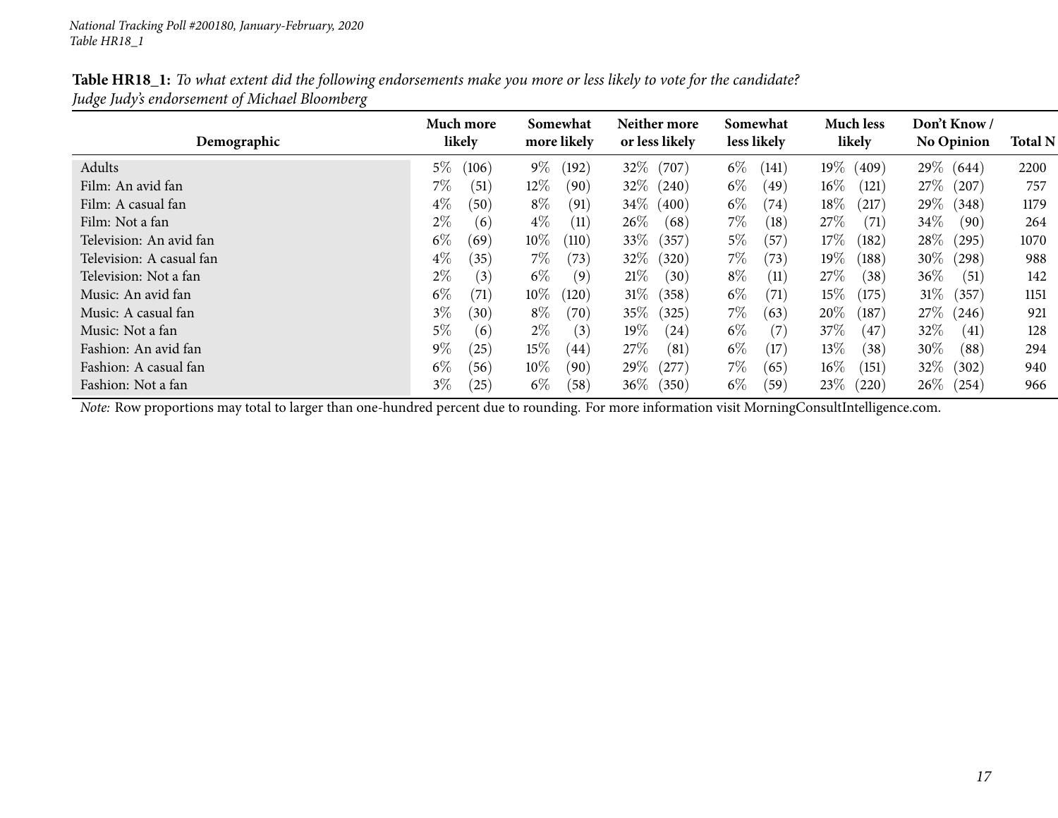**Table HR18_1:** *To what extent did the following endorsements make you more or less likely to vote for the candidate?*
*Judge Judy's endorsement of Michael Bloomberg*

| Demographic | Much more likely | Somewhat more likely | Neither more or less likely | Somewhat less likely | Much less likely | Don't Know / No Opinion | Total N |
|---|---|---|---|---|---|---|---|
| Adults | 5% (106) | 9% (192) | 32% (707) | 6% (141) | 19% (409) | 29% (644) | 2200 |
| Film: An avid fan | 7% (51) | 12% (90) | 32% (240) | 6% (49) | 16% (121) | 27% (207) | 757 |
| Film: A casual fan | 4% (50) | 8% (91) | 34% (400) | 6% (74) | 18% (217) | 29% (348) | 1179 |
| Film: Not a fan | 2% (6) | 4% (11) | 26% (68) | 7% (18) | 27% (71) | 34% (90) | 264 |
| Television: An avid fan | 6% (69) | 10% (110) | 33% (357) | 5% (57) | 17% (182) | 28% (295) | 1070 |
| Television: A casual fan | 4% (35) | 7% (73) | 32% (320) | 7% (73) | 19% (188) | 30% (298) | 988 |
| Television: Not a fan | 2% (3) | 6% (9) | 21% (30) | 8% (11) | 27% (38) | 36% (51) | 142 |
| Music: An avid fan | 6% (71) | 10% (120) | 31% (358) | 6% (71) | 15% (175) | 31% (357) | 1151 |
| Music: A casual fan | 3% (30) | 8% (70) | 35% (325) | 7% (63) | 20% (187) | 27% (246) | 921 |
| Music: Not a fan | 5% (6) | 2% (3) | 19% (24) | 6% (7) | 37% (47) | 32% (41) | 128 |
| Fashion: An avid fan | 9% (25) | 15% (44) | 27% (81) | 6% (17) | 13% (38) | 30% (88) | 294 |
| Fashion: A casual fan | 6% (56) | 10% (90) | 29% (277) | 7% (65) | 16% (151) | 32% (302) | 940 |
| Fashion: Not a fan | 3% (25) | 6% (58) | 36% (350) | 6% (59) | 23% (220) | 26% (254) | 966 |

*Note:* Row proportions may total to larger than one-hundred percent due to rounding. For more information visit MorningConsultIntelligence.com.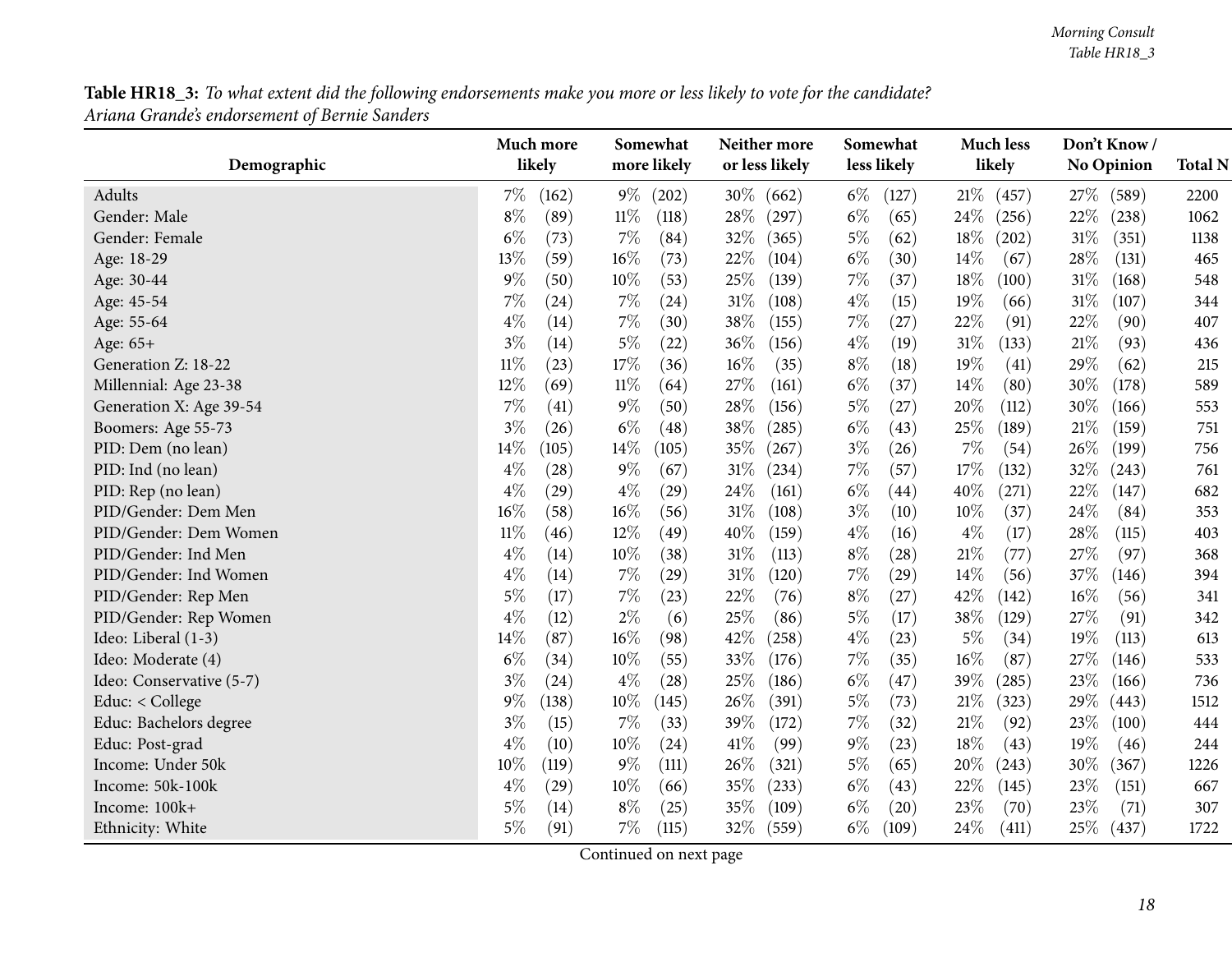**Table HR18_3:** *To what extent did the following endorsements make you more or less likely to vote for the candidate?*
*Ariana Grande's endorsement of Bernie Sanders*

| Demographic | Much more likely | Somewhat more likely | Neither more or less likely | Somewhat less likely | Much less likely | Don't Know / No Opinion | Total N |
|---|---|---|---|---|---|---|---|
| Adults | 7% (162) | 9% (202) | 30% (662) | 6% (127) | 21% (457) | 27% (589) | 2200 |
| Gender: Male | 8% (89) | 11% (118) | 28% (297) | 6% (65) | 24% (256) | 22% (238) | 1062 |
| Gender: Female | 6% (73) | 7% (84) | 32% (365) | 5% (62) | 18% (202) | 31% (351) | 1138 |
| Age: 18-29 | 13% (59) | 16% (73) | 22% (104) | 6% (30) | 14% (67) | 28% (131) | 465 |
| Age: 30-44 | 9% (50) | 10% (53) | 25% (139) | 7% (37) | 18% (100) | 31% (168) | 548 |
| Age: 45-54 | 7% (24) | 7% (24) | 31% (108) | 4% (15) | 19% (66) | 31% (107) | 344 |
| Age: 55-64 | 4% (14) | 7% (30) | 38% (155) | 7% (27) | 22% (91) | 22% (90) | 407 |
| Age: 65+ | 3% (14) | 5% (22) | 36% (156) | 4% (19) | 31% (133) | 21% (93) | 436 |
| Generation Z: 18-22 | 11% (23) | 17% (36) | 16% (35) | 8% (18) | 19% (41) | 29% (62) | 215 |
| Millennial: Age 23-38 | 12% (69) | 11% (64) | 27% (161) | 6% (37) | 14% (80) | 30% (178) | 589 |
| Generation X: Age 39-54 | 7% (41) | 9% (50) | 28% (156) | 5% (27) | 20% (112) | 30% (166) | 553 |
| Boomers: Age 55-73 | 3% (26) | 6% (48) | 38% (285) | 6% (43) | 25% (189) | 21% (159) | 751 |
| PID: Dem (no lean) | 14% (105) | 14% (105) | 35% (267) | 3% (26) | 7% (54) | 26% (199) | 756 |
| PID: Ind (no lean) | 4% (28) | 9% (67) | 31% (234) | 7% (57) | 17% (132) | 32% (243) | 761 |
| PID: Rep (no lean) | 4% (29) | 4% (29) | 24% (161) | 6% (44) | 40% (271) | 22% (147) | 682 |
| PID/Gender: Dem Men | 16% (58) | 16% (56) | 31% (108) | 3% (10) | 10% (37) | 24% (84) | 353 |
| PID/Gender: Dem Women | 11% (46) | 12% (49) | 40% (159) | 4% (16) | 4% (17) | 28% (115) | 403 |
| PID/Gender: Ind Men | 4% (14) | 10% (38) | 31% (113) | 8% (28) | 21% (77) | 27% (97) | 368 |
| PID/Gender: Ind Women | 4% (14) | 7% (29) | 31% (120) | 7% (29) | 14% (56) | 37% (146) | 394 |
| PID/Gender: Rep Men | 5% (17) | 7% (23) | 22% (76) | 8% (27) | 42% (142) | 16% (56) | 341 |
| PID/Gender: Rep Women | 4% (12) | 2% (6) | 25% (86) | 5% (17) | 38% (129) | 27% (91) | 342 |
| Ideo: Liberal (1-3) | 14% (87) | 16% (98) | 42% (258) | 4% (23) | 5% (34) | 19% (113) | 613 |
| Ideo: Moderate (4) | 6% (34) | 10% (55) | 33% (176) | 7% (35) | 16% (87) | 27% (146) | 533 |
| Ideo: Conservative (5-7) | 3% (24) | 4% (28) | 25% (186) | 6% (47) | 39% (285) | 23% (166) | 736 |
| Educ: < College | 9% (138) | 10% (145) | 26% (391) | 5% (73) | 21% (323) | 29% (443) | 1512 |
| Educ: Bachelors degree | 3% (15) | 7% (33) | 39% (172) | 7% (32) | 21% (92) | 23% (100) | 444 |
| Educ: Post-grad | 4% (10) | 10% (24) | 41% (99) | 9% (23) | 18% (43) | 19% (46) | 244 |
| Income: Under 50k | 10% (119) | 9% (111) | 26% (321) | 5% (65) | 20% (243) | 30% (367) | 1226 |
| Income: 50k-100k | 4% (29) | 10% (66) | 35% (233) | 6% (43) | 22% (145) | 23% (151) | 667 |
| Income: 100k+ | 5% (14) | 8% (25) | 35% (109) | 6% (20) | 23% (70) | 23% (71) | 307 |
| Ethnicity: White | 5% (91) | 7% (115) | 32% (559) | 6% (109) | 24% (411) | 25% (437) | 1722 |

Continued on next page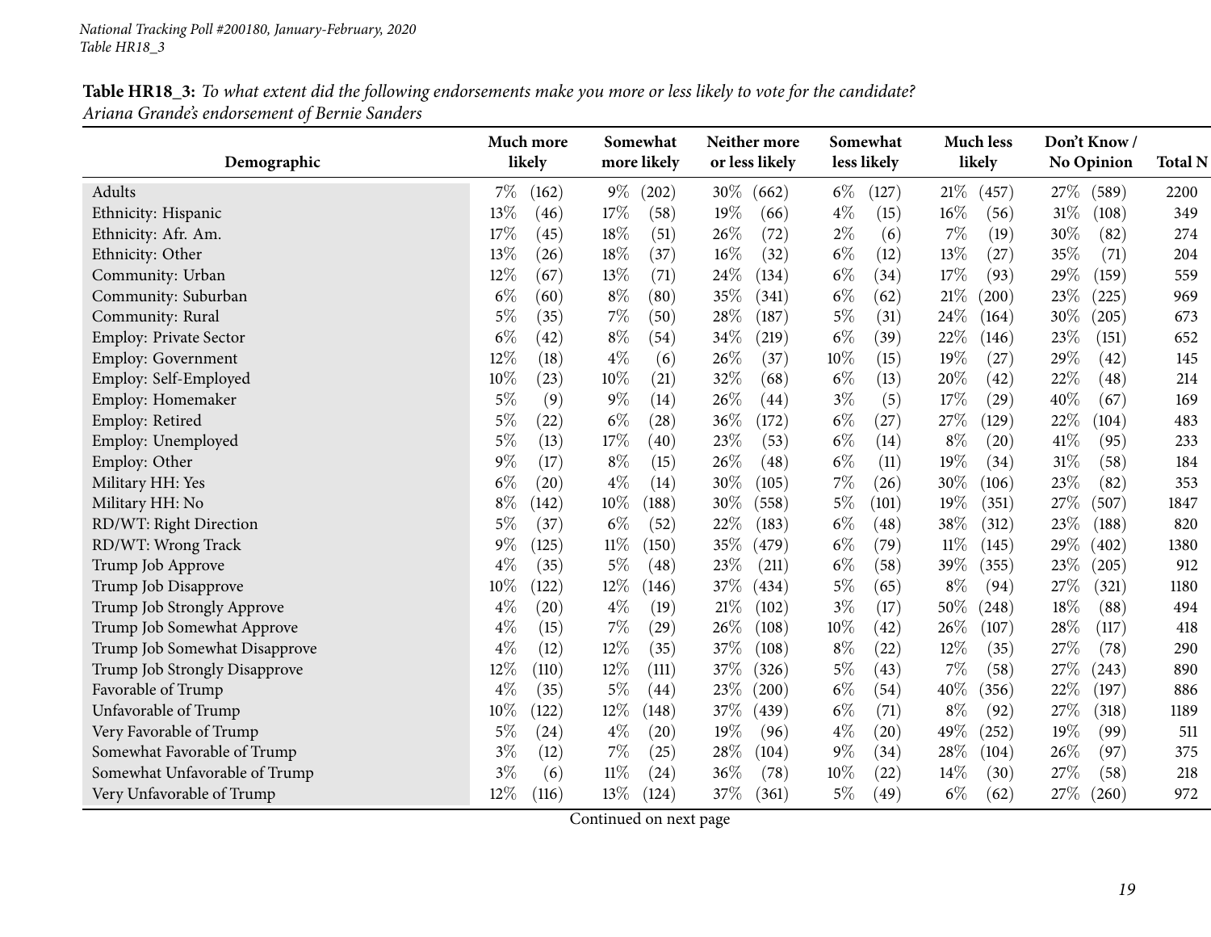**Table HR18_3:** *To what extent did the following endorsements make you more or less likely to vote for the candidate?*
*Ariana Grande's endorsement of Bernie Sanders*

| Demographic | Much more likely | | Somewhat more likely | | Neither more or less likely | | Somewhat less likely | | Much less likely | | Don't Know / No Opinion | | Total N |
|---|---|---|---|---|---|---|---|---|---|---|---|---|---|
| Adults | 7% | (162) | 9% | (202) | 30% | (662) | 6% | (127) | 21% | (457) | 27% | (589) | 2200 |
| Ethnicity: Hispanic | 13% | (46) | 17% | (58) | 19% | (66) | 4% | (15) | 16% | (56) | 31% | (108) | 349 |
| Ethnicity: Afr. Am. | 17% | (45) | 18% | (51) | 26% | (72) | 2% | (6) | 7% | (19) | 30% | (82) | 274 |
| Ethnicity: Other | 13% | (26) | 18% | (37) | 16% | (32) | 6% | (12) | 13% | (27) | 35% | (71) | 204 |
| Community: Urban | 12% | (67) | 13% | (71) | 24% | (134) | 6% | (34) | 17% | (93) | 29% | (159) | 559 |
| Community: Suburban | 6% | (60) | 8% | (80) | 35% | (341) | 6% | (62) | 21% | (200) | 23% | (225) | 969 |
| Community: Rural | 5% | (35) | 7% | (50) | 28% | (187) | 5% | (31) | 24% | (164) | 30% | (205) | 673 |
| Employ: Private Sector | 6% | (42) | 8% | (54) | 34% | (219) | 6% | (39) | 22% | (146) | 23% | (151) | 652 |
| Employ: Government | 12% | (18) | 4% | (6) | 26% | (37) | 10% | (15) | 19% | (27) | 29% | (42) | 145 |
| Employ: Self-Employed | 10% | (23) | 10% | (21) | 32% | (68) | 6% | (13) | 20% | (42) | 22% | (48) | 214 |
| Employ: Homemaker | 5% | (9) | 9% | (14) | 26% | (44) | 3% | (5) | 17% | (29) | 40% | (67) | 169 |
| Employ: Retired | 5% | (22) | 6% | (28) | 36% | (172) | 6% | (27) | 27% | (129) | 22% | (104) | 483 |
| Employ: Unemployed | 5% | (13) | 17% | (40) | 23% | (53) | 6% | (14) | 8% | (20) | 41% | (95) | 233 |
| Employ: Other | 9% | (17) | 8% | (15) | 26% | (48) | 6% | (11) | 19% | (34) | 31% | (58) | 184 |
| Military HH: Yes | 6% | (20) | 4% | (14) | 30% | (105) | 7% | (26) | 30% | (106) | 23% | (82) | 353 |
| Military HH: No | 8% | (142) | 10% | (188) | 30% | (558) | 5% | (101) | 19% | (351) | 27% | (507) | 1847 |
| RD/WT: Right Direction | 5% | (37) | 6% | (52) | 22% | (183) | 6% | (48) | 38% | (312) | 23% | (188) | 820 |
| RD/WT: Wrong Track | 9% | (125) | 11% | (150) | 35% | (479) | 6% | (79) | 11% | (145) | 29% | (402) | 1380 |
| Trump Job Approve | 4% | (35) | 5% | (48) | 23% | (211) | 6% | (58) | 39% | (355) | 23% | (205) | 912 |
| Trump Job Disapprove | 10% | (122) | 12% | (146) | 37% | (434) | 5% | (65) | 8% | (94) | 27% | (321) | 1180 |
| Trump Job Strongly Approve | 4% | (20) | 4% | (19) | 21% | (102) | 3% | (17) | 50% | (248) | 18% | (88) | 494 |
| Trump Job Somewhat Approve | 4% | (15) | 7% | (29) | 26% | (108) | 10% | (42) | 26% | (107) | 28% | (117) | 418 |
| Trump Job Somewhat Disapprove | 4% | (12) | 12% | (35) | 37% | (108) | 8% | (22) | 12% | (35) | 27% | (78) | 290 |
| Trump Job Strongly Disapprove | 12% | (110) | 12% | (111) | 37% | (326) | 5% | (43) | 7% | (58) | 27% | (243) | 890 |
| Favorable of Trump | 4% | (35) | 5% | (44) | 23% | (200) | 6% | (54) | 40% | (356) | 22% | (197) | 886 |
| Unfavorable of Trump | 10% | (122) | 12% | (148) | 37% | (439) | 6% | (71) | 8% | (92) | 27% | (318) | 1189 |
| Very Favorable of Trump | 5% | (24) | 4% | (20) | 19% | (96) | 4% | (20) | 49% | (252) | 19% | (99) | 511 |
| Somewhat Favorable of Trump | 3% | (12) | 7% | (25) | 28% | (104) | 9% | (34) | 28% | (104) | 26% | (97) | 375 |
| Somewhat Unfavorable of Trump | 3% | (6) | 11% | (24) | 36% | (78) | 10% | (22) | 14% | (30) | 27% | (58) | 218 |
| Very Unfavorable of Trump | 12% | (116) | 13% | (124) | 37% | (361) | 5% | (49) | 6% | (62) | 27% | (260) | 972 |

Continued on next page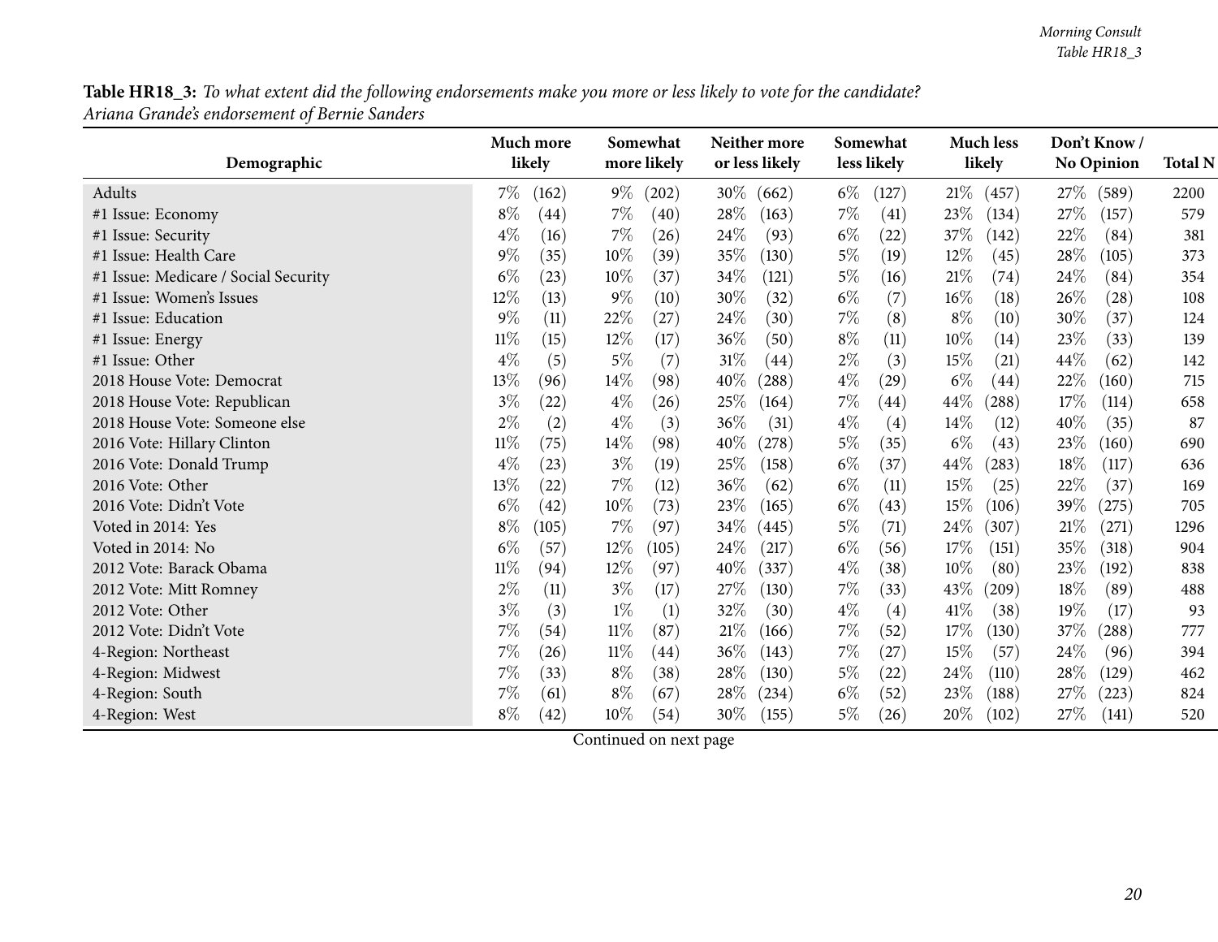**Table HR18_3:** *To what extent did the following endorsements make you more or less likely to vote for the candidate?*
*Ariana Grande's endorsement of Bernie Sanders*

| Demographic | Much more likely | | Somewhat more likely | | Neither more or less likely | | Somewhat less likely | | Much less likely | | Don't Know / No Opinion | | Total N |
|---|---|---|---|---|---|---|---|---|---|---|---|---|---|
| Adults | 7% | (162) | 9% | (202) | 30% | (662) | 6% | (127) | 21% | (457) | 27% | (589) | 2200 |
| #1 Issue: Economy | 8% | (44) | 7% | (40) | 28% | (163) | 7% | (41) | 23% | (134) | 27% | (157) | 579 |
| #1 Issue: Security | 4% | (16) | 7% | (26) | 24% | (93) | 6% | (22) | 37% | (142) | 22% | (84) | 381 |
| #1 Issue: Health Care | 9% | (35) | 10% | (39) | 35% | (130) | 5% | (19) | 12% | (45) | 28% | (105) | 373 |
| #1 Issue: Medicare / Social Security | 6% | (23) | 10% | (37) | 34% | (121) | 5% | (16) | 21% | (74) | 24% | (84) | 354 |
| #1 Issue: Women's Issues | 12% | (13) | 9% | (10) | 30% | (32) | 6% | (7) | 16% | (18) | 26% | (28) | 108 |
| #1 Issue: Education | 9% | (11) | 22% | (27) | 24% | (30) | 7% | (8) | 8% | (10) | 30% | (37) | 124 |
| #1 Issue: Energy | 11% | (15) | 12% | (17) | 36% | (50) | 8% | (11) | 10% | (14) | 23% | (33) | 139 |
| #1 Issue: Other | 4% | (5) | 5% | (7) | 31% | (44) | 2% | (3) | 15% | (21) | 44% | (62) | 142 |
| 2018 House Vote: Democrat | 13% | (96) | 14% | (98) | 40% | (288) | 4% | (29) | 6% | (44) | 22% | (160) | 715 |
| 2018 House Vote: Republican | 3% | (22) | 4% | (26) | 25% | (164) | 7% | (44) | 44% | (288) | 17% | (114) | 658 |
| 2018 House Vote: Someone else | 2% | (2) | 4% | (3) | 36% | (31) | 4% | (4) | 14% | (12) | 40% | (35) | 87 |
| 2016 Vote: Hillary Clinton | 11% | (75) | 14% | (98) | 40% | (278) | 5% | (35) | 6% | (43) | 23% | (160) | 690 |
| 2016 Vote: Donald Trump | 4% | (23) | 3% | (19) | 25% | (158) | 6% | (37) | 44% | (283) | 18% | (117) | 636 |
| 2016 Vote: Other | 13% | (22) | 7% | (12) | 36% | (62) | 6% | (11) | 15% | (25) | 22% | (37) | 169 |
| 2016 Vote: Didn't Vote | 6% | (42) | 10% | (73) | 23% | (165) | 6% | (43) | 15% | (106) | 39% | (275) | 705 |
| Voted in 2014: Yes | 8% | (105) | 7% | (97) | 34% | (445) | 5% | (71) | 24% | (307) | 21% | (271) | 1296 |
| Voted in 2014: No | 6% | (57) | 12% | (105) | 24% | (217) | 6% | (56) | 17% | (151) | 35% | (318) | 904 |
| 2012 Vote: Barack Obama | 11% | (94) | 12% | (97) | 40% | (337) | 4% | (38) | 10% | (80) | 23% | (192) | 838 |
| 2012 Vote: Mitt Romney | 2% | (11) | 3% | (17) | 27% | (130) | 7% | (33) | 43% | (209) | 18% | (89) | 488 |
| 2012 Vote: Other | 3% | (3) | 1% | (1) | 32% | (30) | 4% | (4) | 41% | (38) | 19% | (17) | 93 |
| 2012 Vote: Didn't Vote | 7% | (54) | 11% | (87) | 21% | (166) | 7% | (52) | 17% | (130) | 37% | (288) | 777 |
| 4-Region: Northeast | 7% | (26) | 11% | (44) | 36% | (143) | 7% | (27) | 15% | (57) | 24% | (96) | 394 |
| 4-Region: Midwest | 7% | (33) | 8% | (38) | 28% | (130) | 5% | (22) | 24% | (110) | 28% | (129) | 462 |
| 4-Region: South | 7% | (61) | 8% | (67) | 28% | (234) | 6% | (52) | 23% | (188) | 27% | (223) | 824 |
| 4-Region: West | 8% | (42) | 10% | (54) | 30% | (155) | 5% | (26) | 20% | (102) | 27% | (141) | 520 |

Continued on next page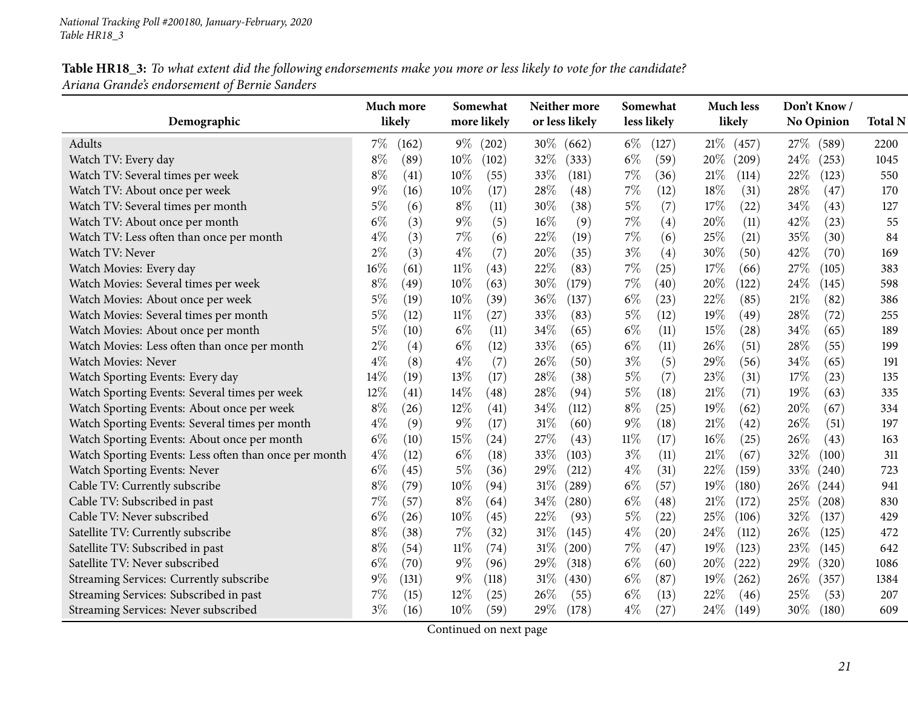**Table HR18_3:** *To what extent did the following endorsements make you more or less likely to vote for the candidate? Ariana Grande's endorsement of Bernie Sanders*

| Demographic | Much more likely | Somewhat more likely | Neither more or less likely | Somewhat less likely | Much less likely | Don't Know / No Opinion | Total N |
|---|---|---|---|---|---|---|---|
| Adults | 7% (162) | 9% (202) | 30% (662) | 6% (127) | 21% (457) | 27% (589) | 2200 |
| Watch TV: Every day | 8% (89) | 10% (102) | 32% (333) | 6% (59) | 20% (209) | 24% (253) | 1045 |
| Watch TV: Several times per week | 8% (41) | 10% (55) | 33% (181) | 7% (36) | 21% (114) | 22% (123) | 550 |
| Watch TV: About once per week | 9% (16) | 10% (17) | 28% (48) | 7% (12) | 18% (31) | 28% (47) | 170 |
| Watch TV: Several times per month | 5% (6) | 8% (11) | 30% (38) | 5% (7) | 17% (22) | 34% (43) | 127 |
| Watch TV: About once per month | 6% (3) | 9% (5) | 16% (9) | 7% (4) | 20% (11) | 42% (23) | 55 |
| Watch TV: Less often than once per month | 4% (3) | 7% (6) | 22% (19) | 7% (6) | 25% (21) | 35% (30) | 84 |
| Watch TV: Never | 2% (3) | 4% (7) | 20% (35) | 3% (4) | 30% (50) | 42% (70) | 169 |
| Watch Movies: Every day | 16% (61) | 11% (43) | 22% (83) | 7% (25) | 17% (66) | 27% (105) | 383 |
| Watch Movies: Several times per week | 8% (49) | 10% (63) | 30% (179) | 7% (40) | 20% (122) | 24% (145) | 598 |
| Watch Movies: About once per week | 5% (19) | 10% (39) | 36% (137) | 6% (23) | 22% (85) | 21% (82) | 386 |
| Watch Movies: Several times per month | 5% (12) | 11% (27) | 33% (83) | 5% (12) | 19% (49) | 28% (72) | 255 |
| Watch Movies: About once per month | 5% (10) | 6% (11) | 34% (65) | 6% (11) | 15% (28) | 34% (65) | 189 |
| Watch Movies: Less often than once per month | 2% (4) | 6% (12) | 33% (65) | 6% (11) | 26% (51) | 28% (55) | 199 |
| Watch Movies: Never | 4% (8) | 4% (7) | 26% (50) | 3% (5) | 29% (56) | 34% (65) | 191 |
| Watch Sporting Events: Every day | 14% (19) | 13% (17) | 28% (38) | 5% (7) | 23% (31) | 17% (23) | 135 |
| Watch Sporting Events: Several times per week | 12% (41) | 14% (48) | 28% (94) | 5% (18) | 21% (71) | 19% (63) | 335 |
| Watch Sporting Events: About once per week | 8% (26) | 12% (41) | 34% (112) | 8% (25) | 19% (62) | 20% (67) | 334 |
| Watch Sporting Events: Several times per month | 4% (9) | 9% (17) | 31% (60) | 9% (18) | 21% (42) | 26% (51) | 197 |
| Watch Sporting Events: About once per month | 6% (10) | 15% (24) | 27% (43) | 11% (17) | 16% (25) | 26% (43) | 163 |
| Watch Sporting Events: Less often than once per month | 4% (12) | 6% (18) | 33% (103) | 3% (11) | 21% (67) | 32% (100) | 311 |
| Watch Sporting Events: Never | 6% (45) | 5% (36) | 29% (212) | 4% (31) | 22% (159) | 33% (240) | 723 |
| Cable TV: Currently subscribe | 8% (79) | 10% (94) | 31% (289) | 6% (57) | 19% (180) | 26% (244) | 941 |
| Cable TV: Subscribed in past | 7% (57) | 8% (64) | 34% (280) | 6% (48) | 21% (172) | 25% (208) | 830 |
| Cable TV: Never subscribed | 6% (26) | 10% (45) | 22% (93) | 5% (22) | 25% (106) | 32% (137) | 429 |
| Satellite TV: Currently subscribe | 8% (38) | 7% (32) | 31% (145) | 4% (20) | 24% (112) | 26% (125) | 472 |
| Satellite TV: Subscribed in past | 8% (54) | 11% (74) | 31% (200) | 7% (47) | 19% (123) | 23% (145) | 642 |
| Satellite TV: Never subscribed | 6% (70) | 9% (96) | 29% (318) | 6% (60) | 20% (222) | 29% (320) | 1086 |
| Streaming Services: Currently subscribe | 9% (131) | 9% (118) | 31% (430) | 6% (87) | 19% (262) | 26% (357) | 1384 |
| Streaming Services: Subscribed in past | 7% (15) | 12% (25) | 26% (55) | 6% (13) | 22% (46) | 25% (53) | 207 |
| Streaming Services: Never subscribed | 3% (16) | 10% (59) | 29% (178) | 4% (27) | 24% (149) | 30% (180) | 609 |

Continued on next page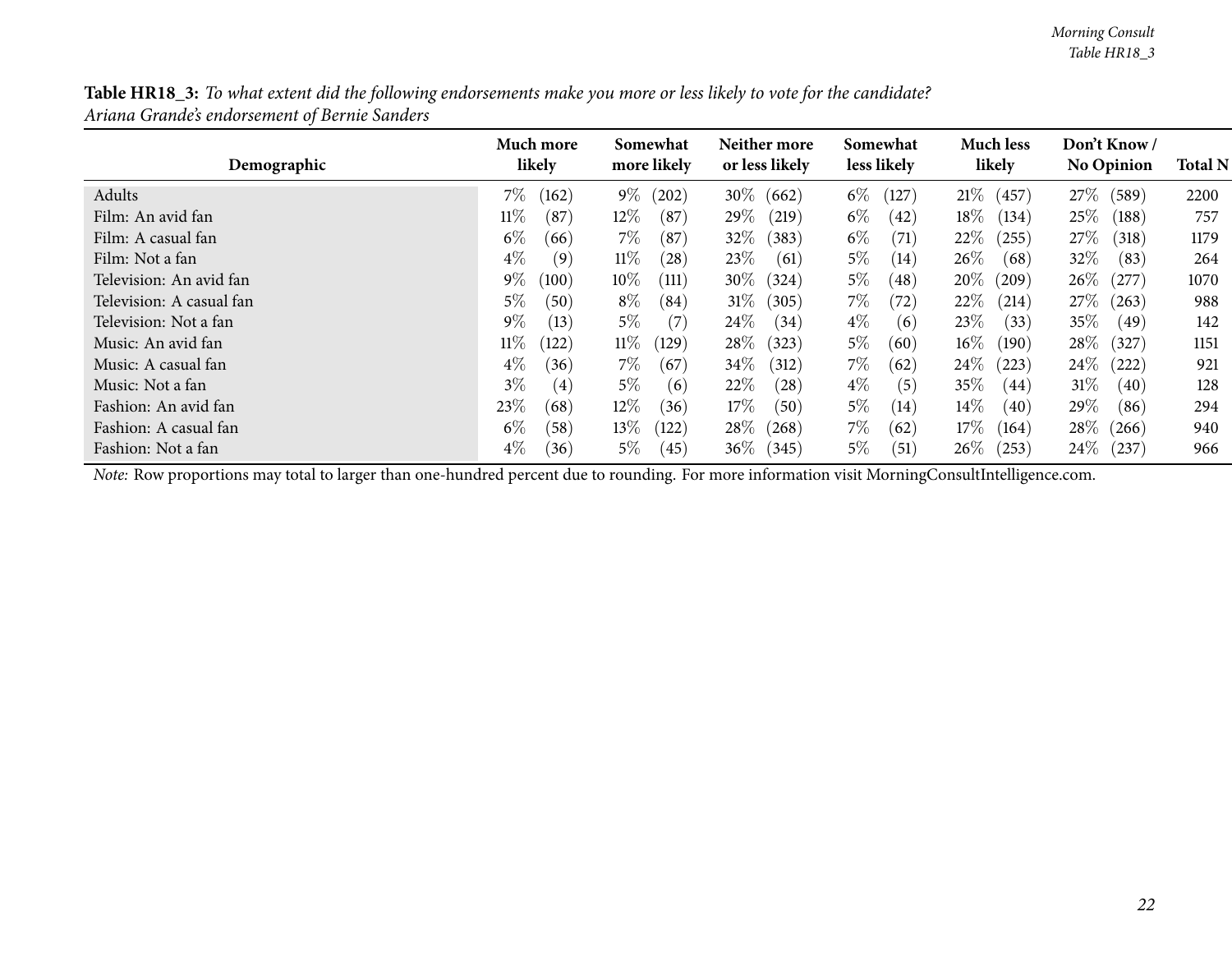**Table HR18_3:** *To what extent did the following endorsements make you more or less likely to vote for the candidate?*
*Ariana Grande's endorsement of Bernie Sanders*

| Demographic | Much more likely | Somewhat more likely | Neither more or less likely | Somewhat less likely | Much less likely | Don't Know / No Opinion | Total N |
|---|---|---|---|---|---|---|---|
| Adults | 7% (162) | 9% (202) | 30% (662) | 6% (127) | 21% (457) | 27% (589) | 2200 |
| Film: An avid fan | 11% (87) | 12% (87) | 29% (219) | 6% (42) | 18% (134) | 25% (188) | 757 |
| Film: A casual fan | 6% (66) | 7% (87) | 32% (383) | 6% (71) | 22% (255) | 27% (318) | 1179 |
| Film: Not a fan | 4% (9) | 11% (28) | 23% (61) | 5% (14) | 26% (68) | 32% (83) | 264 |
| Television: An avid fan | 9% (100) | 10% (111) | 30% (324) | 5% (48) | 20% (209) | 26% (277) | 1070 |
| Television: A casual fan | 5% (50) | 8% (84) | 31% (305) | 7% (72) | 22% (214) | 27% (263) | 988 |
| Television: Not a fan | 9% (13) | 5% (7) | 24% (34) | 4% (6) | 23% (33) | 35% (49) | 142 |
| Music: An avid fan | 11% (122) | 11% (129) | 28% (323) | 5% (60) | 16% (190) | 28% (327) | 1151 |
| Music: A casual fan | 4% (36) | 7% (67) | 34% (312) | 7% (62) | 24% (223) | 24% (222) | 921 |
| Music: Not a fan | 3% (4) | 5% (6) | 22% (28) | 4% (5) | 35% (44) | 31% (40) | 128 |
| Fashion: An avid fan | 23% (68) | 12% (36) | 17% (50) | 5% (14) | 14% (40) | 29% (86) | 294 |
| Fashion: A casual fan | 6% (58) | 13% (122) | 28% (268) | 7% (62) | 17% (164) | 28% (266) | 940 |
| Fashion: Not a fan | 4% (36) | 5% (45) | 36% (345) | 5% (51) | 26% (253) | 24% (237) | 966 |

*Note:* Row proportions may total to larger than one-hundred percent due to rounding. For more information visit MorningConsultIntelligence.com.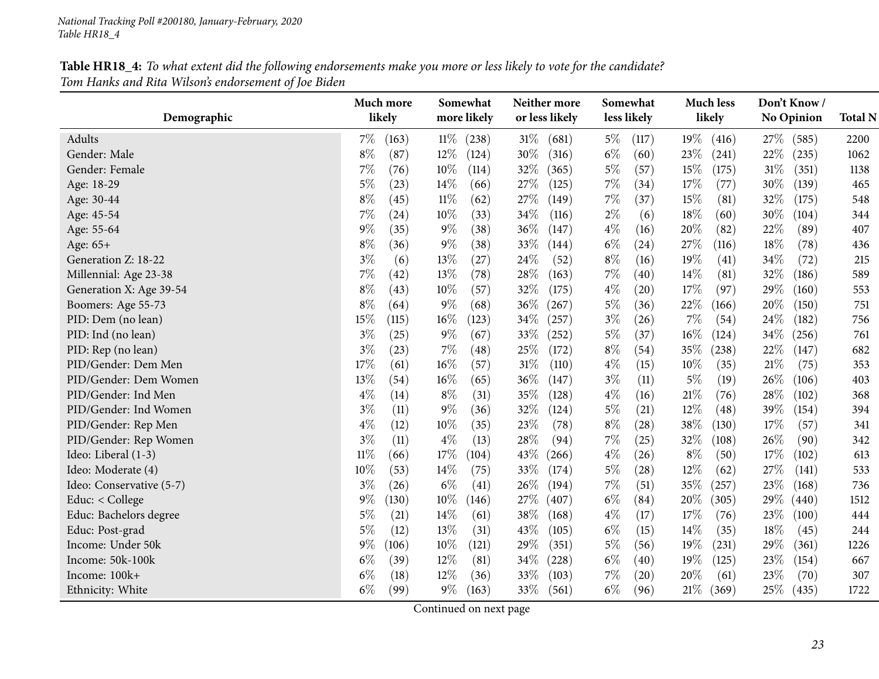**Table HR18_4:** *To what extent did the following endorsements make you more or less likely to vote for the candidate?*
*Tom Hanks and Rita Wilson's endorsement of Joe Biden*

| Demographic | Much more likely | Somewhat more likely | Neither more or less likely | Somewhat less likely | Much less likely | Don't Know / No Opinion | Total N |
|---|---|---|---|---|---|---|---|
| Adults | 7% (163) | 11% (238) | 31% (681) | 5% (117) | 19% (416) | 27% (585) | 2200 |
| Gender: Male | 8% (87) | 12% (124) | 30% (316) | 6% (60) | 23% (241) | 22% (235) | 1062 |
| Gender: Female | 7% (76) | 10% (114) | 32% (365) | 5% (57) | 15% (175) | 31% (351) | 1138 |
| Age: 18-29 | 5% (23) | 14% (66) | 27% (125) | 7% (34) | 17% (77) | 30% (139) | 465 |
| Age: 30-44 | 8% (45) | 11% (62) | 27% (149) | 7% (37) | 15% (81) | 32% (175) | 548 |
| Age: 45-54 | 7% (24) | 10% (33) | 34% (116) | 2% (6) | 18% (60) | 30% (104) | 344 |
| Age: 55-64 | 9% (35) | 9% (38) | 36% (147) | 4% (16) | 20% (82) | 22% (89) | 407 |
| Age: 65+ | 8% (36) | 9% (38) | 33% (144) | 6% (24) | 27% (116) | 18% (78) | 436 |
| Generation Z: 18-22 | 3% (6) | 13% (27) | 24% (52) | 8% (16) | 19% (41) | 34% (72) | 215 |
| Millennial: Age 23-38 | 7% (42) | 13% (78) | 28% (163) | 7% (40) | 14% (81) | 32% (186) | 589 |
| Generation X: Age 39-54 | 8% (43) | 10% (57) | 32% (175) | 4% (20) | 17% (97) | 29% (160) | 553 |
| Boomers: Age 55-73 | 8% (64) | 9% (68) | 36% (267) | 5% (36) | 22% (166) | 20% (150) | 751 |
| PID: Dem (no lean) | 15% (115) | 16% (123) | 34% (257) | 3% (26) | 7% (54) | 24% (182) | 756 |
| PID: Ind (no lean) | 3% (25) | 9% (67) | 33% (252) | 5% (37) | 16% (124) | 34% (256) | 761 |
| PID: Rep (no lean) | 3% (23) | 7% (48) | 25% (172) | 8% (54) | 35% (238) | 22% (147) | 682 |
| PID/Gender: Dem Men | 17% (61) | 16% (57) | 31% (110) | 4% (15) | 10% (35) | 21% (75) | 353 |
| PID/Gender: Dem Women | 13% (54) | 16% (65) | 36% (147) | 3% (11) | 5% (19) | 26% (106) | 403 |
| PID/Gender: Ind Men | 4% (14) | 8% (31) | 35% (128) | 4% (16) | 21% (76) | 28% (102) | 368 |
| PID/Gender: Ind Women | 3% (11) | 9% (36) | 32% (124) | 5% (21) | 12% (48) | 39% (154) | 394 |
| PID/Gender: Rep Men | 4% (12) | 10% (35) | 23% (78) | 8% (28) | 38% (130) | 17% (57) | 341 |
| PID/Gender: Rep Women | 3% (11) | 4% (13) | 28% (94) | 7% (25) | 32% (108) | 26% (90) | 342 |
| Ideo: Liberal (1-3) | 11% (66) | 17% (104) | 43% (266) | 4% (26) | 8% (50) | 17% (102) | 613 |
| Ideo: Moderate (4) | 10% (53) | 14% (75) | 33% (174) | 5% (28) | 12% (62) | 27% (141) | 533 |
| Ideo: Conservative (5-7) | 3% (26) | 6% (41) | 26% (194) | 7% (51) | 35% (257) | 23% (168) | 736 |
| Educ: < College | 9% (130) | 10% (146) | 27% (407) | 6% (84) | 20% (305) | 29% (440) | 1512 |
| Educ: Bachelors degree | 5% (21) | 14% (61) | 38% (168) | 4% (17) | 17% (76) | 23% (100) | 444 |
| Educ: Post-grad | 5% (12) | 13% (31) | 43% (105) | 6% (15) | 14% (35) | 18% (45) | 244 |
| Income: Under 50k | 9% (106) | 10% (121) | 29% (351) | 5% (56) | 19% (231) | 29% (361) | 1226 |
| Income: 50k-100k | 6% (39) | 12% (81) | 34% (228) | 6% (40) | 19% (125) | 23% (154) | 667 |
| Income: 100k+ | 6% (18) | 12% (36) | 33% (103) | 7% (20) | 20% (61) | 23% (70) | 307 |
| Ethnicity: White | 6% (99) | 9% (163) | 33% (561) | 6% (96) | 21% (369) | 25% (435) | 1722 |

Continued on next page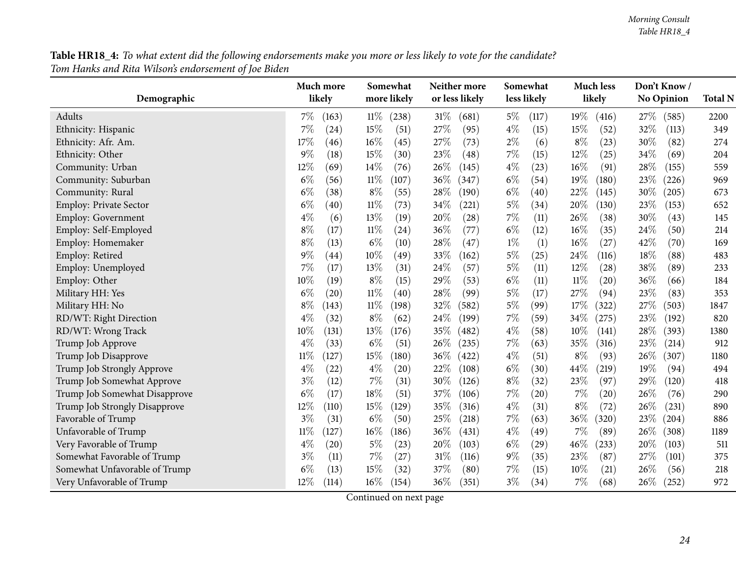**Table HR18_4:** *To what extent did the following endorsements make you more or less likely to vote for the candidate?*
*Tom Hanks and Rita Wilson's endorsement of Joe Biden*

| Demographic | Much more likely | Somewhat more likely | Neither more or less likely | Somewhat less likely | Much less likely | Don't Know / No Opinion | Total N |
|---|---|---|---|---|---|---|---|
| Adults | 7% (163) | 11% (238) | 31% (681) | 5% (117) | 19% (416) | 27% (585) | 2200 |
| Ethnicity: Hispanic | 7% (24) | 15% (51) | 27% (95) | 4% (15) | 15% (52) | 32% (113) | 349 |
| Ethnicity: Afr. Am. | 17% (46) | 16% (45) | 27% (73) | 2% (6) | 8% (23) | 30% (82) | 274 |
| Ethnicity: Other | 9% (18) | 15% (30) | 23% (48) | 7% (15) | 12% (25) | 34% (69) | 204 |
| Community: Urban | 12% (69) | 14% (76) | 26% (145) | 4% (23) | 16% (91) | 28% (155) | 559 |
| Community: Suburban | 6% (56) | 11% (107) | 36% (347) | 6% (54) | 19% (180) | 23% (226) | 969 |
| Community: Rural | 6% (38) | 8% (55) | 28% (190) | 6% (40) | 22% (145) | 30% (205) | 673 |
| Employ: Private Sector | 6% (40) | 11% (73) | 34% (221) | 5% (34) | 20% (130) | 23% (153) | 652 |
| Employ: Government | 4% (6) | 13% (19) | 20% (28) | 7% (11) | 26% (38) | 30% (43) | 145 |
| Employ: Self-Employed | 8% (17) | 11% (24) | 36% (77) | 6% (12) | 16% (35) | 24% (50) | 214 |
| Employ: Homemaker | 8% (13) | 6% (10) | 28% (47) | 1% (1) | 16% (27) | 42% (70) | 169 |
| Employ: Retired | 9% (44) | 10% (49) | 33% (162) | 5% (25) | 24% (116) | 18% (88) | 483 |
| Employ: Unemployed | 7% (17) | 13% (31) | 24% (57) | 5% (11) | 12% (28) | 38% (89) | 233 |
| Employ: Other | 10% (19) | 8% (15) | 29% (53) | 6% (11) | 11% (20) | 36% (66) | 184 |
| Military HH: Yes | 6% (20) | 11% (40) | 28% (99) | 5% (17) | 27% (94) | 23% (83) | 353 |
| Military HH: No | 8% (143) | 11% (198) | 32% (582) | 5% (99) | 17% (322) | 27% (503) | 1847 |
| RD/WT: Right Direction | 4% (32) | 8% (62) | 24% (199) | 7% (59) | 34% (275) | 23% (192) | 820 |
| RD/WT: Wrong Track | 10% (131) | 13% (176) | 35% (482) | 4% (58) | 10% (141) | 28% (393) | 1380 |
| Trump Job Approve | 4% (33) | 6% (51) | 26% (235) | 7% (63) | 35% (316) | 23% (214) | 912 |
| Trump Job Disapprove | 11% (127) | 15% (180) | 36% (422) | 4% (51) | 8% (93) | 26% (307) | 1180 |
| Trump Job Strongly Approve | 4% (22) | 4% (20) | 22% (108) | 6% (30) | 44% (219) | 19% (94) | 494 |
| Trump Job Somewhat Approve | 3% (12) | 7% (31) | 30% (126) | 8% (32) | 23% (97) | 29% (120) | 418 |
| Trump Job Somewhat Disapprove | 6% (17) | 18% (51) | 37% (106) | 7% (20) | 7% (20) | 26% (76) | 290 |
| Trump Job Strongly Disapprove | 12% (110) | 15% (129) | 35% (316) | 4% (31) | 8% (72) | 26% (231) | 890 |
| Favorable of Trump | 3% (31) | 6% (50) | 25% (218) | 7% (63) | 36% (320) | 23% (204) | 886 |
| Unfavorable of Trump | 11% (127) | 16% (186) | 36% (431) | 4% (49) | 7% (89) | 26% (308) | 1189 |
| Very Favorable of Trump | 4% (20) | 5% (23) | 20% (103) | 6% (29) | 46% (233) | 20% (103) | 511 |
| Somewhat Favorable of Trump | 3% (11) | 7% (27) | 31% (116) | 9% (35) | 23% (87) | 27% (101) | 375 |
| Somewhat Unfavorable of Trump | 6% (13) | 15% (32) | 37% (80) | 7% (15) | 10% (21) | 26% (56) | 218 |
| Very Unfavorable of Trump | 12% (114) | 16% (154) | 36% (351) | 3% (34) | 7% (68) | 26% (252) | 972 |

Continued on next page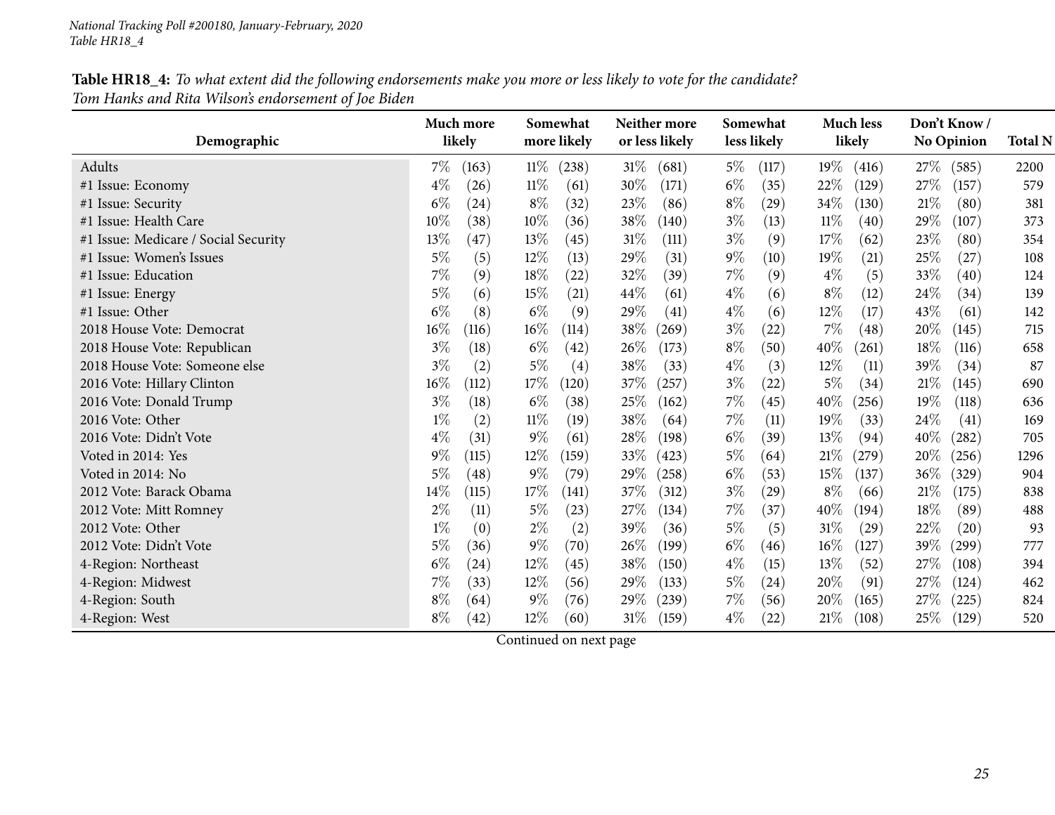*National Tracking Poll #200180, January-February, 2020*
*Table HR18_4*

**Table HR18_4:** *To what extent did the following endorsements make you more or less likely to vote for the candidate?*
*Tom Hanks and Rita Wilson's endorsement of Joe Biden*

| Demographic | Much more likely | | Somewhat more likely | | Neither more or less likely | | Somewhat less likely | | Much less likely | | Don't Know / No Opinion | | Total N |
|---|---|---|---|---|---|---|---|---|---|---|---|---|---|
| Adults | 7% | (163) | 11% | (238) | 31% | (681) | 5% | (117) | 19% | (416) | 27% | (585) | 2200 |
| #1 Issue: Economy | 4% | (26) | 11% | (61) | 30% | (171) | 6% | (35) | 22% | (129) | 27% | (157) | 579 |
| #1 Issue: Security | 6% | (24) | 8% | (32) | 23% | (86) | 8% | (29) | 34% | (130) | 21% | (80) | 381 |
| #1 Issue: Health Care | 10% | (38) | 10% | (36) | 38% | (140) | 3% | (13) | 11% | (40) | 29% | (107) | 373 |
| #1 Issue: Medicare / Social Security | 13% | (47) | 13% | (45) | 31% | (111) | 3% | (9) | 17% | (62) | 23% | (80) | 354 |
| #1 Issue: Women's Issues | 5% | (5) | 12% | (13) | 29% | (31) | 9% | (10) | 19% | (21) | 25% | (27) | 108 |
| #1 Issue: Education | 7% | (9) | 18% | (22) | 32% | (39) | 7% | (9) | 4% | (5) | 33% | (40) | 124 |
| #1 Issue: Energy | 5% | (6) | 15% | (21) | 44% | (61) | 4% | (6) | 8% | (12) | 24% | (34) | 139 |
| #1 Issue: Other | 6% | (8) | 6% | (9) | 29% | (41) | 4% | (6) | 12% | (17) | 43% | (61) | 142 |
| 2018 House Vote: Democrat | 16% | (116) | 16% | (114) | 38% | (269) | 3% | (22) | 7% | (48) | 20% | (145) | 715 |
| 2018 House Vote: Republican | 3% | (18) | 6% | (42) | 26% | (173) | 8% | (50) | 40% | (261) | 18% | (116) | 658 |
| 2018 House Vote: Someone else | 3% | (2) | 5% | (4) | 38% | (33) | 4% | (3) | 12% | (11) | 39% | (34) | 87 |
| 2016 Vote: Hillary Clinton | 16% | (112) | 17% | (120) | 37% | (257) | 3% | (22) | 5% | (34) | 21% | (145) | 690 |
| 2016 Vote: Donald Trump | 3% | (18) | 6% | (38) | 25% | (162) | 7% | (45) | 40% | (256) | 19% | (118) | 636 |
| 2016 Vote: Other | 1% | (2) | 11% | (19) | 38% | (64) | 7% | (11) | 19% | (33) | 24% | (41) | 169 |
| 2016 Vote: Didn't Vote | 4% | (31) | 9% | (61) | 28% | (198) | 6% | (39) | 13% | (94) | 40% | (282) | 705 |
| Voted in 2014: Yes | 9% | (115) | 12% | (159) | 33% | (423) | 5% | (64) | 21% | (279) | 20% | (256) | 1296 |
| Voted in 2014: No | 5% | (48) | 9% | (79) | 29% | (258) | 6% | (53) | 15% | (137) | 36% | (329) | 904 |
| 2012 Vote: Barack Obama | 14% | (115) | 17% | (141) | 37% | (312) | 3% | (29) | 8% | (66) | 21% | (175) | 838 |
| 2012 Vote: Mitt Romney | 2% | (11) | 5% | (23) | 27% | (134) | 7% | (37) | 40% | (194) | 18% | (89) | 488 |
| 2012 Vote: Other | 1% | (0) | 2% | (2) | 39% | (36) | 5% | (5) | 31% | (29) | 22% | (20) | 93 |
| 2012 Vote: Didn't Vote | 5% | (36) | 9% | (70) | 26% | (199) | 6% | (46) | 16% | (127) | 39% | (299) | 777 |
| 4-Region: Northeast | 6% | (24) | 12% | (45) | 38% | (150) | 4% | (15) | 13% | (52) | 27% | (108) | 394 |
| 4-Region: Midwest | 7% | (33) | 12% | (56) | 29% | (133) | 5% | (24) | 20% | (91) | 27% | (124) | 462 |
| 4-Region: South | 8% | (64) | 9% | (76) | 29% | (239) | 7% | (56) | 20% | (165) | 27% | (225) | 824 |
| 4-Region: West | 8% | (42) | 12% | (60) | 31% | (159) | 4% | (22) | 21% | (108) | 25% | (129) | 520 |

Continued on next page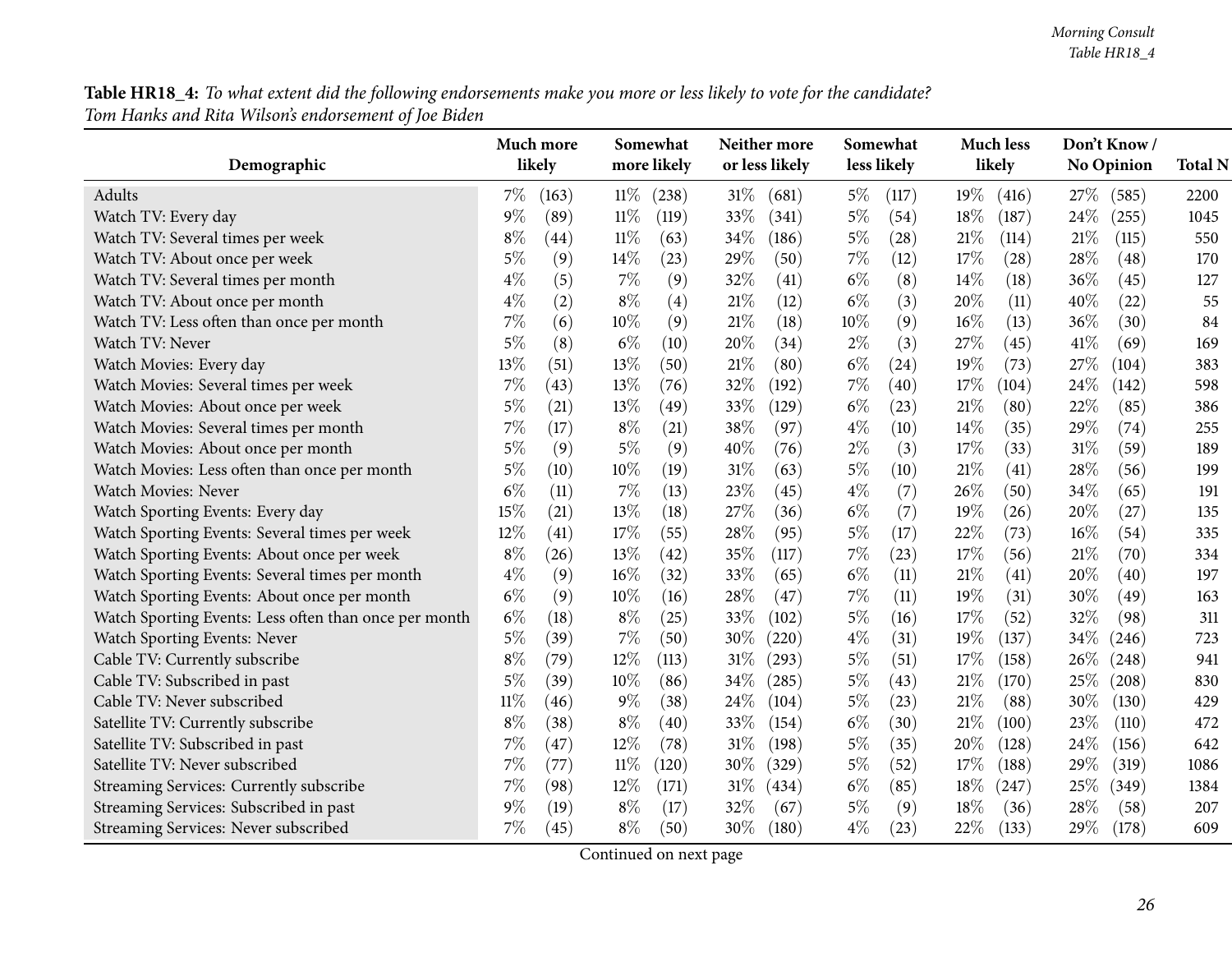**Table HR18_4:** *To what extent did the following endorsements make you more or less likely to vote for the candidate?*
*Tom Hanks and Rita Wilson's endorsement of Joe Biden*

| Demographic | Much more likely | | Somewhat more likely | | Neither more or less likely | | Somewhat less likely | | Much less likely | | Don't Know / No Opinion | | Total N |
|---|---|---|---|---|---|---|---|---|---|---|---|---|---|
| Adults | 7% | (163) | 11% | (238) | 31% | (681) | 5% | (117) | 19% | (416) | 27% | (585) | 2200 |
| Watch TV: Every day | 9% | (89) | 11% | (119) | 33% | (341) | 5% | (54) | 18% | (187) | 24% | (255) | 1045 |
| Watch TV: Several times per week | 8% | (44) | 11% | (63) | 34% | (186) | 5% | (28) | 21% | (114) | 21% | (115) | 550 |
| Watch TV: About once per week | 5% | (9) | 14% | (23) | 29% | (50) | 7% | (12) | 17% | (28) | 28% | (48) | 170 |
| Watch TV: Several times per month | 4% | (5) | 7% | (9) | 32% | (41) | 6% | (8) | 14% | (18) | 36% | (45) | 127 |
| Watch TV: About once per month | 4% | (2) | 8% | (4) | 21% | (12) | 6% | (3) | 20% | (11) | 40% | (22) | 55 |
| Watch TV: Less often than once per month | 7% | (6) | 10% | (9) | 21% | (18) | 10% | (9) | 16% | (13) | 36% | (30) | 84 |
| Watch TV: Never | 5% | (8) | 6% | (10) | 20% | (34) | 2% | (3) | 27% | (45) | 41% | (69) | 169 |
| Watch Movies: Every day | 13% | (51) | 13% | (50) | 21% | (80) | 6% | (24) | 19% | (73) | 27% | (104) | 383 |
| Watch Movies: Several times per week | 7% | (43) | 13% | (76) | 32% | (192) | 7% | (40) | 17% | (104) | 24% | (142) | 598 |
| Watch Movies: About once per week | 5% | (21) | 13% | (49) | 33% | (129) | 6% | (23) | 21% | (80) | 22% | (85) | 386 |
| Watch Movies: Several times per month | 7% | (17) | 8% | (21) | 38% | (97) | 4% | (10) | 14% | (35) | 29% | (74) | 255 |
| Watch Movies: About once per month | 5% | (9) | 5% | (9) | 40% | (76) | 2% | (3) | 17% | (33) | 31% | (59) | 189 |
| Watch Movies: Less often than once per month | 5% | (10) | 10% | (19) | 31% | (63) | 5% | (10) | 21% | (41) | 28% | (56) | 199 |
| Watch Movies: Never | 6% | (11) | 7% | (13) | 23% | (45) | 4% | (7) | 26% | (50) | 34% | (65) | 191 |
| Watch Sporting Events: Every day | 15% | (21) | 13% | (18) | 27% | (36) | 6% | (7) | 19% | (26) | 20% | (27) | 135 |
| Watch Sporting Events: Several times per week | 12% | (41) | 17% | (55) | 28% | (95) | 5% | (17) | 22% | (73) | 16% | (54) | 335 |
| Watch Sporting Events: About once per week | 8% | (26) | 13% | (42) | 35% | (117) | 7% | (23) | 17% | (56) | 21% | (70) | 334 |
| Watch Sporting Events: Several times per month | 4% | (9) | 16% | (32) | 33% | (65) | 6% | (11) | 21% | (41) | 20% | (40) | 197 |
| Watch Sporting Events: About once per month | 6% | (9) | 10% | (16) | 28% | (47) | 7% | (11) | 19% | (31) | 30% | (49) | 163 |
| Watch Sporting Events: Less often than once per month | 6% | (18) | 8% | (25) | 33% | (102) | 5% | (16) | 17% | (52) | 32% | (98) | 311 |
| Watch Sporting Events: Never | 5% | (39) | 7% | (50) | 30% | (220) | 4% | (31) | 19% | (137) | 34% | (246) | 723 |
| Cable TV: Currently subscribe | 8% | (79) | 12% | (113) | 31% | (293) | 5% | (51) | 17% | (158) | 26% | (248) | 941 |
| Cable TV: Subscribed in past | 5% | (39) | 10% | (86) | 34% | (285) | 5% | (43) | 21% | (170) | 25% | (208) | 830 |
| Cable TV: Never subscribed | 11% | (46) | 9% | (38) | 24% | (104) | 5% | (23) | 21% | (88) | 30% | (130) | 429 |
| Satellite TV: Currently subscribe | 8% | (38) | 8% | (40) | 33% | (154) | 6% | (30) | 21% | (100) | 23% | (110) | 472 |
| Satellite TV: Subscribed in past | 7% | (47) | 12% | (78) | 31% | (198) | 5% | (35) | 20% | (128) | 24% | (156) | 642 |
| Satellite TV: Never subscribed | 7% | (77) | 11% | (120) | 30% | (329) | 5% | (52) | 17% | (188) | 29% | (319) | 1086 |
| Streaming Services: Currently subscribe | 7% | (98) | 12% | (171) | 31% | (434) | 6% | (85) | 18% | (247) | 25% | (349) | 1384 |
| Streaming Services: Subscribed in past | 9% | (19) | 8% | (17) | 32% | (67) | 5% | (9) | 18% | (36) | 28% | (58) | 207 |
| Streaming Services: Never subscribed | 7% | (45) | 8% | (50) | 30% | (180) | 4% | (23) | 22% | (133) | 29% | (178) | 609 |

Continued on next page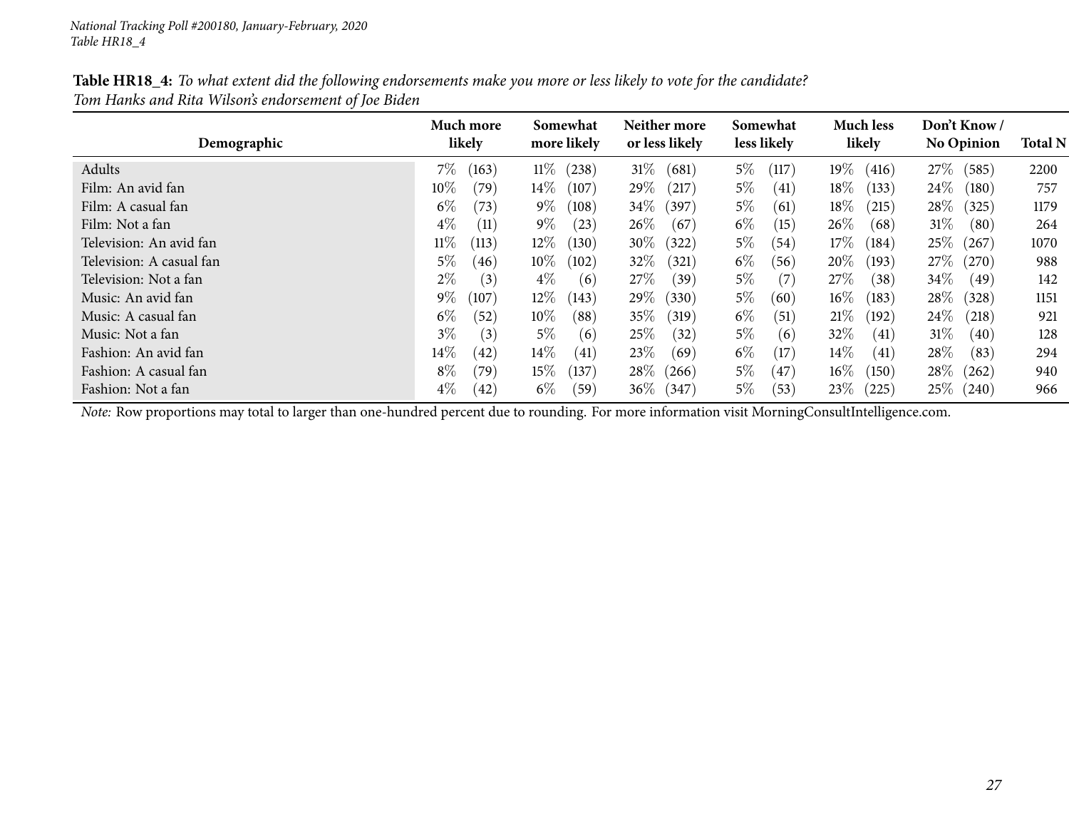*National Tracking Poll #200180, January-February, 2020*
*Table HR18_4*

**Table HR18_4:** *To what extent did the following endorsements make you more or less likely to vote for the candidate?*
*Tom Hanks and Rita Wilson's endorsement of Joe Biden*

| Demographic | Much more likely | Somewhat more likely | Neither more or less likely | Somewhat less likely | Much less likely | Don't Know / No Opinion | Total N |
|---|---|---|---|---|---|---|---|
| Adults | 7% (163) | 11% (238) | 31% (681) | 5% (117) | 19% (416) | 27% (585) | 2200 |
| Film: An avid fan | 10% (79) | 14% (107) | 29% (217) | 5% (41) | 18% (133) | 24% (180) | 757 |
| Film: A casual fan | 6% (73) | 9% (108) | 34% (397) | 5% (61) | 18% (215) | 28% (325) | 1179 |
| Film: Not a fan | 4% (11) | 9% (23) | 26% (67) | 6% (15) | 26% (68) | 31% (80) | 264 |
| Television: An avid fan | 11% (113) | 12% (130) | 30% (322) | 5% (54) | 17% (184) | 25% (267) | 1070 |
| Television: A casual fan | 5% (46) | 10% (102) | 32% (321) | 6% (56) | 20% (193) | 27% (270) | 988 |
| Television: Not a fan | 2% (3) | 4% (6) | 27% (39) | 5% (7) | 27% (38) | 34% (49) | 142 |
| Music: An avid fan | 9% (107) | 12% (143) | 29% (330) | 5% (60) | 16% (183) | 28% (328) | 1151 |
| Music: A casual fan | 6% (52) | 10% (88) | 35% (319) | 6% (51) | 21% (192) | 24% (218) | 921 |
| Music: Not a fan | 3% (3) | 5% (6) | 25% (32) | 5% (6) | 32% (41) | 31% (40) | 128 |
| Fashion: An avid fan | 14% (42) | 14% (41) | 23% (69) | 6% (17) | 14% (41) | 28% (83) | 294 |
| Fashion: A casual fan | 8% (79) | 15% (137) | 28% (266) | 5% (47) | 16% (150) | 28% (262) | 940 |
| Fashion: Not a fan | 4% (42) | 6% (59) | 36% (347) | 5% (53) | 23% (225) | 25% (240) | 966 |

*Note:* Row proportions may total to larger than one-hundred percent due to rounding. For more information visit MorningConsultIntelligence.com.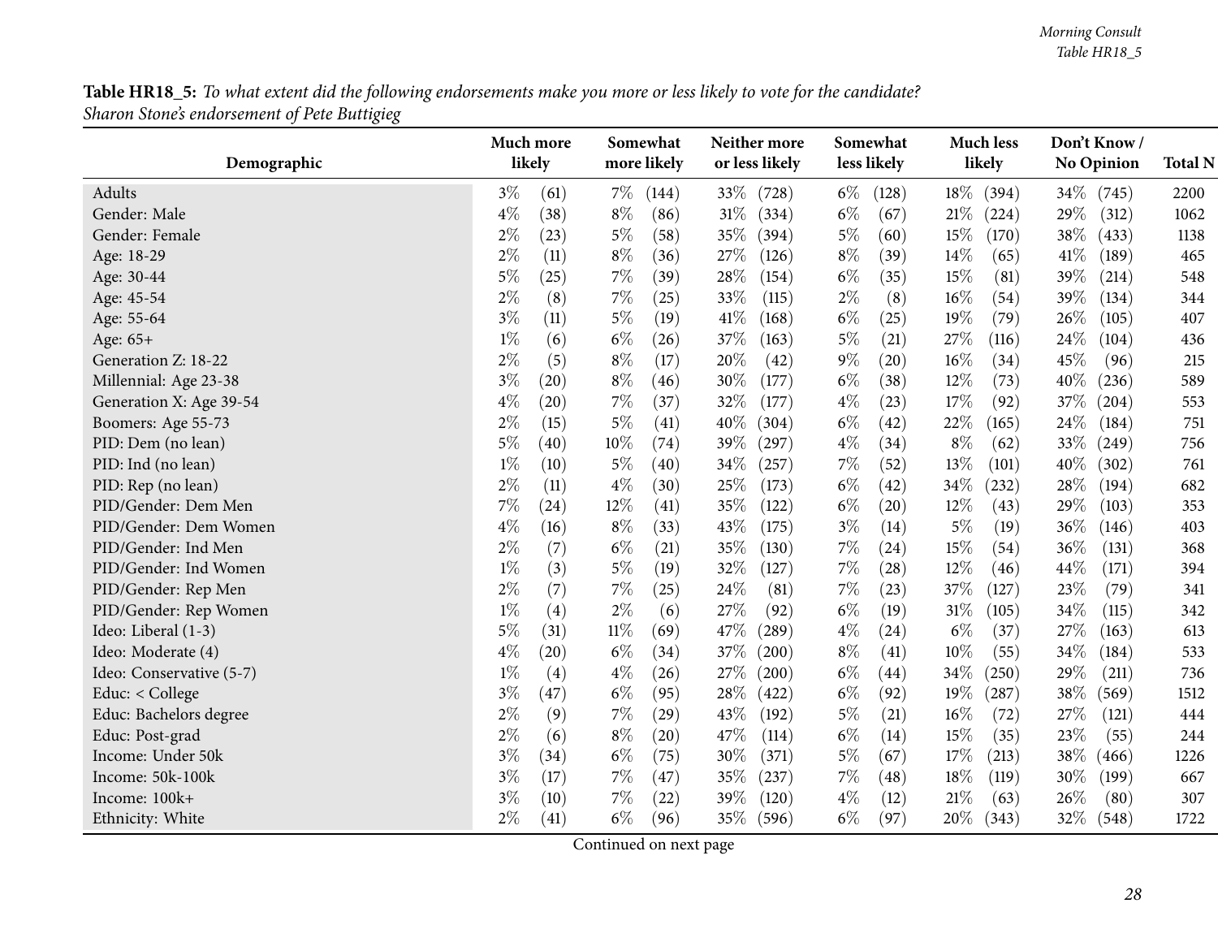**Table HR18_5:** *To what extent did the following endorsements make you more or less likely to vote for the candidate?*
*Sharon Stone's endorsement of Pete Buttigieg*

| Demographic | Much more likely | | Somewhat more likely | | Neither more or less likely | | Somewhat less likely | | Much less likely | | Don't Know / No Opinion | | Total N |
|---|---|---|---|---|---|---|---|---|---|---|---|---|---|
| Adults | 3% | (61) | 7% | (144) | 33% | (728) | 6% | (128) | 18% | (394) | 34% | (745) | 2200 |
| Gender: Male | 4% | (38) | 8% | (86) | 31% | (334) | 6% | (67) | 21% | (224) | 29% | (312) | 1062 |
| Gender: Female | 2% | (23) | 5% | (58) | 35% | (394) | 5% | (60) | 15% | (170) | 38% | (433) | 1138 |
| Age: 18-29 | 2% | (11) | 8% | (36) | 27% | (126) | 8% | (39) | 14% | (65) | 41% | (189) | 465 |
| Age: 30-44 | 5% | (25) | 7% | (39) | 28% | (154) | 6% | (35) | 15% | (81) | 39% | (214) | 548 |
| Age: 45-54 | 2% | (8) | 7% | (25) | 33% | (115) | 2% | (8) | 16% | (54) | 39% | (134) | 344 |
| Age: 55-64 | 3% | (11) | 5% | (19) | 41% | (168) | 6% | (25) | 19% | (79) | 26% | (105) | 407 |
| Age: 65+ | 1% | (6) | 6% | (26) | 37% | (163) | 5% | (21) | 27% | (116) | 24% | (104) | 436 |
| Generation Z: 18-22 | 2% | (5) | 8% | (17) | 20% | (42) | 9% | (20) | 16% | (34) | 45% | (96) | 215 |
| Millennial: Age 23-38 | 3% | (20) | 8% | (46) | 30% | (177) | 6% | (38) | 12% | (73) | 40% | (236) | 589 |
| Generation X: Age 39-54 | 4% | (20) | 7% | (37) | 32% | (177) | 4% | (23) | 17% | (92) | 37% | (204) | 553 |
| Boomers: Age 55-73 | 2% | (15) | 5% | (41) | 40% | (304) | 6% | (42) | 22% | (165) | 24% | (184) | 751 |
| PID: Dem (no lean) | 5% | (40) | 10% | (74) | 39% | (297) | 4% | (34) | 8% | (62) | 33% | (249) | 756 |
| PID: Ind (no lean) | 1% | (10) | 5% | (40) | 34% | (257) | 7% | (52) | 13% | (101) | 40% | (302) | 761 |
| PID: Rep (no lean) | 2% | (11) | 4% | (30) | 25% | (173) | 6% | (42) | 34% | (232) | 28% | (194) | 682 |
| PID/Gender: Dem Men | 7% | (24) | 12% | (41) | 35% | (122) | 6% | (20) | 12% | (43) | 29% | (103) | 353 |
| PID/Gender: Dem Women | 4% | (16) | 8% | (33) | 43% | (175) | 3% | (14) | 5% | (19) | 36% | (146) | 403 |
| PID/Gender: Ind Men | 2% | (7) | 6% | (21) | 35% | (130) | 7% | (24) | 15% | (54) | 36% | (131) | 368 |
| PID/Gender: Ind Women | 1% | (3) | 5% | (19) | 32% | (127) | 7% | (28) | 12% | (46) | 44% | (171) | 394 |
| PID/Gender: Rep Men | 2% | (7) | 7% | (25) | 24% | (81) | 7% | (23) | 37% | (127) | 23% | (79) | 341 |
| PID/Gender: Rep Women | 1% | (4) | 2% | (6) | 27% | (92) | 6% | (19) | 31% | (105) | 34% | (115) | 342 |
| Ideo: Liberal (1-3) | 5% | (31) | 11% | (69) | 47% | (289) | 4% | (24) | 6% | (37) | 27% | (163) | 613 |
| Ideo: Moderate (4) | 4% | (20) | 6% | (34) | 37% | (200) | 8% | (41) | 10% | (55) | 34% | (184) | 533 |
| Ideo: Conservative (5-7) | 1% | (4) | 4% | (26) | 27% | (200) | 6% | (44) | 34% | (250) | 29% | (211) | 736 |
| Educ: < College | 3% | (47) | 6% | (95) | 28% | (422) | 6% | (92) | 19% | (287) | 38% | (569) | 1512 |
| Educ: Bachelors degree | 2% | (9) | 7% | (29) | 43% | (192) | 5% | (21) | 16% | (72) | 27% | (121) | 444 |
| Educ: Post-grad | 2% | (6) | 8% | (20) | 47% | (114) | 6% | (14) | 15% | (35) | 23% | (55) | 244 |
| Income: Under 50k | 3% | (34) | 6% | (75) | 30% | (371) | 5% | (67) | 17% | (213) | 38% | (466) | 1226 |
| Income: 50k-100k | 3% | (17) | 7% | (47) | 35% | (237) | 7% | (48) | 18% | (119) | 30% | (199) | 667 |
| Income: 100k+ | 3% | (10) | 7% | (22) | 39% | (120) | 4% | (12) | 21% | (63) | 26% | (80) | 307 |
| Ethnicity: White | 2% | (41) | 6% | (96) | 35% | (596) | 6% | (97) | 20% | (343) | 32% | (548) | 1722 |

Continued on next page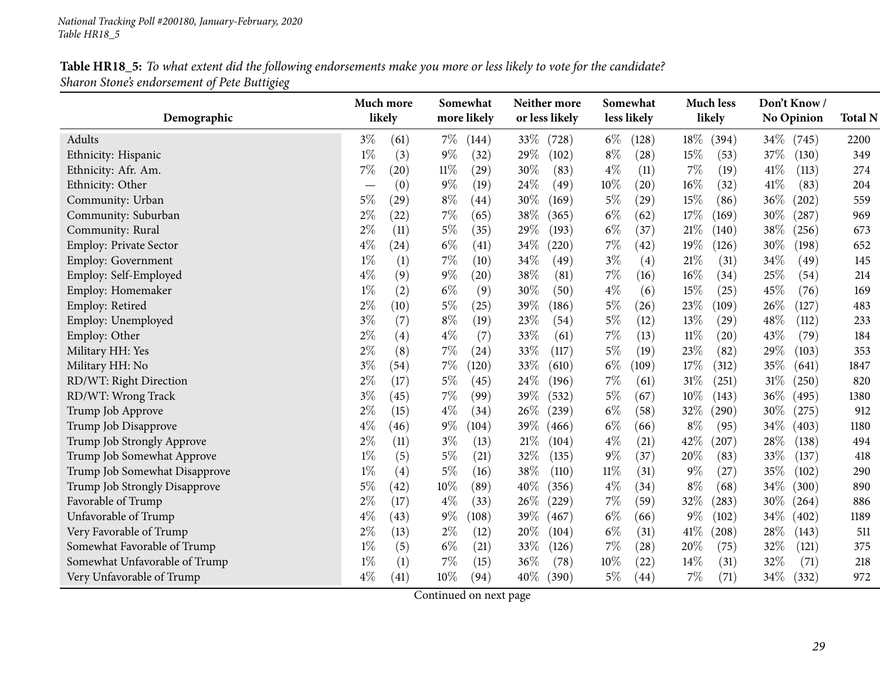*National Tracking Poll #200180, January-February, 2020*
*Table HR18_5*

**Table HR18_5:** *To what extent did the following endorsements make you more or less likely to vote for the candidate?*
*Sharon Stone's endorsement of Pete Buttigieg*

| Demographic | Much more likely | | Somewhat more likely | | Neither more or less likely | | Somewhat less likely | | Much less likely | | Don't Know / No Opinion | | Total N |
|---|---|---|---|---|---|---|---|---|---|---|---|---|---|
| Adults | 3% | (61) | 7% | (144) | 33% | (728) | 6% | (128) | 18% | (394) | 34% | (745) | 2200 |
| Ethnicity: Hispanic | 1% | (3) | 9% | (32) | 29% | (102) | 8% | (28) | 15% | (53) | 37% | (130) | 349 |
| Ethnicity: Afr. Am. | 7% | (20) | 11% | (29) | 30% | (83) | 4% | (11) | 7% | (19) | 41% | (113) | 274 |
| Ethnicity: Other | — | (0) | 9% | (19) | 24% | (49) | 10% | (20) | 16% | (32) | 41% | (83) | 204 |
| Community: Urban | 5% | (29) | 8% | (44) | 30% | (169) | 5% | (29) | 15% | (86) | 36% | (202) | 559 |
| Community: Suburban | 2% | (22) | 7% | (65) | 38% | (365) | 6% | (62) | 17% | (169) | 30% | (287) | 969 |
| Community: Rural | 2% | (11) | 5% | (35) | 29% | (193) | 6% | (37) | 21% | (140) | 38% | (256) | 673 |
| Employ: Private Sector | 4% | (24) | 6% | (41) | 34% | (220) | 7% | (42) | 19% | (126) | 30% | (198) | 652 |
| Employ: Government | 1% | (1) | 7% | (10) | 34% | (49) | 3% | (4) | 21% | (31) | 34% | (49) | 145 |
| Employ: Self-Employed | 4% | (9) | 9% | (20) | 38% | (81) | 7% | (16) | 16% | (34) | 25% | (54) | 214 |
| Employ: Homemaker | 1% | (2) | 6% | (9) | 30% | (50) | 4% | (6) | 15% | (25) | 45% | (76) | 169 |
| Employ: Retired | 2% | (10) | 5% | (25) | 39% | (186) | 5% | (26) | 23% | (109) | 26% | (127) | 483 |
| Employ: Unemployed | 3% | (7) | 8% | (19) | 23% | (54) | 5% | (12) | 13% | (29) | 48% | (112) | 233 |
| Employ: Other | 2% | (4) | 4% | (7) | 33% | (61) | 7% | (13) | 11% | (20) | 43% | (79) | 184 |
| Military HH: Yes | 2% | (8) | 7% | (24) | 33% | (117) | 5% | (19) | 23% | (82) | 29% | (103) | 353 |
| Military HH: No | 3% | (54) | 7% | (120) | 33% | (610) | 6% | (109) | 17% | (312) | 35% | (641) | 1847 |
| RD/WT: Right Direction | 2% | (17) | 5% | (45) | 24% | (196) | 7% | (61) | 31% | (251) | 31% | (250) | 820 |
| RD/WT: Wrong Track | 3% | (45) | 7% | (99) | 39% | (532) | 5% | (67) | 10% | (143) | 36% | (495) | 1380 |
| Trump Job Approve | 2% | (15) | 4% | (34) | 26% | (239) | 6% | (58) | 32% | (290) | 30% | (275) | 912 |
| Trump Job Disapprove | 4% | (46) | 9% | (104) | 39% | (466) | 6% | (66) | 8% | (95) | 34% | (403) | 1180 |
| Trump Job Strongly Approve | 2% | (11) | 3% | (13) | 21% | (104) | 4% | (21) | 42% | (207) | 28% | (138) | 494 |
| Trump Job Somewhat Approve | 1% | (5) | 5% | (21) | 32% | (135) | 9% | (37) | 20% | (83) | 33% | (137) | 418 |
| Trump Job Somewhat Disapprove | 1% | (4) | 5% | (16) | 38% | (110) | 11% | (31) | 9% | (27) | 35% | (102) | 290 |
| Trump Job Strongly Disapprove | 5% | (42) | 10% | (89) | 40% | (356) | 4% | (34) | 8% | (68) | 34% | (300) | 890 |
| Favorable of Trump | 2% | (17) | 4% | (33) | 26% | (229) | 7% | (59) | 32% | (283) | 30% | (264) | 886 |
| Unfavorable of Trump | 4% | (43) | 9% | (108) | 39% | (467) | 6% | (66) | 9% | (102) | 34% | (402) | 1189 |
| Very Favorable of Trump | 2% | (13) | 2% | (12) | 20% | (104) | 6% | (31) | 41% | (208) | 28% | (143) | 511 |
| Somewhat Favorable of Trump | 1% | (5) | 6% | (21) | 33% | (126) | 7% | (28) | 20% | (75) | 32% | (121) | 375 |
| Somewhat Unfavorable of Trump | 1% | (1) | 7% | (15) | 36% | (78) | 10% | (22) | 14% | (31) | 32% | (71) | 218 |
| Very Unfavorable of Trump | 4% | (41) | 10% | (94) | 40% | (390) | 5% | (44) | 7% | (71) | 34% | (332) | 972 |

Continued on next page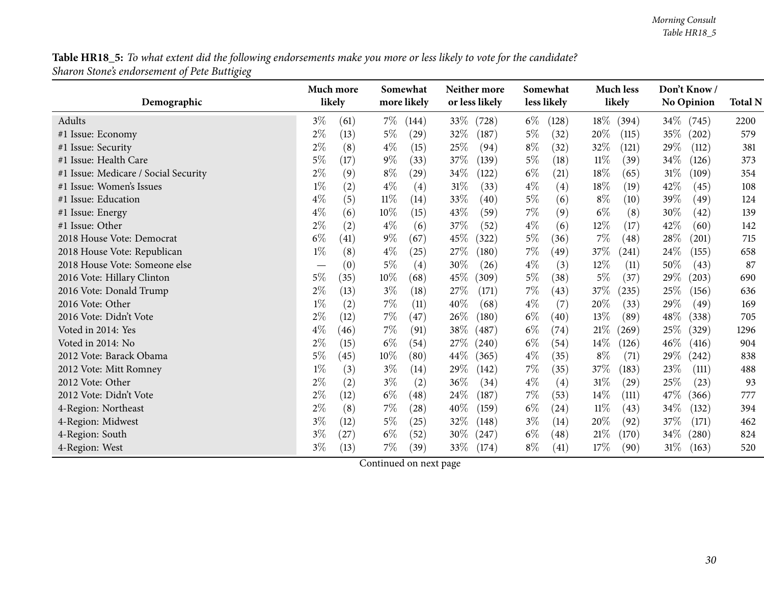**Table HR18_5:** *To what extent did the following endorsements make you more or less likely to vote for the candidate?*
*Sharon Stone's endorsement of Pete Buttigieg*

| Demographic | Much more likely | | Somewhat more likely | | Neither more or less likely | | Somewhat less likely | | Much less likely | | Don't Know / No Opinion | | Total N |
|---|---|---|---|---|---|---|---|---|---|---|---|---|---|
| Adults | 3% | (61) | 7% | (144) | 33% | (728) | 6% | (128) | 18% | (394) | 34% | (745) | 2200 |
| #1 Issue: Economy | 2% | (13) | 5% | (29) | 32% | (187) | 5% | (32) | 20% | (115) | 35% | (202) | 579 |
| #1 Issue: Security | 2% | (8) | 4% | (15) | 25% | (94) | 8% | (32) | 32% | (121) | 29% | (112) | 381 |
| #1 Issue: Health Care | 5% | (17) | 9% | (33) | 37% | (139) | 5% | (18) | 11% | (39) | 34% | (126) | 373 |
| #1 Issue: Medicare / Social Security | 2% | (9) | 8% | (29) | 34% | (122) | 6% | (21) | 18% | (65) | 31% | (109) | 354 |
| #1 Issue: Women's Issues | 1% | (2) | 4% | (4) | 31% | (33) | 4% | (4) | 18% | (19) | 42% | (45) | 108 |
| #1 Issue: Education | 4% | (5) | 11% | (14) | 33% | (40) | 5% | (6) | 8% | (10) | 39% | (49) | 124 |
| #1 Issue: Energy | 4% | (6) | 10% | (15) | 43% | (59) | 7% | (9) | 6% | (8) | 30% | (42) | 139 |
| #1 Issue: Other | 2% | (2) | 4% | (6) | 37% | (52) | 4% | (6) | 12% | (17) | 42% | (60) | 142 |
| 2018 House Vote: Democrat | 6% | (41) | 9% | (67) | 45% | (322) | 5% | (36) | 7% | (48) | 28% | (201) | 715 |
| 2018 House Vote: Republican | 1% | (8) | 4% | (25) | 27% | (180) | 7% | (49) | 37% | (241) | 24% | (155) | 658 |
| 2018 House Vote: Someone else | — | (0) | 5% | (4) | 30% | (26) | 4% | (3) | 12% | (11) | 50% | (43) | 87 |
| 2016 Vote: Hillary Clinton | 5% | (35) | 10% | (68) | 45% | (309) | 5% | (38) | 5% | (37) | 29% | (203) | 690 |
| 2016 Vote: Donald Trump | 2% | (13) | 3% | (18) | 27% | (171) | 7% | (43) | 37% | (235) | 25% | (156) | 636 |
| 2016 Vote: Other | 1% | (2) | 7% | (11) | 40% | (68) | 4% | (7) | 20% | (33) | 29% | (49) | 169 |
| 2016 Vote: Didn't Vote | 2% | (12) | 7% | (47) | 26% | (180) | 6% | (40) | 13% | (89) | 48% | (338) | 705 |
| Voted in 2014: Yes | 4% | (46) | 7% | (91) | 38% | (487) | 6% | (74) | 21% | (269) | 25% | (329) | 1296 |
| Voted in 2014: No | 2% | (15) | 6% | (54) | 27% | (240) | 6% | (54) | 14% | (126) | 46% | (416) | 904 |
| 2012 Vote: Barack Obama | 5% | (45) | 10% | (80) | 44% | (365) | 4% | (35) | 8% | (71) | 29% | (242) | 838 |
| 2012 Vote: Mitt Romney | 1% | (3) | 3% | (14) | 29% | (142) | 7% | (35) | 37% | (183) | 23% | (111) | 488 |
| 2012 Vote: Other | 2% | (2) | 3% | (2) | 36% | (34) | 4% | (4) | 31% | (29) | 25% | (23) | 93 |
| 2012 Vote: Didn't Vote | 2% | (12) | 6% | (48) | 24% | (187) | 7% | (53) | 14% | (111) | 47% | (366) | 777 |
| 4-Region: Northeast | 2% | (8) | 7% | (28) | 40% | (159) | 6% | (24) | 11% | (43) | 34% | (132) | 394 |
| 4-Region: Midwest | 3% | (12) | 5% | (25) | 32% | (148) | 3% | (14) | 20% | (92) | 37% | (171) | 462 |
| 4-Region: South | 3% | (27) | 6% | (52) | 30% | (247) | 6% | (48) | 21% | (170) | 34% | (280) | 824 |
| 4-Region: West | 3% | (13) | 7% | (39) | 33% | (174) | 8% | (41) | 17% | (90) | 31% | (163) | 520 |

Continued on next page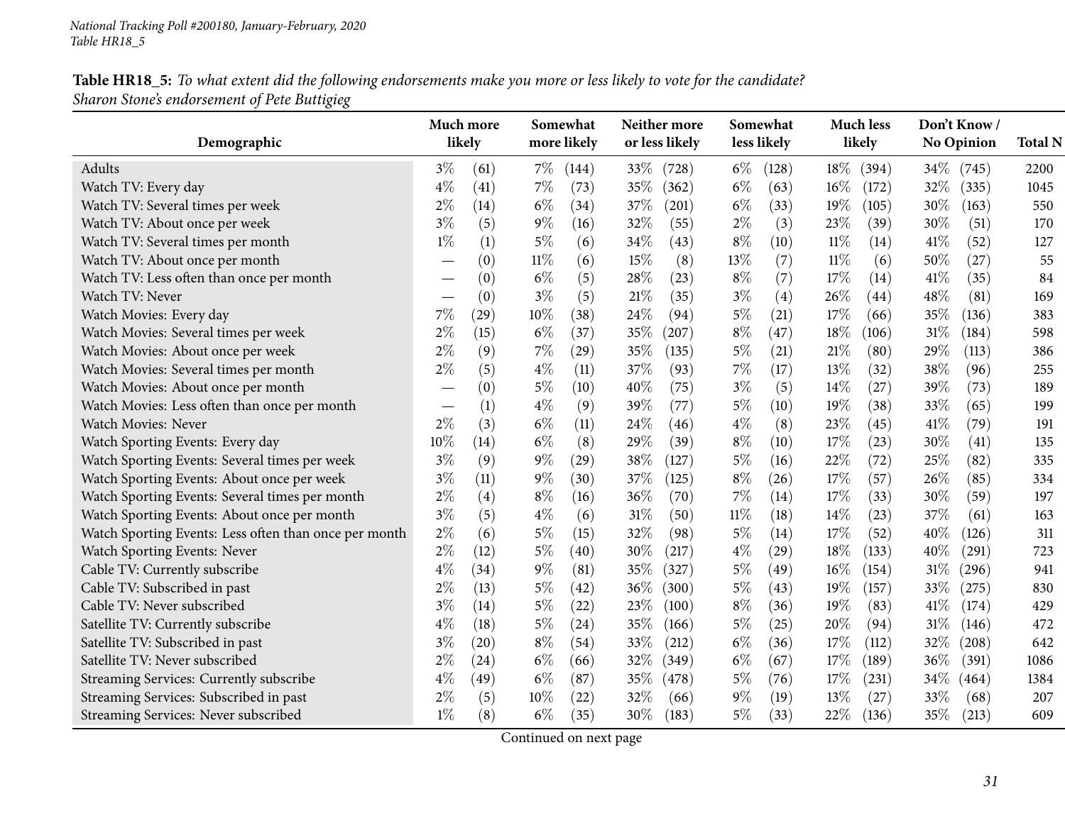**Table HR18_5:** *To what extent did the following endorsements make you more or less likely to vote for the candidate?*
*Sharon Stone's endorsement of Pete Buttigieg*

| Demographic | Much more likely | | Somewhat more likely | | Neither more or less likely | | Somewhat less likely | | Much less likely | | Don't Know / No Opinion | | Total N |
|---|---|---|---|---|---|---|---|---|---|---|---|---|---|
| Adults | 3% | (61) | 7% | (144) | 33% | (728) | 6% | (128) | 18% | (394) | 34% | (745) | 2200 |
| Watch TV: Every day | 4% | (41) | 7% | (73) | 35% | (362) | 6% | (63) | 16% | (172) | 32% | (335) | 1045 |
| Watch TV: Several times per week | 2% | (14) | 6% | (34) | 37% | (201) | 6% | (33) | 19% | (105) | 30% | (163) | 550 |
| Watch TV: About once per week | 3% | (5) | 9% | (16) | 32% | (55) | 2% | (3) | 23% | (39) | 30% | (51) | 170 |
| Watch TV: Several times per month | 1% | (1) | 5% | (6) | 34% | (43) | 8% | (10) | 11% | (14) | 41% | (52) | 127 |
| Watch TV: About once per month | — | (0) | 11% | (6) | 15% | (8) | 13% | (7) | 11% | (6) | 50% | (27) | 55 |
| Watch TV: Less often than once per month | — | (0) | 6% | (5) | 28% | (23) | 8% | (7) | 17% | (14) | 41% | (35) | 84 |
| Watch TV: Never | — | (0) | 3% | (5) | 21% | (35) | 3% | (4) | 26% | (44) | 48% | (81) | 169 |
| Watch Movies: Every day | 7% | (29) | 10% | (38) | 24% | (94) | 5% | (21) | 17% | (66) | 35% | (136) | 383 |
| Watch Movies: Several times per week | 2% | (15) | 6% | (37) | 35% | (207) | 8% | (47) | 18% | (106) | 31% | (184) | 598 |
| Watch Movies: About once per week | 2% | (9) | 7% | (29) | 35% | (135) | 5% | (21) | 21% | (80) | 29% | (113) | 386 |
| Watch Movies: Several times per month | 2% | (5) | 4% | (11) | 37% | (93) | 7% | (17) | 13% | (32) | 38% | (96) | 255 |
| Watch Movies: About once per month | — | (0) | 5% | (10) | 40% | (75) | 3% | (5) | 14% | (27) | 39% | (73) | 189 |
| Watch Movies: Less often than once per month | — | (1) | 4% | (9) | 39% | (77) | 5% | (10) | 19% | (38) | 33% | (65) | 199 |
| Watch Movies: Never | 2% | (3) | 6% | (11) | 24% | (46) | 4% | (8) | 23% | (45) | 41% | (79) | 191 |
| Watch Sporting Events: Every day | 10% | (14) | 6% | (8) | 29% | (39) | 8% | (10) | 17% | (23) | 30% | (41) | 135 |
| Watch Sporting Events: Several times per week | 3% | (9) | 9% | (29) | 38% | (127) | 5% | (16) | 22% | (72) | 25% | (82) | 335 |
| Watch Sporting Events: About once per week | 3% | (11) | 9% | (30) | 37% | (125) | 8% | (26) | 17% | (57) | 26% | (85) | 334 |
| Watch Sporting Events: Several times per month | 2% | (4) | 8% | (16) | 36% | (70) | 7% | (14) | 17% | (33) | 30% | (59) | 197 |
| Watch Sporting Events: About once per month | 3% | (5) | 4% | (6) | 31% | (50) | 11% | (18) | 14% | (23) | 37% | (61) | 163 |
| Watch Sporting Events: Less often than once per month | 2% | (6) | 5% | (15) | 32% | (98) | 5% | (14) | 17% | (52) | 40% | (126) | 311 |
| Watch Sporting Events: Never | 2% | (12) | 5% | (40) | 30% | (217) | 4% | (29) | 18% | (133) | 40% | (291) | 723 |
| Cable TV: Currently subscribe | 4% | (34) | 9% | (81) | 35% | (327) | 5% | (49) | 16% | (154) | 31% | (296) | 941 |
| Cable TV: Subscribed in past | 2% | (13) | 5% | (42) | 36% | (300) | 5% | (43) | 19% | (157) | 33% | (275) | 830 |
| Cable TV: Never subscribed | 3% | (14) | 5% | (22) | 23% | (100) | 8% | (36) | 19% | (83) | 41% | (174) | 429 |
| Satellite TV: Currently subscribe | 4% | (18) | 5% | (24) | 35% | (166) | 5% | (25) | 20% | (94) | 31% | (146) | 472 |
| Satellite TV: Subscribed in past | 3% | (20) | 8% | (54) | 33% | (212) | 6% | (36) | 17% | (112) | 32% | (208) | 642 |
| Satellite TV: Never subscribed | 2% | (24) | 6% | (66) | 32% | (349) | 6% | (67) | 17% | (189) | 36% | (391) | 1086 |
| Streaming Services: Currently subscribe | 4% | (49) | 6% | (87) | 35% | (478) | 5% | (76) | 17% | (231) | 34% | (464) | 1384 |
| Streaming Services: Subscribed in past | 2% | (5) | 10% | (22) | 32% | (66) | 9% | (19) | 13% | (27) | 33% | (68) | 207 |
| Streaming Services: Never subscribed | 1% | (8) | 6% | (35) | 30% | (183) | 5% | (33) | 22% | (136) | 35% | (213) | 609 |

Continued on next page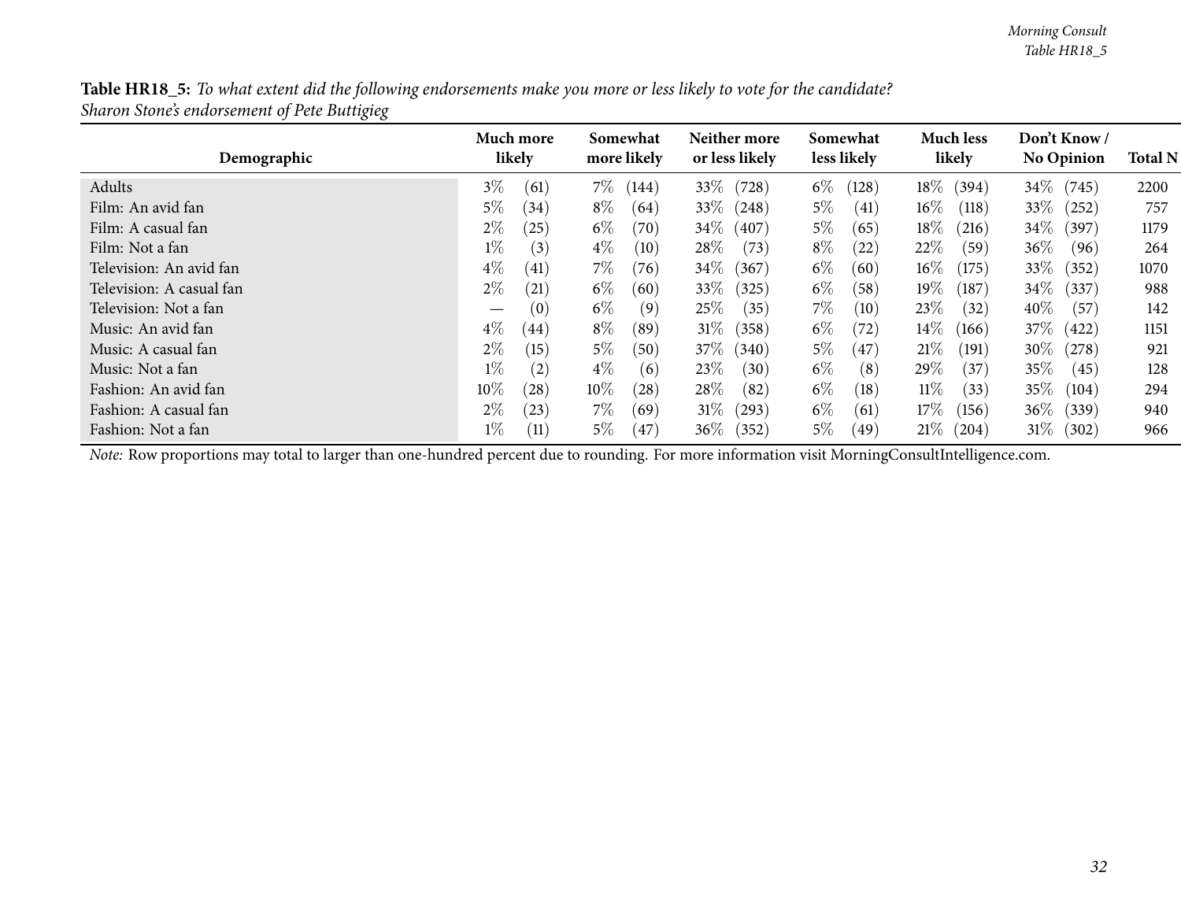**Table HR18_5:** *To what extent did the following endorsements make you more or less likely to vote for the candidate?*
*Sharon Stone's endorsement of Pete Buttigieg*

| Demographic | Much more likely | | Somewhat more likely | | Neither more or less likely | | Somewhat less likely | | Much less likely | | Don't Know / No Opinion | | Total N |
|---|---|---|---|---|---|---|---|---|---|---|---|---|---|
| Adults | 3% | (61) | 7% | (144) | 33% | (728) | 6% | (128) | 18% | (394) | 34% | (745) | 2200 |
| Film: An avid fan | 5% | (34) | 8% | (64) | 33% | (248) | 5% | (41) | 16% | (118) | 33% | (252) | 757 |
| Film: A casual fan | 2% | (25) | 6% | (70) | 34% | (407) | 5% | (65) | 18% | (216) | 34% | (397) | 1179 |
| Film: Not a fan | 1% | (3) | 4% | (10) | 28% | (73) | 8% | (22) | 22% | (59) | 36% | (96) | 264 |
| Television: An avid fan | 4% | (41) | 7% | (76) | 34% | (367) | 6% | (60) | 16% | (175) | 33% | (352) | 1070 |
| Television: A casual fan | 2% | (21) | 6% | (60) | 33% | (325) | 6% | (58) | 19% | (187) | 34% | (337) | 988 |
| Television: Not a fan | — | (0) | 6% | (9) | 25% | (35) | 7% | (10) | 23% | (32) | 40% | (57) | 142 |
| Music: An avid fan | 4% | (44) | 8% | (89) | 31% | (358) | 6% | (72) | 14% | (166) | 37% | (422) | 1151 |
| Music: A casual fan | 2% | (15) | 5% | (50) | 37% | (340) | 5% | (47) | 21% | (191) | 30% | (278) | 921 |
| Music: Not a fan | 1% | (2) | 4% | (6) | 23% | (30) | 6% | (8) | 29% | (37) | 35% | (45) | 128 |
| Fashion: An avid fan | 10% | (28) | 10% | (28) | 28% | (82) | 6% | (18) | 11% | (33) | 35% | (104) | 294 |
| Fashion: A casual fan | 2% | (23) | 7% | (69) | 31% | (293) | 6% | (61) | 17% | (156) | 36% | (339) | 940 |
| Fashion: Not a fan | 1% | (11) | 5% | (47) | 36% | (352) | 5% | (49) | 21% | (204) | 31% | (302) | 966 |

*Note:* Row proportions may total to larger than one-hundred percent due to rounding. For more information visit MorningConsultIntelligence.com.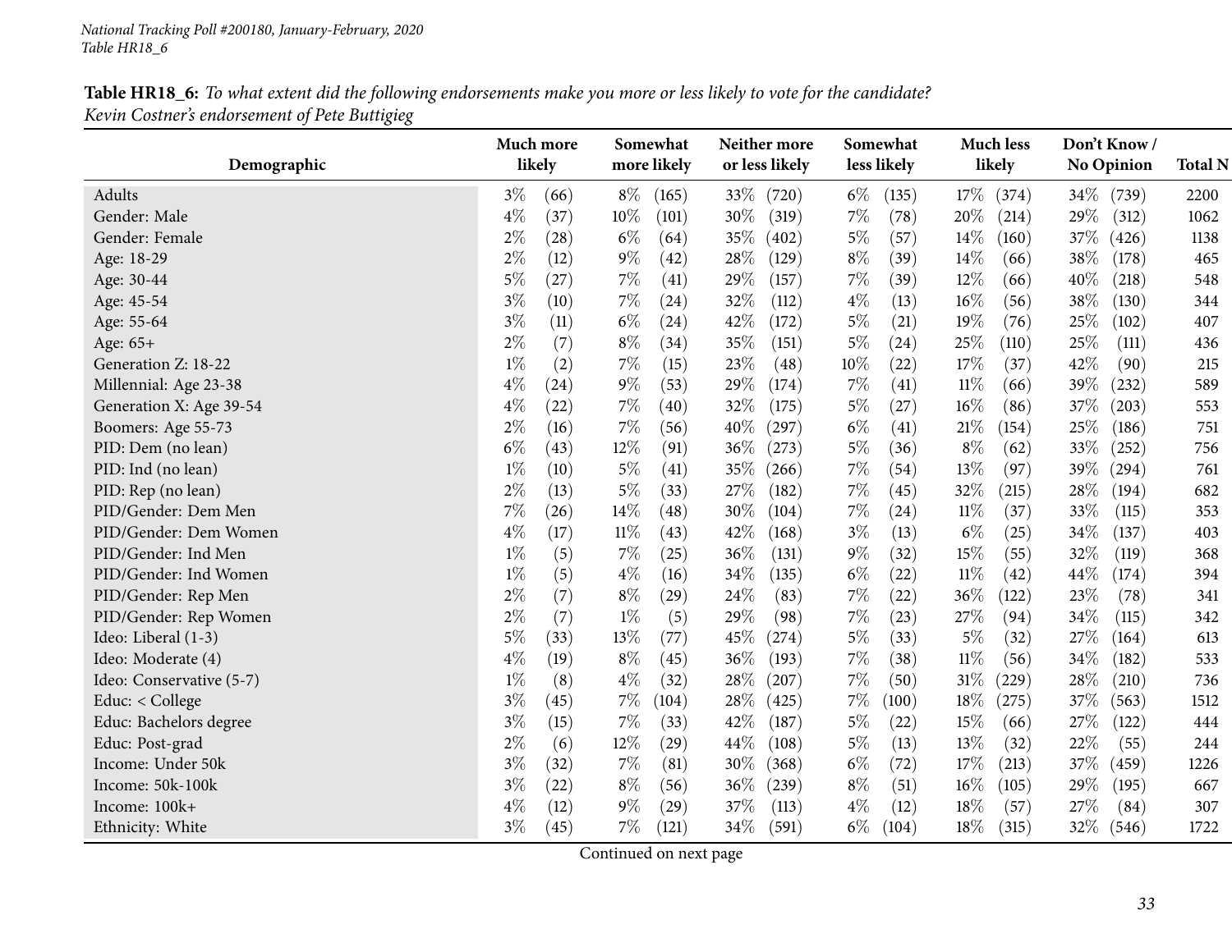**Table HR18_6:** *To what extent did the following endorsements make you more or less likely to vote for the candidate?*
*Kevin Costner's endorsement of Pete Buttigieg*

| Demographic | Much more likely | Somewhat more likely | Neither more or less likely | Somewhat less likely | Much less likely | Don't Know / No Opinion | Total N |
|---|---|---|---|---|---|---|---|
| Adults | 3% (66) | 8% (165) | 33% (720) | 6% (135) | 17% (374) | 34% (739) | 2200 |
| Gender: Male | 4% (37) | 10% (101) | 30% (319) | 7% (78) | 20% (214) | 29% (312) | 1062 |
| Gender: Female | 2% (28) | 6% (64) | 35% (402) | 5% (57) | 14% (160) | 37% (426) | 1138 |
| Age: 18-29 | 2% (12) | 9% (42) | 28% (129) | 8% (39) | 14% (66) | 38% (178) | 465 |
| Age: 30-44 | 5% (27) | 7% (41) | 29% (157) | 7% (39) | 12% (66) | 40% (218) | 548 |
| Age: 45-54 | 3% (10) | 7% (24) | 32% (112) | 4% (13) | 16% (56) | 38% (130) | 344 |
| Age: 55-64 | 3% (11) | 6% (24) | 42% (172) | 5% (21) | 19% (76) | 25% (102) | 407 |
| Age: 65+ | 2% (7) | 8% (34) | 35% (151) | 5% (24) | 25% (110) | 25% (111) | 436 |
| Generation Z: 18-22 | 1% (2) | 7% (15) | 23% (48) | 10% (22) | 17% (37) | 42% (90) | 215 |
| Millennial: Age 23-38 | 4% (24) | 9% (53) | 29% (174) | 7% (41) | 11% (66) | 39% (232) | 589 |
| Generation X: Age 39-54 | 4% (22) | 7% (40) | 32% (175) | 5% (27) | 16% (86) | 37% (203) | 553 |
| Boomers: Age 55-73 | 2% (16) | 7% (56) | 40% (297) | 6% (41) | 21% (154) | 25% (186) | 751 |
| PID: Dem (no lean) | 6% (43) | 12% (91) | 36% (273) | 5% (36) | 8% (62) | 33% (252) | 756 |
| PID: Ind (no lean) | 1% (10) | 5% (41) | 35% (266) | 7% (54) | 13% (97) | 39% (294) | 761 |
| PID: Rep (no lean) | 2% (13) | 5% (33) | 27% (182) | 7% (45) | 32% (215) | 28% (194) | 682 |
| PID/Gender: Dem Men | 7% (26) | 14% (48) | 30% (104) | 7% (24) | 11% (37) | 33% (115) | 353 |
| PID/Gender: Dem Women | 4% (17) | 11% (43) | 42% (168) | 3% (13) | 6% (25) | 34% (137) | 403 |
| PID/Gender: Ind Men | 1% (5) | 7% (25) | 36% (131) | 9% (32) | 15% (55) | 32% (119) | 368 |
| PID/Gender: Ind Women | 1% (5) | 4% (16) | 34% (135) | 6% (22) | 11% (42) | 44% (174) | 394 |
| PID/Gender: Rep Men | 2% (7) | 8% (29) | 24% (83) | 7% (22) | 36% (122) | 23% (78) | 341 |
| PID/Gender: Rep Women | 2% (7) | 1% (5) | 29% (98) | 7% (23) | 27% (94) | 34% (115) | 342 |
| Ideo: Liberal (1-3) | 5% (33) | 13% (77) | 45% (274) | 5% (33) | 5% (32) | 27% (164) | 613 |
| Ideo: Moderate (4) | 4% (19) | 8% (45) | 36% (193) | 7% (38) | 11% (56) | 34% (182) | 533 |
| Ideo: Conservative (5-7) | 1% (8) | 4% (32) | 28% (207) | 7% (50) | 31% (229) | 28% (210) | 736 |
| Educ: < College | 3% (45) | 7% (104) | 28% (425) | 7% (100) | 18% (275) | 37% (563) | 1512 |
| Educ: Bachelors degree | 3% (15) | 7% (33) | 42% (187) | 5% (22) | 15% (66) | 27% (122) | 444 |
| Educ: Post-grad | 2% (6) | 12% (29) | 44% (108) | 5% (13) | 13% (32) | 22% (55) | 244 |
| Income: Under 50k | 3% (32) | 7% (81) | 30% (368) | 6% (72) | 17% (213) | 37% (459) | 1226 |
| Income: 50k-100k | 3% (22) | 8% (56) | 36% (239) | 8% (51) | 16% (105) | 29% (195) | 667 |
| Income: 100k+ | 4% (12) | 9% (29) | 37% (113) | 4% (12) | 18% (57) | 27% (84) | 307 |
| Ethnicity: White | 3% (45) | 7% (121) | 34% (591) | 6% (104) | 18% (315) | 32% (546) | 1722 |

Continued on next page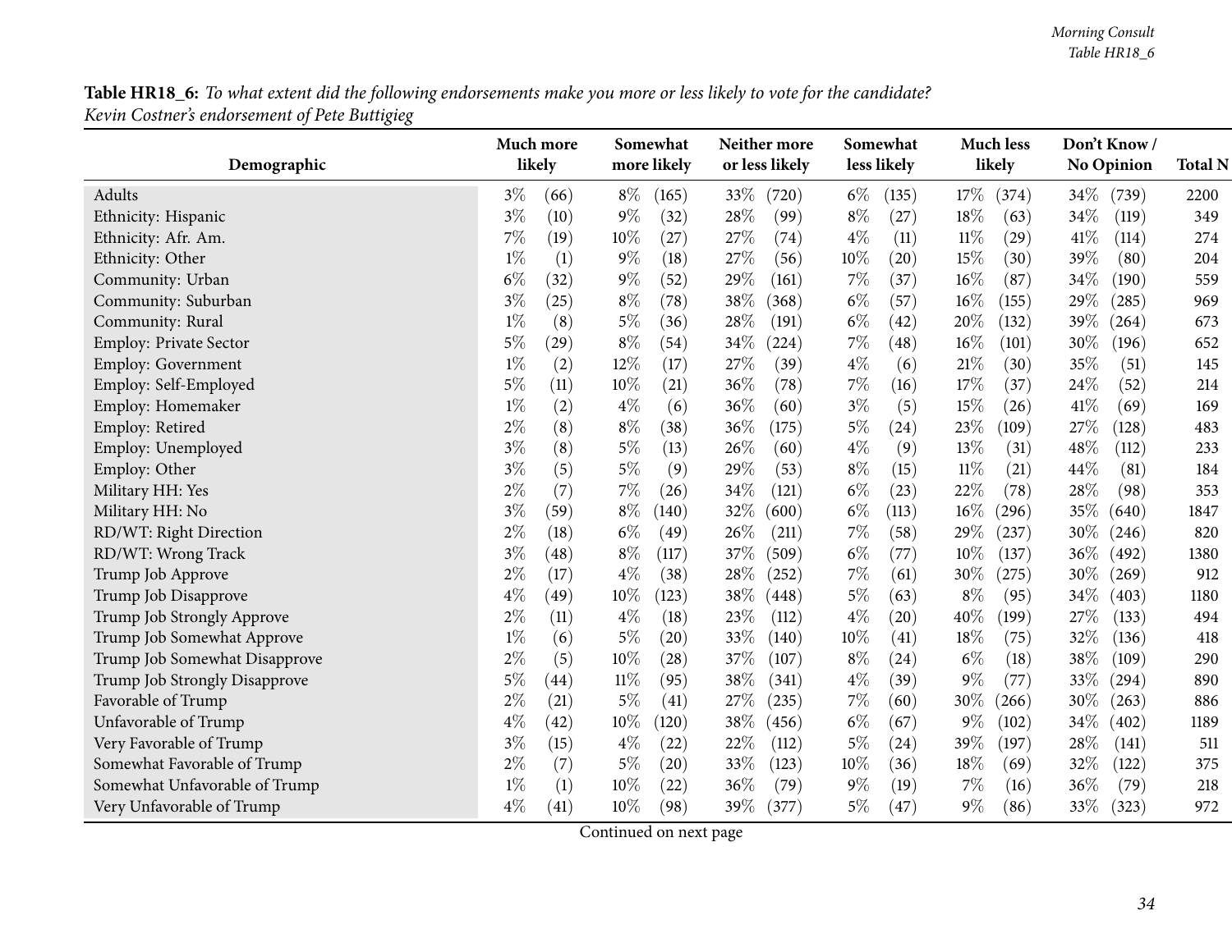**Table HR18_6:** *To what extent did the following endorsements make you more or less likely to vote for the candidate?*
*Kevin Costner's endorsement of Pete Buttigieg*

| Demographic | Much more likely | | Somewhat more likely | | Neither more or less likely | | Somewhat less likely | | Much less likely | | Don't Know / No Opinion | | Total N |
|---|---|---|---|---|---|---|---|---|---|---|---|---|---|
| Adults | 3% | (66) | 8% | (165) | 33% | (720) | 6% | (135) | 17% | (374) | 34% | (739) | 2200 |
| Ethnicity: Hispanic | 3% | (10) | 9% | (32) | 28% | (99) | 8% | (27) | 18% | (63) | 34% | (119) | 349 |
| Ethnicity: Afr. Am. | 7% | (19) | 10% | (27) | 27% | (74) | 4% | (11) | 11% | (29) | 41% | (114) | 274 |
| Ethnicity: Other | 1% | (1) | 9% | (18) | 27% | (56) | 10% | (20) | 15% | (30) | 39% | (80) | 204 |
| Community: Urban | 6% | (32) | 9% | (52) | 29% | (161) | 7% | (37) | 16% | (87) | 34% | (190) | 559 |
| Community: Suburban | 3% | (25) | 8% | (78) | 38% | (368) | 6% | (57) | 16% | (155) | 29% | (285) | 969 |
| Community: Rural | 1% | (8) | 5% | (36) | 28% | (191) | 6% | (42) | 20% | (132) | 39% | (264) | 673 |
| Employ: Private Sector | 5% | (29) | 8% | (54) | 34% | (224) | 7% | (48) | 16% | (101) | 30% | (196) | 652 |
| Employ: Government | 1% | (2) | 12% | (17) | 27% | (39) | 4% | (6) | 21% | (30) | 35% | (51) | 145 |
| Employ: Self-Employed | 5% | (11) | 10% | (21) | 36% | (78) | 7% | (16) | 17% | (37) | 24% | (52) | 214 |
| Employ: Homemaker | 1% | (2) | 4% | (6) | 36% | (60) | 3% | (5) | 15% | (26) | 41% | (69) | 169 |
| Employ: Retired | 2% | (8) | 8% | (38) | 36% | (175) | 5% | (24) | 23% | (109) | 27% | (128) | 483 |
| Employ: Unemployed | 3% | (8) | 5% | (13) | 26% | (60) | 4% | (9) | 13% | (31) | 48% | (112) | 233 |
| Employ: Other | 3% | (5) | 5% | (9) | 29% | (53) | 8% | (15) | 11% | (21) | 44% | (81) | 184 |
| Military HH: Yes | 2% | (7) | 7% | (26) | 34% | (121) | 6% | (23) | 22% | (78) | 28% | (98) | 353 |
| Military HH: No | 3% | (59) | 8% | (140) | 32% | (600) | 6% | (113) | 16% | (296) | 35% | (640) | 1847 |
| RD/WT: Right Direction | 2% | (18) | 6% | (49) | 26% | (211) | 7% | (58) | 29% | (237) | 30% | (246) | 820 |
| RD/WT: Wrong Track | 3% | (48) | 8% | (117) | 37% | (509) | 6% | (77) | 10% | (137) | 36% | (492) | 1380 |
| Trump Job Approve | 2% | (17) | 4% | (38) | 28% | (252) | 7% | (61) | 30% | (275) | 30% | (269) | 912 |
| Trump Job Disapprove | 4% | (49) | 10% | (123) | 38% | (448) | 5% | (63) | 8% | (95) | 34% | (403) | 1180 |
| Trump Job Strongly Approve | 2% | (11) | 4% | (18) | 23% | (112) | 4% | (20) | 40% | (199) | 27% | (133) | 494 |
| Trump Job Somewhat Approve | 1% | (6) | 5% | (20) | 33% | (140) | 10% | (41) | 18% | (75) | 32% | (136) | 418 |
| Trump Job Somewhat Disapprove | 2% | (5) | 10% | (28) | 37% | (107) | 8% | (24) | 6% | (18) | 38% | (109) | 290 |
| Trump Job Strongly Disapprove | 5% | (44) | 11% | (95) | 38% | (341) | 4% | (39) | 9% | (77) | 33% | (294) | 890 |
| Favorable of Trump | 2% | (21) | 5% | (41) | 27% | (235) | 7% | (60) | 30% | (266) | 30% | (263) | 886 |
| Unfavorable of Trump | 4% | (42) | 10% | (120) | 38% | (456) | 6% | (67) | 9% | (102) | 34% | (402) | 1189 |
| Very Favorable of Trump | 3% | (15) | 4% | (22) | 22% | (112) | 5% | (24) | 39% | (197) | 28% | (141) | 511 |
| Somewhat Favorable of Trump | 2% | (7) | 5% | (20) | 33% | (123) | 10% | (36) | 18% | (69) | 32% | (122) | 375 |
| Somewhat Unfavorable of Trump | 1% | (1) | 10% | (22) | 36% | (79) | 9% | (19) | 7% | (16) | 36% | (79) | 218 |
| Very Unfavorable of Trump | 4% | (41) | 10% | (98) | 39% | (377) | 5% | (47) | 9% | (86) | 33% | (323) | 972 |

Continued on next page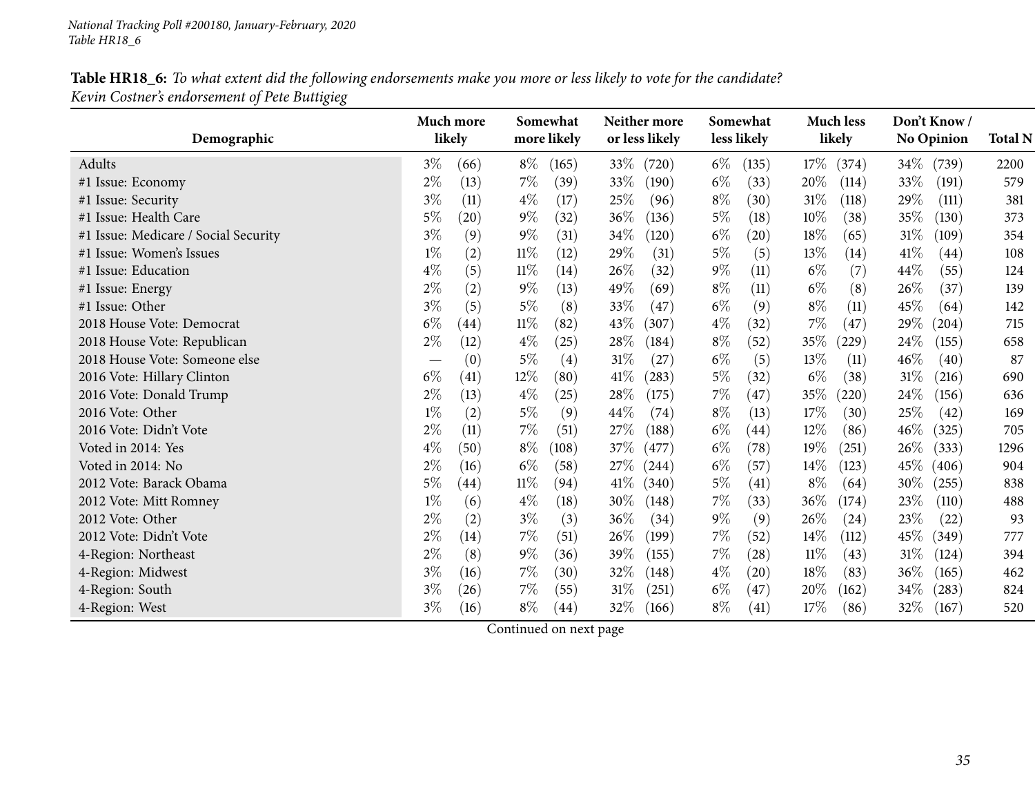**Table HR18_6:** *To what extent did the following endorsements make you more or less likely to vote for the candidate?*
*Kevin Costner's endorsement of Pete Buttigieg*

| Demographic | Much more likely | | Somewhat more likely | | Neither more or less likely | | Somewhat less likely | | Much less likely | | Don't Know / No Opinion | | Total N |
|---|---|---|---|---|---|---|---|---|---|---|---|---|---|
| Adults | 3% | (66) | 8% | (165) | 33% | (720) | 6% | (135) | 17% | (374) | 34% | (739) | 2200 |
| #1 Issue: Economy | 2% | (13) | 7% | (39) | 33% | (190) | 6% | (33) | 20% | (114) | 33% | (191) | 579 |
| #1 Issue: Security | 3% | (11) | 4% | (17) | 25% | (96) | 8% | (30) | 31% | (118) | 29% | (111) | 381 |
| #1 Issue: Health Care | 5% | (20) | 9% | (32) | 36% | (136) | 5% | (18) | 10% | (38) | 35% | (130) | 373 |
| #1 Issue: Medicare / Social Security | 3% | (9) | 9% | (31) | 34% | (120) | 6% | (20) | 18% | (65) | 31% | (109) | 354 |
| #1 Issue: Women's Issues | 1% | (2) | 11% | (12) | 29% | (31) | 5% | (5) | 13% | (14) | 41% | (44) | 108 |
| #1 Issue: Education | 4% | (5) | 11% | (14) | 26% | (32) | 9% | (11) | 6% | (7) | 44% | (55) | 124 |
| #1 Issue: Energy | 2% | (2) | 9% | (13) | 49% | (69) | 8% | (11) | 6% | (8) | 26% | (37) | 139 |
| #1 Issue: Other | 3% | (5) | 5% | (8) | 33% | (47) | 6% | (9) | 8% | (11) | 45% | (64) | 142 |
| 2018 House Vote: Democrat | 6% | (44) | 11% | (82) | 43% | (307) | 4% | (32) | 7% | (47) | 29% | (204) | 715 |
| 2018 House Vote: Republican | 2% | (12) | 4% | (25) | 28% | (184) | 8% | (52) | 35% | (229) | 24% | (155) | 658 |
| 2018 House Vote: Someone else | — | (0) | 5% | (4) | 31% | (27) | 6% | (5) | 13% | (11) | 46% | (40) | 87 |
| 2016 Vote: Hillary Clinton | 6% | (41) | 12% | (80) | 41% | (283) | 5% | (32) | 6% | (38) | 31% | (216) | 690 |
| 2016 Vote: Donald Trump | 2% | (13) | 4% | (25) | 28% | (175) | 7% | (47) | 35% | (220) | 24% | (156) | 636 |
| 2016 Vote: Other | 1% | (2) | 5% | (9) | 44% | (74) | 8% | (13) | 17% | (30) | 25% | (42) | 169 |
| 2016 Vote: Didn't Vote | 2% | (11) | 7% | (51) | 27% | (188) | 6% | (44) | 12% | (86) | 46% | (325) | 705 |
| Voted in 2014: Yes | 4% | (50) | 8% | (108) | 37% | (477) | 6% | (78) | 19% | (251) | 26% | (333) | 1296 |
| Voted in 2014: No | 2% | (16) | 6% | (58) | 27% | (244) | 6% | (57) | 14% | (123) | 45% | (406) | 904 |
| 2012 Vote: Barack Obama | 5% | (44) | 11% | (94) | 41% | (340) | 5% | (41) | 8% | (64) | 30% | (255) | 838 |
| 2012 Vote: Mitt Romney | 1% | (6) | 4% | (18) | 30% | (148) | 7% | (33) | 36% | (174) | 23% | (110) | 488 |
| 2012 Vote: Other | 2% | (2) | 3% | (3) | 36% | (34) | 9% | (9) | 26% | (24) | 23% | (22) | 93 |
| 2012 Vote: Didn't Vote | 2% | (14) | 7% | (51) | 26% | (199) | 7% | (52) | 14% | (112) | 45% | (349) | 777 |
| 4-Region: Northeast | 2% | (8) | 9% | (36) | 39% | (155) | 7% | (28) | 11% | (43) | 31% | (124) | 394 |
| 4-Region: Midwest | 3% | (16) | 7% | (30) | 32% | (148) | 4% | (20) | 18% | (83) | 36% | (165) | 462 |
| 4-Region: South | 3% | (26) | 7% | (55) | 31% | (251) | 6% | (47) | 20% | (162) | 34% | (283) | 824 |
| 4-Region: West | 3% | (16) | 8% | (44) | 32% | (166) | 8% | (41) | 17% | (86) | 32% | (167) | 520 |

Continued on next page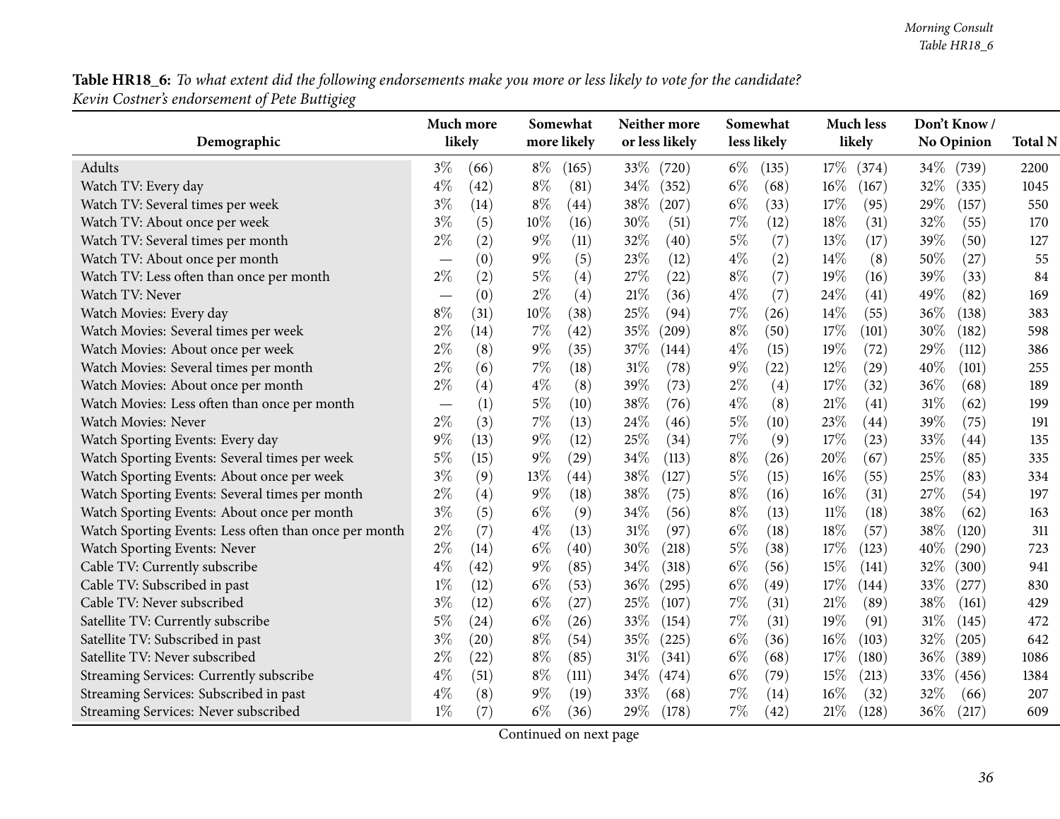**Table HR18_6:** *To what extent did the following endorsements make you more or less likely to vote for the candidate?*
*Kevin Costner's endorsement of Pete Buttigieg*

| Demographic | Much more likely | | Somewhat more likely | | Neither more or less likely | | Somewhat less likely | | Much less likely | | Don't Know / No Opinion | | Total N |
|---|---|---|---|---|---|---|---|---|---|---|---|---|---|
| Adults | 3% | (66) | 8% | (165) | 33% | (720) | 6% | (135) | 17% | (374) | 34% | (739) | 2200 |
| Watch TV: Every day | 4% | (42) | 8% | (81) | 34% | (352) | 6% | (68) | 16% | (167) | 32% | (335) | 1045 |
| Watch TV: Several times per week | 3% | (14) | 8% | (44) | 38% | (207) | 6% | (33) | 17% | (95) | 29% | (157) | 550 |
| Watch TV: About once per week | 3% | (5) | 10% | (16) | 30% | (51) | 7% | (12) | 18% | (31) | 32% | (55) | 170 |
| Watch TV: Several times per month | 2% | (2) | 9% | (11) | 32% | (40) | 5% | (7) | 13% | (17) | 39% | (50) | 127 |
| Watch TV: About once per month | — | (0) | 9% | (5) | 23% | (12) | 4% | (2) | 14% | (8) | 50% | (27) | 55 |
| Watch TV: Less often than once per month | 2% | (2) | 5% | (4) | 27% | (22) | 8% | (7) | 19% | (16) | 39% | (33) | 84 |
| Watch TV: Never | — | (0) | 2% | (4) | 21% | (36) | 4% | (7) | 24% | (41) | 49% | (82) | 169 |
| Watch Movies: Every day | 8% | (31) | 10% | (38) | 25% | (94) | 7% | (26) | 14% | (55) | 36% | (138) | 383 |
| Watch Movies: Several times per week | 2% | (14) | 7% | (42) | 35% | (209) | 8% | (50) | 17% | (101) | 30% | (182) | 598 |
| Watch Movies: About once per week | 2% | (8) | 9% | (35) | 37% | (144) | 4% | (15) | 19% | (72) | 29% | (112) | 386 |
| Watch Movies: Several times per month | 2% | (6) | 7% | (18) | 31% | (78) | 9% | (22) | 12% | (29) | 40% | (101) | 255 |
| Watch Movies: About once per month | 2% | (4) | 4% | (8) | 39% | (73) | 2% | (4) | 17% | (32) | 36% | (68) | 189 |
| Watch Movies: Less often than once per month | — | (1) | 5% | (10) | 38% | (76) | 4% | (8) | 21% | (41) | 31% | (62) | 199 |
| Watch Movies: Never | 2% | (3) | 7% | (13) | 24% | (46) | 5% | (10) | 23% | (44) | 39% | (75) | 191 |
| Watch Sporting Events: Every day | 9% | (13) | 9% | (12) | 25% | (34) | 7% | (9) | 17% | (23) | 33% | (44) | 135 |
| Watch Sporting Events: Several times per week | 5% | (15) | 9% | (29) | 34% | (113) | 8% | (26) | 20% | (67) | 25% | (85) | 335 |
| Watch Sporting Events: About once per week | 3% | (9) | 13% | (44) | 38% | (127) | 5% | (15) | 16% | (55) | 25% | (83) | 334 |
| Watch Sporting Events: Several times per month | 2% | (4) | 9% | (18) | 38% | (75) | 8% | (16) | 16% | (31) | 27% | (54) | 197 |
| Watch Sporting Events: About once per month | 3% | (5) | 6% | (9) | 34% | (56) | 8% | (13) | 11% | (18) | 38% | (62) | 163 |
| Watch Sporting Events: Less often than once per month | 2% | (7) | 4% | (13) | 31% | (97) | 6% | (18) | 18% | (57) | 38% | (120) | 311 |
| Watch Sporting Events: Never | 2% | (14) | 6% | (40) | 30% | (218) | 5% | (38) | 17% | (123) | 40% | (290) | 723 |
| Cable TV: Currently subscribe | 4% | (42) | 9% | (85) | 34% | (318) | 6% | (56) | 15% | (141) | 32% | (300) | 941 |
| Cable TV: Subscribed in past | 1% | (12) | 6% | (53) | 36% | (295) | 6% | (49) | 17% | (144) | 33% | (277) | 830 |
| Cable TV: Never subscribed | 3% | (12) | 6% | (27) | 25% | (107) | 7% | (31) | 21% | (89) | 38% | (161) | 429 |
| Satellite TV: Currently subscribe | 5% | (24) | 6% | (26) | 33% | (154) | 7% | (31) | 19% | (91) | 31% | (145) | 472 |
| Satellite TV: Subscribed in past | 3% | (20) | 8% | (54) | 35% | (225) | 6% | (36) | 16% | (103) | 32% | (205) | 642 |
| Satellite TV: Never subscribed | 2% | (22) | 8% | (85) | 31% | (341) | 6% | (68) | 17% | (180) | 36% | (389) | 1086 |
| Streaming Services: Currently subscribe | 4% | (51) | 8% | (111) | 34% | (474) | 6% | (79) | 15% | (213) | 33% | (456) | 1384 |
| Streaming Services: Subscribed in past | 4% | (8) | 9% | (19) | 33% | (68) | 7% | (14) | 16% | (32) | 32% | (66) | 207 |
| Streaming Services: Never subscribed | 1% | (7) | 6% | (36) | 29% | (178) | 7% | (42) | 21% | (128) | 36% | (217) | 609 |

Continued on next page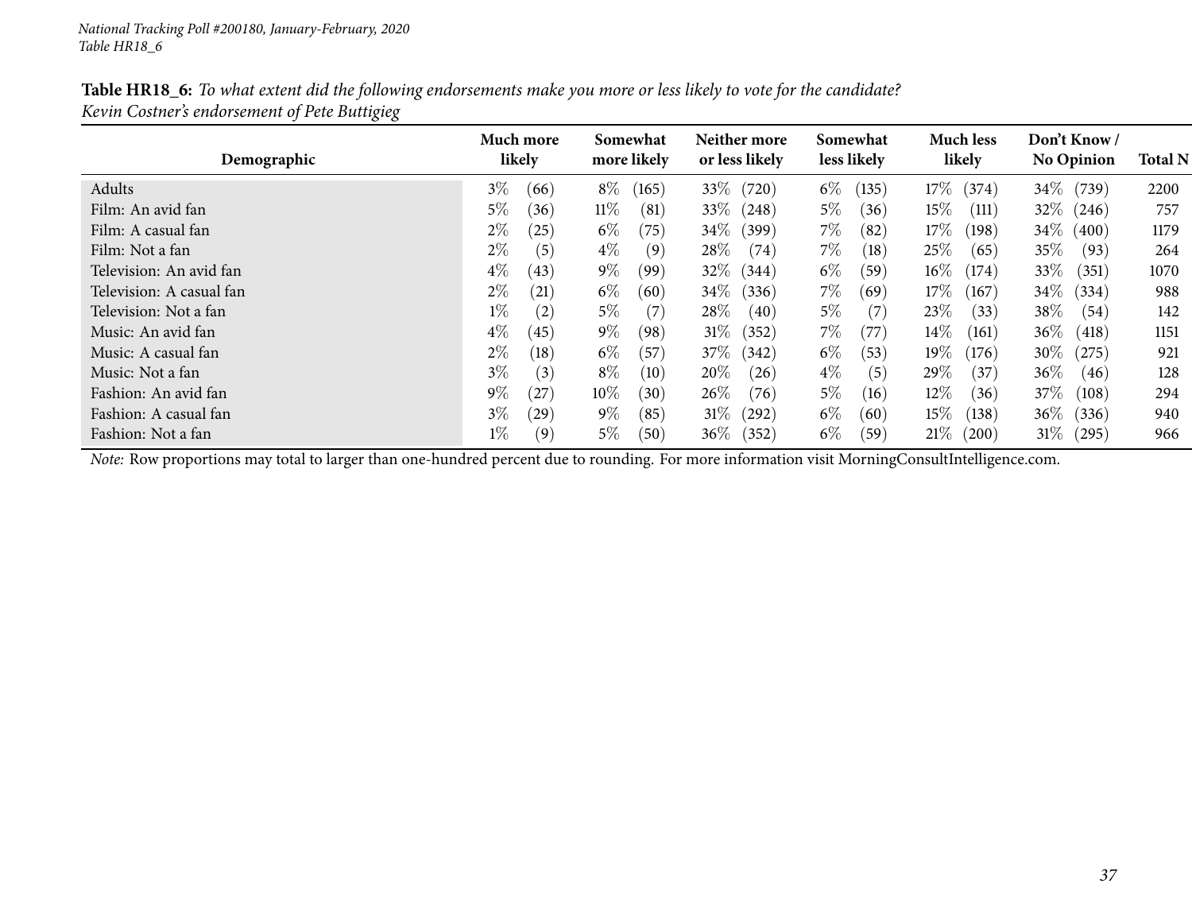*National Tracking Poll #200180, January-February, 2020*
*Table HR18_6*

**Table HR18_6:** *To what extent did the following endorsements make you more or less likely to vote for the candidate?*
*Kevin Costner's endorsement of Pete Buttigieg*

| Demographic | Much more likely | Somewhat more likely | Neither more or less likely | Somewhat less likely | Much less likely | Don't Know / No Opinion | Total N |
|---|---|---|---|---|---|---|---|
| Adults | 3% (66) | 8% (165) | 33% (720) | 6% (135) | 17% (374) | 34% (739) | 2200 |
| Film: An avid fan | 5% (36) | 11% (81) | 33% (248) | 5% (36) | 15% (111) | 32% (246) | 757 |
| Film: A casual fan | 2% (25) | 6% (75) | 34% (399) | 7% (82) | 17% (198) | 34% (400) | 1179 |
| Film: Not a fan | 2% (5) | 4% (9) | 28% (74) | 7% (18) | 25% (65) | 35% (93) | 264 |
| Television: An avid fan | 4% (43) | 9% (99) | 32% (344) | 6% (59) | 16% (174) | 33% (351) | 1070 |
| Television: A casual fan | 2% (21) | 6% (60) | 34% (336) | 7% (69) | 17% (167) | 34% (334) | 988 |
| Television: Not a fan | 1% (2) | 5% (7) | 28% (40) | 5% (7) | 23% (33) | 38% (54) | 142 |
| Music: An avid fan | 4% (45) | 9% (98) | 31% (352) | 7% (77) | 14% (161) | 36% (418) | 1151 |
| Music: A casual fan | 2% (18) | 6% (57) | 37% (342) | 6% (53) | 19% (176) | 30% (275) | 921 |
| Music: Not a fan | 3% (3) | 8% (10) | 20% (26) | 4% (5) | 29% (37) | 36% (46) | 128 |
| Fashion: An avid fan | 9% (27) | 10% (30) | 26% (76) | 5% (16) | 12% (36) | 37% (108) | 294 |
| Fashion: A casual fan | 3% (29) | 9% (85) | 31% (292) | 6% (60) | 15% (138) | 36% (336) | 940 |
| Fashion: Not a fan | 1% (9) | 5% (50) | 36% (352) | 6% (59) | 21% (200) | 31% (295) | 966 |

*Note:* Row proportions may total to larger than one-hundred percent due to rounding. For more information visit MorningConsultIntelligence.com.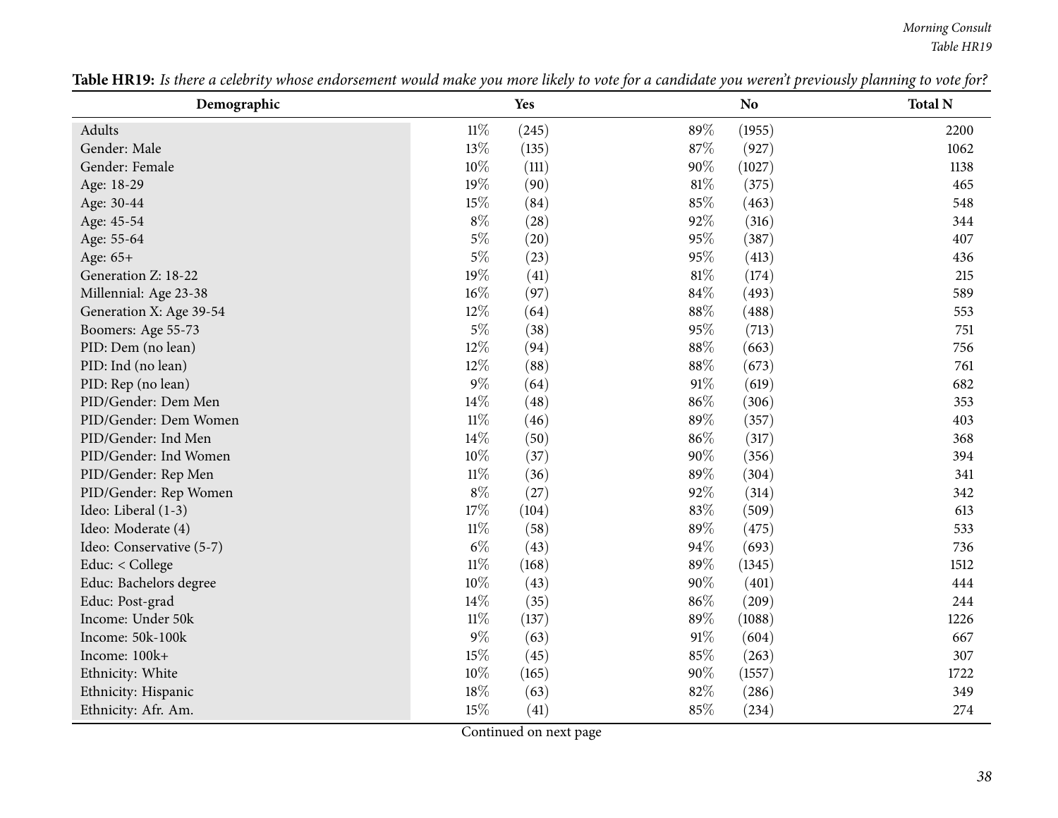**Table HR19:** *Is there a celebrity whose endorsement would make you more likely to vote for a candidate you weren't previously planning to vote for?*

| Demographic | Yes | | No | | Total N |
|---|---|---|---|---|---|
| Adults | 11% | (245) | 89% | (1955) | 2200 |
| Gender: Male | 13% | (135) | 87% | (927) | 1062 |
| Gender: Female | 10% | (111) | 90% | (1027) | 1138 |
| Age: 18-29 | 19% | (90) | 81% | (375) | 465 |
| Age: 30-44 | 15% | (84) | 85% | (463) | 548 |
| Age: 45-54 | 8% | (28) | 92% | (316) | 344 |
| Age: 55-64 | 5% | (20) | 95% | (387) | 407 |
| Age: 65+ | 5% | (23) | 95% | (413) | 436 |
| Generation Z: 18-22 | 19% | (41) | 81% | (174) | 215 |
| Millennial: Age 23-38 | 16% | (97) | 84% | (493) | 589 |
| Generation X: Age 39-54 | 12% | (64) | 88% | (488) | 553 |
| Boomers: Age 55-73 | 5% | (38) | 95% | (713) | 751 |
| PID: Dem (no lean) | 12% | (94) | 88% | (663) | 756 |
| PID: Ind (no lean) | 12% | (88) | 88% | (673) | 761 |
| PID: Rep (no lean) | 9% | (64) | 91% | (619) | 682 |
| PID/Gender: Dem Men | 14% | (48) | 86% | (306) | 353 |
| PID/Gender: Dem Women | 11% | (46) | 89% | (357) | 403 |
| PID/Gender: Ind Men | 14% | (50) | 86% | (317) | 368 |
| PID/Gender: Ind Women | 10% | (37) | 90% | (356) | 394 |
| PID/Gender: Rep Men | 11% | (36) | 89% | (304) | 341 |
| PID/Gender: Rep Women | 8% | (27) | 92% | (314) | 342 |
| Ideo: Liberal (1-3) | 17% | (104) | 83% | (509) | 613 |
| Ideo: Moderate (4) | 11% | (58) | 89% | (475) | 533 |
| Ideo: Conservative (5-7) | 6% | (43) | 94% | (693) | 736 |
| Educ: < College | 11% | (168) | 89% | (1345) | 1512 |
| Educ: Bachelors degree | 10% | (43) | 90% | (401) | 444 |
| Educ: Post-grad | 14% | (35) | 86% | (209) | 244 |
| Income: Under 50k | 11% | (137) | 89% | (1088) | 1226 |
| Income: 50k-100k | 9% | (63) | 91% | (604) | 667 |
| Income: 100k+ | 15% | (45) | 85% | (263) | 307 |
| Ethnicity: White | 10% | (165) | 90% | (1557) | 1722 |
| Ethnicity: Hispanic | 18% | (63) | 82% | (286) | 349 |
| Ethnicity: Afr. Am. | 15% | (41) | 85% | (234) | 274 |

Continued on next page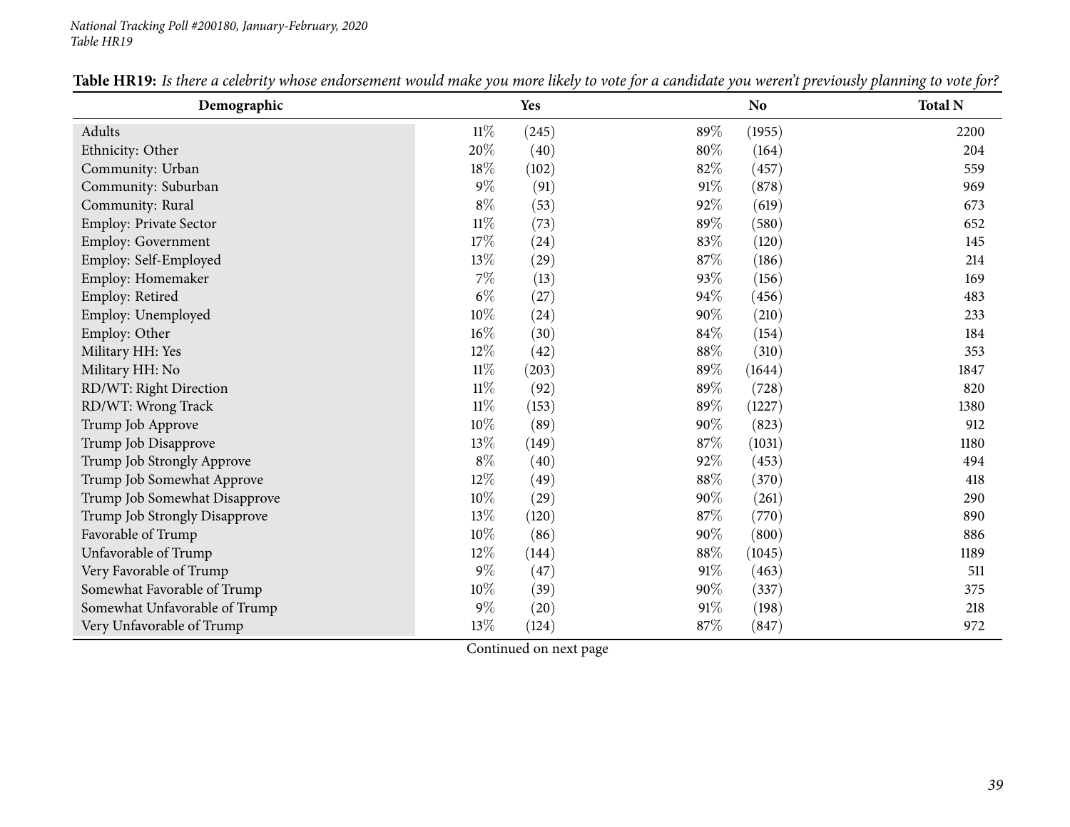**Table HR19:** *Is there a celebrity whose endorsement would make you more likely to vote for a candidate you weren't previously planning to vote for?*

| Demographic | Yes | | No | | Total N |
|---|---|---|---|---|---|
| Adults | 11% | (245) | 89% | (1955) | 2200 |
| Ethnicity: Other | 20% | (40) | 80% | (164) | 204 |
| Community: Urban | 18% | (102) | 82% | (457) | 559 |
| Community: Suburban | 9% | (91) | 91% | (878) | 969 |
| Community: Rural | 8% | (53) | 92% | (619) | 673 |
| Employ: Private Sector | 11% | (73) | 89% | (580) | 652 |
| Employ: Government | 17% | (24) | 83% | (120) | 145 |
| Employ: Self-Employed | 13% | (29) | 87% | (186) | 214 |
| Employ: Homemaker | 7% | (13) | 93% | (156) | 169 |
| Employ: Retired | 6% | (27) | 94% | (456) | 483 |
| Employ: Unemployed | 10% | (24) | 90% | (210) | 233 |
| Employ: Other | 16% | (30) | 84% | (154) | 184 |
| Military HH: Yes | 12% | (42) | 88% | (310) | 353 |
| Military HH: No | 11% | (203) | 89% | (1644) | 1847 |
| RD/WT: Right Direction | 11% | (92) | 89% | (728) | 820 |
| RD/WT: Wrong Track | 11% | (153) | 89% | (1227) | 1380 |
| Trump Job Approve | 10% | (89) | 90% | (823) | 912 |
| Trump Job Disapprove | 13% | (149) | 87% | (1031) | 1180 |
| Trump Job Strongly Approve | 8% | (40) | 92% | (453) | 494 |
| Trump Job Somewhat Approve | 12% | (49) | 88% | (370) | 418 |
| Trump Job Somewhat Disapprove | 10% | (29) | 90% | (261) | 290 |
| Trump Job Strongly Disapprove | 13% | (120) | 87% | (770) | 890 |
| Favorable of Trump | 10% | (86) | 90% | (800) | 886 |
| Unfavorable of Trump | 12% | (144) | 88% | (1045) | 1189 |
| Very Favorable of Trump | 9% | (47) | 91% | (463) | 511 |
| Somewhat Favorable of Trump | 10% | (39) | 90% | (337) | 375 |
| Somewhat Unfavorable of Trump | 9% | (20) | 91% | (198) | 218 |
| Very Unfavorable of Trump | 13% | (124) | 87% | (847) | 972 |

Continued on next page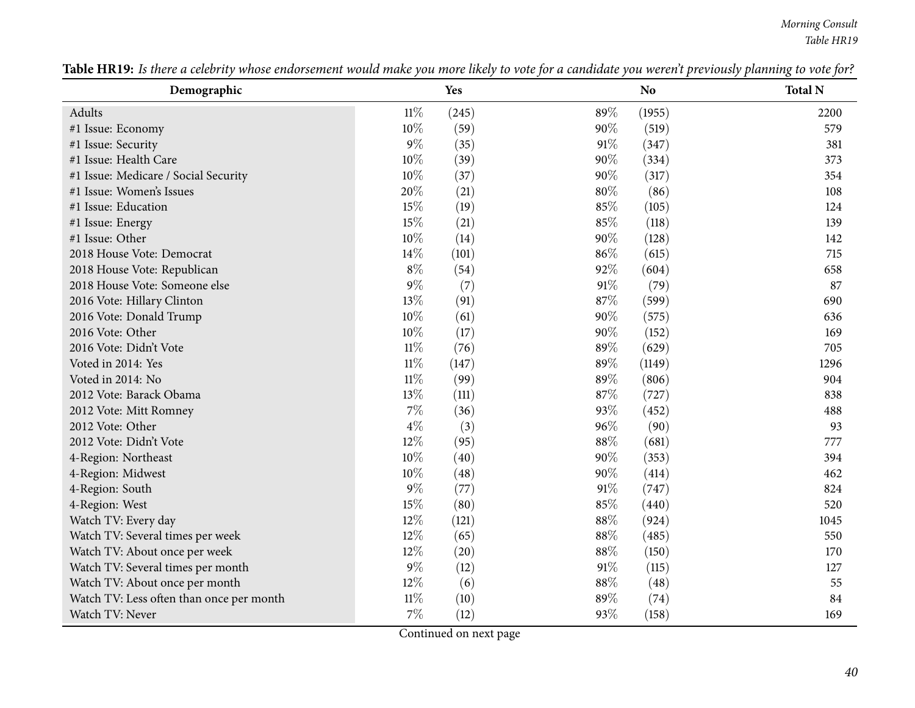**Table HR19:** *Is there a celebrity whose endorsement would make you more likely to vote for a candidate you weren't previously planning to vote for?*

| Demographic | Yes | | No | | Total N |
|---|---|---|---|---|---|
| Adults | 11% | (245) | 89% | (1955) | 2200 |
| #1 Issue: Economy | 10% | (59) | 90% | (519) | 579 |
| #1 Issue: Security | 9% | (35) | 91% | (347) | 381 |
| #1 Issue: Health Care | 10% | (39) | 90% | (334) | 373 |
| #1 Issue: Medicare / Social Security | 10% | (37) | 90% | (317) | 354 |
| #1 Issue: Women's Issues | 20% | (21) | 80% | (86) | 108 |
| #1 Issue: Education | 15% | (19) | 85% | (105) | 124 |
| #1 Issue: Energy | 15% | (21) | 85% | (118) | 139 |
| #1 Issue: Other | 10% | (14) | 90% | (128) | 142 |
| 2018 House Vote: Democrat | 14% | (101) | 86% | (615) | 715 |
| 2018 House Vote: Republican | 8% | (54) | 92% | (604) | 658 |
| 2018 House Vote: Someone else | 9% | (7) | 91% | (79) | 87 |
| 2016 Vote: Hillary Clinton | 13% | (91) | 87% | (599) | 690 |
| 2016 Vote: Donald Trump | 10% | (61) | 90% | (575) | 636 |
| 2016 Vote: Other | 10% | (17) | 90% | (152) | 169 |
| 2016 Vote: Didn't Vote | 11% | (76) | 89% | (629) | 705 |
| Voted in 2014: Yes | 11% | (147) | 89% | (1149) | 1296 |
| Voted in 2014: No | 11% | (99) | 89% | (806) | 904 |
| 2012 Vote: Barack Obama | 13% | (111) | 87% | (727) | 838 |
| 2012 Vote: Mitt Romney | 7% | (36) | 93% | (452) | 488 |
| 2012 Vote: Other | 4% | (3) | 96% | (90) | 93 |
| 2012 Vote: Didn't Vote | 12% | (95) | 88% | (681) | 777 |
| 4-Region: Northeast | 10% | (40) | 90% | (353) | 394 |
| 4-Region: Midwest | 10% | (48) | 90% | (414) | 462 |
| 4-Region: South | 9% | (77) | 91% | (747) | 824 |
| 4-Region: West | 15% | (80) | 85% | (440) | 520 |
| Watch TV: Every day | 12% | (121) | 88% | (924) | 1045 |
| Watch TV: Several times per week | 12% | (65) | 88% | (485) | 550 |
| Watch TV: About once per week | 12% | (20) | 88% | (150) | 170 |
| Watch TV: Several times per month | 9% | (12) | 91% | (115) | 127 |
| Watch TV: About once per month | 12% | (6) | 88% | (48) | 55 |
| Watch TV: Less often than once per month | 11% | (10) | 89% | (74) | 84 |
| Watch TV: Never | 7% | (12) | 93% | (158) | 169 |

Continued on next page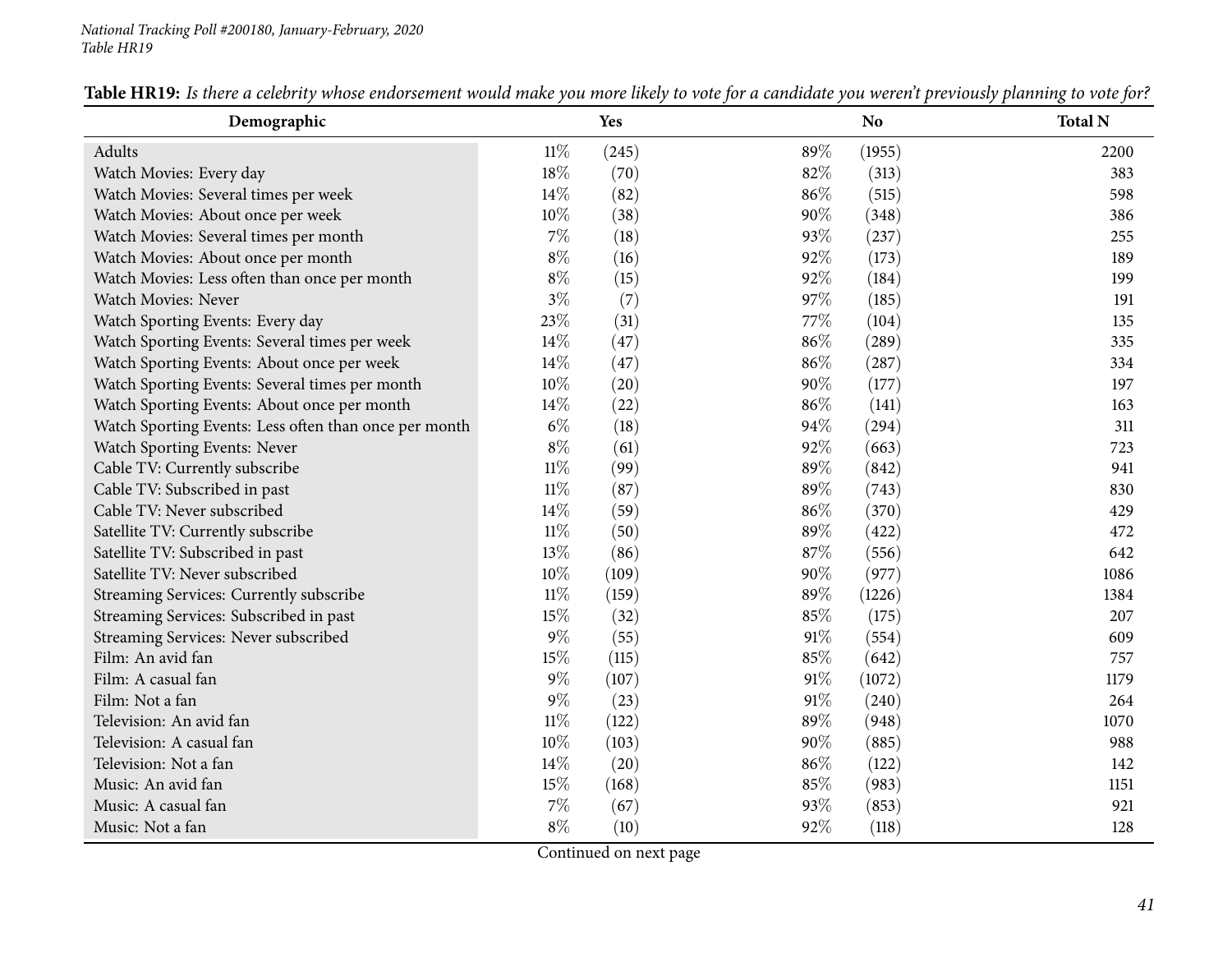National Tracking Poll #200180, January-February, 2020
Table HR19

**Table HR19:** *Is there a celebrity whose endorsement would make you more likely to vote for a candidate you weren't previously planning to vote for?*

| Demographic | Yes | | No | | Total N |
|---|---|---|---|---|---|
| Adults | 11% | (245) | 89% | (1955) | 2200 |
| Watch Movies: Every day | 18% | (70) | 82% | (313) | 383 |
| Watch Movies: Several times per week | 14% | (82) | 86% | (515) | 598 |
| Watch Movies: About once per week | 10% | (38) | 90% | (348) | 386 |
| Watch Movies: Several times per month | 7% | (18) | 93% | (237) | 255 |
| Watch Movies: About once per month | 8% | (16) | 92% | (173) | 189 |
| Watch Movies: Less often than once per month | 8% | (15) | 92% | (184) | 199 |
| Watch Movies: Never | 3% | (7) | 97% | (185) | 191 |
| Watch Sporting Events: Every day | 23% | (31) | 77% | (104) | 135 |
| Watch Sporting Events: Several times per week | 14% | (47) | 86% | (289) | 335 |
| Watch Sporting Events: About once per week | 14% | (47) | 86% | (287) | 334 |
| Watch Sporting Events: Several times per month | 10% | (20) | 90% | (177) | 197 |
| Watch Sporting Events: About once per month | 14% | (22) | 86% | (141) | 163 |
| Watch Sporting Events: Less often than once per month | 6% | (18) | 94% | (294) | 311 |
| Watch Sporting Events: Never | 8% | (61) | 92% | (663) | 723 |
| Cable TV: Currently subscribe | 11% | (99) | 89% | (842) | 941 |
| Cable TV: Subscribed in past | 11% | (87) | 89% | (743) | 830 |
| Cable TV: Never subscribed | 14% | (59) | 86% | (370) | 429 |
| Satellite TV: Currently subscribe | 11% | (50) | 89% | (422) | 472 |
| Satellite TV: Subscribed in past | 13% | (86) | 87% | (556) | 642 |
| Satellite TV: Never subscribed | 10% | (109) | 90% | (977) | 1086 |
| Streaming Services: Currently subscribe | 11% | (159) | 89% | (1226) | 1384 |
| Streaming Services: Subscribed in past | 15% | (32) | 85% | (175) | 207 |
| Streaming Services: Never subscribed | 9% | (55) | 91% | (554) | 609 |
| Film: An avid fan | 15% | (115) | 85% | (642) | 757 |
| Film: A casual fan | 9% | (107) | 91% | (1072) | 1179 |
| Film: Not a fan | 9% | (23) | 91% | (240) | 264 |
| Television: An avid fan | 11% | (122) | 89% | (948) | 1070 |
| Television: A casual fan | 10% | (103) | 90% | (885) | 988 |
| Television: Not a fan | 14% | (20) | 86% | (122) | 142 |
| Music: An avid fan | 15% | (168) | 85% | (983) | 1151 |
| Music: A casual fan | 7% | (67) | 93% | (853) | 921 |
| Music: Not a fan | 8% | (10) | 92% | (118) | 128 |

Continued on next page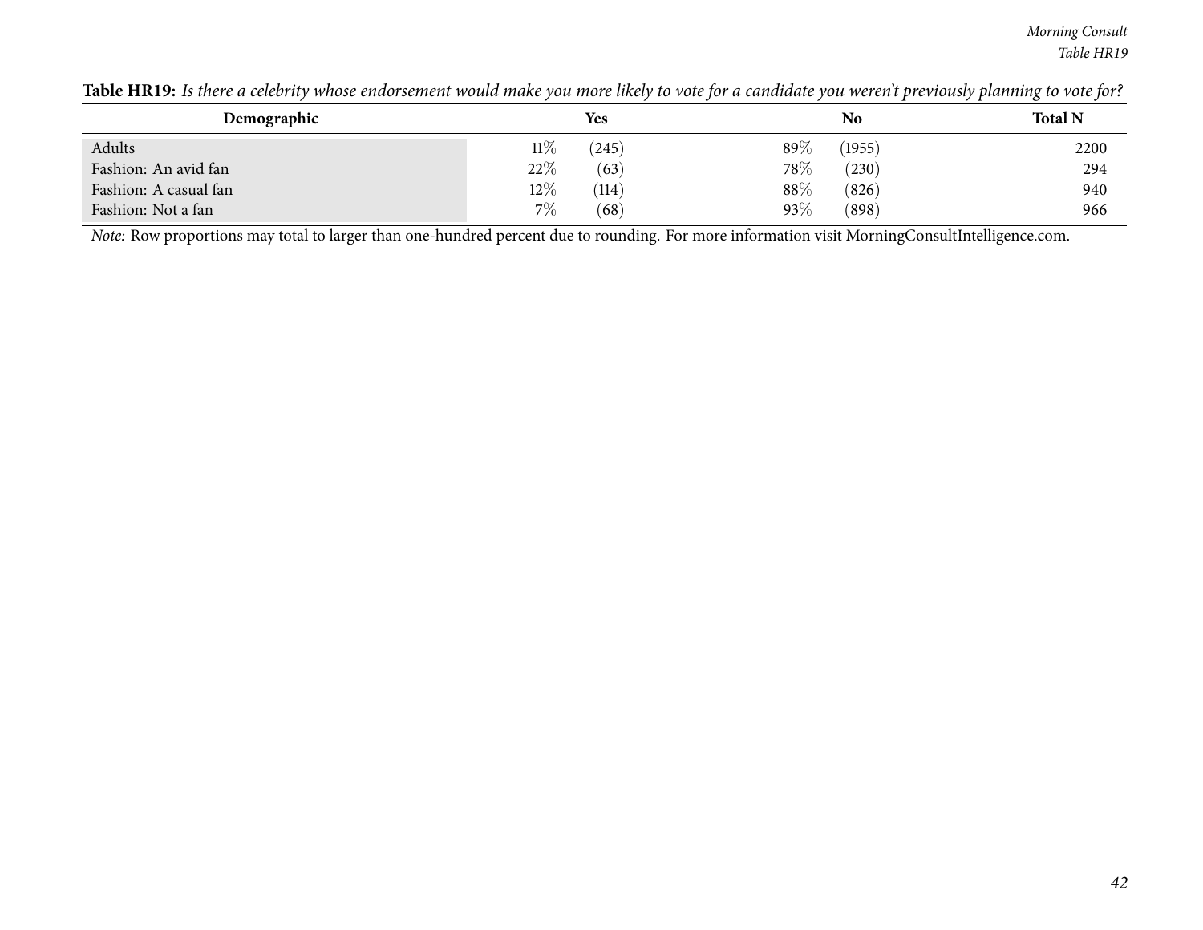**Table HR19:** *Is there a celebrity whose endorsement would make you more likely to vote for a candidate you weren't previously planning to vote for?*

| Demographic | Yes | | No | | Total N |
|---|---|---|---|---|---|
| Adults | 11% | (245) | 89% | (1955) | 2200 |
| Fashion: An avid fan | 22% | (63) | 78% | (230) | 294 |
| Fashion: A casual fan | 12% | (114) | 88% | (826) | 940 |
| Fashion: Not a fan | 7% | (68) | 93% | (898) | 966 |

*Note:* Row proportions may total to larger than one-hundred percent due to rounding. For more information visit MorningConsultIntelligence.com.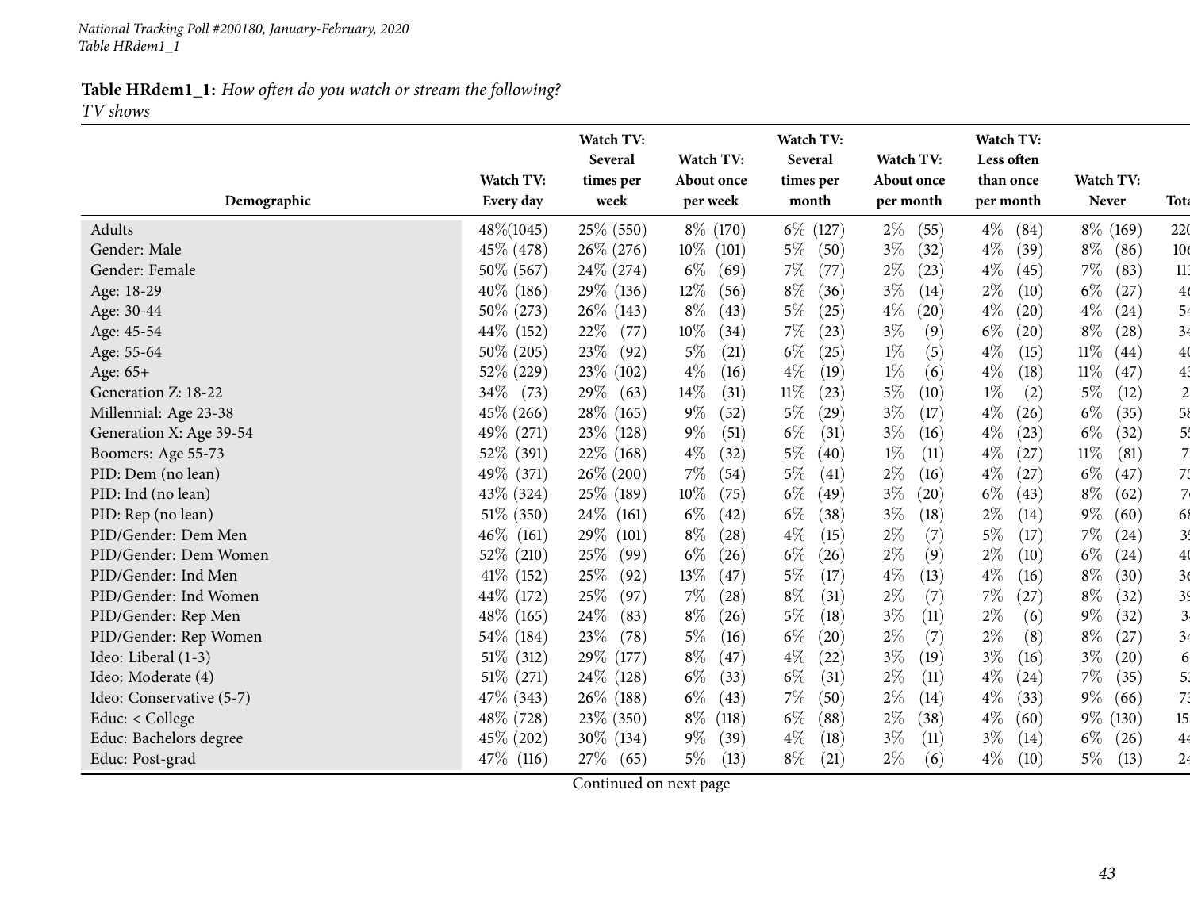National Tracking Poll #200180, January-February, 2020
Table HRdem1_1

**Table HRdem1_1:** *How often do you watch or stream the following?*
*TV shows*

| Demographic | Watch TV: Every day | Watch TV: Several times per week | Watch TV: About once per week | Watch TV: Several times per month | Watch TV: About once per month | Watch TV: Less often than once per month | Watch TV: Never | Tota |
|---|---|---|---|---|---|---|---|---|
| Adults | 48%(1045) | 25% (550) | 8% (170) | 6% (127) | 2% (55) | 4% (84) | 8% (169) | 220 |
| Gender: Male | 45% (478) | 26% (276) | 10% (101) | 5% (50) | 3% (32) | 4% (39) | 8% (86) | 106 |
| Gender: Female | 50% (567) | 24% (274) | 6% (69) | 7% (77) | 2% (23) | 4% (45) | 7% (83) | 113 |
| Age: 18-29 | 40% (186) | 29% (136) | 12% (56) | 8% (36) | 3% (14) | 2% (10) | 6% (27) | 46 |
| Age: 30-44 | 50% (273) | 26% (143) | 8% (43) | 5% (25) | 4% (20) | 4% (20) | 4% (24) | 54 |
| Age: 45-54 | 44% (152) | 22% (77) | 10% (34) | 7% (23) | 3% (9) | 6% (20) | 8% (28) | 34 |
| Age: 55-64 | 50% (205) | 23% (92) | 5% (21) | 6% (25) | 1% (5) | 4% (15) | 11% (44) | 40 |
| Age: 65+ | 52% (229) | 23% (102) | 4% (16) | 4% (19) | 1% (6) | 4% (18) | 11% (47) | 43 |
| Generation Z: 18-22 | 34% (73) | 29% (63) | 14% (31) | 11% (23) | 5% (10) | 1% (2) | 5% (12) | 2 |
| Millennial: Age 23-38 | 45% (266) | 28% (165) | 9% (52) | 5% (29) | 3% (17) | 4% (26) | 6% (35) | 58 |
| Generation X: Age 39-54 | 49% (271) | 23% (128) | 9% (51) | 6% (31) | 3% (16) | 4% (23) | 6% (32) | 55 |
| Boomers: Age 55-73 | 52% (391) | 22% (168) | 4% (32) | 5% (40) | 1% (11) | 4% (27) | 11% (81) | 7 |
| PID: Dem (no lean) | 49% (371) | 26% (200) | 7% (54) | 5% (41) | 2% (16) | 4% (27) | 6% (47) | 75 |
| PID: Ind (no lean) | 43% (324) | 25% (189) | 10% (75) | 6% (49) | 3% (20) | 6% (43) | 8% (62) | 76 |
| PID: Rep (no lean) | 51% (350) | 24% (161) | 6% (42) | 6% (38) | 3% (18) | 2% (14) | 9% (60) | 68 |
| PID/Gender: Dem Men | 46% (161) | 29% (101) | 8% (28) | 4% (15) | 2% (7) | 5% (17) | 7% (24) | 35 |
| PID/Gender: Dem Women | 52% (210) | 25% (99) | 6% (26) | 6% (26) | 2% (9) | 2% (10) | 6% (24) | 40 |
| PID/Gender: Ind Men | 41% (152) | 25% (92) | 13% (47) | 5% (17) | 4% (13) | 4% (16) | 8% (30) | 36 |
| PID/Gender: Ind Women | 44% (172) | 25% (97) | 7% (28) | 8% (31) | 2% (7) | 7% (27) | 8% (32) | 39 |
| PID/Gender: Rep Men | 48% (165) | 24% (83) | 8% (26) | 5% (18) | 3% (11) | 2% (6) | 9% (32) | 34 |
| PID/Gender: Rep Women | 54% (184) | 23% (78) | 5% (16) | 6% (20) | 2% (7) | 2% (8) | 8% (27) | 34 |
| Ideo: Liberal (1-3) | 51% (312) | 29% (177) | 8% (47) | 4% (22) | 3% (19) | 3% (16) | 3% (20) | 6 |
| Ideo: Moderate (4) | 51% (271) | 24% (128) | 6% (33) | 6% (31) | 2% (11) | 4% (24) | 7% (35) | 53 |
| Ideo: Conservative (5-7) | 47% (343) | 26% (188) | 6% (43) | 7% (50) | 2% (14) | 4% (33) | 9% (66) | 73 |
| Educ: < College | 48% (728) | 23% (350) | 8% (118) | 6% (88) | 2% (38) | 4% (60) | 9% (130) | 15 |
| Educ: Bachelors degree | 45% (202) | 30% (134) | 9% (39) | 4% (18) | 3% (11) | 3% (14) | 6% (26) | 44 |
| Educ: Post-grad | 47% (116) | 27% (65) | 5% (13) | 8% (21) | 2% (6) | 4% (10) | 5% (13) | 24 |

Continued on next page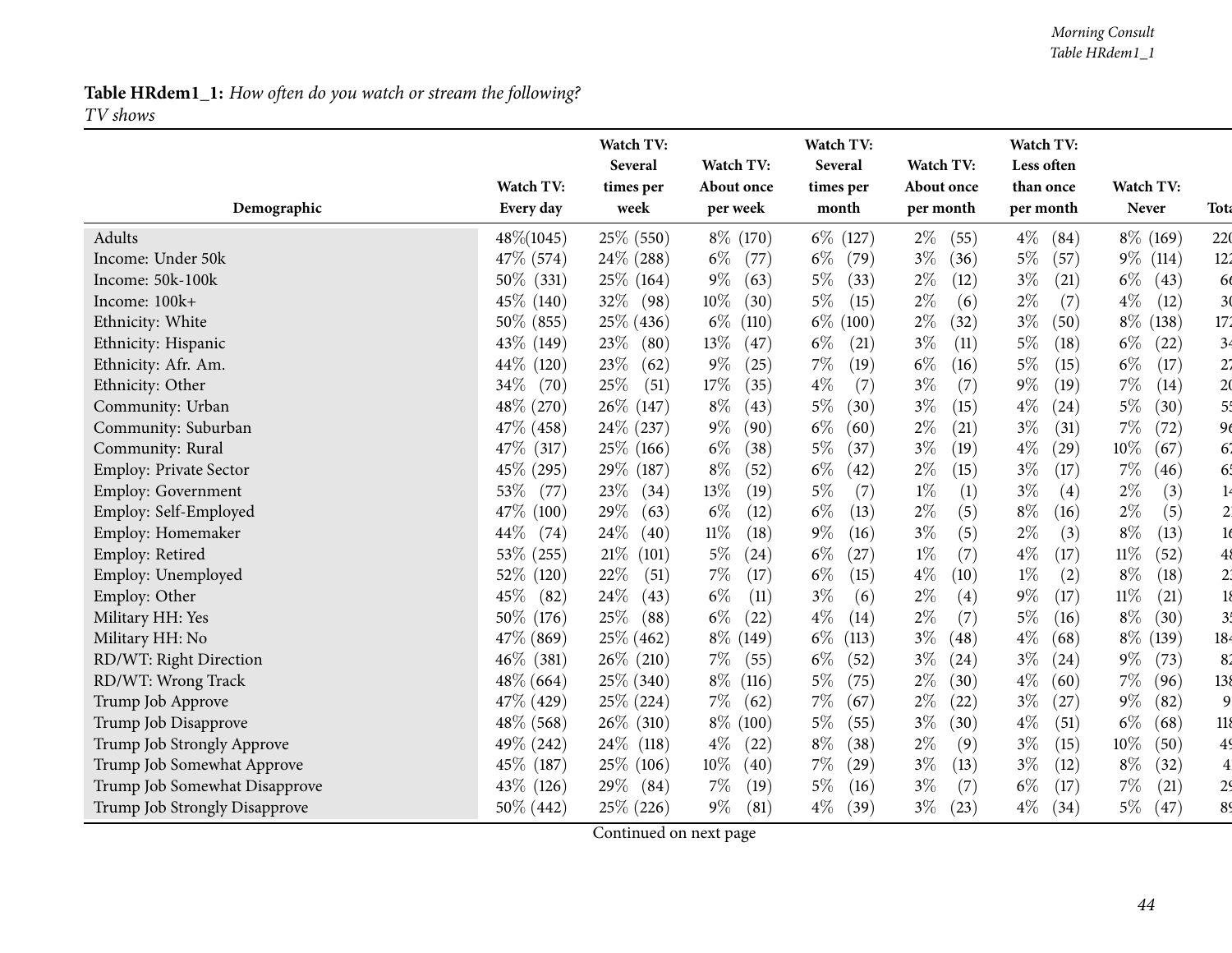**Table HRdem1_1:** *How often do you watch or stream the following?*
*TV shows*

| Demographic | Watch TV: Every day | Watch TV: Several times per week | Watch TV: About once per week | Watch TV: Several times per month | Watch TV: About once per month | Watch TV: Less often than once per month | Watch TV: Never | Tota |
|---|---|---|---|---|---|---|---|---|
| Adults | 48%(1045) | 25% (550) | 8% (170) | 6% (127) | 2% (55) | 4% (84) | 8% (169) | 220 |
| Income: Under 50k | 47% (574) | 24% (288) | 6% (77) | 6% (79) | 3% (36) | 5% (57) | 9% (114) | 122 |
| Income: 50k-100k | 50% (331) | 25% (164) | 9% (63) | 5% (33) | 2% (12) | 3% (21) | 6% (43) | 66 |
| Income: 100k+ | 45% (140) | 32% (98) | 10% (30) | 5% (15) | 2% (6) | 2% (7) | 4% (12) | 30 |
| Ethnicity: White | 50% (855) | 25% (436) | 6% (110) | 6% (100) | 2% (32) | 3% (50) | 8% (138) | 172 |
| Ethnicity: Hispanic | 43% (149) | 23% (80) | 13% (47) | 6% (21) | 3% (11) | 5% (18) | 6% (22) | 34 |
| Ethnicity: Afr. Am. | 44% (120) | 23% (62) | 9% (25) | 7% (19) | 6% (16) | 5% (15) | 6% (17) | 27 |
| Ethnicity: Other | 34% (70) | 25% (51) | 17% (35) | 4% (7) | 3% (7) | 9% (19) | 7% (14) | 20 |
| Community: Urban | 48% (270) | 26% (147) | 8% (43) | 5% (30) | 3% (15) | 4% (24) | 5% (30) | 55 |
| Community: Suburban | 47% (458) | 24% (237) | 9% (90) | 6% (60) | 2% (21) | 3% (31) | 7% (72) | 96 |
| Community: Rural | 47% (317) | 25% (166) | 6% (38) | 5% (37) | 3% (19) | 4% (29) | 10% (67) | 67 |
| Employ: Private Sector | 45% (295) | 29% (187) | 8% (52) | 6% (42) | 2% (15) | 3% (17) | 7% (46) | 65 |
| Employ: Government | 53% (77) | 23% (34) | 13% (19) | 5% (7) | 1% (1) | 3% (4) | 2% (3) | 14 |
| Employ: Self-Employed | 47% (100) | 29% (63) | 6% (12) | 6% (13) | 2% (5) | 8% (16) | 2% (5) | 21 |
| Employ: Homemaker | 44% (74) | 24% (40) | 11% (18) | 9% (16) | 3% (5) | 2% (3) | 8% (13) | 16 |
| Employ: Retired | 53% (255) | 21% (101) | 5% (24) | 6% (27) | 1% (7) | 4% (17) | 11% (52) | 48 |
| Employ: Unemployed | 52% (120) | 22% (51) | 7% (17) | 6% (15) | 4% (10) | 1% (2) | 8% (18) | 23 |
| Employ: Other | 45% (82) | 24% (43) | 6% (11) | 3% (6) | 2% (4) | 9% (17) | 11% (21) | 18 |
| Military HH: Yes | 50% (176) | 25% (88) | 6% (22) | 4% (14) | 2% (7) | 5% (16) | 8% (30) | 35 |
| Military HH: No | 47% (869) | 25% (462) | 8% (149) | 6% (113) | 3% (48) | 4% (68) | 8% (139) | 184 |
| RD/WT: Right Direction | 46% (381) | 26% (210) | 7% (55) | 6% (52) | 3% (24) | 3% (24) | 9% (73) | 82 |
| RD/WT: Wrong Track | 48% (664) | 25% (340) | 8% (116) | 5% (75) | 2% (30) | 4% (60) | 7% (96) | 138 |
| Trump Job Approve | 47% (429) | 25% (224) | 7% (62) | 7% (67) | 2% (22) | 3% (27) | 9% (82) | 9 |
| Trump Job Disapprove | 48% (568) | 26% (310) | 8% (100) | 5% (55) | 3% (30) | 4% (51) | 6% (68) | 118 |
| Trump Job Strongly Approve | 49% (242) | 24% (118) | 4% (22) | 8% (38) | 2% (9) | 3% (15) | 10% (50) | 49 |
| Trump Job Somewhat Approve | 45% (187) | 25% (106) | 10% (40) | 7% (29) | 3% (13) | 3% (12) | 8% (32) | 41 |
| Trump Job Somewhat Disapprove | 43% (126) | 29% (84) | 7% (19) | 5% (16) | 3% (7) | 6% (17) | 7% (21) | 29 |
| Trump Job Strongly Disapprove | 50% (442) | 25% (226) | 9% (81) | 4% (39) | 3% (23) | 4% (34) | 5% (47) | 89 |

Continued on next page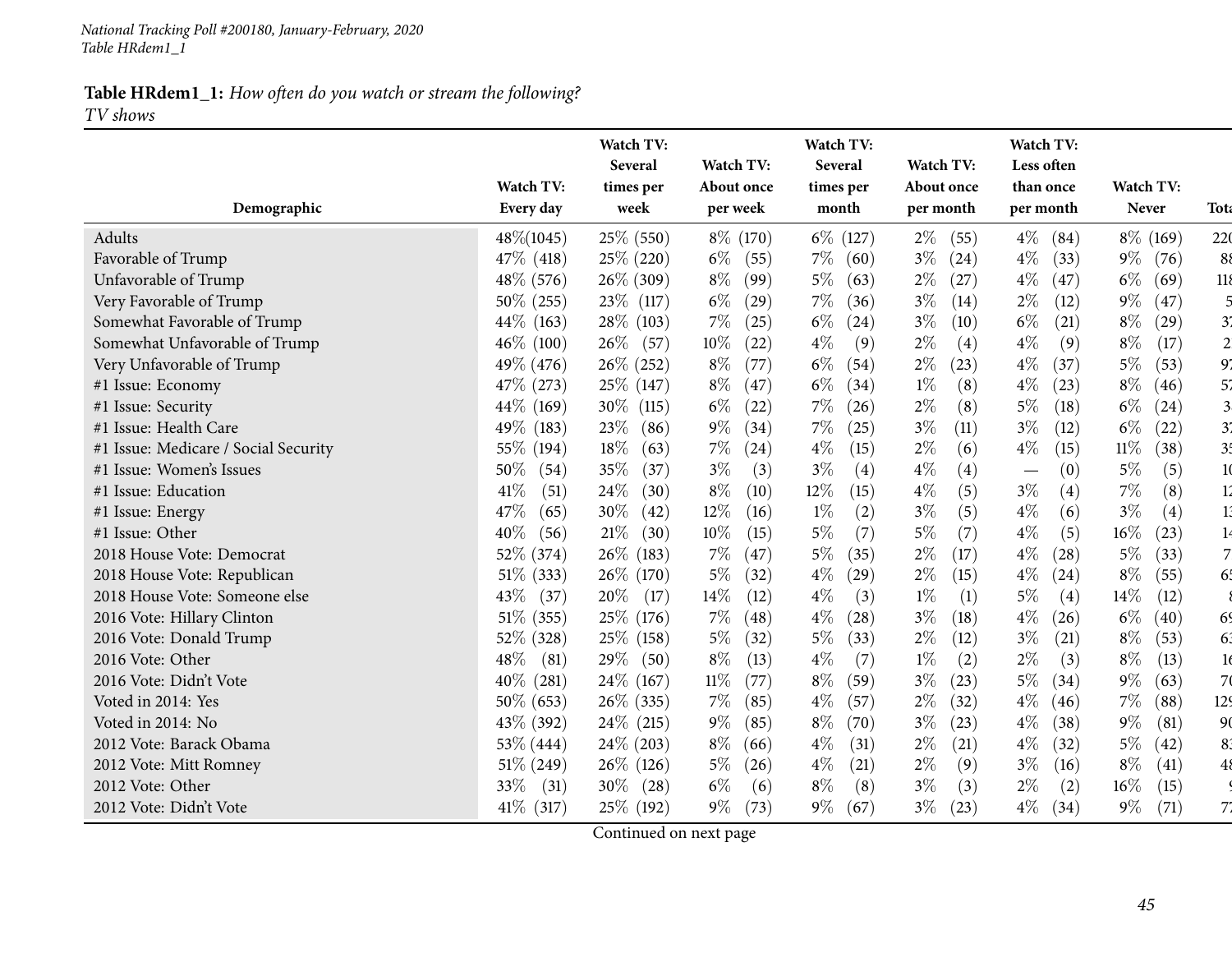**Table HRdem1_1:** *How often do you watch or stream the following?*
*TV shows*

| Demographic | Watch TV: Every day | Watch TV: Several times per week | Watch TV: About once per week | Watch TV: Several times per month | Watch TV: About once per month | Watch TV: Less often than once per month | Watch TV: Never | Tota |
|---|---|---|---|---|---|---|---|---|
| Adults | 48%(1045) | 25% (550) | 8% (170) | 6% (127) | 2% (55) | 4% (84) | 8% (169) | 220 |
| Favorable of Trump | 47% (418) | 25% (220) | 6% (55) | 7% (60) | 3% (24) | 4% (33) | 9% (76) | 88 |
| Unfavorable of Trump | 48% (576) | 26% (309) | 8% (99) | 5% (63) | 2% (27) | 4% (47) | 6% (69) | 118 |
| Very Favorable of Trump | 50% (255) | 23% (117) | 6% (29) | 7% (36) | 3% (14) | 2% (12) | 9% (47) | 5 |
| Somewhat Favorable of Trump | 44% (163) | 28% (103) | 7% (25) | 6% (24) | 3% (10) | 6% (21) | 8% (29) | 3 |
| Somewhat Unfavorable of Trump | 46% (100) | 26% (57) | 10% (22) | 4% (9) | 2% (4) | 4% (9) | 8% (17) | 2 |
| Very Unfavorable of Trump | 49% (476) | 26% (252) | 8% (77) | 6% (54) | 2% (23) | 4% (37) | 5% (53) | 9 |
| #1 Issue: Economy | 47% (273) | 25% (147) | 8% (47) | 6% (34) | 1% (8) | 4% (23) | 8% (46) | 5 |
| #1 Issue: Security | 44% (169) | 30% (115) | 6% (22) | 7% (26) | 2% (8) | 5% (18) | 6% (24) | 3 |
| #1 Issue: Health Care | 49% (183) | 23% (86) | 9% (34) | 7% (25) | 3% (11) | 3% (12) | 6% (22) | 3 |
| #1 Issue: Medicare / Social Security | 55% (194) | 18% (63) | 7% (24) | 4% (15) | 2% (6) | 4% (15) | 11% (38) | 3 |
| #1 Issue: Women's Issues | 50% (54) | 35% (37) | 3% (3) | 3% (4) | 4% (4) | — (0) | 5% (5) | 1 |
| #1 Issue: Education | 41% (51) | 24% (30) | 8% (10) | 12% (15) | 4% (5) | 3% (4) | 7% (8) | 1 |
| #1 Issue: Energy | 47% (65) | 30% (42) | 12% (16) | 1% (2) | 3% (5) | 4% (6) | 3% (4) | 1 |
| #1 Issue: Other | 40% (56) | 21% (30) | 10% (15) | 5% (7) | 5% (7) | 4% (5) | 16% (23) | 1 |
| 2018 House Vote: Democrat | 52% (374) | 26% (183) | 7% (47) | 5% (35) | 2% (17) | 4% (28) | 5% (33) | 7 |
| 2018 House Vote: Republican | 51% (333) | 26% (170) | 5% (32) | 4% (29) | 2% (15) | 4% (24) | 8% (55) | 6 |
| 2018 House Vote: Someone else | 43% (37) | 20% (17) | 14% (12) | 4% (3) | 1% (1) | 5% (4) | 14% (12) | |
| 2016 Vote: Hillary Clinton | 51% (355) | 25% (176) | 7% (48) | 4% (28) | 3% (18) | 4% (26) | 6% (40) | 6 |
| 2016 Vote: Donald Trump | 52% (328) | 25% (158) | 5% (32) | 5% (33) | 2% (12) | 3% (21) | 8% (53) | 6 |
| 2016 Vote: Other | 48% (81) | 29% (50) | 8% (13) | 4% (7) | 1% (2) | 2% (3) | 8% (13) | 1 |
| 2016 Vote: Didn't Vote | 40% (281) | 24% (167) | 11% (77) | 8% (59) | 3% (23) | 5% (34) | 9% (63) | 7 |
| Voted in 2014: Yes | 50% (653) | 26% (335) | 7% (85) | 4% (57) | 2% (32) | 4% (46) | 7% (88) | 12 |
| Voted in 2014: No | 43% (392) | 24% (215) | 9% (85) | 8% (70) | 3% (23) | 4% (38) | 9% (81) | 9 |
| 2012 Vote: Barack Obama | 53% (444) | 24% (203) | 8% (66) | 4% (31) | 2% (21) | 4% (32) | 5% (42) | 8 |
| 2012 Vote: Mitt Romney | 51% (249) | 26% (126) | 5% (26) | 4% (21) | 2% (9) | 3% (16) | 8% (41) | 4 |
| 2012 Vote: Other | 33% (31) | 30% (28) | 6% (6) | 8% (8) | 3% (3) | 2% (2) | 16% (15) | |
| 2012 Vote: Didn't Vote | 41% (317) | 25% (192) | 9% (73) | 9% (67) | 3% (23) | 4% (34) | 9% (71) | 7 |

Continued on next page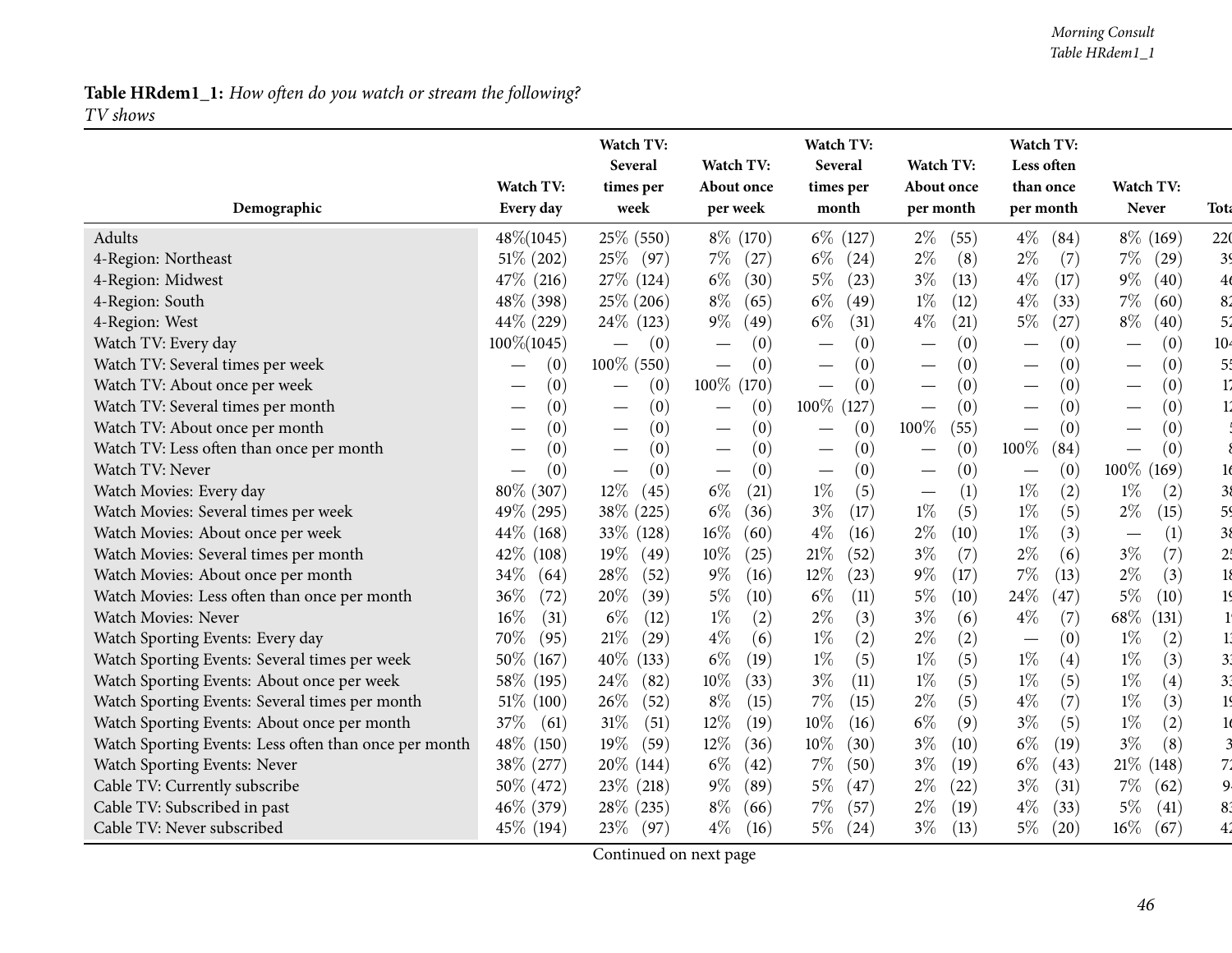**Table HRdem1_1:** *How often do you watch or stream the following?*
*TV shows*

| Demographic | Watch TV: Every day | Watch TV: Several times per week | Watch TV: About once per week | Watch TV: Several times per month | Watch TV: About once per month | Watch TV: Less often than once per month | Watch TV: Never | Tota |
|---|---|---|---|---|---|---|---|---|
| Adults | 48%(1045) | 25% (550) | 8% (170) | 6% (127) | 2% (55) | 4% (84) | 8% (169) | 220 |
| 4-Region: Northeast | 51% (202) | 25% (97) | 7% (27) | 6% (24) | 2% (8) | 2% (7) | 7% (29) | 39 |
| 4-Region: Midwest | 47% (216) | 27% (124) | 6% (30) | 5% (23) | 3% (13) | 4% (17) | 9% (40) | 46 |
| 4-Region: South | 48% (398) | 25% (206) | 8% (65) | 6% (49) | 1% (12) | 4% (33) | 7% (60) | 82 |
| 4-Region: West | 44% (229) | 24% (123) | 9% (49) | 6% (31) | 4% (21) | 5% (27) | 8% (40) | 52 |
| Watch TV: Every day | 100%(1045) | — (0) | — (0) | — (0) | — (0) | — (0) | — (0) | 104 |
| Watch TV: Several times per week | — (0) | 100% (550) | — (0) | — (0) | — (0) | — (0) | — (0) | 55 |
| Watch TV: About once per week | — (0) | — (0) | 100% (170) | — (0) | — (0) | — (0) | — (0) | 17 |
| Watch TV: Several times per month | — (0) | — (0) | — (0) | 100% (127) | — (0) | — (0) | — (0) | 12 |
| Watch TV: About once per month | — (0) | — (0) | — (0) | — (0) | 100% (55) | — (0) | — (0) | 5 |
| Watch TV: Less often than once per month | — (0) | — (0) | — (0) | — (0) | — (0) | 100% (84) | — (0) | 8 |
| Watch TV: Never | — (0) | — (0) | — (0) | — (0) | — (0) | — (0) | 100% (169) | 16 |
| Watch Movies: Every day | 80% (307) | 12% (45) | 6% (21) | 1% (5) | — (1) | 1% (2) | 1% (2) | 38 |
| Watch Movies: Several times per week | 49% (295) | 38% (225) | 6% (36) | 3% (17) | 1% (5) | 1% (5) | 2% (15) | 59 |
| Watch Movies: About once per week | 44% (168) | 33% (128) | 16% (60) | 4% (16) | 2% (10) | 1% (3) | — (1) | 38 |
| Watch Movies: Several times per month | 42% (108) | 19% (49) | 10% (25) | 21% (52) | 3% (7) | 2% (6) | 3% (7) | 25 |
| Watch Movies: About once per month | 34% (64) | 28% (52) | 9% (16) | 12% (23) | 9% (17) | 7% (13) | 2% (3) | 18 |
| Watch Movies: Less often than once per month | 36% (72) | 20% (39) | 5% (10) | 6% (11) | 5% (10) | 24% (47) | 5% (10) | 19 |
| Watch Movies: Never | 16% (31) | 6% (12) | 1% (2) | 2% (3) | 3% (6) | 4% (7) | 68% (131) | 1 |
| Watch Sporting Events: Every day | 70% (95) | 21% (29) | 4% (6) | 1% (2) | 2% (2) | — (0) | 1% (2) | 13 |
| Watch Sporting Events: Several times per week | 50% (167) | 40% (133) | 6% (19) | 1% (5) | 1% (5) | 1% (4) | 1% (3) | 33 |
| Watch Sporting Events: About once per week | 58% (195) | 24% (82) | 10% (33) | 3% (11) | 1% (5) | 1% (5) | 1% (4) | 33 |
| Watch Sporting Events: Several times per month | 51% (100) | 26% (52) | 8% (15) | 7% (15) | 2% (5) | 4% (7) | 1% (3) | 19 |
| Watch Sporting Events: About once per month | 37% (61) | 31% (51) | 12% (19) | 10% (16) | 6% (9) | 3% (5) | 1% (2) | 16 |
| Watch Sporting Events: Less often than once per month | 48% (150) | 19% (59) | 12% (36) | 10% (30) | 3% (10) | 6% (19) | 3% (8) | 3 |
| Watch Sporting Events: Never | 38% (277) | 20% (144) | 6% (42) | 7% (50) | 3% (19) | 6% (43) | 21% (148) | 72 |
| Cable TV: Currently subscribe | 50% (472) | 23% (218) | 9% (89) | 5% (47) | 2% (22) | 3% (31) | 7% (62) | 94 |
| Cable TV: Subscribed in past | 46% (379) | 28% (235) | 8% (66) | 7% (57) | 2% (19) | 4% (33) | 5% (41) | 83 |
| Cable TV: Never subscribed | 45% (194) | 23% (97) | 4% (16) | 5% (24) | 3% (13) | 5% (20) | 16% (67) | 42 |

Continued on next page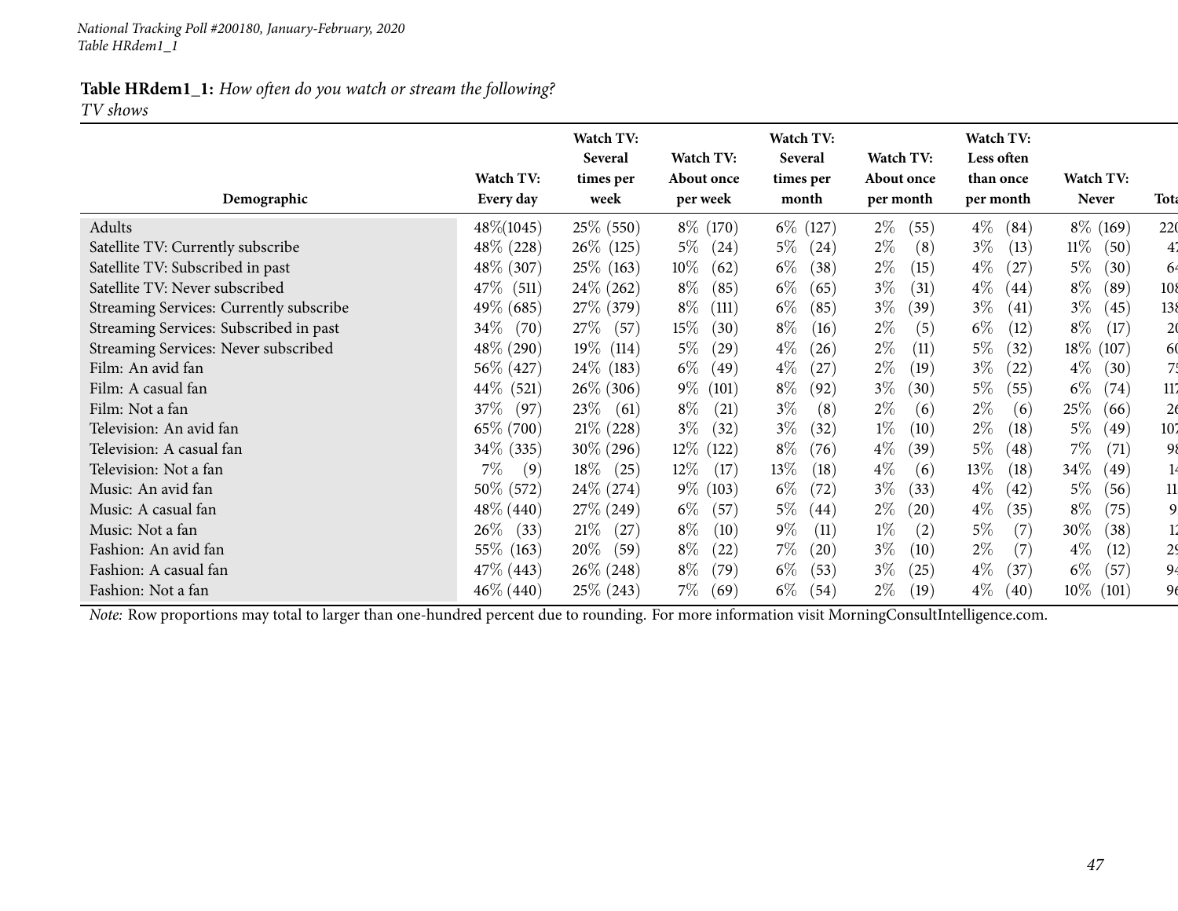**Table HRdem1_1:** *How often do you watch or stream the following?*
*TV shows*

| Demographic | Watch TV: Every day | Watch TV: Several times per week | Watch TV: About once per week | Watch TV: Several times per month | Watch TV: About once per month | Watch TV: Less often than once per month | Watch TV: Never | Tota |
|---|---|---|---|---|---|---|---|---|
| Adults | 48%(1045) | 25% (550) | 8% (170) | 6% (127) | 2% (55) | 4% (84) | 8% (169) | 220 |
| Satellite TV: Currently subscribe | 48% (228) | 26% (125) | 5% (24) | 5% (24) | 2% (8) | 3% (13) | 11% (50) | 47 |
| Satellite TV: Subscribed in past | 48% (307) | 25% (163) | 10% (62) | 6% (38) | 2% (15) | 4% (27) | 5% (30) | 64 |
| Satellite TV: Never subscribed | 47% (511) | 24% (262) | 8% (85) | 6% (65) | 3% (31) | 4% (44) | 8% (89) | 108 |
| Streaming Services: Currently subscribe | 49% (685) | 27% (379) | 8% (111) | 6% (85) | 3% (39) | 3% (41) | 3% (45) | 138 |
| Streaming Services: Subscribed in past | 34% (70) | 27% (57) | 15% (30) | 8% (16) | 2% (5) | 6% (12) | 8% (17) | 20 |
| Streaming Services: Never subscribed | 48% (290) | 19% (114) | 5% (29) | 4% (26) | 2% (11) | 5% (32) | 18% (107) | 60 |
| Film: An avid fan | 56% (427) | 24% (183) | 6% (49) | 4% (27) | 2% (19) | 3% (22) | 4% (30) | 75 |
| Film: A casual fan | 44% (521) | 26% (306) | 9% (101) | 8% (92) | 3% (30) | 5% (55) | 6% (74) | 117 |
| Film: Not a fan | 37% (97) | 23% (61) | 8% (21) | 3% (8) | 2% (6) | 2% (6) | 25% (66) | 26 |
| Television: An avid fan | 65% (700) | 21% (228) | 3% (32) | 3% (32) | 1% (10) | 2% (18) | 5% (49) | 107 |
| Television: A casual fan | 34% (335) | 30% (296) | 12% (122) | 8% (76) | 4% (39) | 5% (48) | 7% (71) | 98 |
| Television: Not a fan | 7% (9) | 18% (25) | 12% (17) | 13% (18) | 4% (6) | 13% (18) | 34% (49) | 14 |
| Music: An avid fan | 50% (572) | 24% (274) | 9% (103) | 6% (72) | 3% (33) | 4% (42) | 5% (56) | 11 |
| Music: A casual fan | 48% (440) | 27% (249) | 6% (57) | 5% (44) | 2% (20) | 4% (35) | 8% (75) | 9 |
| Music: Not a fan | 26% (33) | 21% (27) | 8% (10) | 9% (11) | 1% (2) | 5% (7) | 30% (38) | 12 |
| Fashion: An avid fan | 55% (163) | 20% (59) | 8% (22) | 7% (20) | 3% (10) | 2% (7) | 4% (12) | 29 |
| Fashion: A casual fan | 47% (443) | 26% (248) | 8% (79) | 6% (53) | 3% (25) | 4% (37) | 6% (57) | 94 |
| Fashion: Not a fan | 46% (440) | 25% (243) | 7% (69) | 6% (54) | 2% (19) | 4% (40) | 10% (101) | 96 |

*Note:* Row proportions may total to larger than one-hundred percent due to rounding. For more information visit MorningConsultIntelligence.com.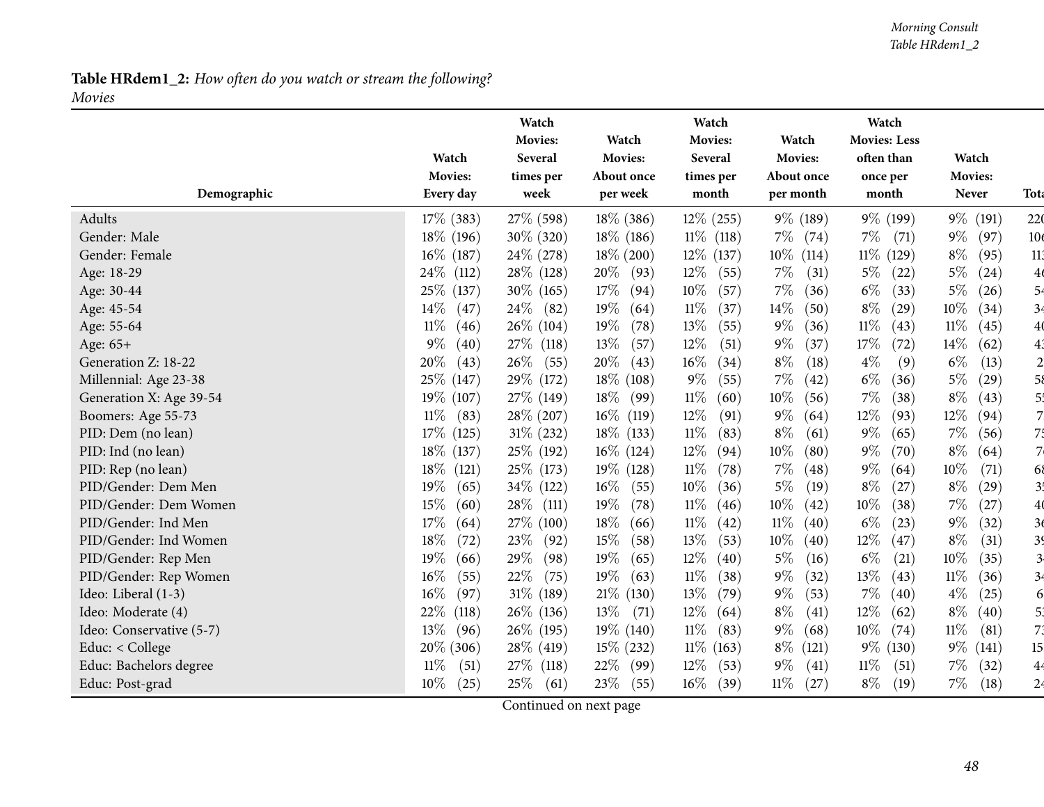**Table HRdem1_2:** *How often do you watch or stream the following?*
*Movies*

| Demographic | Watch Movies: Every day | Watch Movies: Several times per week | Watch Movies: About once per week | Watch Movies: Several times per month | Watch Movies: About once per month | Watch Movies: Less often than once per month | Watch Movies: Never | Tota |
|---|---|---|---|---|---|---|---|---|
| Adults | 17% (383) | 27% (598) | 18% (386) | 12% (255) | 9% (189) | 9% (199) | 9% (191) | 220 |
| Gender: Male | 18% (196) | 30% (320) | 18% (186) | 11% (118) | 7% (74) | 7% (71) | 9% (97) | 10 |
| Gender: Female | 16% (187) | 24% (278) | 18% (200) | 12% (137) | 10% (114) | 11% (129) | 8% (95) | 11 |
| Age: 18-29 | 24% (112) | 28% (128) | 20% (93) | 12% (55) | 7% (31) | 5% (22) | 5% (24) | 4 |
| Age: 30-44 | 25% (137) | 30% (165) | 17% (94) | 10% (57) | 7% (36) | 6% (33) | 5% (26) | 5 |
| Age: 45-54 | 14% (47) | 24% (82) | 19% (64) | 11% (37) | 14% (50) | 8% (29) | 10% (34) | 3 |
| Age: 55-64 | 11% (46) | 26% (104) | 19% (78) | 13% (55) | 9% (36) | 11% (43) | 11% (45) | 4 |
| Age: 65+ | 9% (40) | 27% (118) | 13% (57) | 12% (51) | 9% (37) | 17% (72) | 14% (62) | 4 |
| Generation Z: 18-22 | 20% (43) | 26% (55) | 20% (43) | 16% (34) | 8% (18) | 4% (9) | 6% (13) | 2 |
| Millennial: Age 23-38 | 25% (147) | 29% (172) | 18% (108) | 9% (55) | 7% (42) | 6% (36) | 5% (29) | 5 |
| Generation X: Age 39-54 | 19% (107) | 27% (149) | 18% (99) | 11% (60) | 10% (56) | 7% (38) | 8% (43) | 5 |
| Boomers: Age 55-73 | 11% (83) | 28% (207) | 16% (119) | 12% (91) | 9% (64) | 12% (93) | 12% (94) | 7 |
| PID: Dem (no lean) | 17% (125) | 31% (232) | 18% (133) | 11% (83) | 8% (61) | 9% (65) | 7% (56) | 7 |
| PID: Ind (no lean) | 18% (137) | 25% (192) | 16% (124) | 12% (94) | 10% (80) | 9% (70) | 8% (64) | 7 |
| PID: Rep (no lean) | 18% (121) | 25% (173) | 19% (128) | 11% (78) | 7% (48) | 9% (64) | 10% (71) | 6 |
| PID/Gender: Dem Men | 19% (65) | 34% (122) | 16% (55) | 10% (36) | 5% (19) | 8% (27) | 8% (29) | 3 |
| PID/Gender: Dem Women | 15% (60) | 28% (111) | 19% (78) | 11% (46) | 10% (42) | 10% (38) | 7% (27) | 4 |
| PID/Gender: Ind Men | 17% (64) | 27% (100) | 18% (66) | 11% (42) | 11% (40) | 6% (23) | 9% (32) | 3 |
| PID/Gender: Ind Women | 18% (72) | 23% (92) | 15% (58) | 13% (53) | 10% (40) | 12% (47) | 8% (31) | 3 |
| PID/Gender: Rep Men | 19% (66) | 29% (98) | 19% (65) | 12% (40) | 5% (16) | 6% (21) | 10% (35) | 3 |
| PID/Gender: Rep Women | 16% (55) | 22% (75) | 19% (63) | 11% (38) | 9% (32) | 13% (43) | 11% (36) | 3 |
| Ideo: Liberal (1-3) | 16% (97) | 31% (189) | 21% (130) | 13% (79) | 9% (53) | 7% (40) | 4% (25) | 6 |
| Ideo: Moderate (4) | 22% (118) | 26% (136) | 13% (71) | 12% (64) | 8% (41) | 12% (62) | 8% (40) | 5 |
| Ideo: Conservative (5-7) | 13% (96) | 26% (195) | 19% (140) | 11% (83) | 9% (68) | 10% (74) | 11% (81) | 7 |
| Educ: < College | 20% (306) | 28% (419) | 15% (232) | 11% (163) | 8% (121) | 9% (130) | 9% (141) | 15 |
| Educ: Bachelors degree | 11% (51) | 27% (118) | 22% (99) | 12% (53) | 9% (41) | 11% (51) | 7% (32) | 4 |
| Educ: Post-grad | 10% (25) | 25% (61) | 23% (55) | 16% (39) | 11% (27) | 8% (19) | 7% (18) | 2 |

Continued on next page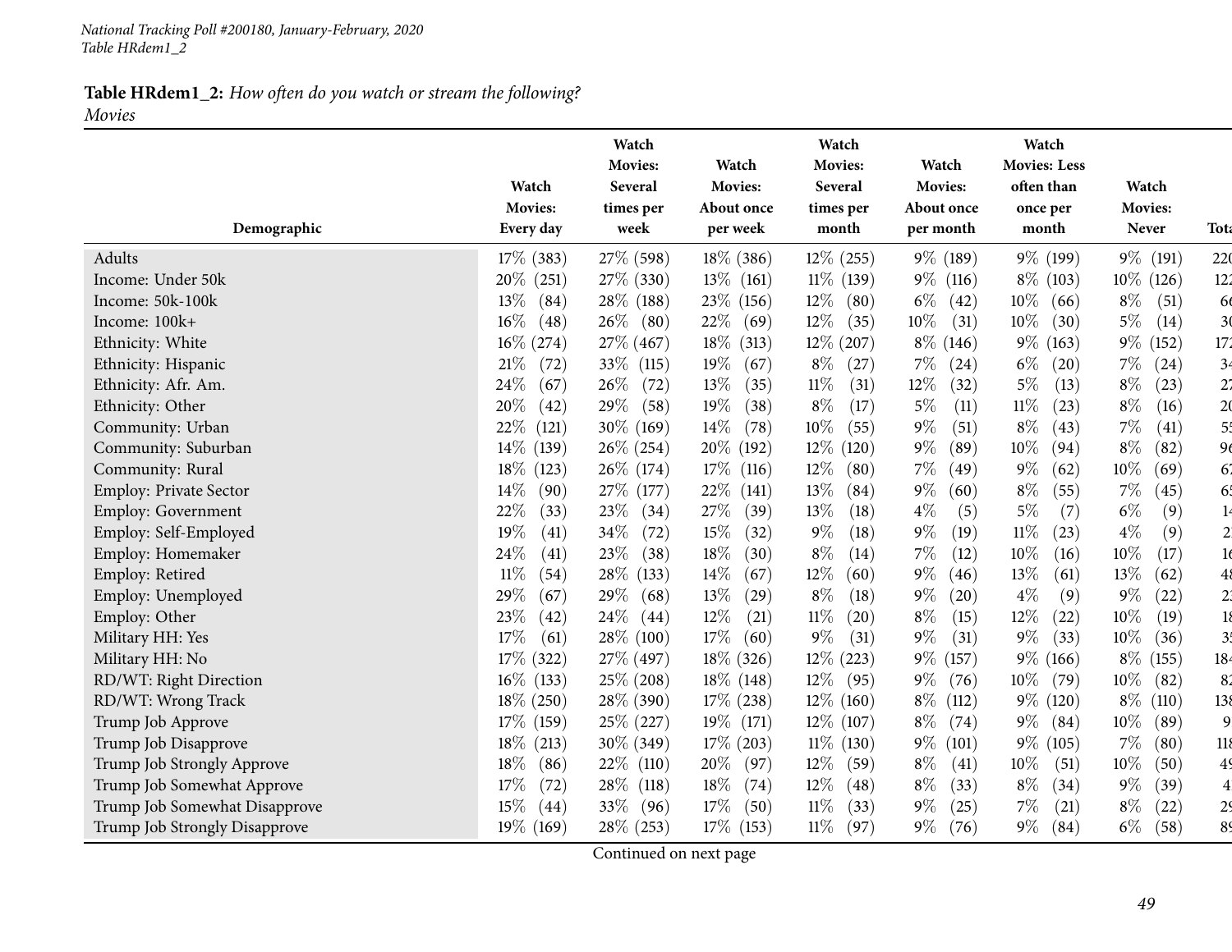**Table HRdem1_2:** *How often do you watch or stream the following?*
*Movies*

| Demographic | Watch Movies: Every day | Watch Movies: Several times per week | Watch Movies: About once per week | Watch Movies: Several times per month | Watch Movies: About once per month | Watch Movies: Less often than once per month | Watch Movies: Never | Tota |
|---|---|---|---|---|---|---|---|---|
| Adults | 17% (383) | 27% (598) | 18% (386) | 12% (255) | 9% (189) | 9% (199) | 9% (191) | 220 |
| Income: Under 50k | 20% (251) | 27% (330) | 13% (161) | 11% (139) | 9% (116) | 8% (103) | 10% (126) | 122 |
| Income: 50k-100k | 13% (84) | 28% (188) | 23% (156) | 12% (80) | 6% (42) | 10% (66) | 8% (51) | 66 |
| Income: 100k+ | 16% (48) | 26% (80) | 22% (69) | 12% (35) | 10% (31) | 10% (30) | 5% (14) | 30 |
| Ethnicity: White | 16% (274) | 27% (467) | 18% (313) | 12% (207) | 8% (146) | 9% (163) | 9% (152) | 172 |
| Ethnicity: Hispanic | 21% (72) | 33% (115) | 19% (67) | 8% (27) | 7% (24) | 6% (20) | 7% (24) | 34 |
| Ethnicity: Afr. Am. | 24% (67) | 26% (72) | 13% (35) | 11% (31) | 12% (32) | 5% (13) | 8% (23) | 27 |
| Ethnicity: Other | 20% (42) | 29% (58) | 19% (38) | 8% (17) | 5% (11) | 11% (23) | 8% (16) | 20 |
| Community: Urban | 22% (121) | 30% (169) | 14% (78) | 10% (55) | 9% (51) | 8% (43) | 7% (41) | 55 |
| Community: Suburban | 14% (139) | 26% (254) | 20% (192) | 12% (120) | 9% (89) | 10% (94) | 8% (82) | 96 |
| Community: Rural | 18% (123) | 26% (174) | 17% (116) | 12% (80) | 7% (49) | 9% (62) | 10% (69) | 67 |
| Employ: Private Sector | 14% (90) | 27% (177) | 22% (141) | 13% (84) | 9% (60) | 8% (55) | 7% (45) | 65 |
| Employ: Government | 22% (33) | 23% (34) | 27% (39) | 13% (18) | 4% (5) | 5% (7) | 6% (9) | 14 |
| Employ: Self-Employed | 19% (41) | 34% (72) | 15% (32) | 9% (18) | 9% (19) | 11% (23) | 4% (9) | 2 |
| Employ: Homemaker | 24% (41) | 23% (38) | 18% (30) | 8% (14) | 7% (12) | 10% (16) | 10% (17) | 16 |
| Employ: Retired | 11% (54) | 28% (133) | 14% (67) | 12% (60) | 9% (46) | 13% (61) | 13% (62) | 48 |
| Employ: Unemployed | 29% (67) | 29% (68) | 13% (29) | 8% (18) | 9% (20) | 4% (9) | 9% (22) | 2 |
| Employ: Other | 23% (42) | 24% (44) | 12% (21) | 11% (20) | 8% (15) | 12% (22) | 10% (19) | 18 |
| Military HH: Yes | 17% (61) | 28% (100) | 17% (60) | 9% (31) | 9% (31) | 9% (33) | 10% (36) | 35 |
| Military HH: No | 17% (322) | 27% (497) | 18% (326) | 12% (223) | 9% (157) | 9% (166) | 8% (155) | 184 |
| RD/WT: Right Direction | 16% (133) | 25% (208) | 18% (148) | 12% (95) | 9% (76) | 10% (79) | 10% (82) | 82 |
| RD/WT: Wrong Track | 18% (250) | 28% (390) | 17% (238) | 12% (160) | 8% (112) | 9% (120) | 8% (110) | 138 |
| Trump Job Approve | 17% (159) | 25% (227) | 19% (171) | 12% (107) | 8% (74) | 9% (84) | 10% (89) | 9 |
| Trump Job Disapprove | 18% (213) | 30% (349) | 17% (203) | 11% (130) | 9% (101) | 9% (105) | 7% (80) | 118 |
| Trump Job Strongly Approve | 18% (86) | 22% (110) | 20% (97) | 12% (59) | 8% (41) | 10% (51) | 10% (50) | 49 |
| Trump Job Somewhat Approve | 17% (72) | 28% (118) | 18% (74) | 12% (48) | 8% (33) | 8% (34) | 9% (39) | 4 |
| Trump Job Somewhat Disapprove | 15% (44) | 33% (96) | 17% (50) | 11% (33) | 9% (25) | 7% (21) | 8% (22) | 29 |
| Trump Job Strongly Disapprove | 19% (169) | 28% (253) | 17% (153) | 11% (97) | 9% (76) | 9% (84) | 6% (58) | 89 |

Continued on next page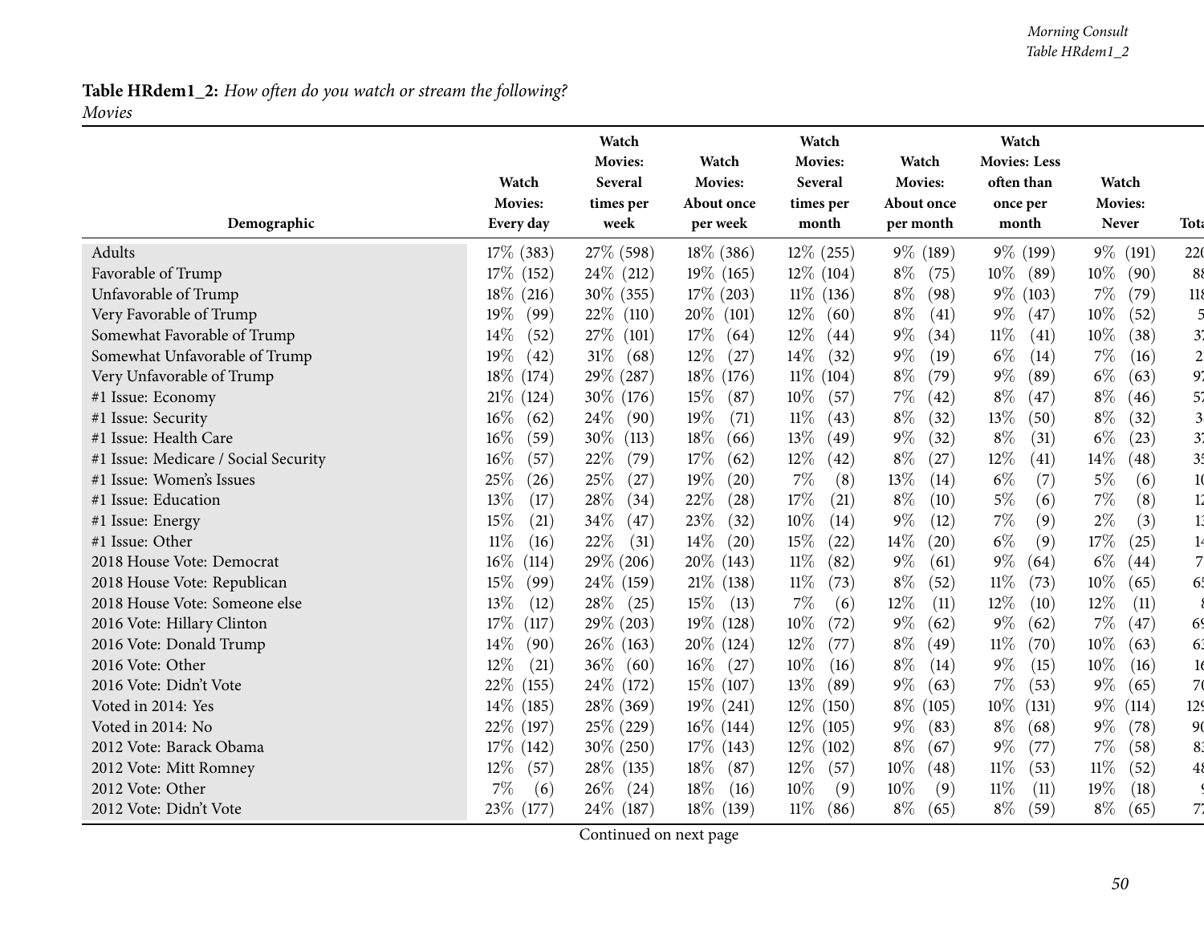**Table HRdem1_2:** *How often do you watch or stream the following?*
*Movies*

| Demographic | Watch Movies: Every day | Watch Movies: Several times per week | Watch Movies: About once per week | Watch Movies: Several times per month | Watch Movies: About once per month | Watch Movies: Less often than once per month | Watch Movies: Never | Tota |
|---|---|---|---|---|---|---|---|---|
| Adults | 17% (383) | 27% (598) | 18% (386) | 12% (255) | 9% (189) | 9% (199) | 9% (191) | 220 |
| Favorable of Trump | 17% (152) | 24% (212) | 19% (165) | 12% (104) | 8% (75) | 10% (89) | 10% (90) | 88 |
| Unfavorable of Trump | 18% (216) | 30% (355) | 17% (203) | 11% (136) | 8% (98) | 9% (103) | 7% (79) | 118 |
| Very Favorable of Trump | 19% (99) | 22% (110) | 20% (101) | 12% (60) | 8% (41) | 9% (47) | 10% (52) | 5 |
| Somewhat Favorable of Trump | 14% (52) | 27% (101) | 17% (64) | 12% (44) | 9% (34) | 11% (41) | 10% (38) | 37 |
| Somewhat Unfavorable of Trump | 19% (42) | 31% (68) | 12% (27) | 14% (32) | 9% (19) | 6% (14) | 7% (16) | 2 |
| Very Unfavorable of Trump | 18% (174) | 29% (287) | 18% (176) | 11% (104) | 8% (79) | 9% (89) | 6% (63) | 97 |
| #1 Issue: Economy | 21% (124) | 30% (176) | 15% (87) | 10% (57) | 7% (42) | 8% (47) | 8% (46) | 57 |
| #1 Issue: Security | 16% (62) | 24% (90) | 19% (71) | 11% (43) | 8% (32) | 13% (50) | 8% (32) | 3 |
| #1 Issue: Health Care | 16% (59) | 30% (113) | 18% (66) | 13% (49) | 9% (32) | 8% (31) | 6% (23) | 37 |
| #1 Issue: Medicare / Social Security | 16% (57) | 22% (79) | 17% (62) | 12% (42) | 8% (27) | 12% (41) | 14% (48) | 35 |
| #1 Issue: Women's Issues | 25% (26) | 25% (27) | 19% (20) | 7% (8) | 13% (14) | 6% (7) | 5% (6) | 10 |
| #1 Issue: Education | 13% (17) | 28% (34) | 22% (28) | 17% (21) | 8% (10) | 5% (6) | 7% (8) | 12 |
| #1 Issue: Energy | 15% (21) | 34% (47) | 23% (32) | 10% (14) | 9% (12) | 7% (9) | 2% (3) | 13 |
| #1 Issue: Other | 11% (16) | 22% (31) | 14% (20) | 15% (22) | 14% (20) | 6% (9) | 17% (25) | 14 |
| 2018 House Vote: Democrat | 16% (114) | 29% (206) | 20% (143) | 11% (82) | 9% (61) | 9% (64) | 6% (44) | 7 |
| 2018 House Vote: Republican | 15% (99) | 24% (159) | 21% (138) | 11% (73) | 8% (52) | 11% (73) | 10% (65) | 65 |
| 2018 House Vote: Someone else | 13% (12) | 28% (25) | 15% (13) | 7% (6) | 12% (11) | 12% (10) | 12% (11) | 8 |
| 2016 Vote: Hillary Clinton | 17% (117) | 29% (203) | 19% (128) | 10% (72) | 9% (62) | 9% (62) | 7% (47) | 69 |
| 2016 Vote: Donald Trump | 14% (90) | 26% (163) | 20% (124) | 12% (77) | 8% (49) | 11% (70) | 10% (63) | 63 |
| 2016 Vote: Other | 12% (21) | 36% (60) | 16% (27) | 10% (16) | 8% (14) | 9% (15) | 10% (16) | 16 |
| 2016 Vote: Didn't Vote | 22% (155) | 24% (172) | 15% (107) | 13% (89) | 9% (63) | 7% (53) | 9% (65) | 70 |
| Voted in 2014: Yes | 14% (185) | 28% (369) | 19% (241) | 12% (150) | 8% (105) | 10% (131) | 9% (114) | 129 |
| Voted in 2014: No | 22% (197) | 25% (229) | 16% (144) | 12% (105) | 9% (83) | 8% (68) | 9% (78) | 90 |
| 2012 Vote: Barack Obama | 17% (142) | 30% (250) | 17% (143) | 12% (102) | 8% (67) | 9% (77) | 7% (58) | 83 |
| 2012 Vote: Mitt Romney | 12% (57) | 28% (135) | 18% (87) | 12% (57) | 10% (48) | 11% (53) | 11% (52) | 48 |
| 2012 Vote: Other | 7% (6) | 26% (24) | 18% (16) | 10% (9) | 10% (9) | 11% (11) | 19% (18) | 9 |
| 2012 Vote: Didn't Vote | 23% (177) | 24% (187) | 18% (139) | 11% (86) | 8% (65) | 8% (59) | 8% (65) | 77 |

Continued on next page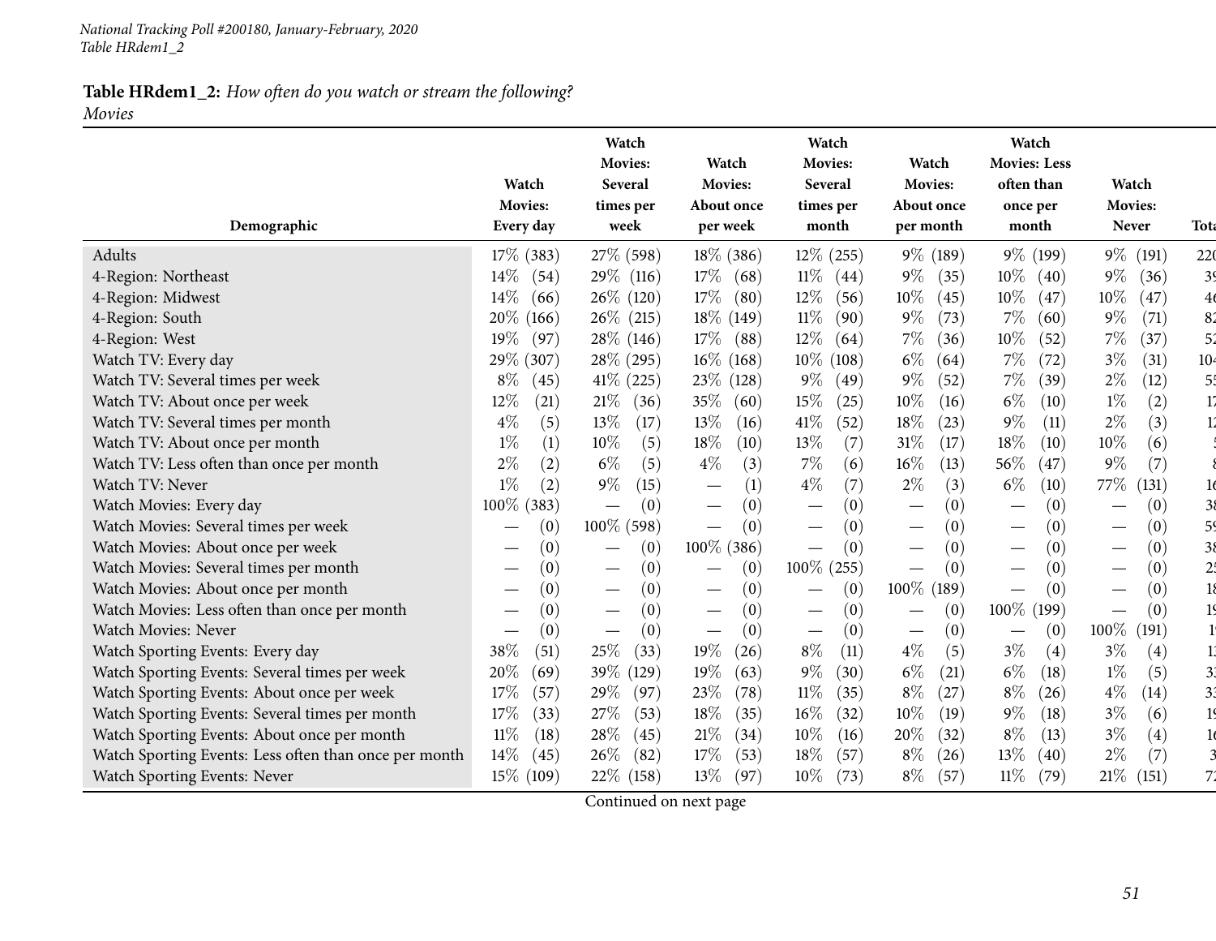*National Tracking Poll #200180, January-February, 2020*
*Table HRdem1_2*

**Table HRdem1_2:** *How often do you watch or stream the following?*
*Movies*

| Demographic | Watch Movies: Every day | Watch Movies: Several times per week | Watch Movies: About once per week | Watch Movies: Several times per month | Watch Movies: About once per month | Watch Movies: Less often than once per month | Watch Movies: Never | Tota |
|---|---|---|---|---|---|---|---|---|
| Adults | 17% (383) | 27% (598) | 18% (386) | 12% (255) | 9% (189) | 9% (199) | 9% (191) | 220 |
| 4-Region: Northeast | 14% (54) | 29% (116) | 17% (68) | 11% (44) | 9% (35) | 10% (40) | 9% (36) | 39 |
| 4-Region: Midwest | 14% (66) | 26% (120) | 17% (80) | 12% (56) | 10% (45) | 10% (47) | 10% (47) | 46 |
| 4-Region: South | 20% (166) | 26% (215) | 18% (149) | 11% (90) | 9% (73) | 7% (60) | 9% (71) | 82 |
| 4-Region: West | 19% (97) | 28% (146) | 17% (88) | 12% (64) | 7% (36) | 10% (52) | 7% (37) | 52 |
| Watch TV: Every day | 29% (307) | 28% (295) | 16% (168) | 10% (108) | 6% (64) | 7% (72) | 3% (31) | 104 |
| Watch TV: Several times per week | 8% (45) | 41% (225) | 23% (128) | 9% (49) | 9% (52) | 7% (39) | 2% (12) | 55 |
| Watch TV: About once per week | 12% (21) | 21% (36) | 35% (60) | 15% (25) | 10% (16) | 6% (10) | 1% (2) | 17 |
| Watch TV: Several times per month | 4% (5) | 13% (17) | 13% (16) | 41% (52) | 18% (23) | 9% (11) | 2% (3) | 12 |
| Watch TV: About once per month | 1% (1) | 10% (5) | 18% (10) | 13% (7) | 31% (17) | 18% (10) | 10% (6) | 5 |
| Watch TV: Less often than once per month | 2% (2) | 6% (5) | 4% (3) | 7% (6) | 16% (13) | 56% (47) | 9% (7) | 8 |
| Watch TV: Never | 1% (2) | 9% (15) | — (1) | 4% (7) | 2% (3) | 6% (10) | 77% (131) | 16 |
| Watch Movies: Every day | 100% (383) | — (0) | — (0) | — (0) | — (0) | — (0) | — (0) | 38 |
| Watch Movies: Several times per week | — (0) | 100% (598) | — (0) | — (0) | — (0) | — (0) | — (0) | 59 |
| Watch Movies: About once per week | — (0) | — (0) | 100% (386) | — (0) | — (0) | — (0) | — (0) | 38 |
| Watch Movies: Several times per month | — (0) | — (0) | — (0) | 100% (255) | — (0) | — (0) | — (0) | 25 |
| Watch Movies: About once per month | — (0) | — (0) | — (0) | — (0) | 100% (189) | — (0) | — (0) | 18 |
| Watch Movies: Less often than once per month | — (0) | — (0) | — (0) | — (0) | — (0) | 100% (199) | — (0) | 19 |
| Watch Movies: Never | — (0) | — (0) | — (0) | — (0) | — (0) | — (0) | 100% (191) | 1 |
| Watch Sporting Events: Every day | 38% (51) | 25% (33) | 19% (26) | 8% (11) | 4% (5) | 3% (4) | 3% (4) | 13 |
| Watch Sporting Events: Several times per week | 20% (69) | 39% (129) | 19% (63) | 9% (30) | 6% (21) | 6% (18) | 1% (5) | 33 |
| Watch Sporting Events: About once per week | 17% (57) | 29% (97) | 23% (78) | 11% (35) | 8% (27) | 8% (26) | 4% (14) | 33 |
| Watch Sporting Events: Several times per month | 17% (33) | 27% (53) | 18% (35) | 16% (32) | 10% (19) | 9% (18) | 3% (6) | 19 |
| Watch Sporting Events: About once per month | 11% (18) | 28% (45) | 21% (34) | 10% (16) | 20% (32) | 8% (13) | 3% (4) | 16 |
| Watch Sporting Events: Less often than once per month | 14% (45) | 26% (82) | 17% (53) | 18% (57) | 8% (26) | 13% (40) | 2% (7) | 3 |
| Watch Sporting Events: Never | 15% (109) | 22% (158) | 13% (97) | 10% (73) | 8% (57) | 11% (79) | 21% (151) | 72 |

Continued on next page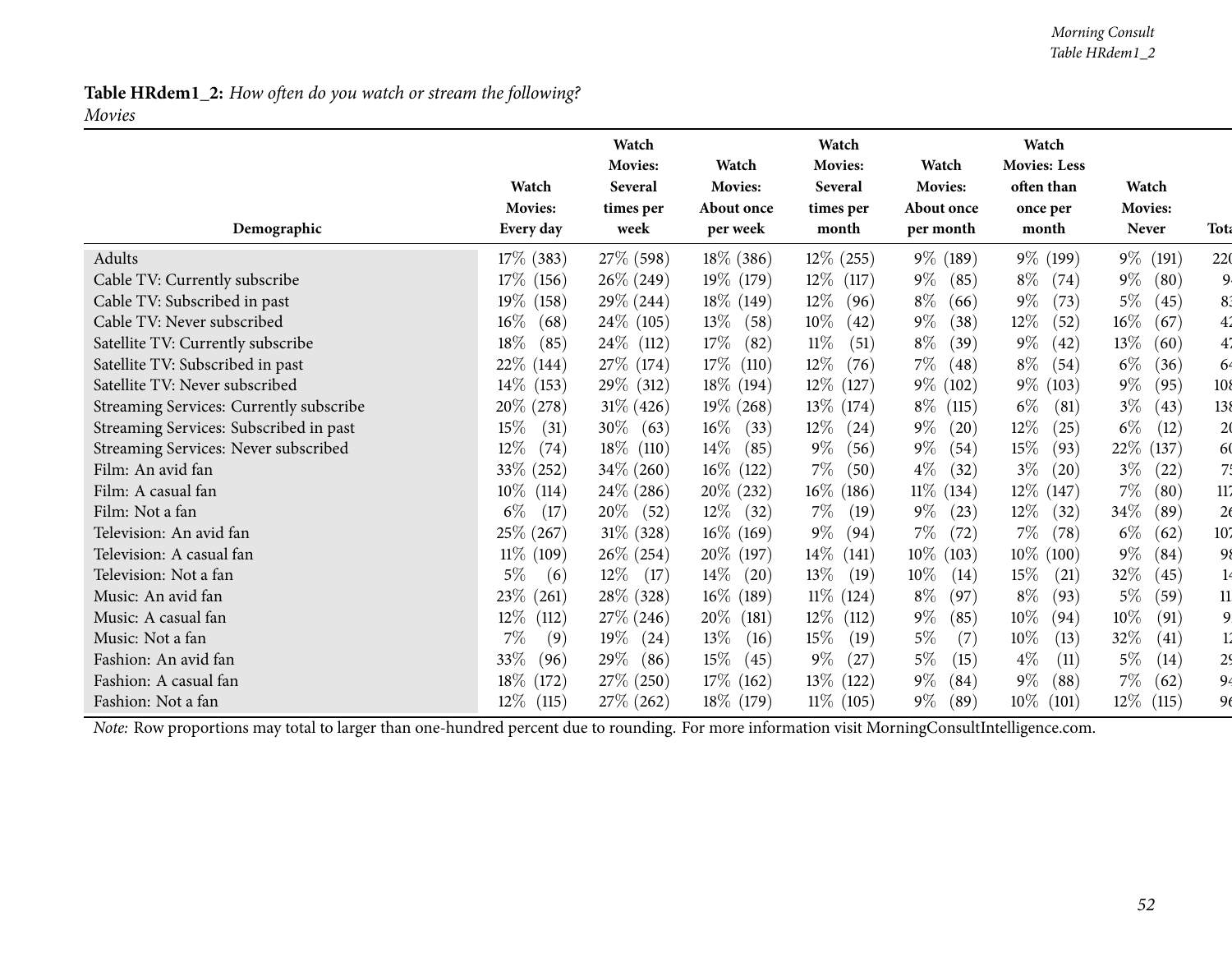**Table HRdem1_2:** *How often do you watch or stream the following?*
*Movies*

| Demographic | Watch Movies: Every day | Watch Movies: Several times per week | Watch Movies: About once per week | Watch Movies: Several times per month | Watch Movies: About once per month | Watch Movies: Less often than once per month | Watch Movies: Never | Tota |
|---|---|---|---|---|---|---|---|---|
| Adults | 17% (383) | 27% (598) | 18% (386) | 12% (255) | 9% (189) | 9% (199) | 9% (191) | 220 |
| Cable TV: Currently subscribe | 17% (156) | 26% (249) | 19% (179) | 12% (117) | 9% (85) | 8% (74) | 9% (80) | 9 |
| Cable TV: Subscribed in past | 19% (158) | 29% (244) | 18% (149) | 12% (96) | 8% (66) | 9% (73) | 5% (45) | 8 |
| Cable TV: Never subscribed | 16% (68) | 24% (105) | 13% (58) | 10% (42) | 9% (38) | 12% (52) | 16% (67) | 4 |
| Satellite TV: Currently subscribe | 18% (85) | 24% (112) | 17% (82) | 11% (51) | 8% (39) | 9% (42) | 13% (60) | 4 |
| Satellite TV: Subscribed in past | 22% (144) | 27% (174) | 17% (110) | 12% (76) | 7% (48) | 8% (54) | 6% (36) | 6 |
| Satellite TV: Never subscribed | 14% (153) | 29% (312) | 18% (194) | 12% (127) | 9% (102) | 9% (103) | 9% (95) | 10 |
| Streaming Services: Currently subscribe | 20% (278) | 31% (426) | 19% (268) | 13% (174) | 8% (115) | 6% (81) | 3% (43) | 13 |
| Streaming Services: Subscribed in past | 15% (31) | 30% (63) | 16% (33) | 12% (24) | 9% (20) | 12% (25) | 6% (12) | 2 |
| Streaming Services: Never subscribed | 12% (74) | 18% (110) | 14% (85) | 9% (56) | 9% (54) | 15% (93) | 22% (137) | 6 |
| Film: An avid fan | 33% (252) | 34% (260) | 16% (122) | 7% (50) | 4% (32) | 3% (20) | 3% (22) | 7 |
| Film: A casual fan | 10% (114) | 24% (286) | 20% (232) | 16% (186) | 11% (134) | 12% (147) | 7% (80) | 11 |
| Film: Not a fan | 6% (17) | 20% (52) | 12% (32) | 7% (19) | 9% (23) | 12% (32) | 34% (89) | 2 |
| Television: An avid fan | 25% (267) | 31% (328) | 16% (169) | 9% (94) | 7% (72) | 7% (78) | 6% (62) | 10 |
| Television: A casual fan | 11% (109) | 26% (254) | 20% (197) | 14% (141) | 10% (103) | 10% (100) | 9% (84) | 9 |
| Television: Not a fan | 5% (6) | 12% (17) | 14% (20) | 13% (19) | 10% (14) | 15% (21) | 32% (45) | 1 |
| Music: An avid fan | 23% (261) | 28% (328) | 16% (189) | 11% (124) | 8% (97) | 8% (93) | 5% (59) | 11 |
| Music: A casual fan | 12% (112) | 27% (246) | 20% (181) | 12% (112) | 9% (85) | 10% (94) | 10% (91) | 9 |
| Music: Not a fan | 7% (9) | 19% (24) | 13% (16) | 15% (19) | 5% (7) | 10% (13) | 32% (41) | 1 |
| Fashion: An avid fan | 33% (96) | 29% (86) | 15% (45) | 9% (27) | 5% (15) | 4% (11) | 5% (14) | 2 |
| Fashion: A casual fan | 18% (172) | 27% (250) | 17% (162) | 13% (122) | 9% (84) | 9% (88) | 7% (62) | 9 |
| Fashion: Not a fan | 12% (115) | 27% (262) | 18% (179) | 11% (105) | 9% (89) | 10% (101) | 12% (115) | 9 |

*Note:* Row proportions may total to larger than one-hundred percent due to rounding. For more information visit MorningConsultIntelligence.com.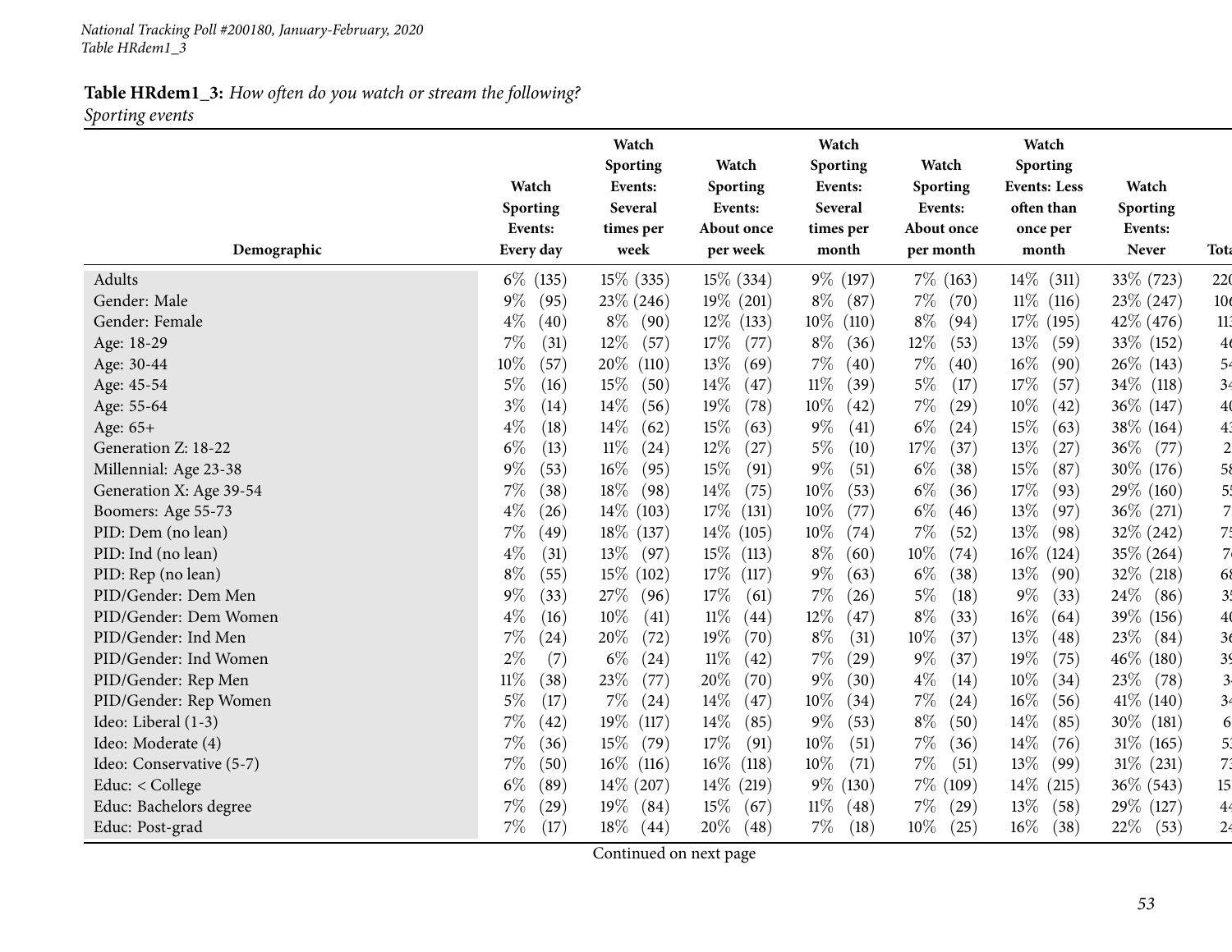National Tracking Poll #200180, January-February, 2020
Table HRdem1_3

**Table HRdem1_3:** *How often do you watch or stream the following?*
*Sporting events*

| Demographic | Watch Sporting Events: Every day | Watch Sporting Events: Several times per week | Watch Sporting Events: About once per week | Watch Sporting Events: Several times per month | Watch Sporting Events: About once per month | Watch Sporting Events: Less often than once per month | Watch Sporting Events: Never | Tota |
|---|---|---|---|---|---|---|---|---|
| Adults | 6% (135) | 15% (335) | 15% (334) | 9% (197) | 7% (163) | 14% (311) | 33% (723) | 220 |
| Gender: Male | 9% (95) | 23% (246) | 19% (201) | 8% (87) | 7% (70) | 11% (116) | 23% (247) | 106 |
| Gender: Female | 4% (40) | 8% (90) | 12% (133) | 10% (110) | 8% (94) | 17% (195) | 42% (476) | 113 |
| Age: 18-29 | 7% (31) | 12% (57) | 17% (77) | 8% (36) | 12% (53) | 13% (59) | 33% (152) | 46 |
| Age: 30-44 | 10% (57) | 20% (110) | 13% (69) | 7% (40) | 7% (40) | 16% (90) | 26% (143) | 54 |
| Age: 45-54 | 5% (16) | 15% (50) | 14% (47) | 11% (39) | 5% (17) | 17% (57) | 34% (118) | 34 |
| Age: 55-64 | 3% (14) | 14% (56) | 19% (78) | 10% (42) | 7% (29) | 10% (42) | 36% (147) | 40 |
| Age: 65+ | 4% (18) | 14% (62) | 15% (63) | 9% (41) | 6% (24) | 15% (63) | 38% (164) | 43 |
| Generation Z: 18-22 | 6% (13) | 11% (24) | 12% (27) | 5% (10) | 17% (37) | 13% (27) | 36% (77) | 2 |
| Millennial: Age 23-38 | 9% (53) | 16% (95) | 15% (91) | 9% (51) | 6% (38) | 15% (87) | 30% (176) | 58 |
| Generation X: Age 39-54 | 7% (38) | 18% (98) | 14% (75) | 10% (53) | 6% (36) | 17% (93) | 29% (160) | 55 |
| Boomers: Age 55-73 | 4% (26) | 14% (103) | 17% (131) | 10% (77) | 6% (46) | 13% (97) | 36% (271) | 7 |
| PID: Dem (no lean) | 7% (49) | 18% (137) | 14% (105) | 10% (74) | 7% (52) | 13% (98) | 32% (242) | 75 |
| PID: Ind (no lean) | 4% (31) | 13% (97) | 15% (113) | 8% (60) | 10% (74) | 16% (124) | 35% (264) | 76 |
| PID: Rep (no lean) | 8% (55) | 15% (102) | 17% (117) | 9% (63) | 6% (38) | 13% (90) | 32% (218) | 68 |
| PID/Gender: Dem Men | 9% (33) | 27% (96) | 17% (61) | 7% (26) | 5% (18) | 9% (33) | 24% (86) | 35 |
| PID/Gender: Dem Women | 4% (16) | 10% (41) | 11% (44) | 12% (47) | 8% (33) | 16% (64) | 39% (156) | 40 |
| PID/Gender: Ind Men | 7% (24) | 20% (72) | 19% (70) | 8% (31) | 10% (37) | 13% (48) | 23% (84) | 36 |
| PID/Gender: Ind Women | 2% (7) | 6% (24) | 11% (42) | 7% (29) | 9% (37) | 19% (75) | 46% (180) | 39 |
| PID/Gender: Rep Men | 11% (38) | 23% (77) | 20% (70) | 9% (30) | 4% (14) | 10% (34) | 23% (78) | 34 |
| PID/Gender: Rep Women | 5% (17) | 7% (24) | 14% (47) | 10% (34) | 7% (24) | 16% (56) | 41% (140) | 34 |
| Ideo: Liberal (1-3) | 7% (42) | 19% (117) | 14% (85) | 9% (53) | 8% (50) | 14% (85) | 30% (181) | 6 |
| Ideo: Moderate (4) | 7% (36) | 15% (79) | 17% (91) | 10% (51) | 7% (36) | 14% (76) | 31% (165) | 53 |
| Ideo: Conservative (5-7) | 7% (50) | 16% (116) | 16% (118) | 10% (71) | 7% (51) | 13% (99) | 31% (231) | 73 |
| Educ: < College | 6% (89) | 14% (207) | 14% (219) | 9% (130) | 7% (109) | 14% (215) | 36% (543) | 15 |
| Educ: Bachelors degree | 7% (29) | 19% (84) | 15% (67) | 11% (48) | 7% (29) | 13% (58) | 29% (127) | 44 |
| Educ: Post-grad | 7% (17) | 18% (44) | 20% (48) | 7% (18) | 10% (25) | 16% (38) | 22% (53) | 24 |

Continued on next page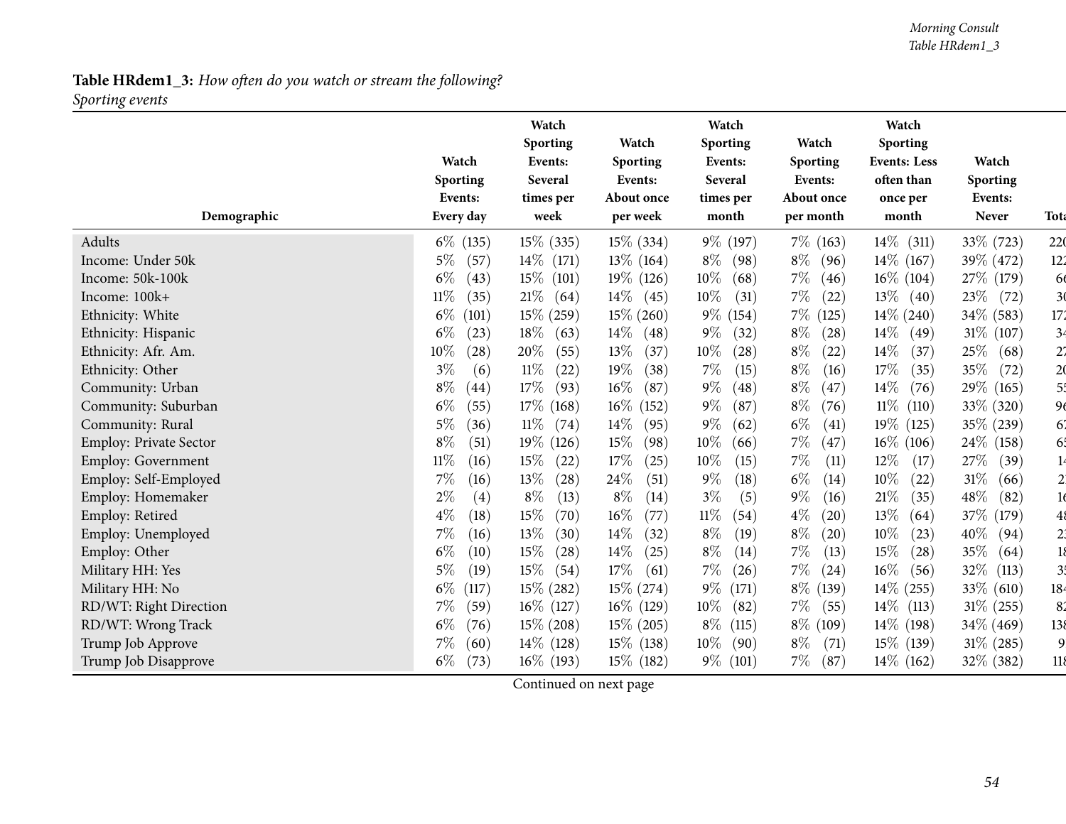**Table HRdem1_3:** *How often do you watch or stream the following?*
*Sporting events*

| Demographic | Watch Sporting Events: Every day | Watch Sporting Events: Several times per week | Watch Sporting Events: About once per week | Watch Sporting Events: Several times per month | Watch Sporting Events: About once per month | Watch Sporting Events: Less often than once per month | Watch Sporting Events: Never | Tota |
|---|---|---|---|---|---|---|---|---|
| Adults | 6% (135) | 15% (335) | 15% (334) | 9% (197) | 7% (163) | 14% (311) | 33% (723) | 220 |
| Income: Under 50k | 5% (57) | 14% (171) | 13% (164) | 8% (98) | 8% (96) | 14% (167) | 39% (472) | 122 |
| Income: 50k-100k | 6% (43) | 15% (101) | 19% (126) | 10% (68) | 7% (46) | 16% (104) | 27% (179) | 66 |
| Income: 100k+ | 11% (35) | 21% (64) | 14% (45) | 10% (31) | 7% (22) | 13% (40) | 23% (72) | 30 |
| Ethnicity: White | 6% (101) | 15% (259) | 15% (260) | 9% (154) | 7% (125) | 14% (240) | 34% (583) | 172 |
| Ethnicity: Hispanic | 6% (23) | 18% (63) | 14% (48) | 9% (32) | 8% (28) | 14% (49) | 31% (107) | 34 |
| Ethnicity: Afr. Am. | 10% (28) | 20% (55) | 13% (37) | 10% (28) | 8% (22) | 14% (37) | 25% (68) | 27 |
| Ethnicity: Other | 3% (6) | 11% (22) | 19% (38) | 7% (15) | 8% (16) | 17% (35) | 35% (72) | 20 |
| Community: Urban | 8% (44) | 17% (93) | 16% (87) | 9% (48) | 8% (47) | 14% (76) | 29% (165) | 55 |
| Community: Suburban | 6% (55) | 17% (168) | 16% (152) | 9% (87) | 8% (76) | 11% (110) | 33% (320) | 96 |
| Community: Rural | 5% (36) | 11% (74) | 14% (95) | 9% (62) | 6% (41) | 19% (125) | 35% (239) | 67 |
| Employ: Private Sector | 8% (51) | 19% (126) | 15% (98) | 10% (66) | 7% (47) | 16% (106) | 24% (158) | 65 |
| Employ: Government | 11% (16) | 15% (22) | 17% (25) | 10% (15) | 7% (11) | 12% (17) | 27% (39) | 14 |
| Employ: Self-Employed | 7% (16) | 13% (28) | 24% (51) | 9% (18) | 6% (14) | 10% (22) | 31% (66) | 2 |
| Employ: Homemaker | 2% (4) | 8% (13) | 8% (14) | 3% (5) | 9% (16) | 21% (35) | 48% (82) | 16 |
| Employ: Retired | 4% (18) | 15% (70) | 16% (77) | 11% (54) | 4% (20) | 13% (64) | 37% (179) | 48 |
| Employ: Unemployed | 7% (16) | 13% (30) | 14% (32) | 8% (19) | 8% (20) | 10% (23) | 40% (94) | 23 |
| Employ: Other | 6% (10) | 15% (28) | 14% (25) | 8% (14) | 7% (13) | 15% (28) | 35% (64) | 18 |
| Military HH: Yes | 5% (19) | 15% (54) | 17% (61) | 7% (26) | 7% (24) | 16% (56) | 32% (113) | 35 |
| Military HH: No | 6% (117) | 15% (282) | 15% (274) | 9% (171) | 8% (139) | 14% (255) | 33% (610) | 184 |
| RD/WT: Right Direction | 7% (59) | 16% (127) | 16% (129) | 10% (82) | 7% (55) | 14% (113) | 31% (255) | 82 |
| RD/WT: Wrong Track | 6% (76) | 15% (208) | 15% (205) | 8% (115) | 8% (109) | 14% (198) | 34% (469) | 138 |
| Trump Job Approve | 7% (60) | 14% (128) | 15% (138) | 10% (90) | 8% (71) | 15% (139) | 31% (285) | 9 |
| Trump Job Disapprove | 6% (73) | 16% (193) | 15% (182) | 9% (101) | 7% (87) | 14% (162) | 32% (382) | 118 |

Continued on next page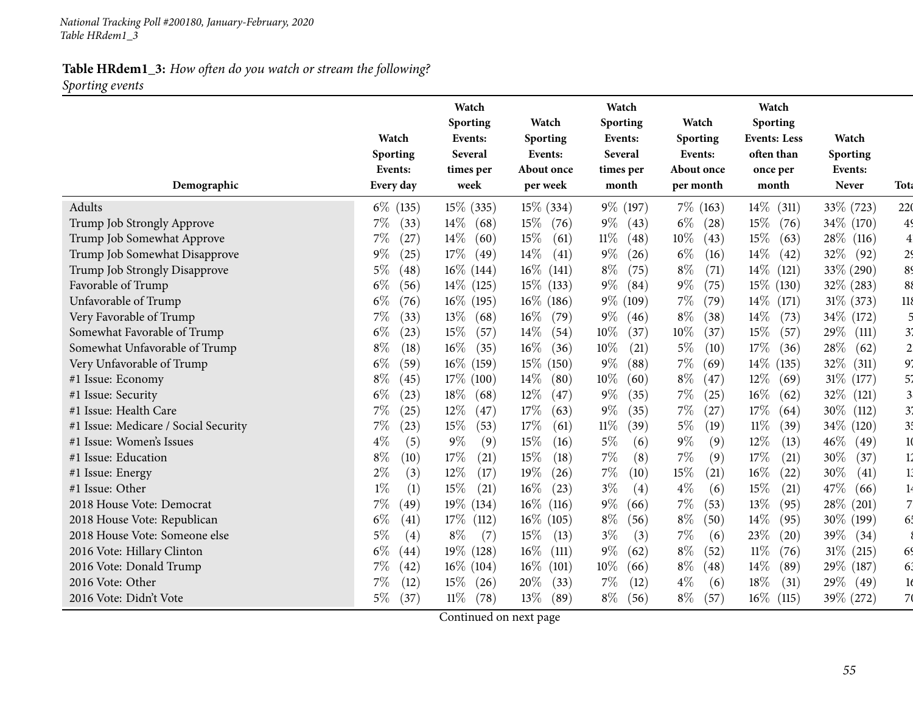*National Tracking Poll #200180, January-February, 2020*
*Table HRdem1_3*

**Table HRdem1_3:** *How often do you watch or stream the following?*
*Sporting events*

| Demographic | Watch Sporting Events: Every day | Watch Sporting Events: Several times per week | Watch Sporting Events: About once per week | Watch Sporting Events: Several times per month | Watch Sporting Events: About once per month | Watch Sporting Events: Less often than once per month | Watch Sporting Events: Never | Tota |
|---|---|---|---|---|---|---|---|---|
| Adults | 6% (135) | 15% (335) | 15% (334) | 9% (197) | 7% (163) | 14% (311) | 33% (723) | 220 |
| Trump Job Strongly Approve | 7% (33) | 14% (68) | 15% (76) | 9% (43) | 6% (28) | 15% (76) | 34% (170) | 49 |
| Trump Job Somewhat Approve | 7% (27) | 14% (60) | 15% (61) | 11% (48) | 10% (43) | 15% (63) | 28% (116) | 4 |
| Trump Job Somewhat Disapprove | 9% (25) | 17% (49) | 14% (41) | 9% (26) | 6% (16) | 14% (42) | 32% (92) | 29 |
| Trump Job Strongly Disapprove | 5% (48) | 16% (144) | 16% (141) | 8% (75) | 8% (71) | 14% (121) | 33% (290) | 89 |
| Favorable of Trump | 6% (56) | 14% (125) | 15% (133) | 9% (84) | 9% (75) | 15% (130) | 32% (283) | 88 |
| Unfavorable of Trump | 6% (76) | 16% (195) | 16% (186) | 9% (109) | 7% (79) | 14% (171) | 31% (373) | 118 |
| Very Favorable of Trump | 7% (33) | 13% (68) | 16% (79) | 9% (46) | 8% (38) | 14% (73) | 34% (172) | 5 |
| Somewhat Favorable of Trump | 6% (23) | 15% (57) | 14% (54) | 10% (37) | 10% (37) | 15% (57) | 29% (111) | 37 |
| Somewhat Unfavorable of Trump | 8% (18) | 16% (35) | 16% (36) | 10% (21) | 5% (10) | 17% (36) | 28% (62) | 2 |
| Very Unfavorable of Trump | 6% (59) | 16% (159) | 15% (150) | 9% (88) | 7% (69) | 14% (135) | 32% (311) | 97 |
| #1 Issue: Economy | 8% (45) | 17% (100) | 14% (80) | 10% (60) | 8% (47) | 12% (69) | 31% (177) | 57 |
| #1 Issue: Security | 6% (23) | 18% (68) | 12% (47) | 9% (35) | 7% (25) | 16% (62) | 32% (121) | 3 |
| #1 Issue: Health Care | 7% (25) | 12% (47) | 17% (63) | 9% (35) | 7% (27) | 17% (64) | 30% (112) | 37 |
| #1 Issue: Medicare / Social Security | 7% (23) | 15% (53) | 17% (61) | 11% (39) | 5% (19) | 11% (39) | 34% (120) | 35 |
| #1 Issue: Women's Issues | 4% (5) | 9% (9) | 15% (16) | 5% (6) | 9% (9) | 12% (13) | 46% (49) | 10 |
| #1 Issue: Education | 8% (10) | 17% (21) | 15% (18) | 7% (8) | 7% (9) | 17% (21) | 30% (37) | 12 |
| #1 Issue: Energy | 2% (3) | 12% (17) | 19% (26) | 7% (10) | 15% (21) | 16% (22) | 30% (41) | 13 |
| #1 Issue: Other | 1% (1) | 15% (21) | 16% (23) | 3% (4) | 4% (6) | 15% (21) | 47% (66) | 14 |
| 2018 House Vote: Democrat | 7% (49) | 19% (134) | 16% (116) | 9% (66) | 7% (53) | 13% (95) | 28% (201) | 7 |
| 2018 House Vote: Republican | 6% (41) | 17% (112) | 16% (105) | 8% (56) | 8% (50) | 14% (95) | 30% (199) | 65 |
| 2018 House Vote: Someone else | 5% (4) | 8% (7) | 15% (13) | 3% (3) | 7% (6) | 23% (20) | 39% (34) | 8 |
| 2016 Vote: Hillary Clinton | 6% (44) | 19% (128) | 16% (111) | 9% (62) | 8% (52) | 11% (76) | 31% (215) | 69 |
| 2016 Vote: Donald Trump | 7% (42) | 16% (104) | 16% (101) | 10% (66) | 8% (48) | 14% (89) | 29% (187) | 63 |
| 2016 Vote: Other | 7% (12) | 15% (26) | 20% (33) | 7% (12) | 4% (6) | 18% (31) | 29% (49) | 16 |
| 2016 Vote: Didn't Vote | 5% (37) | 11% (78) | 13% (89) | 8% (56) | 8% (57) | 16% (115) | 39% (272) | 70 |

Continued on next page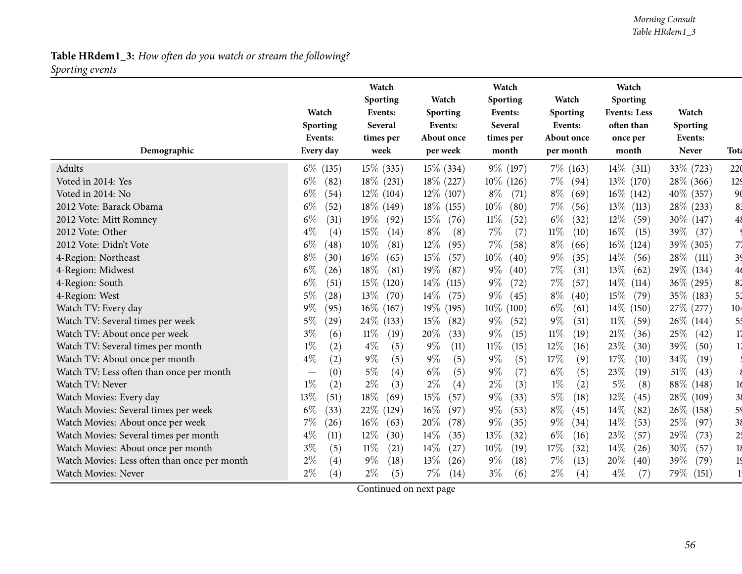**Table HRdem1_3:** *How often do you watch or stream the following?*
*Sporting events*

| Demographic | Watch Sporting Events: Every day | Watch Sporting Events: Several times per week | Watch Sporting Events: About once per week | Watch Sporting Events: Several times per month | Watch Sporting Events: About once per month | Watch Sporting Events: Less often than once per month | Watch Sporting Events: Never | Tota |
|---|---|---|---|---|---|---|---|---|
| Adults | 6% (135) | 15% (335) | 15% (334) | 9% (197) | 7% (163) | 14% (311) | 33% (723) | 220 |
| Voted in 2014: Yes | 6% (82) | 18% (231) | 18% (227) | 10% (126) | 7% (94) | 13% (170) | 28% (366) | 129 |
| Voted in 2014: No | 6% (54) | 12% (104) | 12% (107) | 8% (71) | 8% (69) | 16% (142) | 40% (357) | 90 |
| 2012 Vote: Barack Obama | 6% (52) | 18% (149) | 18% (155) | 10% (80) | 7% (56) | 13% (113) | 28% (233) | 83 |
| 2012 Vote: Mitt Romney | 6% (31) | 19% (92) | 15% (76) | 11% (52) | 6% (32) | 12% (59) | 30% (147) | 48 |
| 2012 Vote: Other | 4% (4) | 15% (14) | 8% (8) | 7% (7) | 11% (10) | 16% (15) | 39% (37) | 9 |
| 2012 Vote: Didn't Vote | 6% (48) | 10% (81) | 12% (95) | 7% (58) | 8% (66) | 16% (124) | 39% (305) | 77 |
| 4-Region: Northeast | 8% (30) | 16% (65) | 15% (57) | 10% (40) | 9% (35) | 14% (56) | 28% (111) | 39 |
| 4-Region: Midwest | 6% (26) | 18% (81) | 19% (87) | 9% (40) | 7% (31) | 13% (62) | 29% (134) | 46 |
| 4-Region: South | 6% (51) | 15% (120) | 14% (115) | 9% (72) | 7% (57) | 14% (114) | 36% (295) | 82 |
| 4-Region: West | 5% (28) | 13% (70) | 14% (75) | 9% (45) | 8% (40) | 15% (79) | 35% (183) | 52 |
| Watch TV: Every day | 9% (95) | 16% (167) | 19% (195) | 10% (100) | 6% (61) | 14% (150) | 27% (277) | 104 |
| Watch TV: Several times per week | 5% (29) | 24% (133) | 15% (82) | 9% (52) | 9% (51) | 11% (59) | 26% (144) | 55 |
| Watch TV: About once per week | 3% (6) | 11% (19) | 20% (33) | 9% (15) | 11% (19) | 21% (36) | 25% (42) | 17 |
| Watch TV: Several times per month | 1% (2) | 4% (5) | 9% (11) | 11% (15) | 12% (16) | 23% (30) | 39% (50) | 12 |
| Watch TV: About once per month | 4% (2) | 9% (5) | 9% (5) | 9% (5) | 17% (9) | 17% (10) | 34% (19) | 5 |
| Watch TV: Less often than once per month | — (0) | 5% (4) | 6% (5) | 9% (7) | 6% (5) | 23% (19) | 51% (43) | 8 |
| Watch TV: Never | 1% (2) | 2% (3) | 2% (4) | 2% (3) | 1% (2) | 5% (8) | 88% (148) | 16 |
| Watch Movies: Every day | 13% (51) | 18% (69) | 15% (57) | 9% (33) | 5% (18) | 12% (45) | 28% (109) | 38 |
| Watch Movies: Several times per week | 6% (33) | 22% (129) | 16% (97) | 9% (53) | 8% (45) | 14% (82) | 26% (158) | 59 |
| Watch Movies: About once per week | 7% (26) | 16% (63) | 20% (78) | 9% (35) | 9% (34) | 14% (53) | 25% (97) | 38 |
| Watch Movies: Several times per month | 4% (11) | 12% (30) | 14% (35) | 13% (32) | 6% (16) | 23% (57) | 29% (73) | 25 |
| Watch Movies: About once per month | 3% (5) | 11% (21) | 14% (27) | 10% (19) | 17% (32) | 14% (26) | 30% (57) | 18 |
| Watch Movies: Less often than once per month | 2% (4) | 9% (18) | 13% (26) | 9% (18) | 7% (13) | 20% (40) | 39% (79) | 19 |
| Watch Movies: Never | 2% (4) | 2% (5) | 7% (14) | 3% (6) | 2% (4) | 4% (7) | 79% (151) | 1 |

Continued on next page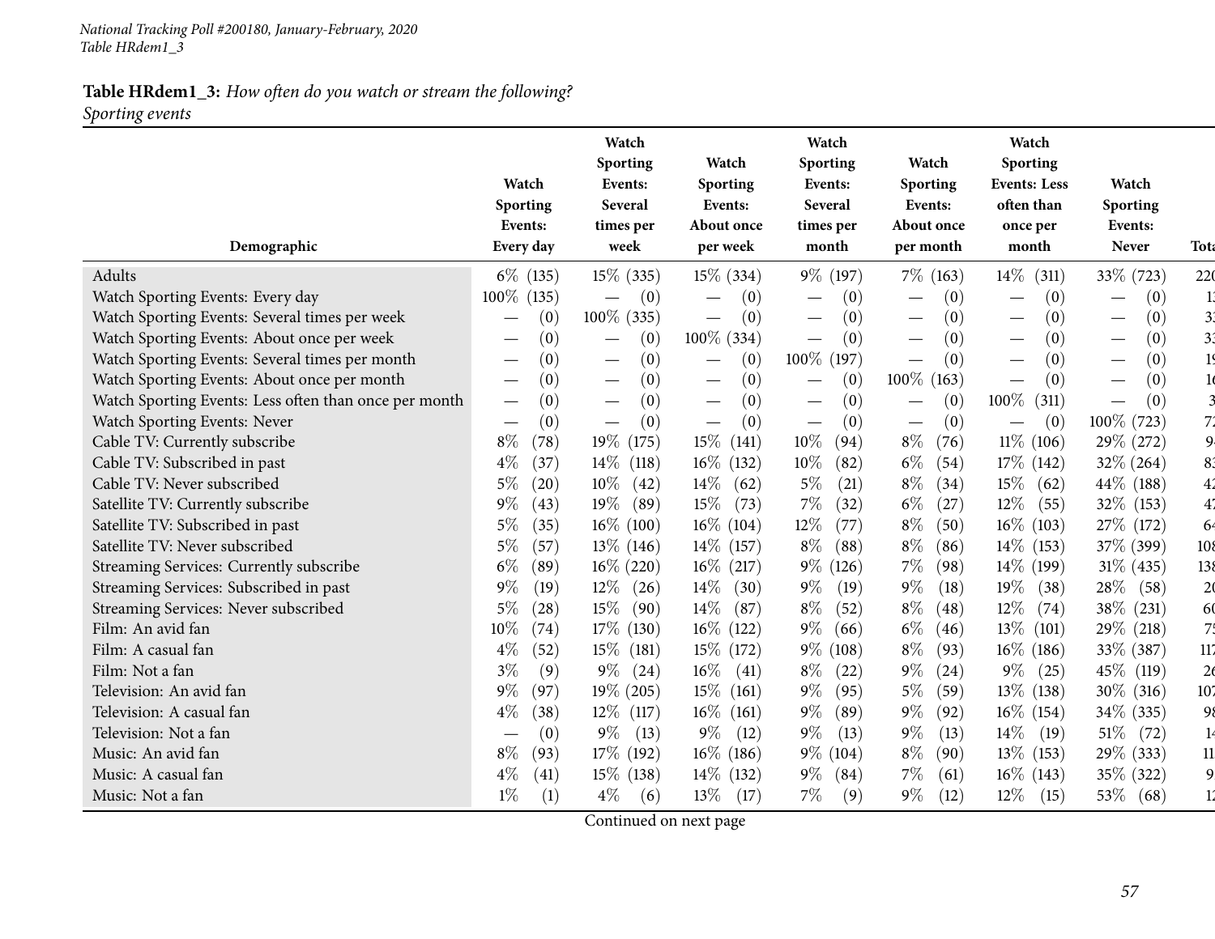National Tracking Poll #200180, January-February, 2020
Table HRdem1_3

**Table HRdem1_3:** *How often do you watch or stream the following?*
*Sporting events*

| Demographic | Watch Sporting Events: Every day | Watch Sporting Events: Several times per week | Watch Sporting Events: About once per week | Watch Sporting Events: Several times per month | Watch Sporting Events: About once per month | Watch Sporting Events: Less often than once per month | Watch Sporting Events: Never | Tota |
|---|---|---|---|---|---|---|---|---|
| Adults | 6% (135) | 15% (335) | 15% (334) | 9% (197) | 7% (163) | 14% (311) | 33% (723) | 220 |
| Watch Sporting Events: Every day | 100% (135) | — (0) | — (0) | — (0) | — (0) | — (0) | — (0) | 1 |
| Watch Sporting Events: Several times per week | — (0) | 100% (335) | — (0) | — (0) | — (0) | — (0) | — (0) | 3 |
| Watch Sporting Events: About once per week | — (0) | — (0) | 100% (334) | — (0) | — (0) | — (0) | — (0) | 3 |
| Watch Sporting Events: Several times per month | — (0) | — (0) | — (0) | 100% (197) | — (0) | — (0) | — (0) | 1 |
| Watch Sporting Events: About once per month | — (0) | — (0) | — (0) | — (0) | 100% (163) | — (0) | — (0) | 1 |
| Watch Sporting Events: Less often than once per month | — (0) | — (0) | — (0) | — (0) | — (0) | 100% (311) | — (0) | 3 |
| Watch Sporting Events: Never | — (0) | — (0) | — (0) | — (0) | — (0) | — (0) | 100% (723) | 72 |
| Cable TV: Currently subscribe | 8% (78) | 19% (175) | 15% (141) | 10% (94) | 8% (76) | 11% (106) | 29% (272) | 9 |
| Cable TV: Subscribed in past | 4% (37) | 14% (118) | 16% (132) | 10% (82) | 6% (54) | 17% (142) | 32% (264) | 8 |
| Cable TV: Never subscribed | 5% (20) | 10% (42) | 14% (62) | 5% (21) | 8% (34) | 15% (62) | 44% (188) | 4 |
| Satellite TV: Currently subscribe | 9% (43) | 19% (89) | 15% (73) | 7% (32) | 6% (27) | 12% (55) | 32% (153) | 4 |
| Satellite TV: Subscribed in past | 5% (35) | 16% (100) | 16% (104) | 12% (77) | 8% (50) | 16% (103) | 27% (172) | 6 |
| Satellite TV: Never subscribed | 5% (57) | 13% (146) | 14% (157) | 8% (88) | 8% (86) | 14% (153) | 37% (399) | 10 |
| Streaming Services: Currently subscribe | 6% (89) | 16% (220) | 16% (217) | 9% (126) | 7% (98) | 14% (199) | 31% (435) | 13 |
| Streaming Services: Subscribed in past | 9% (19) | 12% (26) | 14% (30) | 9% (19) | 9% (18) | 19% (38) | 28% (58) | 2 |
| Streaming Services: Never subscribed | 5% (28) | 15% (90) | 14% (87) | 8% (52) | 8% (48) | 12% (74) | 38% (231) | 6 |
| Film: An avid fan | 10% (74) | 17% (130) | 16% (122) | 9% (66) | 6% (46) | 13% (101) | 29% (218) | 7 |
| Film: A casual fan | 4% (52) | 15% (181) | 15% (172) | 9% (108) | 8% (93) | 16% (186) | 33% (387) | 11 |
| Film: Not a fan | 3% (9) | 9% (24) | 16% (41) | 8% (22) | 9% (24) | 9% (25) | 45% (119) | 2 |
| Television: An avid fan | 9% (97) | 19% (205) | 15% (161) | 9% (95) | 5% (59) | 13% (138) | 30% (316) | 10 |
| Television: A casual fan | 4% (38) | 12% (117) | 16% (161) | 9% (89) | 9% (92) | 16% (154) | 34% (335) | 9 |
| Television: Not a fan | — (0) | 9% (13) | 9% (12) | 9% (13) | 9% (13) | 14% (19) | 51% (72) | 1 |
| Music: An avid fan | 8% (93) | 17% (192) | 16% (186) | 9% (104) | 8% (90) | 13% (153) | 29% (333) | 1 |
| Music: A casual fan | 4% (41) | 15% (138) | 14% (132) | 9% (84) | 7% (61) | 16% (143) | 35% (322) | 9 |
| Music: Not a fan | 1% (1) | 4% (6) | 13% (17) | 7% (9) | 9% (12) | 12% (15) | 53% (68) | 1 |

Continued on next page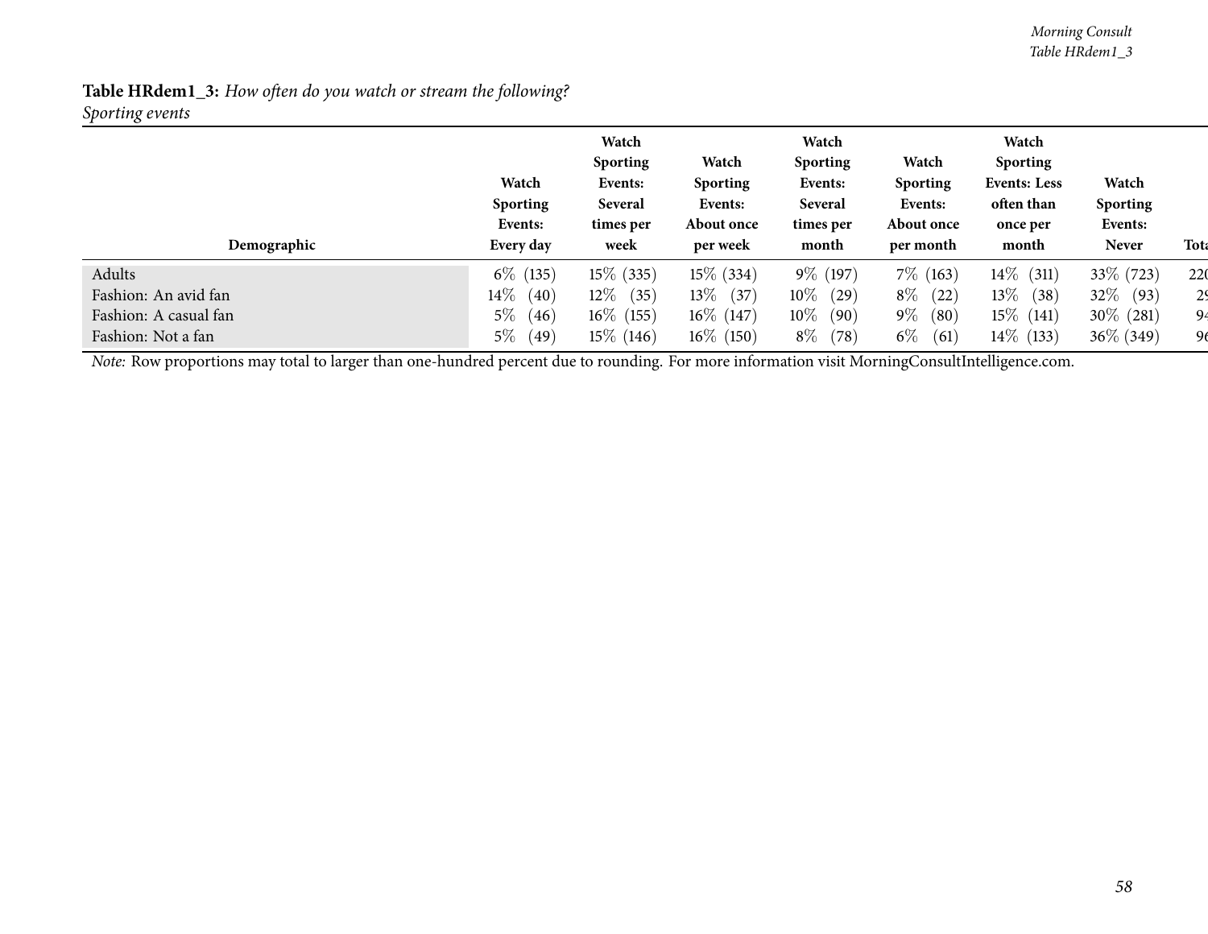**Table HRdem1_3:** *How often do you watch or stream the following?*
*Sporting events*

| Demographic | Watch Sporting Events: Every day | Watch Sporting Events: Several times per week | Watch Sporting Events: About once per week | Watch Sporting Events: Several times per month | Watch Sporting Events: About once per month | Watch Sporting Events: Less often than once per month | Watch Sporting Events: Never | Tota |
|---|---|---|---|---|---|---|---|---|
| Adults | 6% (135) | 15% (335) | 15% (334) | 9% (197) | 7% (163) | 14% (311) | 33% (723) | 22( |
| Fashion: An avid fan | 14% (40) | 12% (35) | 13% (37) | 10% (29) | 8% (22) | 13% (38) | 32% (93) | 2( |
| Fashion: A casual fan | 5% (46) | 16% (155) | 16% (147) | 10% (90) | 9% (80) | 15% (141) | 30% (281) | 94 |
| Fashion: Not a fan | 5% (49) | 15% (146) | 16% (150) | 8% (78) | 6% (61) | 14% (133) | 36% (349) | 96 |

*Note:* Row proportions may total to larger than one-hundred percent due to rounding. For more information visit MorningConsultIntelligence.com.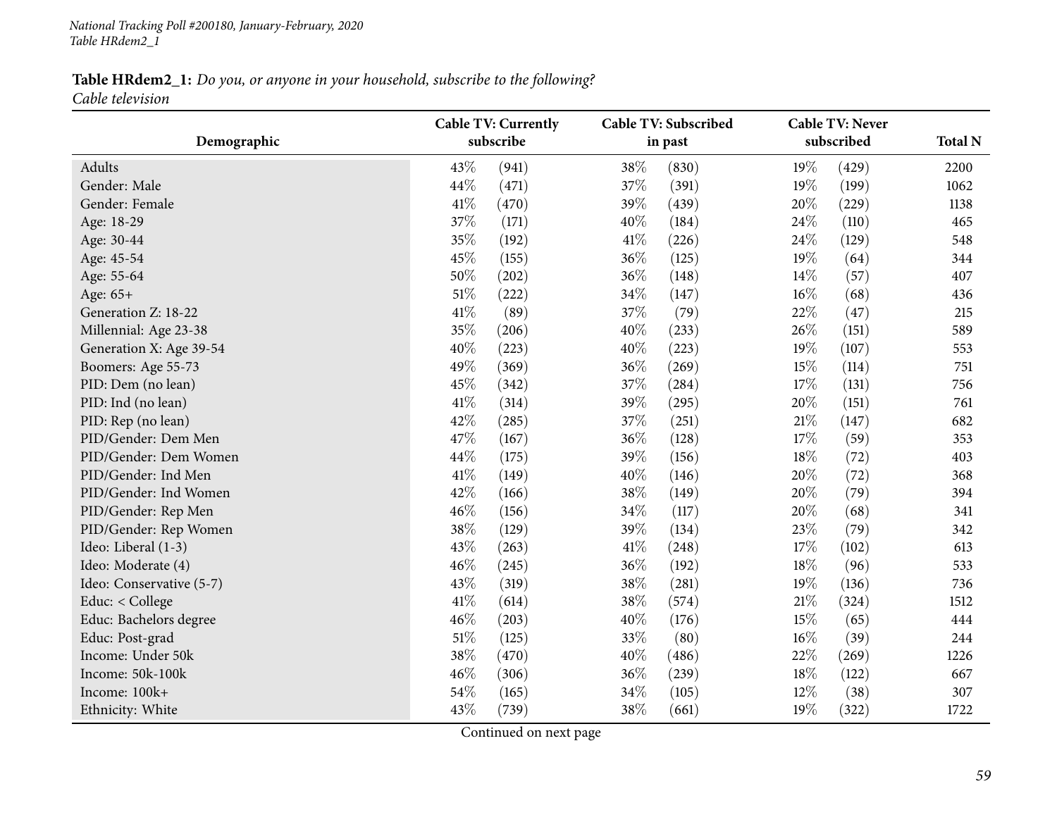**Table HRdem2_1:** *Do you, or anyone in your household, subscribe to the following?*
*Cable television*

| Demographic | Cable TV: Currently subscribe | | Cable TV: Subscribed in past | | Cable TV: Never subscribed | | Total N |
|---|---|---|---|---|---|---|---|
| Adults | 43% | (941) | 38% | (830) | 19% | (429) | 2200 |
| Gender: Male | 44% | (471) | 37% | (391) | 19% | (199) | 1062 |
| Gender: Female | 41% | (470) | 39% | (439) | 20% | (229) | 1138 |
| Age: 18-29 | 37% | (171) | 40% | (184) | 24% | (110) | 465 |
| Age: 30-44 | 35% | (192) | 41% | (226) | 24% | (129) | 548 |
| Age: 45-54 | 45% | (155) | 36% | (125) | 19% | (64) | 344 |
| Age: 55-64 | 50% | (202) | 36% | (148) | 14% | (57) | 407 |
| Age: 65+ | 51% | (222) | 34% | (147) | 16% | (68) | 436 |
| Generation Z: 18-22 | 41% | (89) | 37% | (79) | 22% | (47) | 215 |
| Millennial: Age 23-38 | 35% | (206) | 40% | (233) | 26% | (151) | 589 |
| Generation X: Age 39-54 | 40% | (223) | 40% | (223) | 19% | (107) | 553 |
| Boomers: Age 55-73 | 49% | (369) | 36% | (269) | 15% | (114) | 751 |
| PID: Dem (no lean) | 45% | (342) | 37% | (284) | 17% | (131) | 756 |
| PID: Ind (no lean) | 41% | (314) | 39% | (295) | 20% | (151) | 761 |
| PID: Rep (no lean) | 42% | (285) | 37% | (251) | 21% | (147) | 682 |
| PID/Gender: Dem Men | 47% | (167) | 36% | (128) | 17% | (59) | 353 |
| PID/Gender: Dem Women | 44% | (175) | 39% | (156) | 18% | (72) | 403 |
| PID/Gender: Ind Men | 41% | (149) | 40% | (146) | 20% | (72) | 368 |
| PID/Gender: Ind Women | 42% | (166) | 38% | (149) | 20% | (79) | 394 |
| PID/Gender: Rep Men | 46% | (156) | 34% | (117) | 20% | (68) | 341 |
| PID/Gender: Rep Women | 38% | (129) | 39% | (134) | 23% | (79) | 342 |
| Ideo: Liberal (1-3) | 43% | (263) | 41% | (248) | 17% | (102) | 613 |
| Ideo: Moderate (4) | 46% | (245) | 36% | (192) | 18% | (96) | 533 |
| Ideo: Conservative (5-7) | 43% | (319) | 38% | (281) | 19% | (136) | 736 |
| Educ: < College | 41% | (614) | 38% | (574) | 21% | (324) | 1512 |
| Educ: Bachelors degree | 46% | (203) | 40% | (176) | 15% | (65) | 444 |
| Educ: Post-grad | 51% | (125) | 33% | (80) | 16% | (39) | 244 |
| Income: Under 50k | 38% | (470) | 40% | (486) | 22% | (269) | 1226 |
| Income: 50k-100k | 46% | (306) | 36% | (239) | 18% | (122) | 667 |
| Income: 100k+ | 54% | (165) | 34% | (105) | 12% | (38) | 307 |
| Ethnicity: White | 43% | (739) | 38% | (661) | 19% | (322) | 1722 |

Continued on next page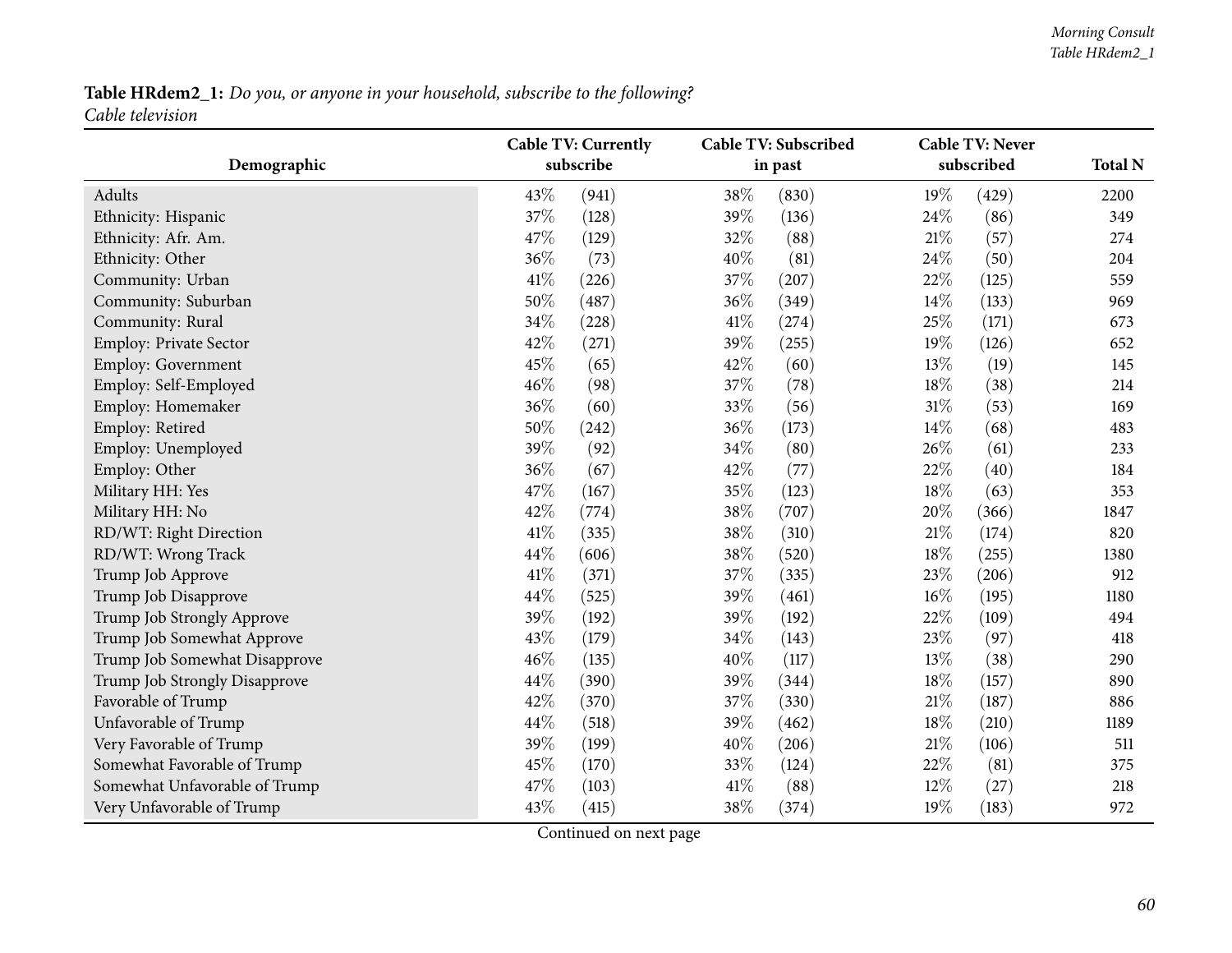**Table HRdem2_1:** *Do you, or anyone in your household, subscribe to the following?*
*Cable television*

| Demographic | Cable TV: Currently subscribe | | Cable TV: Subscribed in past | | Cable TV: Never subscribed | | Total N |
|---|---|---|---|---|---|---|---|
| Adults | 43% | (941) | 38% | (830) | 19% | (429) | 2200 |
| Ethnicity: Hispanic | 37% | (128) | 39% | (136) | 24% | (86) | 349 |
| Ethnicity: Afr. Am. | 47% | (129) | 32% | (88) | 21% | (57) | 274 |
| Ethnicity: Other | 36% | (73) | 40% | (81) | 24% | (50) | 204 |
| Community: Urban | 41% | (226) | 37% | (207) | 22% | (125) | 559 |
| Community: Suburban | 50% | (487) | 36% | (349) | 14% | (133) | 969 |
| Community: Rural | 34% | (228) | 41% | (274) | 25% | (171) | 673 |
| Employ: Private Sector | 42% | (271) | 39% | (255) | 19% | (126) | 652 |
| Employ: Government | 45% | (65) | 42% | (60) | 13% | (19) | 145 |
| Employ: Self-Employed | 46% | (98) | 37% | (78) | 18% | (38) | 214 |
| Employ: Homemaker | 36% | (60) | 33% | (56) | 31% | (53) | 169 |
| Employ: Retired | 50% | (242) | 36% | (173) | 14% | (68) | 483 |
| Employ: Unemployed | 39% | (92) | 34% | (80) | 26% | (61) | 233 |
| Employ: Other | 36% | (67) | 42% | (77) | 22% | (40) | 184 |
| Military HH: Yes | 47% | (167) | 35% | (123) | 18% | (63) | 353 |
| Military HH: No | 42% | (774) | 38% | (707) | 20% | (366) | 1847 |
| RD/WT: Right Direction | 41% | (335) | 38% | (310) | 21% | (174) | 820 |
| RD/WT: Wrong Track | 44% | (606) | 38% | (520) | 18% | (255) | 1380 |
| Trump Job Approve | 41% | (371) | 37% | (335) | 23% | (206) | 912 |
| Trump Job Disapprove | 44% | (525) | 39% | (461) | 16% | (195) | 1180 |
| Trump Job Strongly Approve | 39% | (192) | 39% | (192) | 22% | (109) | 494 |
| Trump Job Somewhat Approve | 43% | (179) | 34% | (143) | 23% | (97) | 418 |
| Trump Job Somewhat Disapprove | 46% | (135) | 40% | (117) | 13% | (38) | 290 |
| Trump Job Strongly Disapprove | 44% | (390) | 39% | (344) | 18% | (157) | 890 |
| Favorable of Trump | 42% | (370) | 37% | (330) | 21% | (187) | 886 |
| Unfavorable of Trump | 44% | (518) | 39% | (462) | 18% | (210) | 1189 |
| Very Favorable of Trump | 39% | (199) | 40% | (206) | 21% | (106) | 511 |
| Somewhat Favorable of Trump | 45% | (170) | 33% | (124) | 22% | (81) | 375 |
| Somewhat Unfavorable of Trump | 47% | (103) | 41% | (88) | 12% | (27) | 218 |
| Very Unfavorable of Trump | 43% | (415) | 38% | (374) | 19% | (183) | 972 |

Continued on next page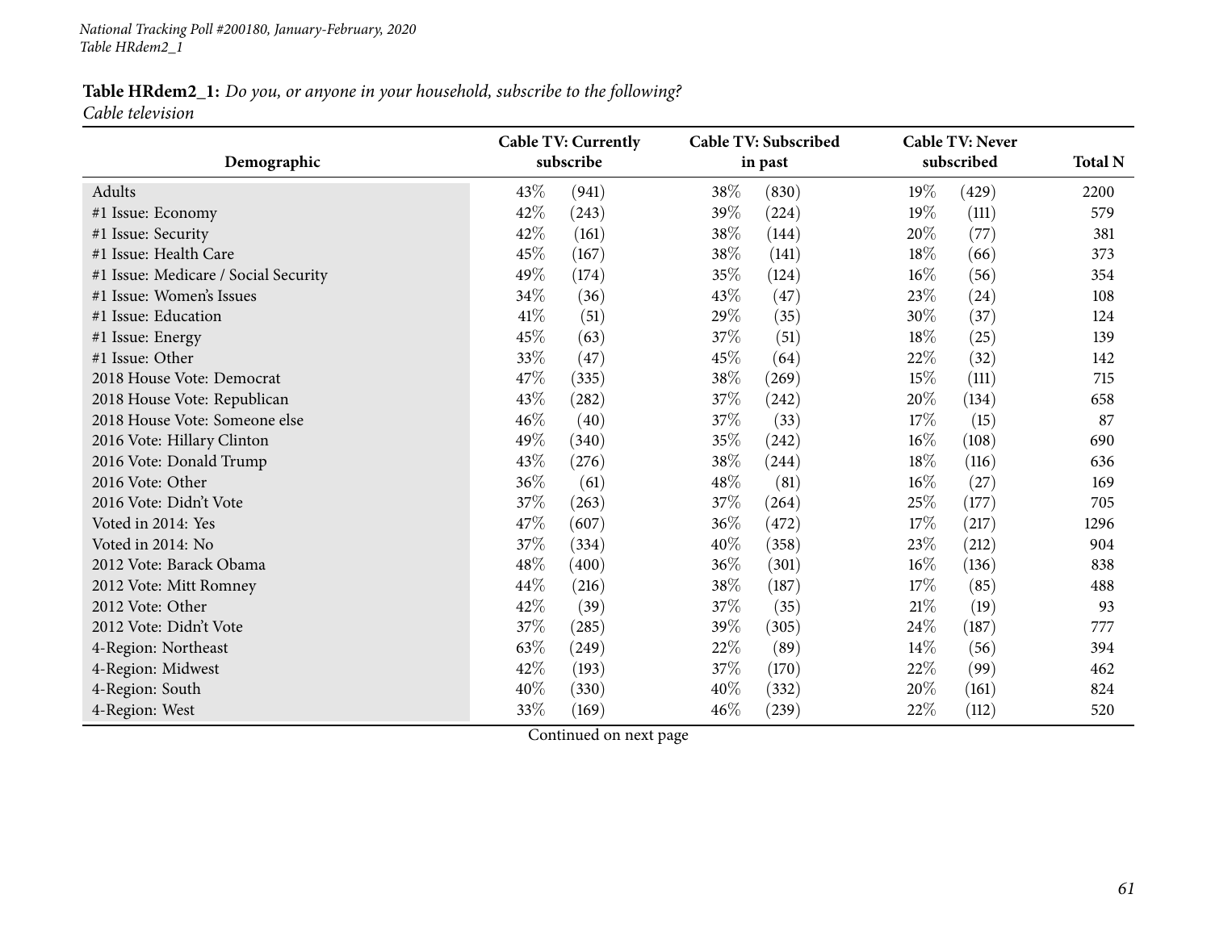**Table HRdem2_1:** *Do you, or anyone in your household, subscribe to the following?*
*Cable television*

| Demographic | Cable TV: Currently subscribe | | Cable TV: Subscribed in past | | Cable TV: Never subscribed | | Total N |
|---|---|---|---|---|---|---|---|
| Adults | 43% | (941) | 38% | (830) | 19% | (429) | 2200 |
| #1 Issue: Economy | 42% | (243) | 39% | (224) | 19% | (111) | 579 |
| #1 Issue: Security | 42% | (161) | 38% | (144) | 20% | (77) | 381 |
| #1 Issue: Health Care | 45% | (167) | 38% | (141) | 18% | (66) | 373 |
| #1 Issue: Medicare / Social Security | 49% | (174) | 35% | (124) | 16% | (56) | 354 |
| #1 Issue: Women's Issues | 34% | (36) | 43% | (47) | 23% | (24) | 108 |
| #1 Issue: Education | 41% | (51) | 29% | (35) | 30% | (37) | 124 |
| #1 Issue: Energy | 45% | (63) | 37% | (51) | 18% | (25) | 139 |
| #1 Issue: Other | 33% | (47) | 45% | (64) | 22% | (32) | 142 |
| 2018 House Vote: Democrat | 47% | (335) | 38% | (269) | 15% | (111) | 715 |
| 2018 House Vote: Republican | 43% | (282) | 37% | (242) | 20% | (134) | 658 |
| 2018 House Vote: Someone else | 46% | (40) | 37% | (33) | 17% | (15) | 87 |
| 2016 Vote: Hillary Clinton | 49% | (340) | 35% | (242) | 16% | (108) | 690 |
| 2016 Vote: Donald Trump | 43% | (276) | 38% | (244) | 18% | (116) | 636 |
| 2016 Vote: Other | 36% | (61) | 48% | (81) | 16% | (27) | 169 |
| 2016 Vote: Didn't Vote | 37% | (263) | 37% | (264) | 25% | (177) | 705 |
| Voted in 2014: Yes | 47% | (607) | 36% | (472) | 17% | (217) | 1296 |
| Voted in 2014: No | 37% | (334) | 40% | (358) | 23% | (212) | 904 |
| 2012 Vote: Barack Obama | 48% | (400) | 36% | (301) | 16% | (136) | 838 |
| 2012 Vote: Mitt Romney | 44% | (216) | 38% | (187) | 17% | (85) | 488 |
| 2012 Vote: Other | 42% | (39) | 37% | (35) | 21% | (19) | 93 |
| 2012 Vote: Didn't Vote | 37% | (285) | 39% | (305) | 24% | (187) | 777 |
| 4-Region: Northeast | 63% | (249) | 22% | (89) | 14% | (56) | 394 |
| 4-Region: Midwest | 42% | (193) | 37% | (170) | 22% | (99) | 462 |
| 4-Region: South | 40% | (330) | 40% | (332) | 20% | (161) | 824 |
| 4-Region: West | 33% | (169) | 46% | (239) | 22% | (112) | 520 |

Continued on next page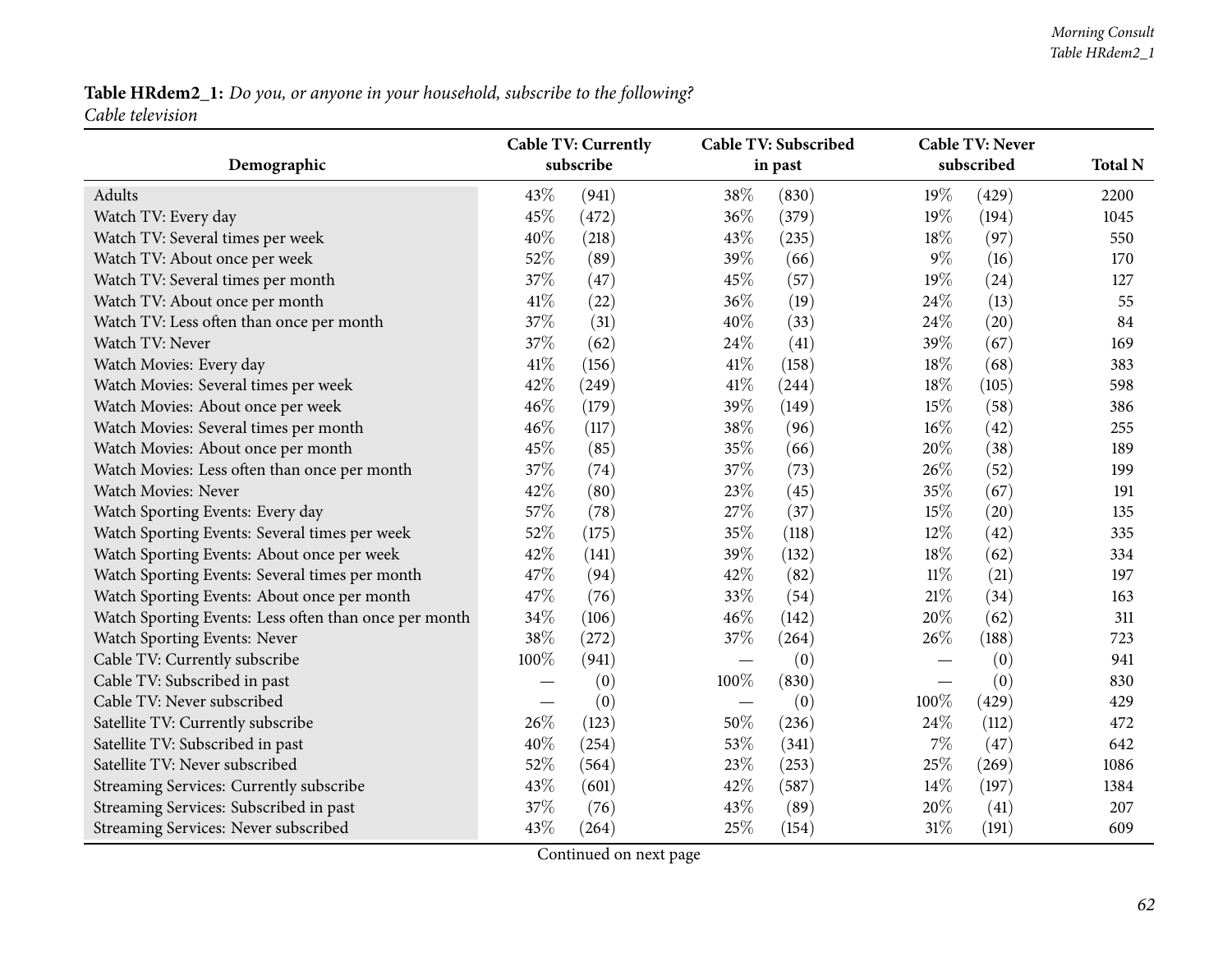**Table HRdem2_1:** *Do you, or anyone in your household, subscribe to the following?*
*Cable television*

| Demographic | Cable TV: Currently subscribe | | Cable TV: Subscribed in past | | Cable TV: Never subscribed | | Total N |
|---|---|---|---|---|---|---|---|
| Adults | 43% | (941) | 38% | (830) | 19% | (429) | 2200 |
| Watch TV: Every day | 45% | (472) | 36% | (379) | 19% | (194) | 1045 |
| Watch TV: Several times per week | 40% | (218) | 43% | (235) | 18% | (97) | 550 |
| Watch TV: About once per week | 52% | (89) | 39% | (66) | 9% | (16) | 170 |
| Watch TV: Several times per month | 37% | (47) | 45% | (57) | 19% | (24) | 127 |
| Watch TV: About once per month | 41% | (22) | 36% | (19) | 24% | (13) | 55 |
| Watch TV: Less often than once per month | 37% | (31) | 40% | (33) | 24% | (20) | 84 |
| Watch TV: Never | 37% | (62) | 24% | (41) | 39% | (67) | 169 |
| Watch Movies: Every day | 41% | (156) | 41% | (158) | 18% | (68) | 383 |
| Watch Movies: Several times per week | 42% | (249) | 41% | (244) | 18% | (105) | 598 |
| Watch Movies: About once per week | 46% | (179) | 39% | (149) | 15% | (58) | 386 |
| Watch Movies: Several times per month | 46% | (117) | 38% | (96) | 16% | (42) | 255 |
| Watch Movies: About once per month | 45% | (85) | 35% | (66) | 20% | (38) | 189 |
| Watch Movies: Less often than once per month | 37% | (74) | 37% | (73) | 26% | (52) | 199 |
| Watch Movies: Never | 42% | (80) | 23% | (45) | 35% | (67) | 191 |
| Watch Sporting Events: Every day | 57% | (78) | 27% | (37) | 15% | (20) | 135 |
| Watch Sporting Events: Several times per week | 52% | (175) | 35% | (118) | 12% | (42) | 335 |
| Watch Sporting Events: About once per week | 42% | (141) | 39% | (132) | 18% | (62) | 334 |
| Watch Sporting Events: Several times per month | 47% | (94) | 42% | (82) | 11% | (21) | 197 |
| Watch Sporting Events: About once per month | 47% | (76) | 33% | (54) | 21% | (34) | 163 |
| Watch Sporting Events: Less often than once per month | 34% | (106) | 46% | (142) | 20% | (62) | 311 |
| Watch Sporting Events: Never | 38% | (272) | 37% | (264) | 26% | (188) | 723 |
| Cable TV: Currently subscribe | 100% | (941) | — | (0) | — | (0) | 941 |
| Cable TV: Subscribed in past | — | (0) | 100% | (830) | — | (0) | 830 |
| Cable TV: Never subscribed | — | (0) | — | (0) | 100% | (429) | 429 |
| Satellite TV: Currently subscribe | 26% | (123) | 50% | (236) | 24% | (112) | 472 |
| Satellite TV: Subscribed in past | 40% | (254) | 53% | (341) | 7% | (47) | 642 |
| Satellite TV: Never subscribed | 52% | (564) | 23% | (253) | 25% | (269) | 1086 |
| Streaming Services: Currently subscribe | 43% | (601) | 42% | (587) | 14% | (197) | 1384 |
| Streaming Services: Subscribed in past | 37% | (76) | 43% | (89) | 20% | (41) | 207 |
| Streaming Services: Never subscribed | 43% | (264) | 25% | (154) | 31% | (191) | 609 |

Continued on next page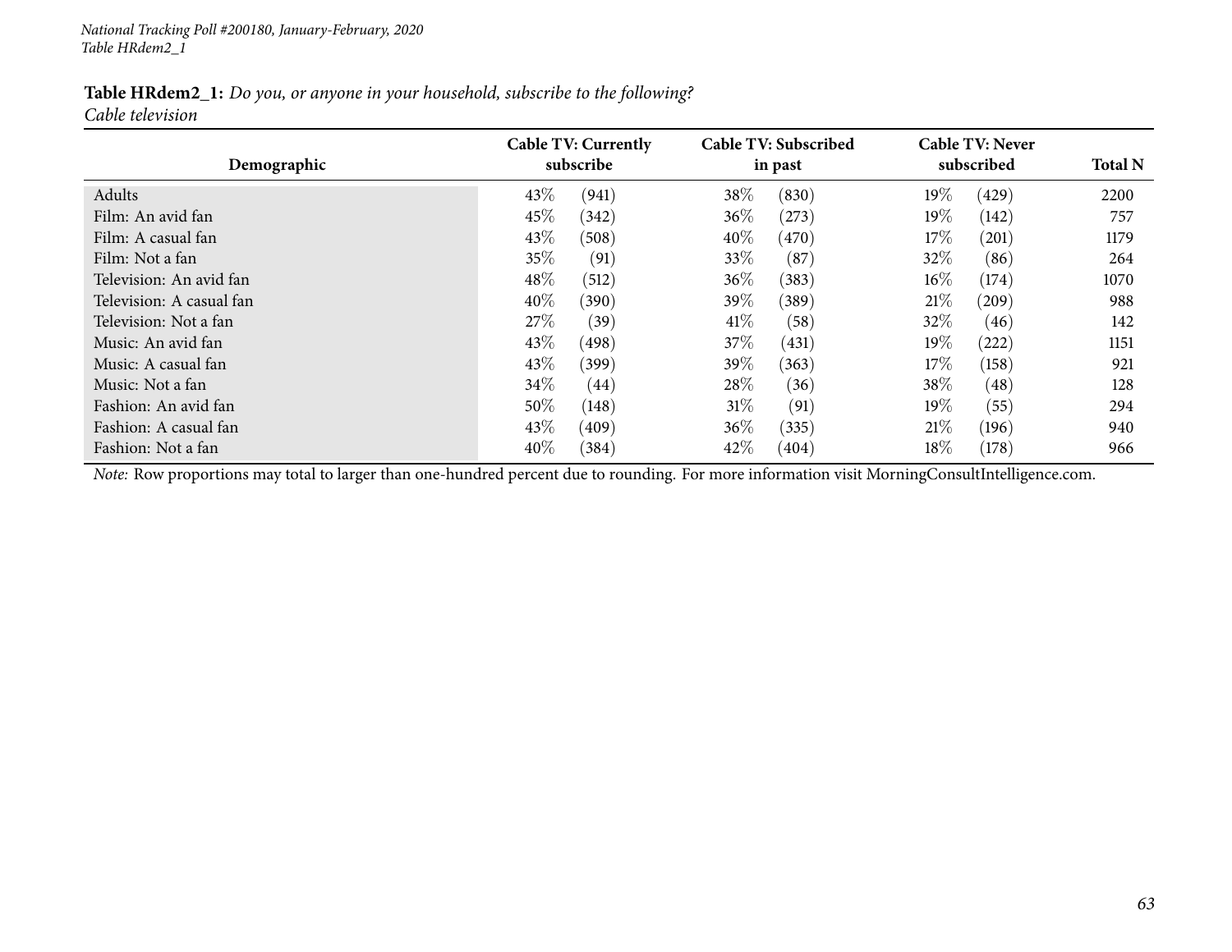*National Tracking Poll #200180, January-February, 2020*
*Table HRdem2_1*

**Table HRdem2_1:** *Do you, or anyone in your household, subscribe to the following?*
*Cable television*

| Demographic | Cable TV: Currently subscribe | | Cable TV: Subscribed in past | | Cable TV: Never subscribed | | Total N |
|---|---|---|---|---|---|---|---|
| Adults | 43% | (941) | 38% | (830) | 19% | (429) | 2200 |
| Film: An avid fan | 45% | (342) | 36% | (273) | 19% | (142) | 757 |
| Film: A casual fan | 43% | (508) | 40% | (470) | 17% | (201) | 1179 |
| Film: Not a fan | 35% | (91) | 33% | (87) | 32% | (86) | 264 |
| Television: An avid fan | 48% | (512) | 36% | (383) | 16% | (174) | 1070 |
| Television: A casual fan | 40% | (390) | 39% | (389) | 21% | (209) | 988 |
| Television: Not a fan | 27% | (39) | 41% | (58) | 32% | (46) | 142 |
| Music: An avid fan | 43% | (498) | 37% | (431) | 19% | (222) | 1151 |
| Music: A casual fan | 43% | (399) | 39% | (363) | 17% | (158) | 921 |
| Music: Not a fan | 34% | (44) | 28% | (36) | 38% | (48) | 128 |
| Fashion: An avid fan | 50% | (148) | 31% | (91) | 19% | (55) | 294 |
| Fashion: A casual fan | 43% | (409) | 36% | (335) | 21% | (196) | 940 |
| Fashion: Not a fan | 40% | (384) | 42% | (404) | 18% | (178) | 966 |

*Note:* Row proportions may total to larger than one-hundred percent due to rounding. For more information visit MorningConsultIntelligence.com.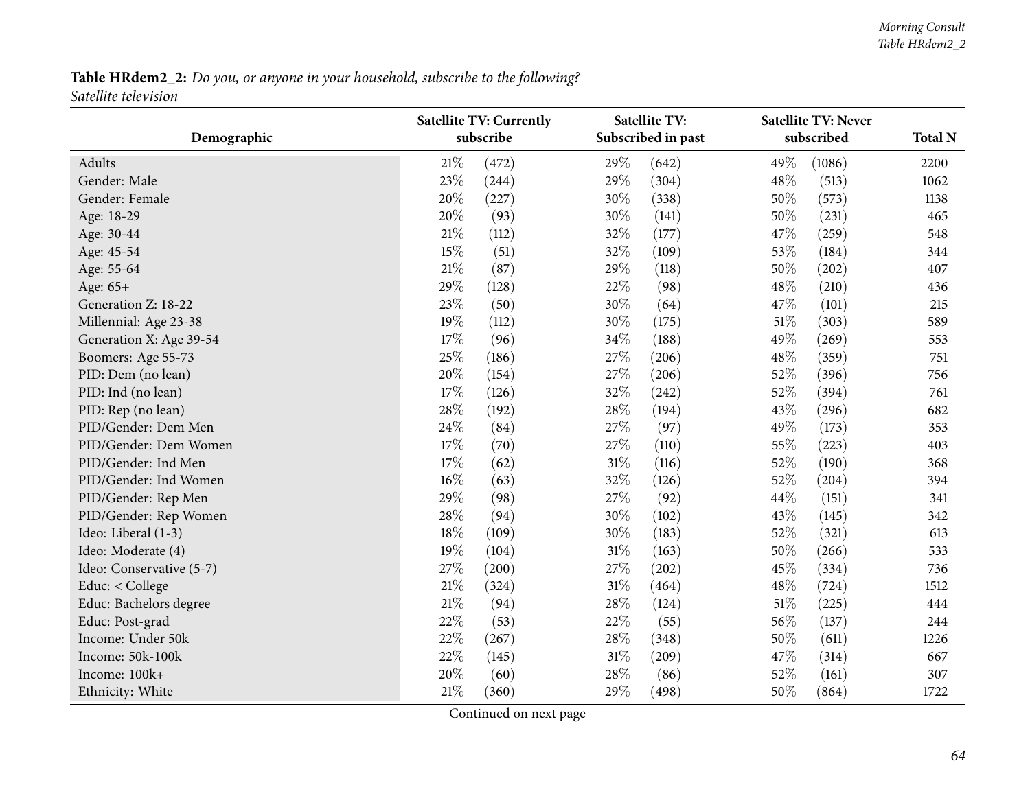**Table HRdem2_2:** *Do you, or anyone in your household, subscribe to the following?*
*Satellite television*

| Demographic | Satellite TV: Currently subscribe | | Satellite TV: Subscribed in past | | Satellite TV: Never subscribed | | Total N |
|---|---|---|---|---|---|---|---|
| Adults | 21% | (472) | 29% | (642) | 49% | (1086) | 2200 |
| Gender: Male | 23% | (244) | 29% | (304) | 48% | (513) | 1062 |
| Gender: Female | 20% | (227) | 30% | (338) | 50% | (573) | 1138 |
| Age: 18-29 | 20% | (93) | 30% | (141) | 50% | (231) | 465 |
| Age: 30-44 | 21% | (112) | 32% | (177) | 47% | (259) | 548 |
| Age: 45-54 | 15% | (51) | 32% | (109) | 53% | (184) | 344 |
| Age: 55-64 | 21% | (87) | 29% | (118) | 50% | (202) | 407 |
| Age: 65+ | 29% | (128) | 22% | (98) | 48% | (210) | 436 |
| Generation Z: 18-22 | 23% | (50) | 30% | (64) | 47% | (101) | 215 |
| Millennial: Age 23-38 | 19% | (112) | 30% | (175) | 51% | (303) | 589 |
| Generation X: Age 39-54 | 17% | (96) | 34% | (188) | 49% | (269) | 553 |
| Boomers: Age 55-73 | 25% | (186) | 27% | (206) | 48% | (359) | 751 |
| PID: Dem (no lean) | 20% | (154) | 27% | (206) | 52% | (396) | 756 |
| PID: Ind (no lean) | 17% | (126) | 32% | (242) | 52% | (394) | 761 |
| PID: Rep (no lean) | 28% | (192) | 28% | (194) | 43% | (296) | 682 |
| PID/Gender: Dem Men | 24% | (84) | 27% | (97) | 49% | (173) | 353 |
| PID/Gender: Dem Women | 17% | (70) | 27% | (110) | 55% | (223) | 403 |
| PID/Gender: Ind Men | 17% | (62) | 31% | (116) | 52% | (190) | 368 |
| PID/Gender: Ind Women | 16% | (63) | 32% | (126) | 52% | (204) | 394 |
| PID/Gender: Rep Men | 29% | (98) | 27% | (92) | 44% | (151) | 341 |
| PID/Gender: Rep Women | 28% | (94) | 30% | (102) | 43% | (145) | 342 |
| Ideo: Liberal (1-3) | 18% | (109) | 30% | (183) | 52% | (321) | 613 |
| Ideo: Moderate (4) | 19% | (104) | 31% | (163) | 50% | (266) | 533 |
| Ideo: Conservative (5-7) | 27% | (200) | 27% | (202) | 45% | (334) | 736 |
| Educ: < College | 21% | (324) | 31% | (464) | 48% | (724) | 1512 |
| Educ: Bachelors degree | 21% | (94) | 28% | (124) | 51% | (225) | 444 |
| Educ: Post-grad | 22% | (53) | 22% | (55) | 56% | (137) | 244 |
| Income: Under 50k | 22% | (267) | 28% | (348) | 50% | (611) | 1226 |
| Income: 50k-100k | 22% | (145) | 31% | (209) | 47% | (314) | 667 |
| Income: 100k+ | 20% | (60) | 28% | (86) | 52% | (161) | 307 |
| Ethnicity: White | 21% | (360) | 29% | (498) | 50% | (864) | 1722 |

Continued on next page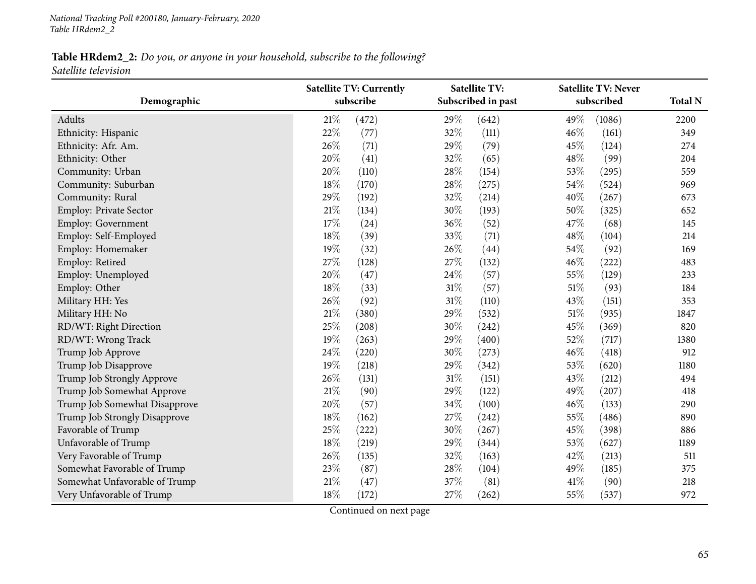**Table HRdem2_2:** *Do you, or anyone in your household, subscribe to the following?*
*Satellite television*

| Demographic | Satellite TV: Currently subscribe | | Satellite TV: Subscribed in past | | Satellite TV: Never subscribed | | Total N |
|---|---|---|---|---|---|---|---|
| Adults | 21% | (472) | 29% | (642) | 49% | (1086) | 2200 |
| Ethnicity: Hispanic | 22% | (77) | 32% | (111) | 46% | (161) | 349 |
| Ethnicity: Afr. Am. | 26% | (71) | 29% | (79) | 45% | (124) | 274 |
| Ethnicity: Other | 20% | (41) | 32% | (65) | 48% | (99) | 204 |
| Community: Urban | 20% | (110) | 28% | (154) | 53% | (295) | 559 |
| Community: Suburban | 18% | (170) | 28% | (275) | 54% | (524) | 969 |
| Community: Rural | 29% | (192) | 32% | (214) | 40% | (267) | 673 |
| Employ: Private Sector | 21% | (134) | 30% | (193) | 50% | (325) | 652 |
| Employ: Government | 17% | (24) | 36% | (52) | 47% | (68) | 145 |
| Employ: Self-Employed | 18% | (39) | 33% | (71) | 48% | (104) | 214 |
| Employ: Homemaker | 19% | (32) | 26% | (44) | 54% | (92) | 169 |
| Employ: Retired | 27% | (128) | 27% | (132) | 46% | (222) | 483 |
| Employ: Unemployed | 20% | (47) | 24% | (57) | 55% | (129) | 233 |
| Employ: Other | 18% | (33) | 31% | (57) | 51% | (93) | 184 |
| Military HH: Yes | 26% | (92) | 31% | (110) | 43% | (151) | 353 |
| Military HH: No | 21% | (380) | 29% | (532) | 51% | (935) | 1847 |
| RD/WT: Right Direction | 25% | (208) | 30% | (242) | 45% | (369) | 820 |
| RD/WT: Wrong Track | 19% | (263) | 29% | (400) | 52% | (717) | 1380 |
| Trump Job Approve | 24% | (220) | 30% | (273) | 46% | (418) | 912 |
| Trump Job Disapprove | 19% | (218) | 29% | (342) | 53% | (620) | 1180 |
| Trump Job Strongly Approve | 26% | (131) | 31% | (151) | 43% | (212) | 494 |
| Trump Job Somewhat Approve | 21% | (90) | 29% | (122) | 49% | (207) | 418 |
| Trump Job Somewhat Disapprove | 20% | (57) | 34% | (100) | 46% | (133) | 290 |
| Trump Job Strongly Disapprove | 18% | (162) | 27% | (242) | 55% | (486) | 890 |
| Favorable of Trump | 25% | (222) | 30% | (267) | 45% | (398) | 886 |
| Unfavorable of Trump | 18% | (219) | 29% | (344) | 53% | (627) | 1189 |
| Very Favorable of Trump | 26% | (135) | 32% | (163) | 42% | (213) | 511 |
| Somewhat Favorable of Trump | 23% | (87) | 28% | (104) | 49% | (185) | 375 |
| Somewhat Unfavorable of Trump | 21% | (47) | 37% | (81) | 41% | (90) | 218 |
| Very Unfavorable of Trump | 18% | (172) | 27% | (262) | 55% | (537) | 972 |

Continued on next page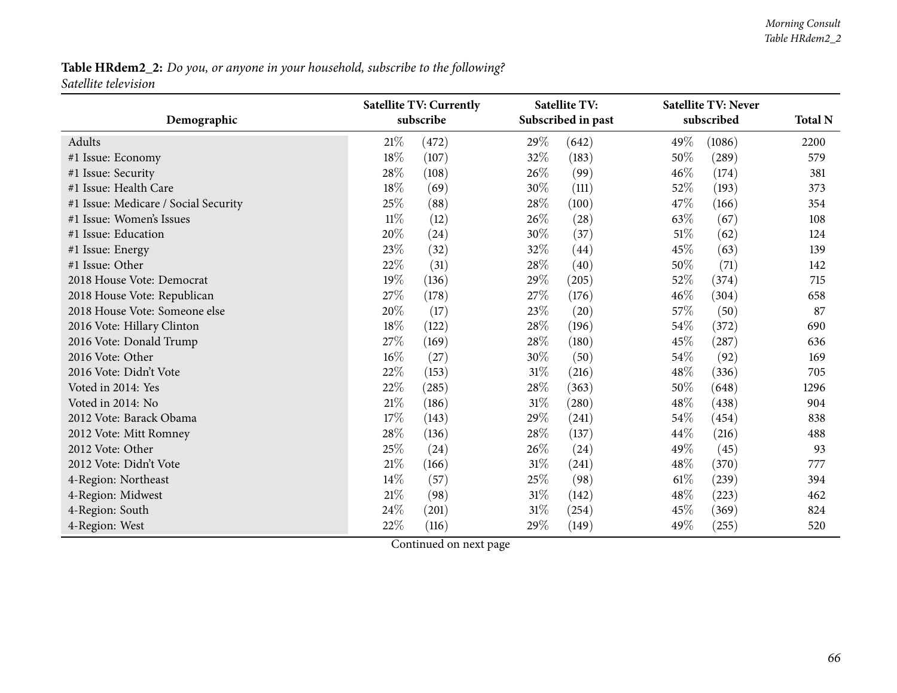**Table HRdem2_2:** *Do you, or anyone in your household, subscribe to the following?*
*Satellite television*

| Demographic | Satellite TV: Currently subscribe | | Satellite TV: Subscribed in past | | Satellite TV: Never subscribed | | Total N |
|---|---|---|---|---|---|---|---|
| Adults | 21% | (472) | 29% | (642) | 49% | (1086) | 2200 |
| #1 Issue: Economy | 18% | (107) | 32% | (183) | 50% | (289) | 579 |
| #1 Issue: Security | 28% | (108) | 26% | (99) | 46% | (174) | 381 |
| #1 Issue: Health Care | 18% | (69) | 30% | (111) | 52% | (193) | 373 |
| #1 Issue: Medicare / Social Security | 25% | (88) | 28% | (100) | 47% | (166) | 354 |
| #1 Issue: Women's Issues | 11% | (12) | 26% | (28) | 63% | (67) | 108 |
| #1 Issue: Education | 20% | (24) | 30% | (37) | 51% | (62) | 124 |
| #1 Issue: Energy | 23% | (32) | 32% | (44) | 45% | (63) | 139 |
| #1 Issue: Other | 22% | (31) | 28% | (40) | 50% | (71) | 142 |
| 2018 House Vote: Democrat | 19% | (136) | 29% | (205) | 52% | (374) | 715 |
| 2018 House Vote: Republican | 27% | (178) | 27% | (176) | 46% | (304) | 658 |
| 2018 House Vote: Someone else | 20% | (17) | 23% | (20) | 57% | (50) | 87 |
| 2016 Vote: Hillary Clinton | 18% | (122) | 28% | (196) | 54% | (372) | 690 |
| 2016 Vote: Donald Trump | 27% | (169) | 28% | (180) | 45% | (287) | 636 |
| 2016 Vote: Other | 16% | (27) | 30% | (50) | 54% | (92) | 169 |
| 2016 Vote: Didn't Vote | 22% | (153) | 31% | (216) | 48% | (336) | 705 |
| Voted in 2014: Yes | 22% | (285) | 28% | (363) | 50% | (648) | 1296 |
| Voted in 2014: No | 21% | (186) | 31% | (280) | 48% | (438) | 904 |
| 2012 Vote: Barack Obama | 17% | (143) | 29% | (241) | 54% | (454) | 838 |
| 2012 Vote: Mitt Romney | 28% | (136) | 28% | (137) | 44% | (216) | 488 |
| 2012 Vote: Other | 25% | (24) | 26% | (24) | 49% | (45) | 93 |
| 2012 Vote: Didn't Vote | 21% | (166) | 31% | (241) | 48% | (370) | 777 |
| 4-Region: Northeast | 14% | (57) | 25% | (98) | 61% | (239) | 394 |
| 4-Region: Midwest | 21% | (98) | 31% | (142) | 48% | (223) | 462 |
| 4-Region: South | 24% | (201) | 31% | (254) | 45% | (369) | 824 |
| 4-Region: West | 22% | (116) | 29% | (149) | 49% | (255) | 520 |

Continued on next page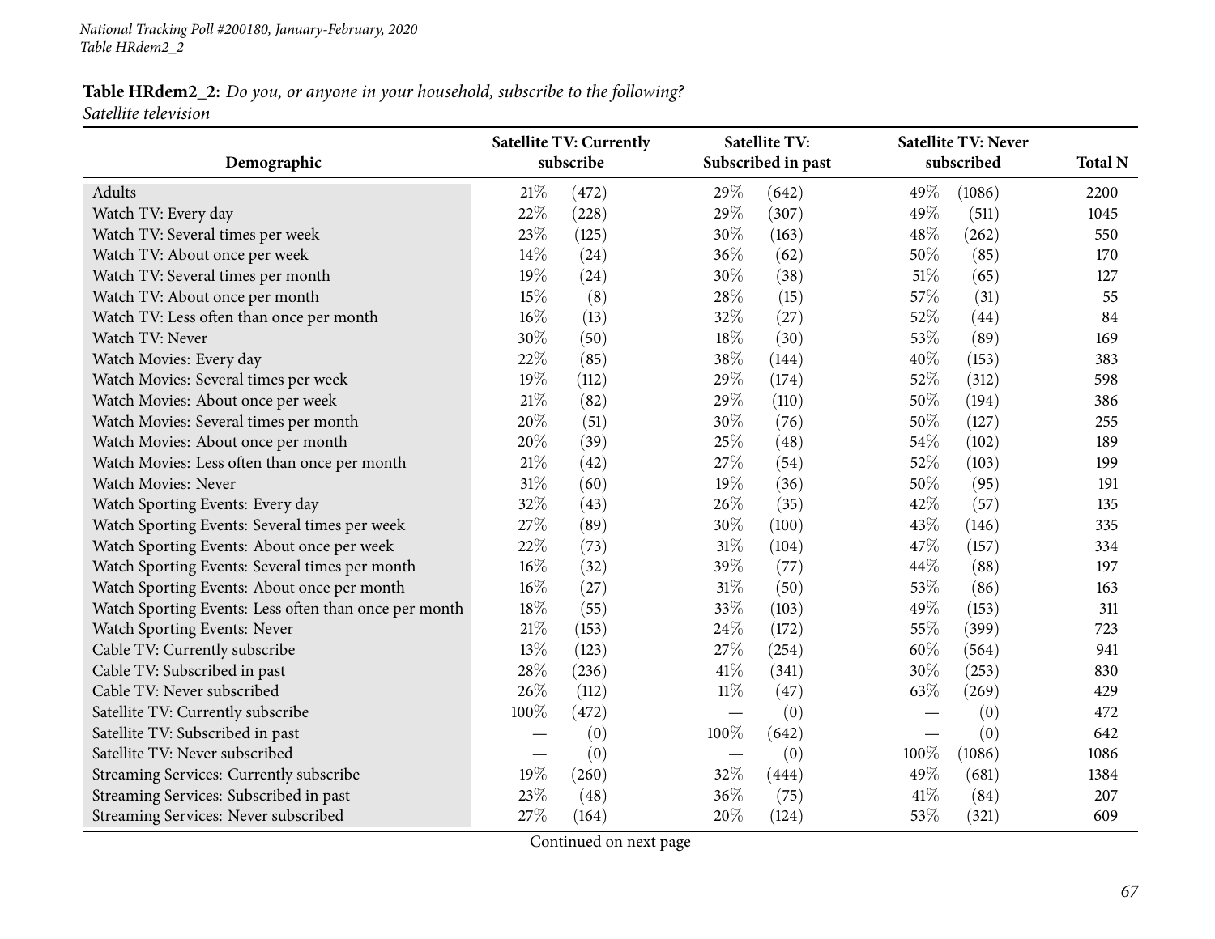**Table HRdem2_2:** *Do you, or anyone in your household, subscribe to the following?*
*Satellite television*

| Demographic | Satellite TV: Currently subscribe | | Satellite TV: Subscribed in past | | Satellite TV: Never subscribed | | Total N |
|---|---|---|---|---|---|---|---|
| Adults | 21% | (472) | 29% | (642) | 49% | (1086) | 2200 |
| Watch TV: Every day | 22% | (228) | 29% | (307) | 49% | (511) | 1045 |
| Watch TV: Several times per week | 23% | (125) | 30% | (163) | 48% | (262) | 550 |
| Watch TV: About once per week | 14% | (24) | 36% | (62) | 50% | (85) | 170 |
| Watch TV: Several times per month | 19% | (24) | 30% | (38) | 51% | (65) | 127 |
| Watch TV: About once per month | 15% | (8) | 28% | (15) | 57% | (31) | 55 |
| Watch TV: Less often than once per month | 16% | (13) | 32% | (27) | 52% | (44) | 84 |
| Watch TV: Never | 30% | (50) | 18% | (30) | 53% | (89) | 169 |
| Watch Movies: Every day | 22% | (85) | 38% | (144) | 40% | (153) | 383 |
| Watch Movies: Several times per week | 19% | (112) | 29% | (174) | 52% | (312) | 598 |
| Watch Movies: About once per week | 21% | (82) | 29% | (110) | 50% | (194) | 386 |
| Watch Movies: Several times per month | 20% | (51) | 30% | (76) | 50% | (127) | 255 |
| Watch Movies: About once per month | 20% | (39) | 25% | (48) | 54% | (102) | 189 |
| Watch Movies: Less often than once per month | 21% | (42) | 27% | (54) | 52% | (103) | 199 |
| Watch Movies: Never | 31% | (60) | 19% | (36) | 50% | (95) | 191 |
| Watch Sporting Events: Every day | 32% | (43) | 26% | (35) | 42% | (57) | 135 |
| Watch Sporting Events: Several times per week | 27% | (89) | 30% | (100) | 43% | (146) | 335 |
| Watch Sporting Events: About once per week | 22% | (73) | 31% | (104) | 47% | (157) | 334 |
| Watch Sporting Events: Several times per month | 16% | (32) | 39% | (77) | 44% | (88) | 197 |
| Watch Sporting Events: About once per month | 16% | (27) | 31% | (50) | 53% | (86) | 163 |
| Watch Sporting Events: Less often than once per month | 18% | (55) | 33% | (103) | 49% | (153) | 311 |
| Watch Sporting Events: Never | 21% | (153) | 24% | (172) | 55% | (399) | 723 |
| Cable TV: Currently subscribe | 13% | (123) | 27% | (254) | 60% | (564) | 941 |
| Cable TV: Subscribed in past | 28% | (236) | 41% | (341) | 30% | (253) | 830 |
| Cable TV: Never subscribed | 26% | (112) | 11% | (47) | 63% | (269) | 429 |
| Satellite TV: Currently subscribe | 100% | (472) | — | (0) | — | (0) | 472 |
| Satellite TV: Subscribed in past | — | (0) | 100% | (642) | — | (0) | 642 |
| Satellite TV: Never subscribed | — | (0) | — | (0) | 100% | (1086) | 1086 |
| Streaming Services: Currently subscribe | 19% | (260) | 32% | (444) | 49% | (681) | 1384 |
| Streaming Services: Subscribed in past | 23% | (48) | 36% | (75) | 41% | (84) | 207 |
| Streaming Services: Never subscribed | 27% | (164) | 20% | (124) | 53% | (321) | 609 |

Continued on next page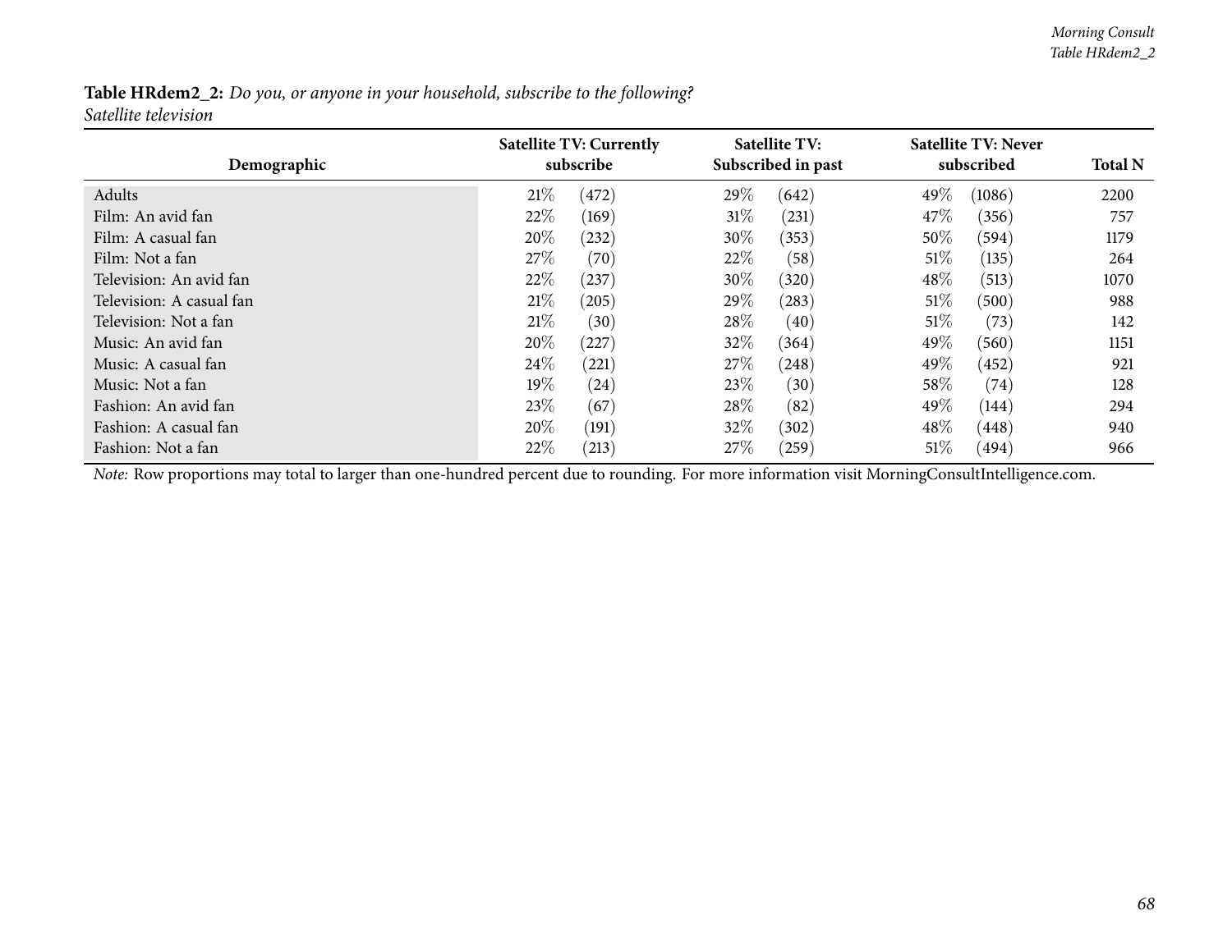**Table HRdem2_2:** *Do you, or anyone in your household, subscribe to the following?*
*Satellite television*

| Demographic | Satellite TV: Currently subscribe | | Satellite TV: Subscribed in past | | Satellite TV: Never subscribed | | Total N |
|---|---|---|---|---|---|---|---|
| Adults | 21% | (472) | 29% | (642) | 49% | (1086) | 2200 |
| Film: An avid fan | 22% | (169) | 31% | (231) | 47% | (356) | 757 |
| Film: A casual fan | 20% | (232) | 30% | (353) | 50% | (594) | 1179 |
| Film: Not a fan | 27% | (70) | 22% | (58) | 51% | (135) | 264 |
| Television: An avid fan | 22% | (237) | 30% | (320) | 48% | (513) | 1070 |
| Television: A casual fan | 21% | (205) | 29% | (283) | 51% | (500) | 988 |
| Television: Not a fan | 21% | (30) | 28% | (40) | 51% | (73) | 142 |
| Music: An avid fan | 20% | (227) | 32% | (364) | 49% | (560) | 1151 |
| Music: A casual fan | 24% | (221) | 27% | (248) | 49% | (452) | 921 |
| Music: Not a fan | 19% | (24) | 23% | (30) | 58% | (74) | 128 |
| Fashion: An avid fan | 23% | (67) | 28% | (82) | 49% | (144) | 294 |
| Fashion: A casual fan | 20% | (191) | 32% | (302) | 48% | (448) | 940 |
| Fashion: Not a fan | 22% | (213) | 27% | (259) | 51% | (494) | 966 |

*Note:* Row proportions may total to larger than one-hundred percent due to rounding. For more information visit MorningConsultIntelligence.com.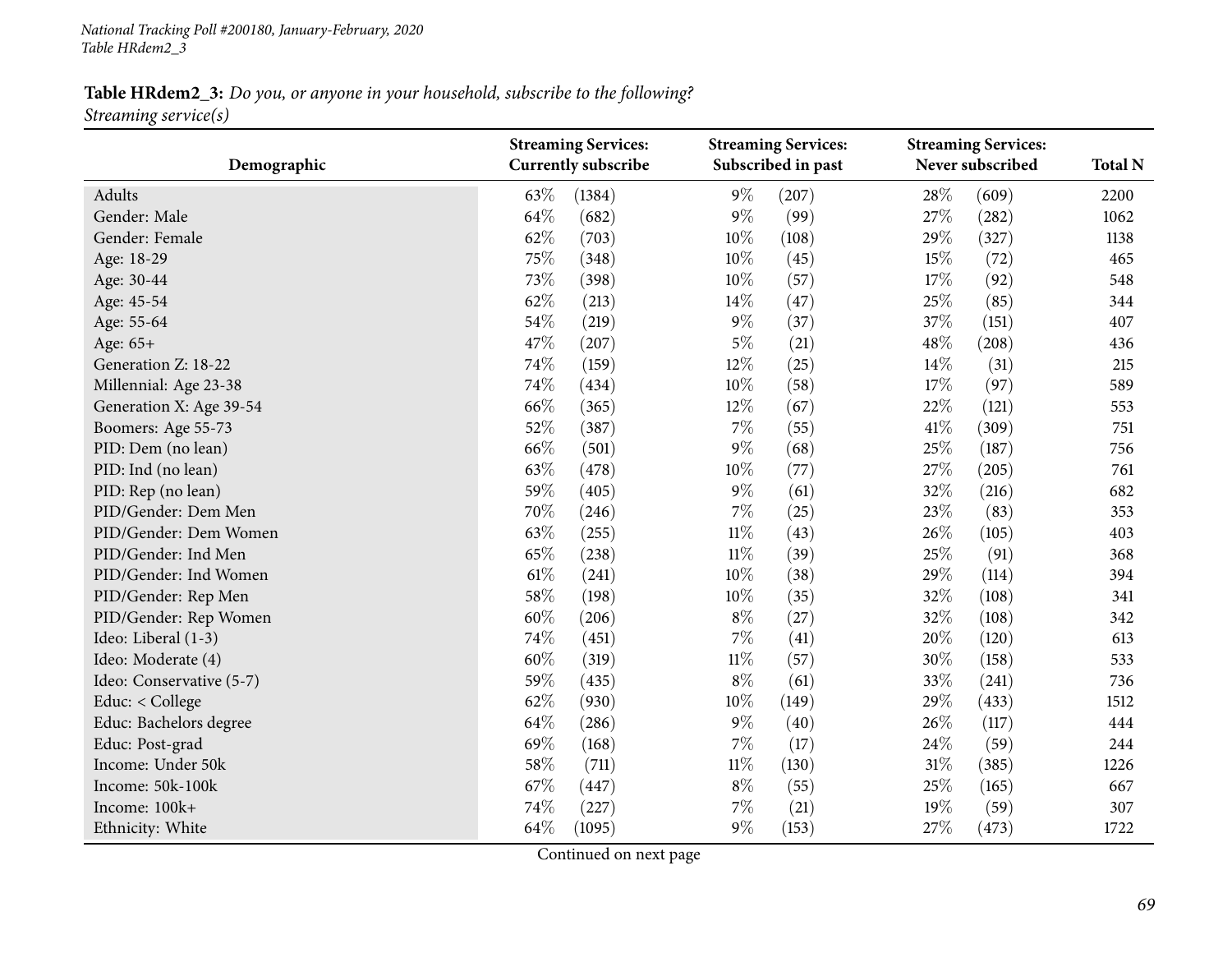**Table HRdem2_3:** *Do you, or anyone in your household, subscribe to the following?*
*Streaming service(s)*

| Demographic | Streaming Services: Currently subscribe | Streaming Services: Subscribed in past | Streaming Services: Never subscribed | Total N |
|---|---|---|---|---|
| Adults | 63% (1384) | 9% (207) | 28% (609) | 2200 |
| Gender: Male | 64% (682) | 9% (99) | 27% (282) | 1062 |
| Gender: Female | 62% (703) | 10% (108) | 29% (327) | 1138 |
| Age: 18-29 | 75% (348) | 10% (45) | 15% (72) | 465 |
| Age: 30-44 | 73% (398) | 10% (57) | 17% (92) | 548 |
| Age: 45-54 | 62% (213) | 14% (47) | 25% (85) | 344 |
| Age: 55-64 | 54% (219) | 9% (37) | 37% (151) | 407 |
| Age: 65+ | 47% (207) | 5% (21) | 48% (208) | 436 |
| Generation Z: 18-22 | 74% (159) | 12% (25) | 14% (31) | 215 |
| Millennial: Age 23-38 | 74% (434) | 10% (58) | 17% (97) | 589 |
| Generation X: Age 39-54 | 66% (365) | 12% (67) | 22% (121) | 553 |
| Boomers: Age 55-73 | 52% (387) | 7% (55) | 41% (309) | 751 |
| PID: Dem (no lean) | 66% (501) | 9% (68) | 25% (187) | 756 |
| PID: Ind (no lean) | 63% (478) | 10% (77) | 27% (205) | 761 |
| PID: Rep (no lean) | 59% (405) | 9% (61) | 32% (216) | 682 |
| PID/Gender: Dem Men | 70% (246) | 7% (25) | 23% (83) | 353 |
| PID/Gender: Dem Women | 63% (255) | 11% (43) | 26% (105) | 403 |
| PID/Gender: Ind Men | 65% (238) | 11% (39) | 25% (91) | 368 |
| PID/Gender: Ind Women | 61% (241) | 10% (38) | 29% (114) | 394 |
| PID/Gender: Rep Men | 58% (198) | 10% (35) | 32% (108) | 341 |
| PID/Gender: Rep Women | 60% (206) | 8% (27) | 32% (108) | 342 |
| Ideo: Liberal (1-3) | 74% (451) | 7% (41) | 20% (120) | 613 |
| Ideo: Moderate (4) | 60% (319) | 11% (57) | 30% (158) | 533 |
| Ideo: Conservative (5-7) | 59% (435) | 8% (61) | 33% (241) | 736 |
| Educ: < College | 62% (930) | 10% (149) | 29% (433) | 1512 |
| Educ: Bachelors degree | 64% (286) | 9% (40) | 26% (117) | 444 |
| Educ: Post-grad | 69% (168) | 7% (17) | 24% (59) | 244 |
| Income: Under 50k | 58% (711) | 11% (130) | 31% (385) | 1226 |
| Income: 50k-100k | 67% (447) | 8% (55) | 25% (165) | 667 |
| Income: 100k+ | 74% (227) | 7% (21) | 19% (59) | 307 |
| Ethnicity: White | 64% (1095) | 9% (153) | 27% (473) | 1722 |

Continued on next page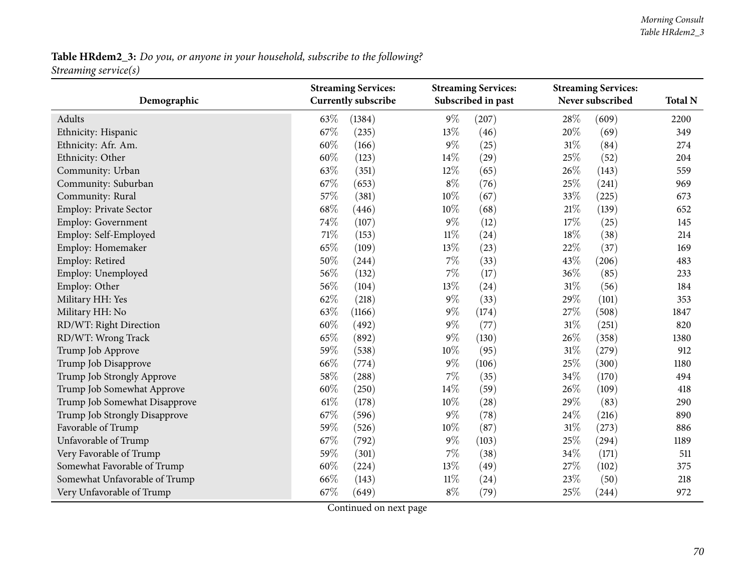**Table HRdem2_3:** *Do you, or anyone in your household, subscribe to the following? Streaming service(s)*

| Demographic | Streaming Services: Currently subscribe | | Streaming Services: Subscribed in past | | Streaming Services: Never subscribed | | Total N |
|---|---|---|---|---|---|---|---|
| Adults | 63% | (1384) | 9% | (207) | 28% | (609) | 2200 |
| Ethnicity: Hispanic | 67% | (235) | 13% | (46) | 20% | (69) | 349 |
| Ethnicity: Afr. Am. | 60% | (166) | 9% | (25) | 31% | (84) | 274 |
| Ethnicity: Other | 60% | (123) | 14% | (29) | 25% | (52) | 204 |
| Community: Urban | 63% | (351) | 12% | (65) | 26% | (143) | 559 |
| Community: Suburban | 67% | (653) | 8% | (76) | 25% | (241) | 969 |
| Community: Rural | 57% | (381) | 10% | (67) | 33% | (225) | 673 |
| Employ: Private Sector | 68% | (446) | 10% | (68) | 21% | (139) | 652 |
| Employ: Government | 74% | (107) | 9% | (12) | 17% | (25) | 145 |
| Employ: Self-Employed | 71% | (153) | 11% | (24) | 18% | (38) | 214 |
| Employ: Homemaker | 65% | (109) | 13% | (23) | 22% | (37) | 169 |
| Employ: Retired | 50% | (244) | 7% | (33) | 43% | (206) | 483 |
| Employ: Unemployed | 56% | (132) | 7% | (17) | 36% | (85) | 233 |
| Employ: Other | 56% | (104) | 13% | (24) | 31% | (56) | 184 |
| Military HH: Yes | 62% | (218) | 9% | (33) | 29% | (101) | 353 |
| Military HH: No | 63% | (1166) | 9% | (174) | 27% | (508) | 1847 |
| RD/WT: Right Direction | 60% | (492) | 9% | (77) | 31% | (251) | 820 |
| RD/WT: Wrong Track | 65% | (892) | 9% | (130) | 26% | (358) | 1380 |
| Trump Job Approve | 59% | (538) | 10% | (95) | 31% | (279) | 912 |
| Trump Job Disapprove | 66% | (774) | 9% | (106) | 25% | (300) | 1180 |
| Trump Job Strongly Approve | 58% | (288) | 7% | (35) | 34% | (170) | 494 |
| Trump Job Somewhat Approve | 60% | (250) | 14% | (59) | 26% | (109) | 418 |
| Trump Job Somewhat Disapprove | 61% | (178) | 10% | (28) | 29% | (83) | 290 |
| Trump Job Strongly Disapprove | 67% | (596) | 9% | (78) | 24% | (216) | 890 |
| Favorable of Trump | 59% | (526) | 10% | (87) | 31% | (273) | 886 |
| Unfavorable of Trump | 67% | (792) | 9% | (103) | 25% | (294) | 1189 |
| Very Favorable of Trump | 59% | (301) | 7% | (38) | 34% | (171) | 511 |
| Somewhat Favorable of Trump | 60% | (224) | 13% | (49) | 27% | (102) | 375 |
| Somewhat Unfavorable of Trump | 66% | (143) | 11% | (24) | 23% | (50) | 218 |
| Very Unfavorable of Trump | 67% | (649) | 8% | (79) | 25% | (244) | 972 |

Continued on next page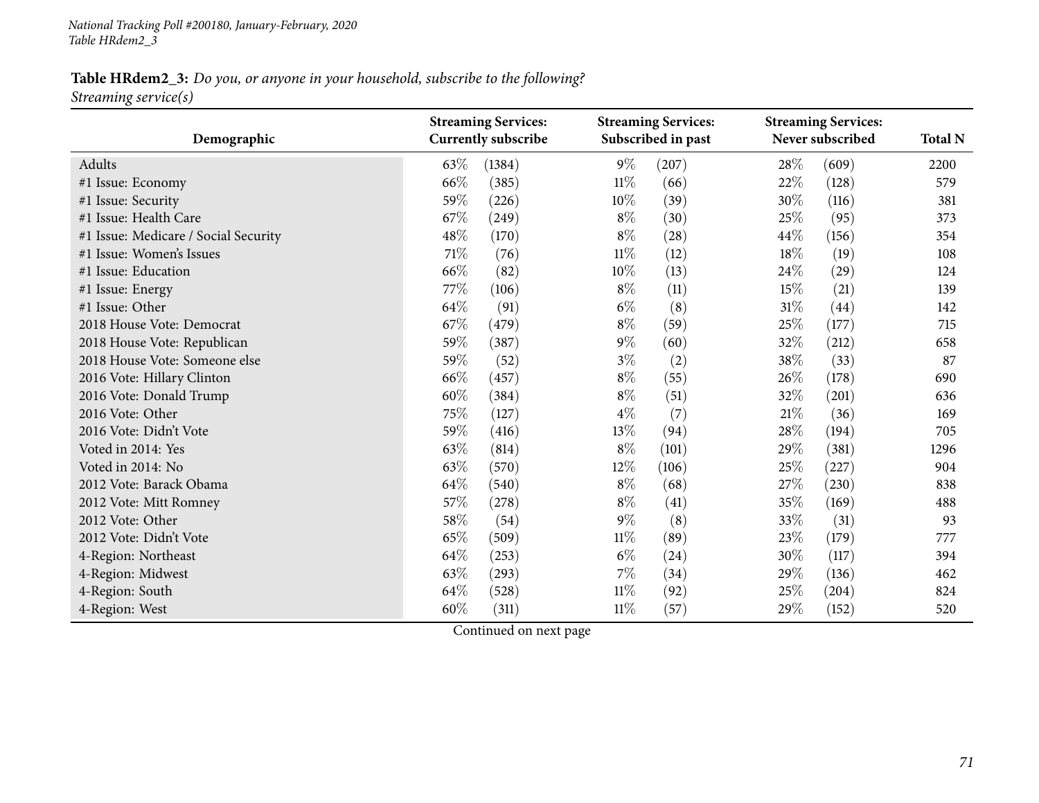*National Tracking Poll #200180, January-February, 2020*
*Table HRdem2_3*

**Table HRdem2_3:** *Do you, or anyone in your household, subscribe to the following?*
*Streaming service(s)*

| Demographic | Streaming Services: Currently subscribe | | Streaming Services: Subscribed in past | | Streaming Services: Never subscribed | | Total N |
|---|---|---|---|---|---|---|---|
| Adults | 63% | (1384) | 9% | (207) | 28% | (609) | 2200 |
| #1 Issue: Economy | 66% | (385) | 11% | (66) | 22% | (128) | 579 |
| #1 Issue: Security | 59% | (226) | 10% | (39) | 30% | (116) | 381 |
| #1 Issue: Health Care | 67% | (249) | 8% | (30) | 25% | (95) | 373 |
| #1 Issue: Medicare / Social Security | 48% | (170) | 8% | (28) | 44% | (156) | 354 |
| #1 Issue: Women's Issues | 71% | (76) | 11% | (12) | 18% | (19) | 108 |
| #1 Issue: Education | 66% | (82) | 10% | (13) | 24% | (29) | 124 |
| #1 Issue: Energy | 77% | (106) | 8% | (11) | 15% | (21) | 139 |
| #1 Issue: Other | 64% | (91) | 6% | (8) | 31% | (44) | 142 |
| 2018 House Vote: Democrat | 67% | (479) | 8% | (59) | 25% | (177) | 715 |
| 2018 House Vote: Republican | 59% | (387) | 9% | (60) | 32% | (212) | 658 |
| 2018 House Vote: Someone else | 59% | (52) | 3% | (2) | 38% | (33) | 87 |
| 2016 Vote: Hillary Clinton | 66% | (457) | 8% | (55) | 26% | (178) | 690 |
| 2016 Vote: Donald Trump | 60% | (384) | 8% | (51) | 32% | (201) | 636 |
| 2016 Vote: Other | 75% | (127) | 4% | (7) | 21% | (36) | 169 |
| 2016 Vote: Didn't Vote | 59% | (416) | 13% | (94) | 28% | (194) | 705 |
| Voted in 2014: Yes | 63% | (814) | 8% | (101) | 29% | (381) | 1296 |
| Voted in 2014: No | 63% | (570) | 12% | (106) | 25% | (227) | 904 |
| 2012 Vote: Barack Obama | 64% | (540) | 8% | (68) | 27% | (230) | 838 |
| 2012 Vote: Mitt Romney | 57% | (278) | 8% | (41) | 35% | (169) | 488 |
| 2012 Vote: Other | 58% | (54) | 9% | (8) | 33% | (31) | 93 |
| 2012 Vote: Didn't Vote | 65% | (509) | 11% | (89) | 23% | (179) | 777 |
| 4-Region: Northeast | 64% | (253) | 6% | (24) | 30% | (117) | 394 |
| 4-Region: Midwest | 63% | (293) | 7% | (34) | 29% | (136) | 462 |
| 4-Region: South | 64% | (528) | 11% | (92) | 25% | (204) | 824 |
| 4-Region: West | 60% | (311) | 11% | (57) | 29% | (152) | 520 |

Continued on next page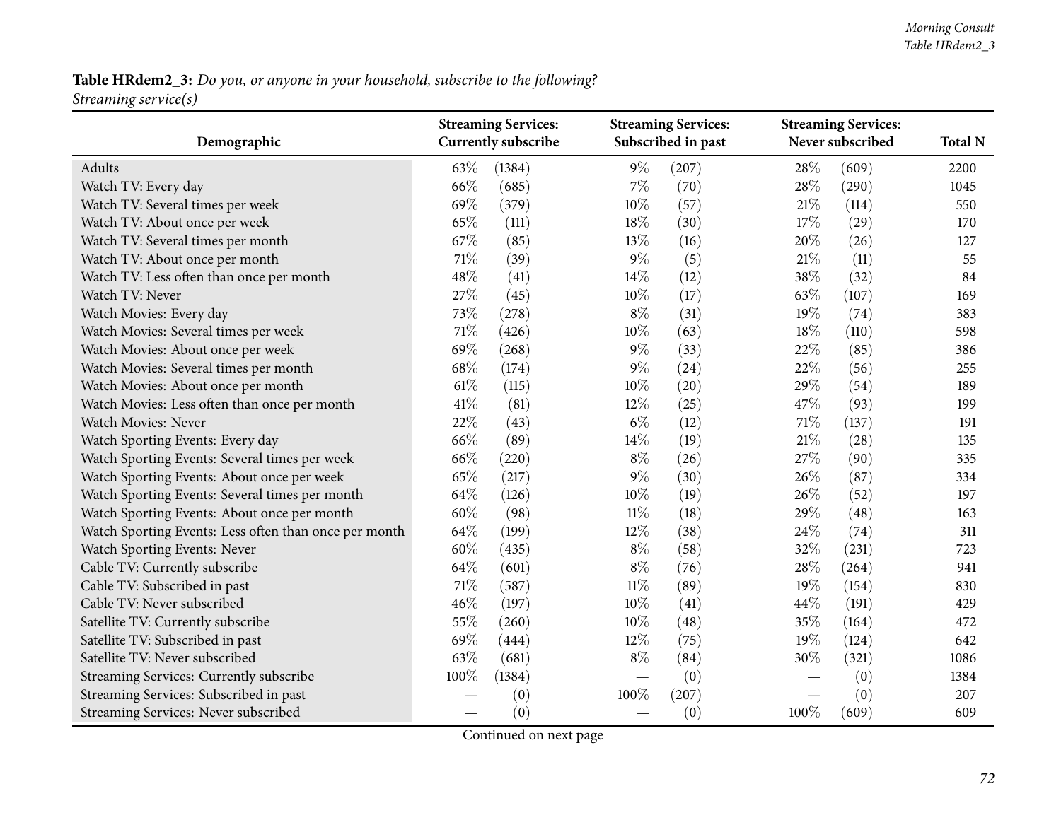**Table HRdem2_3:** *Do you, or anyone in your household, subscribe to the following?*
*Streaming service(s)*

| Demographic | Streaming Services: Currently subscribe | | Streaming Services: Subscribed in past | | Streaming Services: Never subscribed | | Total N |
|---|---|---|---|---|---|---|---|
| Adults | 63% | (1384) | 9% | (207) | 28% | (609) | 2200 |
| Watch TV: Every day | 66% | (685) | 7% | (70) | 28% | (290) | 1045 |
| Watch TV: Several times per week | 69% | (379) | 10% | (57) | 21% | (114) | 550 |
| Watch TV: About once per week | 65% | (111) | 18% | (30) | 17% | (29) | 170 |
| Watch TV: Several times per month | 67% | (85) | 13% | (16) | 20% | (26) | 127 |
| Watch TV: About once per month | 71% | (39) | 9% | (5) | 21% | (11) | 55 |
| Watch TV: Less often than once per month | 48% | (41) | 14% | (12) | 38% | (32) | 84 |
| Watch TV: Never | 27% | (45) | 10% | (17) | 63% | (107) | 169 |
| Watch Movies: Every day | 73% | (278) | 8% | (31) | 19% | (74) | 383 |
| Watch Movies: Several times per week | 71% | (426) | 10% | (63) | 18% | (110) | 598 |
| Watch Movies: About once per week | 69% | (268) | 9% | (33) | 22% | (85) | 386 |
| Watch Movies: Several times per month | 68% | (174) | 9% | (24) | 22% | (56) | 255 |
| Watch Movies: About once per month | 61% | (115) | 10% | (20) | 29% | (54) | 189 |
| Watch Movies: Less often than once per month | 41% | (81) | 12% | (25) | 47% | (93) | 199 |
| Watch Movies: Never | 22% | (43) | 6% | (12) | 71% | (137) | 191 |
| Watch Sporting Events: Every day | 66% | (89) | 14% | (19) | 21% | (28) | 135 |
| Watch Sporting Events: Several times per week | 66% | (220) | 8% | (26) | 27% | (90) | 335 |
| Watch Sporting Events: About once per week | 65% | (217) | 9% | (30) | 26% | (87) | 334 |
| Watch Sporting Events: Several times per month | 64% | (126) | 10% | (19) | 26% | (52) | 197 |
| Watch Sporting Events: About once per month | 60% | (98) | 11% | (18) | 29% | (48) | 163 |
| Watch Sporting Events: Less often than once per month | 64% | (199) | 12% | (38) | 24% | (74) | 311 |
| Watch Sporting Events: Never | 60% | (435) | 8% | (58) | 32% | (231) | 723 |
| Cable TV: Currently subscribe | 64% | (601) | 8% | (76) | 28% | (264) | 941 |
| Cable TV: Subscribed in past | 71% | (587) | 11% | (89) | 19% | (154) | 830 |
| Cable TV: Never subscribed | 46% | (197) | 10% | (41) | 44% | (191) | 429 |
| Satellite TV: Currently subscribe | 55% | (260) | 10% | (48) | 35% | (164) | 472 |
| Satellite TV: Subscribed in past | 69% | (444) | 12% | (75) | 19% | (124) | 642 |
| Satellite TV: Never subscribed | 63% | (681) | 8% | (84) | 30% | (321) | 1086 |
| Streaming Services: Currently subscribe | 100% | (1384) | — | (0) | — | (0) | 1384 |
| Streaming Services: Subscribed in past | — | (0) | 100% | (207) | — | (0) | 207 |
| Streaming Services: Never subscribed | — | (0) | — | (0) | 100% | (609) | 609 |

Continued on next page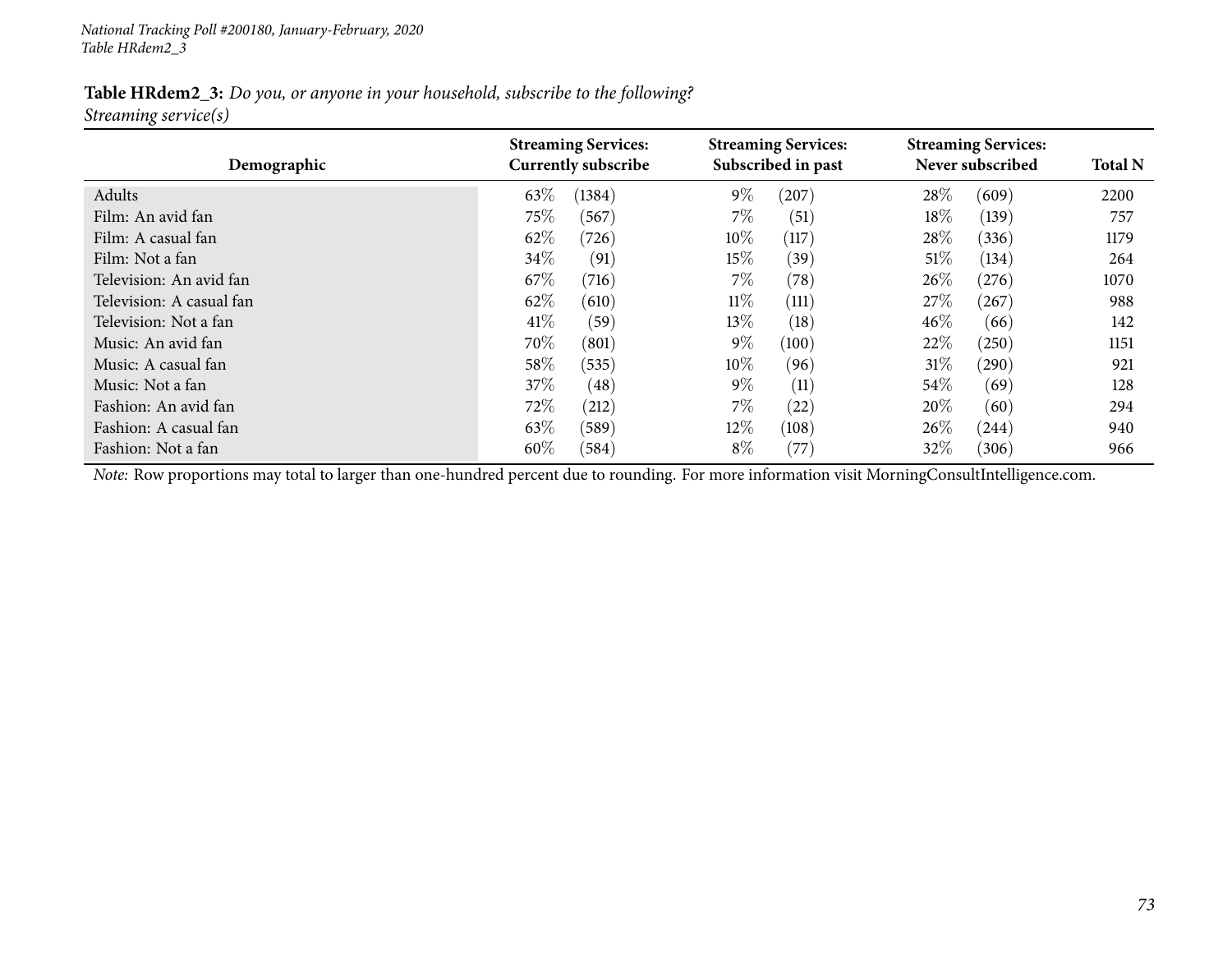**Table HRdem2_3:** *Do you, or anyone in your household, subscribe to the following?*
*Streaming service(s)*

| Demographic | Streaming Services: Currently subscribe | | Streaming Services: Subscribed in past | | Streaming Services: Never subscribed | | Total N |
|---|---|---|---|---|---|---|---|
| Adults | 63% | (1384) | 9% | (207) | 28% | (609) | 2200 |
| Film: An avid fan | 75% | (567) | 7% | (51) | 18% | (139) | 757 |
| Film: A casual fan | 62% | (726) | 10% | (117) | 28% | (336) | 1179 |
| Film: Not a fan | 34% | (91) | 15% | (39) | 51% | (134) | 264 |
| Television: An avid fan | 67% | (716) | 7% | (78) | 26% | (276) | 1070 |
| Television: A casual fan | 62% | (610) | 11% | (111) | 27% | (267) | 988 |
| Television: Not a fan | 41% | (59) | 13% | (18) | 46% | (66) | 142 |
| Music: An avid fan | 70% | (801) | 9% | (100) | 22% | (250) | 1151 |
| Music: A casual fan | 58% | (535) | 10% | (96) | 31% | (290) | 921 |
| Music: Not a fan | 37% | (48) | 9% | (11) | 54% | (69) | 128 |
| Fashion: An avid fan | 72% | (212) | 7% | (22) | 20% | (60) | 294 |
| Fashion: A casual fan | 63% | (589) | 12% | (108) | 26% | (244) | 940 |
| Fashion: Not a fan | 60% | (584) | 8% | (77) | 32% | (306) | 966 |

*Note:* Row proportions may total to larger than one-hundred percent due to rounding. For more information visit MorningConsultIntelligence.com.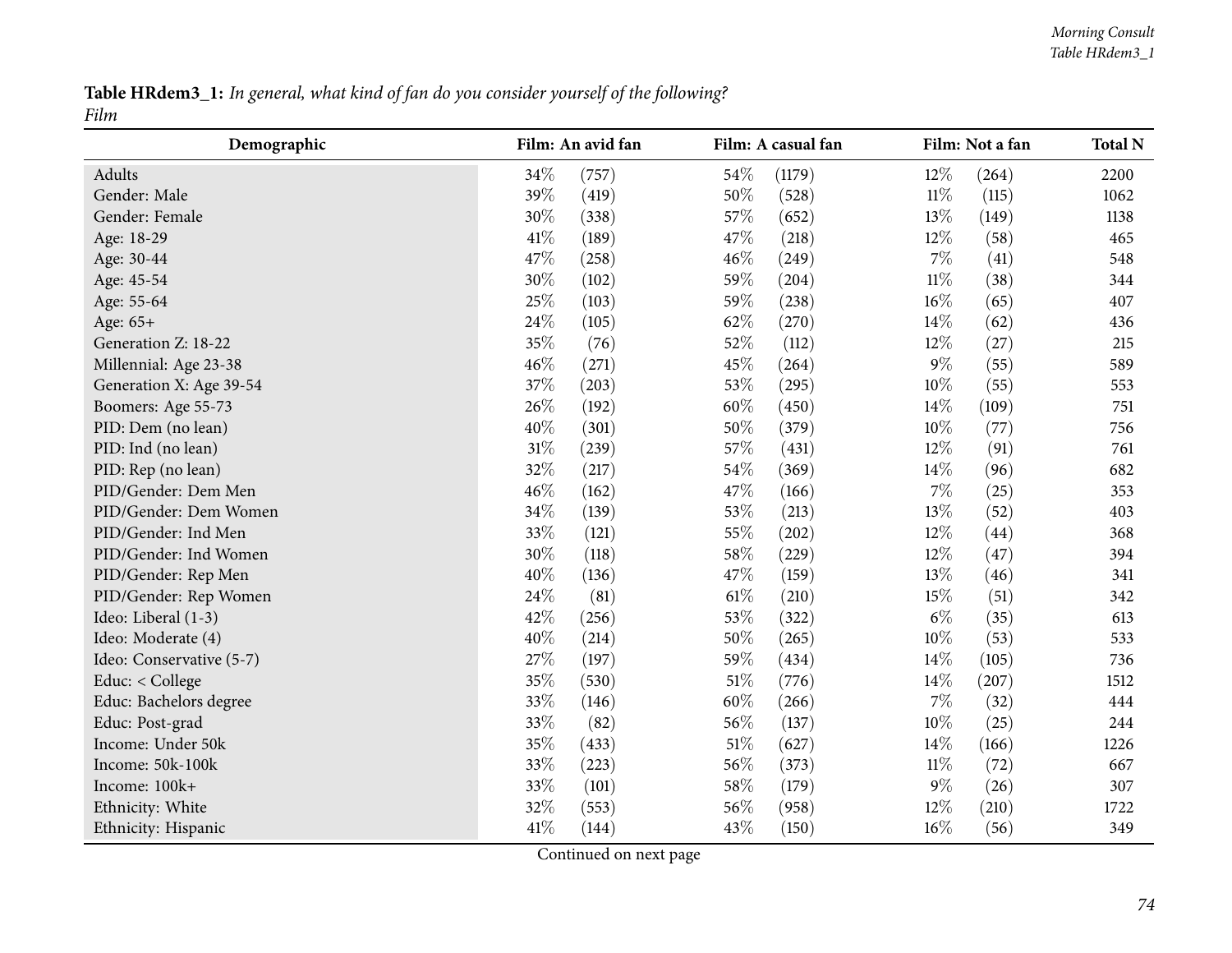**Table HRdem3_1:** *In general, what kind of fan do you consider yourself of the following?*
*Film*

| Demographic | Film: An avid fan | | Film: A casual fan | | Film: Not a fan | | Total N |
|---|---|---|---|---|---|---|---|
| Adults | 34% | (757) | 54% | (1179) | 12% | (264) | 2200 |
| Gender: Male | 39% | (419) | 50% | (528) | 11% | (115) | 1062 |
| Gender: Female | 30% | (338) | 57% | (652) | 13% | (149) | 1138 |
| Age: 18-29 | 41% | (189) | 47% | (218) | 12% | (58) | 465 |
| Age: 30-44 | 47% | (258) | 46% | (249) | 7% | (41) | 548 |
| Age: 45-54 | 30% | (102) | 59% | (204) | 11% | (38) | 344 |
| Age: 55-64 | 25% | (103) | 59% | (238) | 16% | (65) | 407 |
| Age: 65+ | 24% | (105) | 62% | (270) | 14% | (62) | 436 |
| Generation Z: 18-22 | 35% | (76) | 52% | (112) | 12% | (27) | 215 |
| Millennial: Age 23-38 | 46% | (271) | 45% | (264) | 9% | (55) | 589 |
| Generation X: Age 39-54 | 37% | (203) | 53% | (295) | 10% | (55) | 553 |
| Boomers: Age 55-73 | 26% | (192) | 60% | (450) | 14% | (109) | 751 |
| PID: Dem (no lean) | 40% | (301) | 50% | (379) | 10% | (77) | 756 |
| PID: Ind (no lean) | 31% | (239) | 57% | (431) | 12% | (91) | 761 |
| PID: Rep (no lean) | 32% | (217) | 54% | (369) | 14% | (96) | 682 |
| PID/Gender: Dem Men | 46% | (162) | 47% | (166) | 7% | (25) | 353 |
| PID/Gender: Dem Women | 34% | (139) | 53% | (213) | 13% | (52) | 403 |
| PID/Gender: Ind Men | 33% | (121) | 55% | (202) | 12% | (44) | 368 |
| PID/Gender: Ind Women | 30% | (118) | 58% | (229) | 12% | (47) | 394 |
| PID/Gender: Rep Men | 40% | (136) | 47% | (159) | 13% | (46) | 341 |
| PID/Gender: Rep Women | 24% | (81) | 61% | (210) | 15% | (51) | 342 |
| Ideo: Liberal (1-3) | 42% | (256) | 53% | (322) | 6% | (35) | 613 |
| Ideo: Moderate (4) | 40% | (214) | 50% | (265) | 10% | (53) | 533 |
| Ideo: Conservative (5-7) | 27% | (197) | 59% | (434) | 14% | (105) | 736 |
| Educ: < College | 35% | (530) | 51% | (776) | 14% | (207) | 1512 |
| Educ: Bachelors degree | 33% | (146) | 60% | (266) | 7% | (32) | 444 |
| Educ: Post-grad | 33% | (82) | 56% | (137) | 10% | (25) | 244 |
| Income: Under 50k | 35% | (433) | 51% | (627) | 14% | (166) | 1226 |
| Income: 50k-100k | 33% | (223) | 56% | (373) | 11% | (72) | 667 |
| Income: 100k+ | 33% | (101) | 58% | (179) | 9% | (26) | 307 |
| Ethnicity: White | 32% | (553) | 56% | (958) | 12% | (210) | 1722 |
| Ethnicity: Hispanic | 41% | (144) | 43% | (150) | 16% | (56) | 349 |

Continued on next page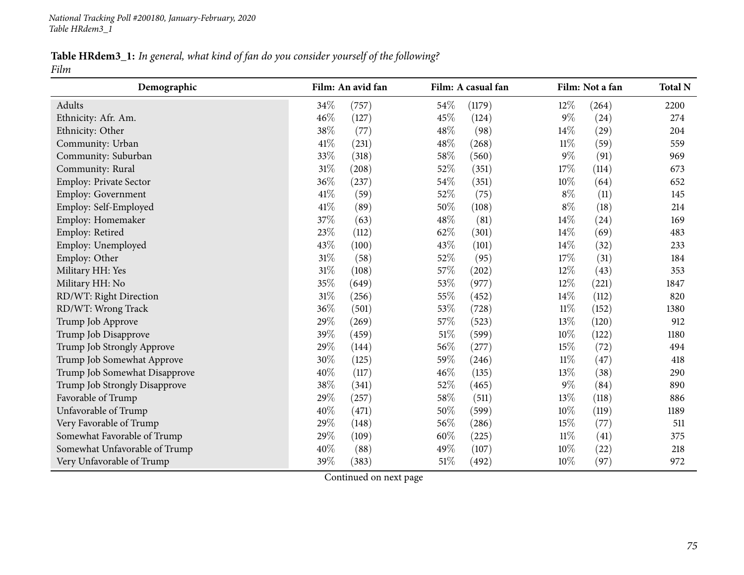**Table HRdem3_1:** *In general, what kind of fan do you consider yourself of the following?*
*Film*

| Demographic | Film: An avid fan | | Film: A casual fan | | Film: Not a fan | | Total N |
|---|---|---|---|---|---|---|---|
| Adults | 34% | (757) | 54% | (1179) | 12% | (264) | 2200 |
| Ethnicity: Afr. Am. | 46% | (127) | 45% | (124) | 9% | (24) | 274 |
| Ethnicity: Other | 38% | (77) | 48% | (98) | 14% | (29) | 204 |
| Community: Urban | 41% | (231) | 48% | (268) | 11% | (59) | 559 |
| Community: Suburban | 33% | (318) | 58% | (560) | 9% | (91) | 969 |
| Community: Rural | 31% | (208) | 52% | (351) | 17% | (114) | 673 |
| Employ: Private Sector | 36% | (237) | 54% | (351) | 10% | (64) | 652 |
| Employ: Government | 41% | (59) | 52% | (75) | 8% | (11) | 145 |
| Employ: Self-Employed | 41% | (89) | 50% | (108) | 8% | (18) | 214 |
| Employ: Homemaker | 37% | (63) | 48% | (81) | 14% | (24) | 169 |
| Employ: Retired | 23% | (112) | 62% | (301) | 14% | (69) | 483 |
| Employ: Unemployed | 43% | (100) | 43% | (101) | 14% | (32) | 233 |
| Employ: Other | 31% | (58) | 52% | (95) | 17% | (31) | 184 |
| Military HH: Yes | 31% | (108) | 57% | (202) | 12% | (43) | 353 |
| Military HH: No | 35% | (649) | 53% | (977) | 12% | (221) | 1847 |
| RD/WT: Right Direction | 31% | (256) | 55% | (452) | 14% | (112) | 820 |
| RD/WT: Wrong Track | 36% | (501) | 53% | (728) | 11% | (152) | 1380 |
| Trump Job Approve | 29% | (269) | 57% | (523) | 13% | (120) | 912 |
| Trump Job Disapprove | 39% | (459) | 51% | (599) | 10% | (122) | 1180 |
| Trump Job Strongly Approve | 29% | (144) | 56% | (277) | 15% | (72) | 494 |
| Trump Job Somewhat Approve | 30% | (125) | 59% | (246) | 11% | (47) | 418 |
| Trump Job Somewhat Disapprove | 40% | (117) | 46% | (135) | 13% | (38) | 290 |
| Trump Job Strongly Disapprove | 38% | (341) | 52% | (465) | 9% | (84) | 890 |
| Favorable of Trump | 29% | (257) | 58% | (511) | 13% | (118) | 886 |
| Unfavorable of Trump | 40% | (471) | 50% | (599) | 10% | (119) | 1189 |
| Very Favorable of Trump | 29% | (148) | 56% | (286) | 15% | (77) | 511 |
| Somewhat Favorable of Trump | 29% | (109) | 60% | (225) | 11% | (41) | 375 |
| Somewhat Unfavorable of Trump | 40% | (88) | 49% | (107) | 10% | (22) | 218 |
| Very Unfavorable of Trump | 39% | (383) | 51% | (492) | 10% | (97) | 972 |

Continued on next page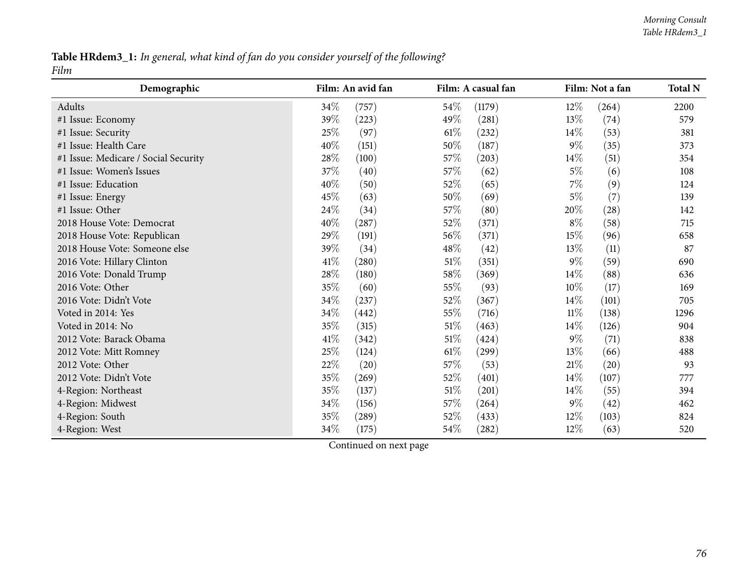**Table HRdem3_1:** *In general, what kind of fan do you consider yourself of the following?*
*Film*

| Demographic | Film: An avid fan | | Film: A casual fan | | Film: Not a fan | | Total N |
|---|---|---|---|---|---|---|---|
| Adults | 34% | (757) | 54% | (1179) | 12% | (264) | 2200 |
| #1 Issue: Economy | 39% | (223) | 49% | (281) | 13% | (74) | 579 |
| #1 Issue: Security | 25% | (97) | 61% | (232) | 14% | (53) | 381 |
| #1 Issue: Health Care | 40% | (151) | 50% | (187) | 9% | (35) | 373 |
| #1 Issue: Medicare / Social Security | 28% | (100) | 57% | (203) | 14% | (51) | 354 |
| #1 Issue: Women's Issues | 37% | (40) | 57% | (62) | 5% | (6) | 108 |
| #1 Issue: Education | 40% | (50) | 52% | (65) | 7% | (9) | 124 |
| #1 Issue: Energy | 45% | (63) | 50% | (69) | 5% | (7) | 139 |
| #1 Issue: Other | 24% | (34) | 57% | (80) | 20% | (28) | 142 |
| 2018 House Vote: Democrat | 40% | (287) | 52% | (371) | 8% | (58) | 715 |
| 2018 House Vote: Republican | 29% | (191) | 56% | (371) | 15% | (96) | 658 |
| 2018 House Vote: Someone else | 39% | (34) | 48% | (42) | 13% | (11) | 87 |
| 2016 Vote: Hillary Clinton | 41% | (280) | 51% | (351) | 9% | (59) | 690 |
| 2016 Vote: Donald Trump | 28% | (180) | 58% | (369) | 14% | (88) | 636 |
| 2016 Vote: Other | 35% | (60) | 55% | (93) | 10% | (17) | 169 |
| 2016 Vote: Didn't Vote | 34% | (237) | 52% | (367) | 14% | (101) | 705 |
| Voted in 2014: Yes | 34% | (442) | 55% | (716) | 11% | (138) | 1296 |
| Voted in 2014: No | 35% | (315) | 51% | (463) | 14% | (126) | 904 |
| 2012 Vote: Barack Obama | 41% | (342) | 51% | (424) | 9% | (71) | 838 |
| 2012 Vote: Mitt Romney | 25% | (124) | 61% | (299) | 13% | (66) | 488 |
| 2012 Vote: Other | 22% | (20) | 57% | (53) | 21% | (20) | 93 |
| 2012 Vote: Didn't Vote | 35% | (269) | 52% | (401) | 14% | (107) | 777 |
| 4-Region: Northeast | 35% | (137) | 51% | (201) | 14% | (55) | 394 |
| 4-Region: Midwest | 34% | (156) | 57% | (264) | 9% | (42) | 462 |
| 4-Region: South | 35% | (289) | 52% | (433) | 12% | (103) | 824 |
| 4-Region: West | 34% | (175) | 54% | (282) | 12% | (63) | 520 |

Continued on next page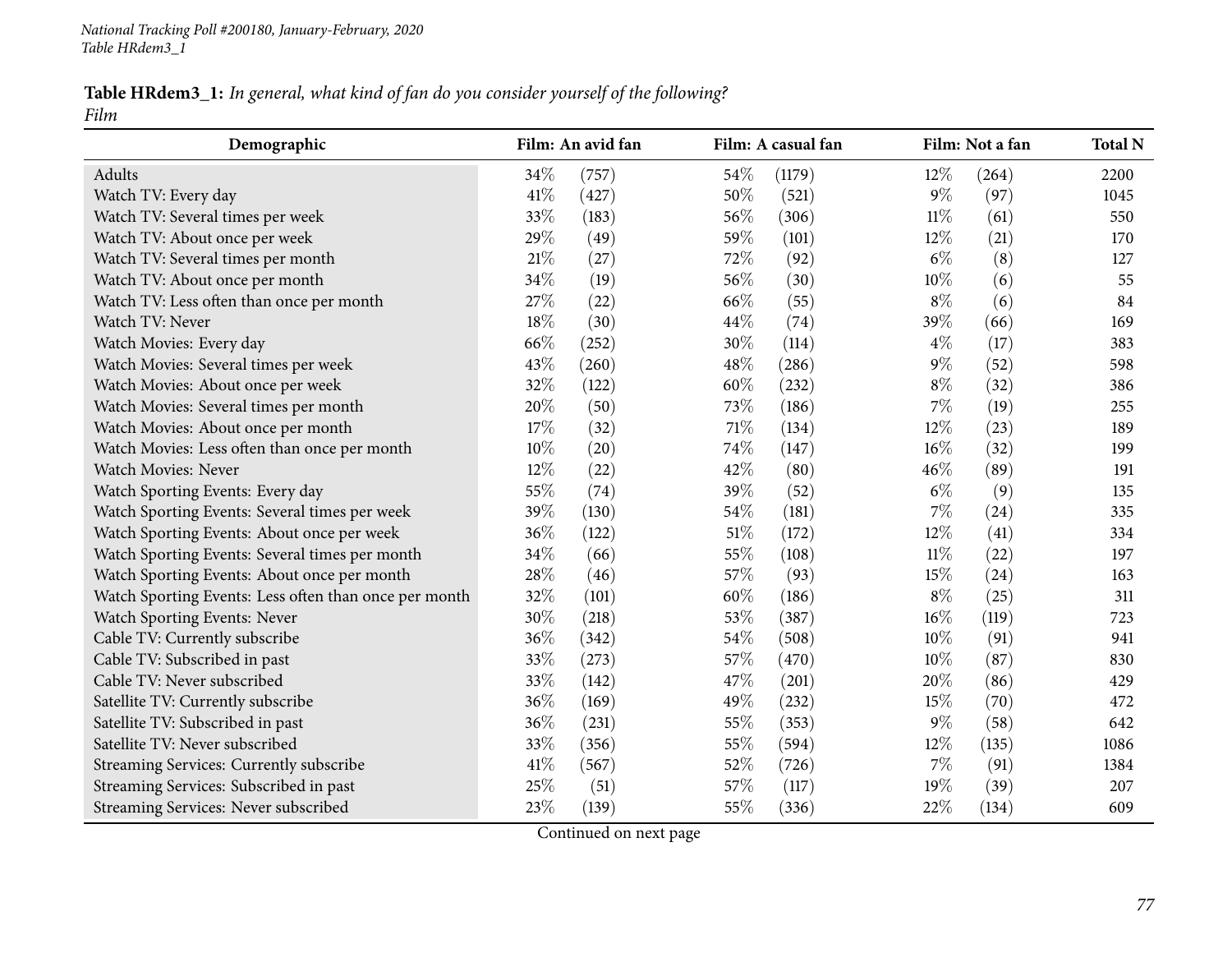*National Tracking Poll #200180, January-February, 2020*
*Table HRdem3_1*

**Table HRdem3_1:** *In general, what kind of fan do you consider yourself of the following?*
*Film*

| Demographic | Film: An avid fan | | Film: A casual fan | | Film: Not a fan | | Total N |
|---|---|---|---|---|---|---|---|
| Adults | 34% | (757) | 54% | (1179) | 12% | (264) | 2200 |
| Watch TV: Every day | 41% | (427) | 50% | (521) | 9% | (97) | 1045 |
| Watch TV: Several times per week | 33% | (183) | 56% | (306) | 11% | (61) | 550 |
| Watch TV: About once per week | 29% | (49) | 59% | (101) | 12% | (21) | 170 |
| Watch TV: Several times per month | 21% | (27) | 72% | (92) | 6% | (8) | 127 |
| Watch TV: About once per month | 34% | (19) | 56% | (30) | 10% | (6) | 55 |
| Watch TV: Less often than once per month | 27% | (22) | 66% | (55) | 8% | (6) | 84 |
| Watch TV: Never | 18% | (30) | 44% | (74) | 39% | (66) | 169 |
| Watch Movies: Every day | 66% | (252) | 30% | (114) | 4% | (17) | 383 |
| Watch Movies: Several times per week | 43% | (260) | 48% | (286) | 9% | (52) | 598 |
| Watch Movies: About once per week | 32% | (122) | 60% | (232) | 8% | (32) | 386 |
| Watch Movies: Several times per month | 20% | (50) | 73% | (186) | 7% | (19) | 255 |
| Watch Movies: About once per month | 17% | (32) | 71% | (134) | 12% | (23) | 189 |
| Watch Movies: Less often than once per month | 10% | (20) | 74% | (147) | 16% | (32) | 199 |
| Watch Movies: Never | 12% | (22) | 42% | (80) | 46% | (89) | 191 |
| Watch Sporting Events: Every day | 55% | (74) | 39% | (52) | 6% | (9) | 135 |
| Watch Sporting Events: Several times per week | 39% | (130) | 54% | (181) | 7% | (24) | 335 |
| Watch Sporting Events: About once per week | 36% | (122) | 51% | (172) | 12% | (41) | 334 |
| Watch Sporting Events: Several times per month | 34% | (66) | 55% | (108) | 11% | (22) | 197 |
| Watch Sporting Events: About once per month | 28% | (46) | 57% | (93) | 15% | (24) | 163 |
| Watch Sporting Events: Less often than once per month | 32% | (101) | 60% | (186) | 8% | (25) | 311 |
| Watch Sporting Events: Never | 30% | (218) | 53% | (387) | 16% | (119) | 723 |
| Cable TV: Currently subscribe | 36% | (342) | 54% | (508) | 10% | (91) | 941 |
| Cable TV: Subscribed in past | 33% | (273) | 57% | (470) | 10% | (87) | 830 |
| Cable TV: Never subscribed | 33% | (142) | 47% | (201) | 20% | (86) | 429 |
| Satellite TV: Currently subscribe | 36% | (169) | 49% | (232) | 15% | (70) | 472 |
| Satellite TV: Subscribed in past | 36% | (231) | 55% | (353) | 9% | (58) | 642 |
| Satellite TV: Never subscribed | 33% | (356) | 55% | (594) | 12% | (135) | 1086 |
| Streaming Services: Currently subscribe | 41% | (567) | 52% | (726) | 7% | (91) | 1384 |
| Streaming Services: Subscribed in past | 25% | (51) | 57% | (117) | 19% | (39) | 207 |
| Streaming Services: Never subscribed | 23% | (139) | 55% | (336) | 22% | (134) | 609 |

Continued on next page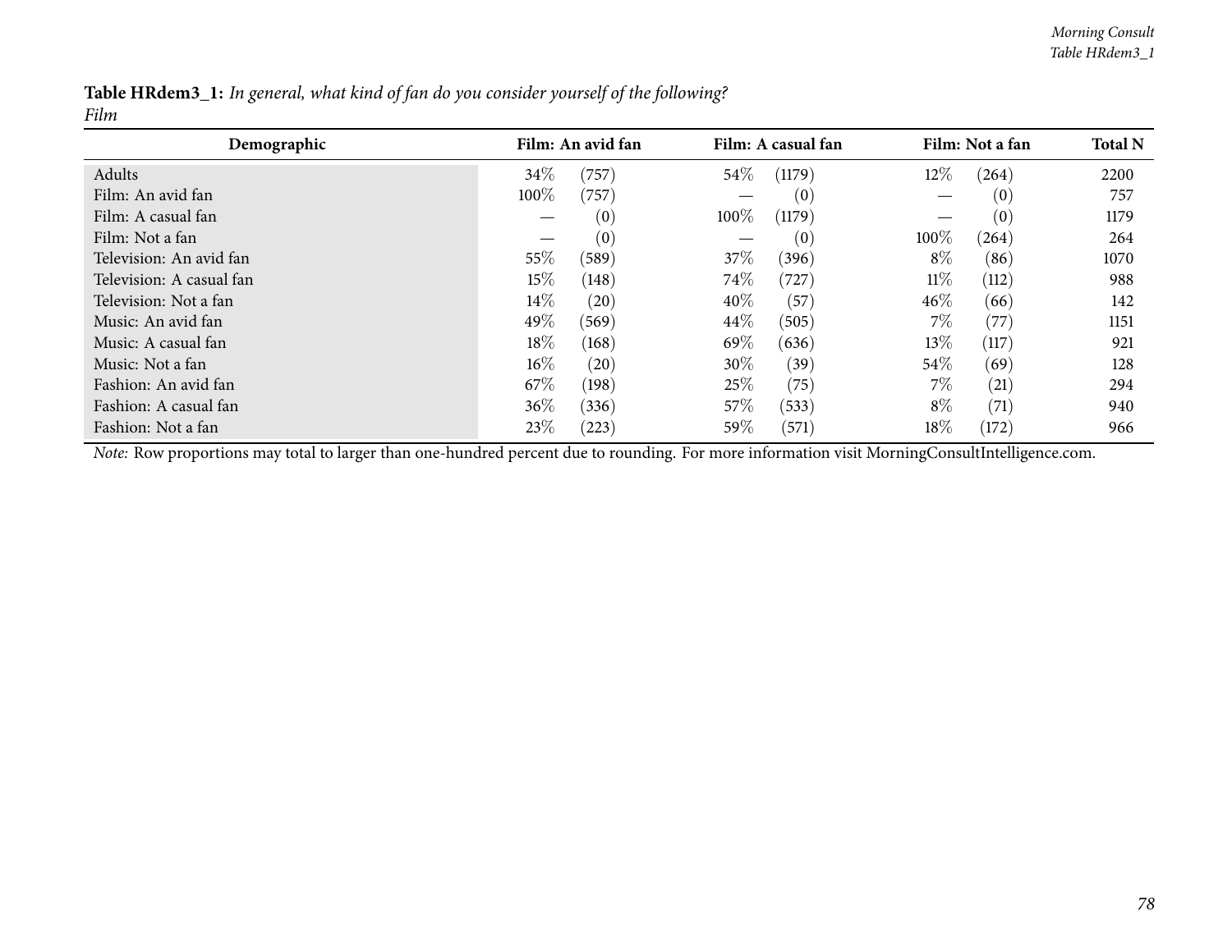**Table HRdem3_1:** *In general, what kind of fan do you consider yourself of the following?*
*Film*

| Demographic | Film: An avid fan | | Film: A casual fan | | Film: Not a fan | | Total N |
|---|---|---|---|---|---|---|---|
| Adults | 34% | (757) | 54% | (1179) | 12% | (264) | 2200 |
| Film: An avid fan | 100% | (757) | — | (0) | — | (0) | 757 |
| Film: A casual fan | — | (0) | 100% | (1179) | — | (0) | 1179 |
| Film: Not a fan | — | (0) | — | (0) | 100% | (264) | 264 |
| Television: An avid fan | 55% | (589) | 37% | (396) | 8% | (86) | 1070 |
| Television: A casual fan | 15% | (148) | 74% | (727) | 11% | (112) | 988 |
| Television: Not a fan | 14% | (20) | 40% | (57) | 46% | (66) | 142 |
| Music: An avid fan | 49% | (569) | 44% | (505) | 7% | (77) | 1151 |
| Music: A casual fan | 18% | (168) | 69% | (636) | 13% | (117) | 921 |
| Music: Not a fan | 16% | (20) | 30% | (39) | 54% | (69) | 128 |
| Fashion: An avid fan | 67% | (198) | 25% | (75) | 7% | (21) | 294 |
| Fashion: A casual fan | 36% | (336) | 57% | (533) | 8% | (71) | 940 |
| Fashion: Not a fan | 23% | (223) | 59% | (571) | 18% | (172) | 966 |

*Note:* Row proportions may total to larger than one-hundred percent due to rounding. For more information visit MorningConsultIntelligence.com.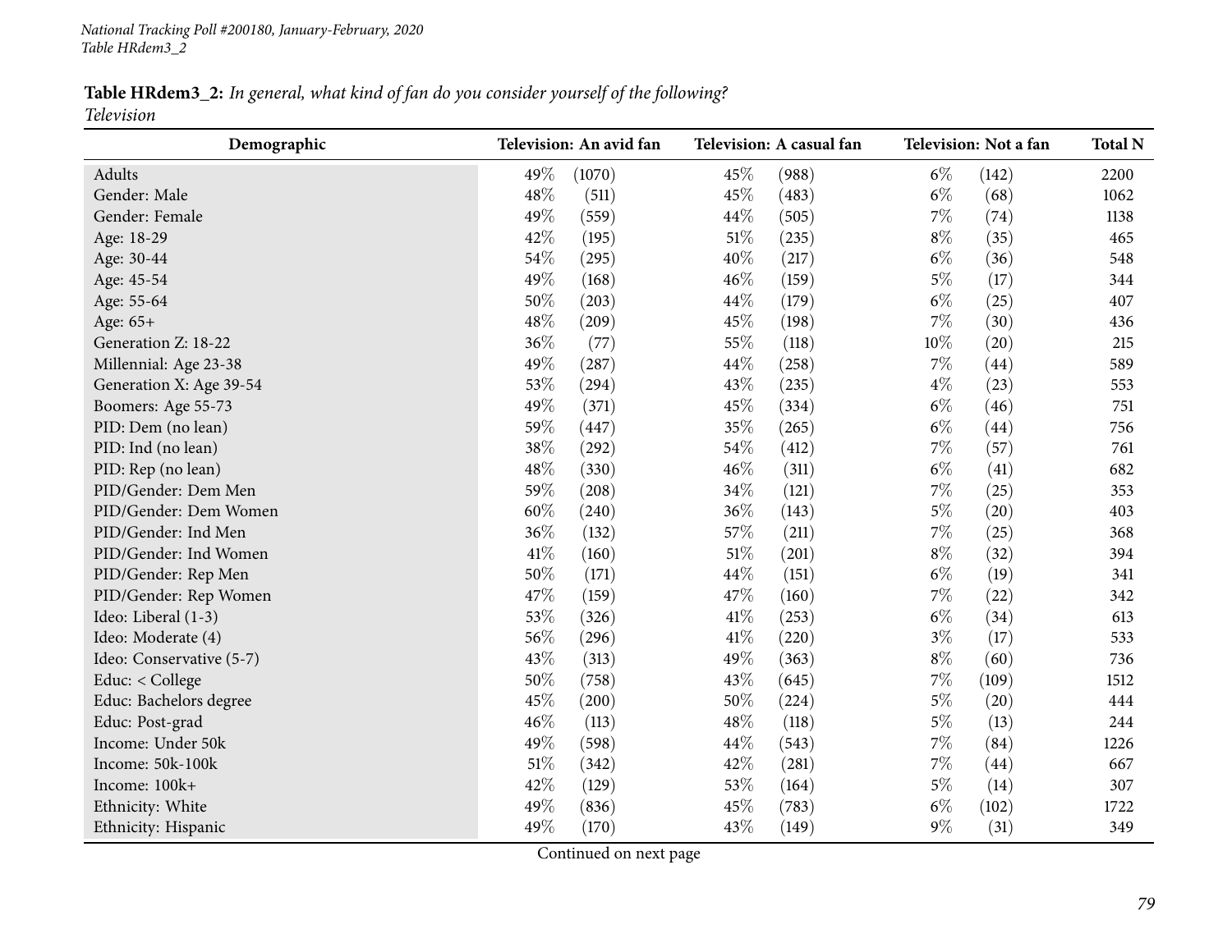**Table HRdem3_2:** *In general, what kind of fan do you consider yourself of the following?*
*Television*

| Demographic | Television: An avid fan | | Television: A casual fan | | Television: Not a fan | | Total N |
|---|---|---|---|---|---|---|---|
| Adults | 49% | (1070) | 45% | (988) | 6% | (142) | 2200 |
| Gender: Male | 48% | (511) | 45% | (483) | 6% | (68) | 1062 |
| Gender: Female | 49% | (559) | 44% | (505) | 7% | (74) | 1138 |
| Age: 18-29 | 42% | (195) | 51% | (235) | 8% | (35) | 465 |
| Age: 30-44 | 54% | (295) | 40% | (217) | 6% | (36) | 548 |
| Age: 45-54 | 49% | (168) | 46% | (159) | 5% | (17) | 344 |
| Age: 55-64 | 50% | (203) | 44% | (179) | 6% | (25) | 407 |
| Age: 65+ | 48% | (209) | 45% | (198) | 7% | (30) | 436 |
| Generation Z: 18-22 | 36% | (77) | 55% | (118) | 10% | (20) | 215 |
| Millennial: Age 23-38 | 49% | (287) | 44% | (258) | 7% | (44) | 589 |
| Generation X: Age 39-54 | 53% | (294) | 43% | (235) | 4% | (23) | 553 |
| Boomers: Age 55-73 | 49% | (371) | 45% | (334) | 6% | (46) | 751 |
| PID: Dem (no lean) | 59% | (447) | 35% | (265) | 6% | (44) | 756 |
| PID: Ind (no lean) | 38% | (292) | 54% | (412) | 7% | (57) | 761 |
| PID: Rep (no lean) | 48% | (330) | 46% | (311) | 6% | (41) | 682 |
| PID/Gender: Dem Men | 59% | (208) | 34% | (121) | 7% | (25) | 353 |
| PID/Gender: Dem Women | 60% | (240) | 36% | (143) | 5% | (20) | 403 |
| PID/Gender: Ind Men | 36% | (132) | 57% | (211) | 7% | (25) | 368 |
| PID/Gender: Ind Women | 41% | (160) | 51% | (201) | 8% | (32) | 394 |
| PID/Gender: Rep Men | 50% | (171) | 44% | (151) | 6% | (19) | 341 |
| PID/Gender: Rep Women | 47% | (159) | 47% | (160) | 7% | (22) | 342 |
| Ideo: Liberal (1-3) | 53% | (326) | 41% | (253) | 6% | (34) | 613 |
| Ideo: Moderate (4) | 56% | (296) | 41% | (220) | 3% | (17) | 533 |
| Ideo: Conservative (5-7) | 43% | (313) | 49% | (363) | 8% | (60) | 736 |
| Educ: < College | 50% | (758) | 43% | (645) | 7% | (109) | 1512 |
| Educ: Bachelors degree | 45% | (200) | 50% | (224) | 5% | (20) | 444 |
| Educ: Post-grad | 46% | (113) | 48% | (118) | 5% | (13) | 244 |
| Income: Under 50k | 49% | (598) | 44% | (543) | 7% | (84) | 1226 |
| Income: 50k-100k | 51% | (342) | 42% | (281) | 7% | (44) | 667 |
| Income: 100k+ | 42% | (129) | 53% | (164) | 5% | (14) | 307 |
| Ethnicity: White | 49% | (836) | 45% | (783) | 6% | (102) | 1722 |
| Ethnicity: Hispanic | 49% | (170) | 43% | (149) | 9% | (31) | 349 |

Continued on next page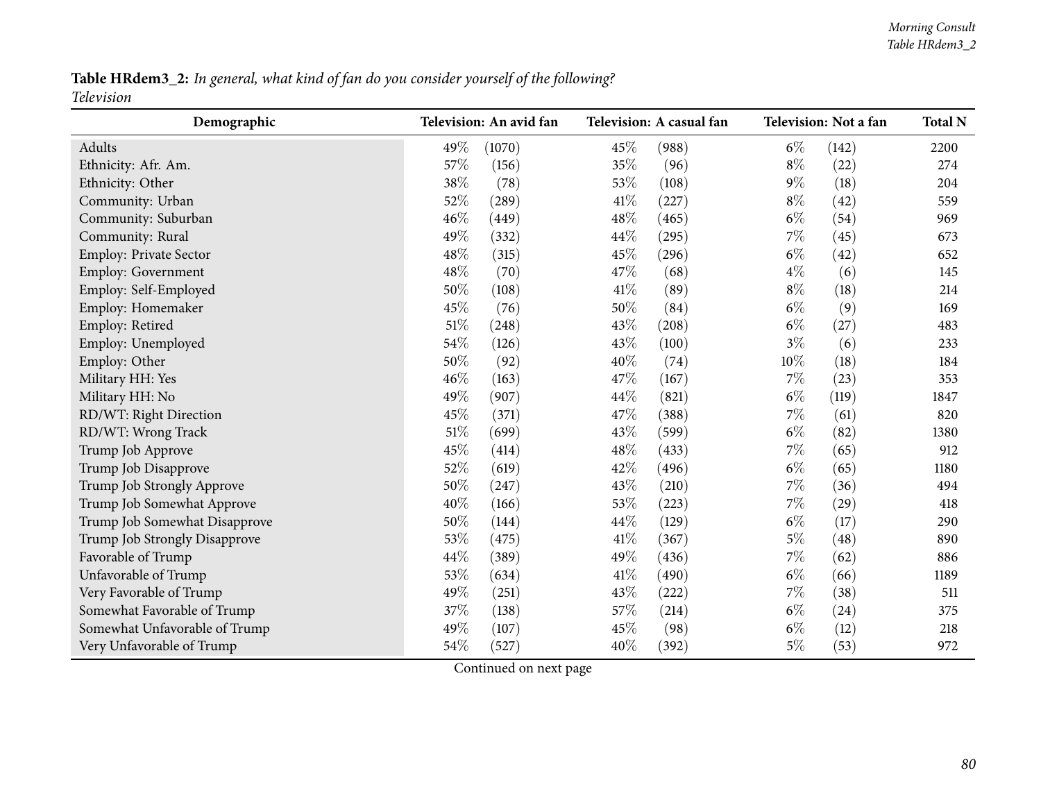**Table HRdem3_2:** *In general, what kind of fan do you consider yourself of the following?*
*Television*

| Demographic | Television: An avid fan | | Television: A casual fan | | Television: Not a fan | | Total N |
|---|---|---|---|---|---|---|---|
| Adults | 49% | (1070) | 45% | (988) | 6% | (142) | 2200 |
| Ethnicity: Afr. Am. | 57% | (156) | 35% | (96) | 8% | (22) | 274 |
| Ethnicity: Other | 38% | (78) | 53% | (108) | 9% | (18) | 204 |
| Community: Urban | 52% | (289) | 41% | (227) | 8% | (42) | 559 |
| Community: Suburban | 46% | (449) | 48% | (465) | 6% | (54) | 969 |
| Community: Rural | 49% | (332) | 44% | (295) | 7% | (45) | 673 |
| Employ: Private Sector | 48% | (315) | 45% | (296) | 6% | (42) | 652 |
| Employ: Government | 48% | (70) | 47% | (68) | 4% | (6) | 145 |
| Employ: Self-Employed | 50% | (108) | 41% | (89) | 8% | (18) | 214 |
| Employ: Homemaker | 45% | (76) | 50% | (84) | 6% | (9) | 169 |
| Employ: Retired | 51% | (248) | 43% | (208) | 6% | (27) | 483 |
| Employ: Unemployed | 54% | (126) | 43% | (100) | 3% | (6) | 233 |
| Employ: Other | 50% | (92) | 40% | (74) | 10% | (18) | 184 |
| Military HH: Yes | 46% | (163) | 47% | (167) | 7% | (23) | 353 |
| Military HH: No | 49% | (907) | 44% | (821) | 6% | (119) | 1847 |
| RD/WT: Right Direction | 45% | (371) | 47% | (388) | 7% | (61) | 820 |
| RD/WT: Wrong Track | 51% | (699) | 43% | (599) | 6% | (82) | 1380 |
| Trump Job Approve | 45% | (414) | 48% | (433) | 7% | (65) | 912 |
| Trump Job Disapprove | 52% | (619) | 42% | (496) | 6% | (65) | 1180 |
| Trump Job Strongly Approve | 50% | (247) | 43% | (210) | 7% | (36) | 494 |
| Trump Job Somewhat Approve | 40% | (166) | 53% | (223) | 7% | (29) | 418 |
| Trump Job Somewhat Disapprove | 50% | (144) | 44% | (129) | 6% | (17) | 290 |
| Trump Job Strongly Disapprove | 53% | (475) | 41% | (367) | 5% | (48) | 890 |
| Favorable of Trump | 44% | (389) | 49% | (436) | 7% | (62) | 886 |
| Unfavorable of Trump | 53% | (634) | 41% | (490) | 6% | (66) | 1189 |
| Very Favorable of Trump | 49% | (251) | 43% | (222) | 7% | (38) | 511 |
| Somewhat Favorable of Trump | 37% | (138) | 57% | (214) | 6% | (24) | 375 |
| Somewhat Unfavorable of Trump | 49% | (107) | 45% | (98) | 6% | (12) | 218 |
| Very Unfavorable of Trump | 54% | (527) | 40% | (392) | 5% | (53) | 972 |

Continued on next page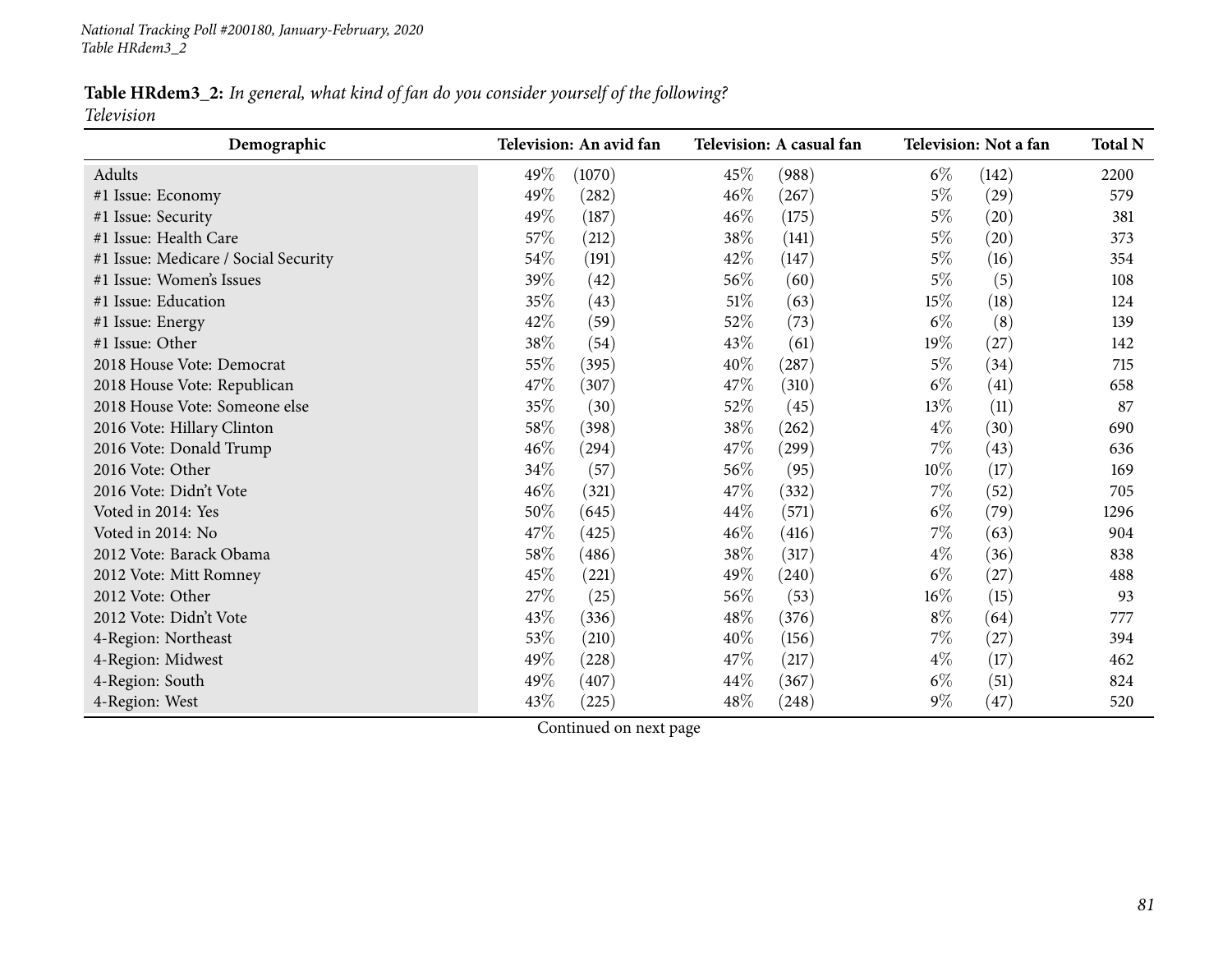National Tracking Poll #200180, January-February, 2020
Table HRdem3_2

**Table HRdem3_2:** *In general, what kind of fan do you consider yourself of the following?*
*Television*

| Demographic | Television: An avid fan | | Television: A casual fan | | Television: Not a fan | | Total N |
|---|---|---|---|---|---|---|---|
| Adults | 49% | (1070) | 45% | (988) | 6% | (142) | 2200 |
| #1 Issue: Economy | 49% | (282) | 46% | (267) | 5% | (29) | 579 |
| #1 Issue: Security | 49% | (187) | 46% | (175) | 5% | (20) | 381 |
| #1 Issue: Health Care | 57% | (212) | 38% | (141) | 5% | (20) | 373 |
| #1 Issue: Medicare / Social Security | 54% | (191) | 42% | (147) | 5% | (16) | 354 |
| #1 Issue: Women's Issues | 39% | (42) | 56% | (60) | 5% | (5) | 108 |
| #1 Issue: Education | 35% | (43) | 51% | (63) | 15% | (18) | 124 |
| #1 Issue: Energy | 42% | (59) | 52% | (73) | 6% | (8) | 139 |
| #1 Issue: Other | 38% | (54) | 43% | (61) | 19% | (27) | 142 |
| 2018 House Vote: Democrat | 55% | (395) | 40% | (287) | 5% | (34) | 715 |
| 2018 House Vote: Republican | 47% | (307) | 47% | (310) | 6% | (41) | 658 |
| 2018 House Vote: Someone else | 35% | (30) | 52% | (45) | 13% | (11) | 87 |
| 2016 Vote: Hillary Clinton | 58% | (398) | 38% | (262) | 4% | (30) | 690 |
| 2016 Vote: Donald Trump | 46% | (294) | 47% | (299) | 7% | (43) | 636 |
| 2016 Vote: Other | 34% | (57) | 56% | (95) | 10% | (17) | 169 |
| 2016 Vote: Didn't Vote | 46% | (321) | 47% | (332) | 7% | (52) | 705 |
| Voted in 2014: Yes | 50% | (645) | 44% | (571) | 6% | (79) | 1296 |
| Voted in 2014: No | 47% | (425) | 46% | (416) | 7% | (63) | 904 |
| 2012 Vote: Barack Obama | 58% | (486) | 38% | (317) | 4% | (36) | 838 |
| 2012 Vote: Mitt Romney | 45% | (221) | 49% | (240) | 6% | (27) | 488 |
| 2012 Vote: Other | 27% | (25) | 56% | (53) | 16% | (15) | 93 |
| 2012 Vote: Didn't Vote | 43% | (336) | 48% | (376) | 8% | (64) | 777 |
| 4-Region: Northeast | 53% | (210) | 40% | (156) | 7% | (27) | 394 |
| 4-Region: Midwest | 49% | (228) | 47% | (217) | 4% | (17) | 462 |
| 4-Region: South | 49% | (407) | 44% | (367) | 6% | (51) | 824 |
| 4-Region: West | 43% | (225) | 48% | (248) | 9% | (47) | 520 |

Continued on next page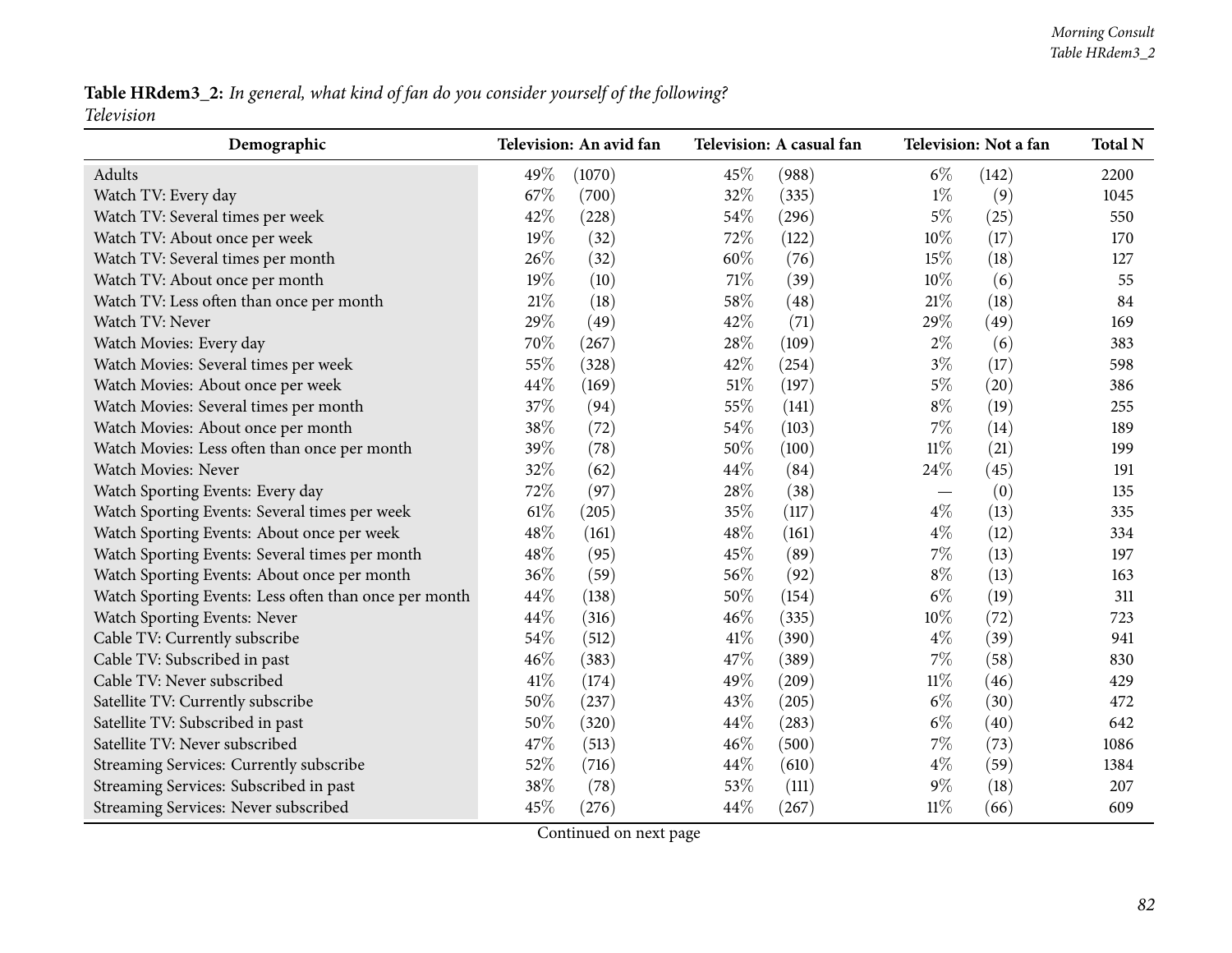**Table HRdem3_2:** *In general, what kind of fan do you consider yourself of the following?*
*Television*

| Demographic | Television: An avid fan | | Television: A casual fan | | Television: Not a fan | | Total N |
|---|---|---|---|---|---|---|---|
| Adults | 49% | (1070) | 45% | (988) | 6% | (142) | 2200 |
| Watch TV: Every day | 67% | (700) | 32% | (335) | 1% | (9) | 1045 |
| Watch TV: Several times per week | 42% | (228) | 54% | (296) | 5% | (25) | 550 |
| Watch TV: About once per week | 19% | (32) | 72% | (122) | 10% | (17) | 170 |
| Watch TV: Several times per month | 26% | (32) | 60% | (76) | 15% | (18) | 127 |
| Watch TV: About once per month | 19% | (10) | 71% | (39) | 10% | (6) | 55 |
| Watch TV: Less often than once per month | 21% | (18) | 58% | (48) | 21% | (18) | 84 |
| Watch TV: Never | 29% | (49) | 42% | (71) | 29% | (49) | 169 |
| Watch Movies: Every day | 70% | (267) | 28% | (109) | 2% | (6) | 383 |
| Watch Movies: Several times per week | 55% | (328) | 42% | (254) | 3% | (17) | 598 |
| Watch Movies: About once per week | 44% | (169) | 51% | (197) | 5% | (20) | 386 |
| Watch Movies: Several times per month | 37% | (94) | 55% | (141) | 8% | (19) | 255 |
| Watch Movies: About once per month | 38% | (72) | 54% | (103) | 7% | (14) | 189 |
| Watch Movies: Less often than once per month | 39% | (78) | 50% | (100) | 11% | (21) | 199 |
| Watch Movies: Never | 32% | (62) | 44% | (84) | 24% | (45) | 191 |
| Watch Sporting Events: Every day | 72% | (97) | 28% | (38) | — | (0) | 135 |
| Watch Sporting Events: Several times per week | 61% | (205) | 35% | (117) | 4% | (13) | 335 |
| Watch Sporting Events: About once per week | 48% | (161) | 48% | (161) | 4% | (12) | 334 |
| Watch Sporting Events: Several times per month | 48% | (95) | 45% | (89) | 7% | (13) | 197 |
| Watch Sporting Events: About once per month | 36% | (59) | 56% | (92) | 8% | (13) | 163 |
| Watch Sporting Events: Less often than once per month | 44% | (138) | 50% | (154) | 6% | (19) | 311 |
| Watch Sporting Events: Never | 44% | (316) | 46% | (335) | 10% | (72) | 723 |
| Cable TV: Currently subscribe | 54% | (512) | 41% | (390) | 4% | (39) | 941 |
| Cable TV: Subscribed in past | 46% | (383) | 47% | (389) | 7% | (58) | 830 |
| Cable TV: Never subscribed | 41% | (174) | 49% | (209) | 11% | (46) | 429 |
| Satellite TV: Currently subscribe | 50% | (237) | 43% | (205) | 6% | (30) | 472 |
| Satellite TV: Subscribed in past | 50% | (320) | 44% | (283) | 6% | (40) | 642 |
| Satellite TV: Never subscribed | 47% | (513) | 46% | (500) | 7% | (73) | 1086 |
| Streaming Services: Currently subscribe | 52% | (716) | 44% | (610) | 4% | (59) | 1384 |
| Streaming Services: Subscribed in past | 38% | (78) | 53% | (111) | 9% | (18) | 207 |
| Streaming Services: Never subscribed | 45% | (276) | 44% | (267) | 11% | (66) | 609 |

Continued on next page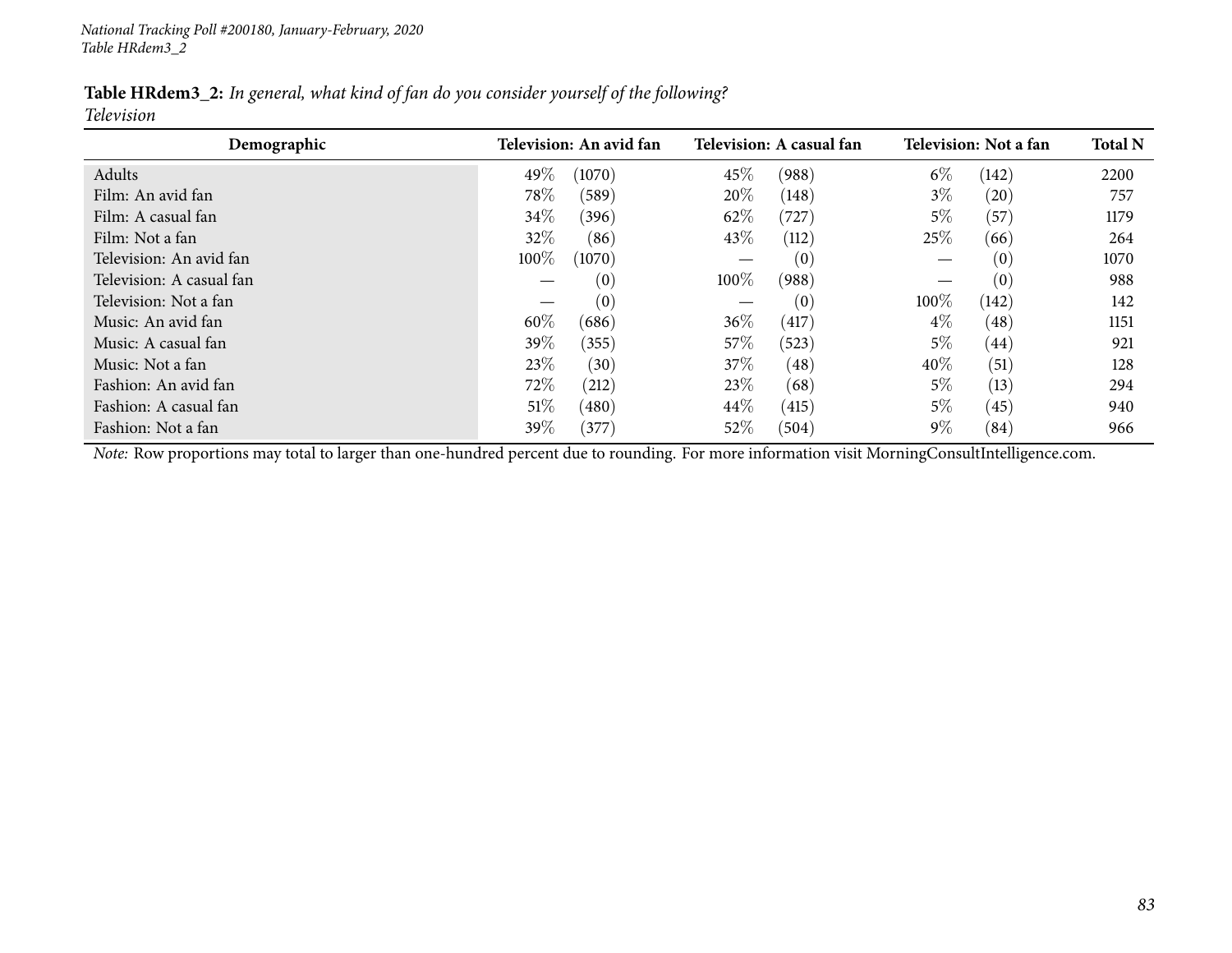**Table HRdem3_2:** *In general, what kind of fan do you consider yourself of the following?*
*Television*

| Demographic | Television: An avid fan | | Television: A casual fan | | Television: Not a fan | | Total N |
|---|---|---|---|---|---|---|---|
| Adults | 49% | (1070) | 45% | (988) | 6% | (142) | 2200 |
| Film: An avid fan | 78% | (589) | 20% | (148) | 3% | (20) | 757 |
| Film: A casual fan | 34% | (396) | 62% | (727) | 5% | (57) | 1179 |
| Film: Not a fan | 32% | (86) | 43% | (112) | 25% | (66) | 264 |
| Television: An avid fan | 100% | (1070) | — | (0) | — | (0) | 1070 |
| Television: A casual fan | — | (0) | 100% | (988) | — | (0) | 988 |
| Television: Not a fan | — | (0) | — | (0) | 100% | (142) | 142 |
| Music: An avid fan | 60% | (686) | 36% | (417) | 4% | (48) | 1151 |
| Music: A casual fan | 39% | (355) | 57% | (523) | 5% | (44) | 921 |
| Music: Not a fan | 23% | (30) | 37% | (48) | 40% | (51) | 128 |
| Fashion: An avid fan | 72% | (212) | 23% | (68) | 5% | (13) | 294 |
| Fashion: A casual fan | 51% | (480) | 44% | (415) | 5% | (45) | 940 |
| Fashion: Not a fan | 39% | (377) | 52% | (504) | 9% | (84) | 966 |

*Note:* Row proportions may total to larger than one-hundred percent due to rounding. For more information visit MorningConsultIntelligence.com.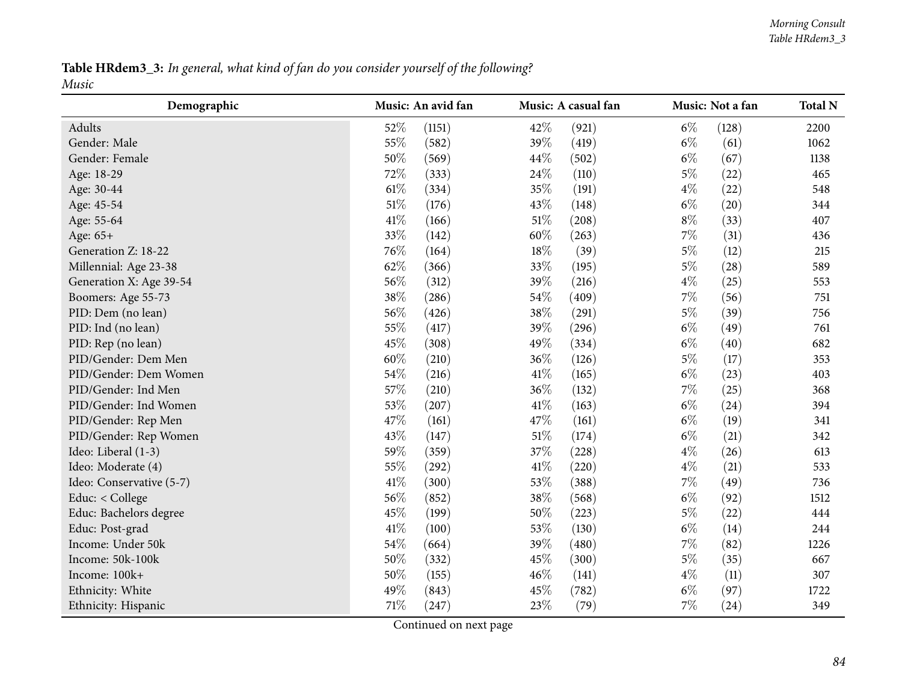**Table HRdem3_3:** *In general, what kind of fan do you consider yourself of the following?*
*Music*

| Demographic | Music: An avid fan | | Music: A casual fan | | Music: Not a fan | | Total N |
|---|---|---|---|---|---|---|---|
| Adults | 52% | (1151) | 42% | (921) | 6% | (128) | 2200 |
| Gender: Male | 55% | (582) | 39% | (419) | 6% | (61) | 1062 |
| Gender: Female | 50% | (569) | 44% | (502) | 6% | (67) | 1138 |
| Age: 18-29 | 72% | (333) | 24% | (110) | 5% | (22) | 465 |
| Age: 30-44 | 61% | (334) | 35% | (191) | 4% | (22) | 548 |
| Age: 45-54 | 51% | (176) | 43% | (148) | 6% | (20) | 344 |
| Age: 55-64 | 41% | (166) | 51% | (208) | 8% | (33) | 407 |
| Age: 65+ | 33% | (142) | 60% | (263) | 7% | (31) | 436 |
| Generation Z: 18-22 | 76% | (164) | 18% | (39) | 5% | (12) | 215 |
| Millennial: Age 23-38 | 62% | (366) | 33% | (195) | 5% | (28) | 589 |
| Generation X: Age 39-54 | 56% | (312) | 39% | (216) | 4% | (25) | 553 |
| Boomers: Age 55-73 | 38% | (286) | 54% | (409) | 7% | (56) | 751 |
| PID: Dem (no lean) | 56% | (426) | 38% | (291) | 5% | (39) | 756 |
| PID: Ind (no lean) | 55% | (417) | 39% | (296) | 6% | (49) | 761 |
| PID: Rep (no lean) | 45% | (308) | 49% | (334) | 6% | (40) | 682 |
| PID/Gender: Dem Men | 60% | (210) | 36% | (126) | 5% | (17) | 353 |
| PID/Gender: Dem Women | 54% | (216) | 41% | (165) | 6% | (23) | 403 |
| PID/Gender: Ind Men | 57% | (210) | 36% | (132) | 7% | (25) | 368 |
| PID/Gender: Ind Women | 53% | (207) | 41% | (163) | 6% | (24) | 394 |
| PID/Gender: Rep Men | 47% | (161) | 47% | (161) | 6% | (19) | 341 |
| PID/Gender: Rep Women | 43% | (147) | 51% | (174) | 6% | (21) | 342 |
| Ideo: Liberal (1-3) | 59% | (359) | 37% | (228) | 4% | (26) | 613 |
| Ideo: Moderate (4) | 55% | (292) | 41% | (220) | 4% | (21) | 533 |
| Ideo: Conservative (5-7) | 41% | (300) | 53% | (388) | 7% | (49) | 736 |
| Educ: < College | 56% | (852) | 38% | (568) | 6% | (92) | 1512 |
| Educ: Bachelors degree | 45% | (199) | 50% | (223) | 5% | (22) | 444 |
| Educ: Post-grad | 41% | (100) | 53% | (130) | 6% | (14) | 244 |
| Income: Under 50k | 54% | (664) | 39% | (480) | 7% | (82) | 1226 |
| Income: 50k-100k | 50% | (332) | 45% | (300) | 5% | (35) | 667 |
| Income: 100k+ | 50% | (155) | 46% | (141) | 4% | (11) | 307 |
| Ethnicity: White | 49% | (843) | 45% | (782) | 6% | (97) | 1722 |
| Ethnicity: Hispanic | 71% | (247) | 23% | (79) | 7% | (24) | 349 |

Continued on next page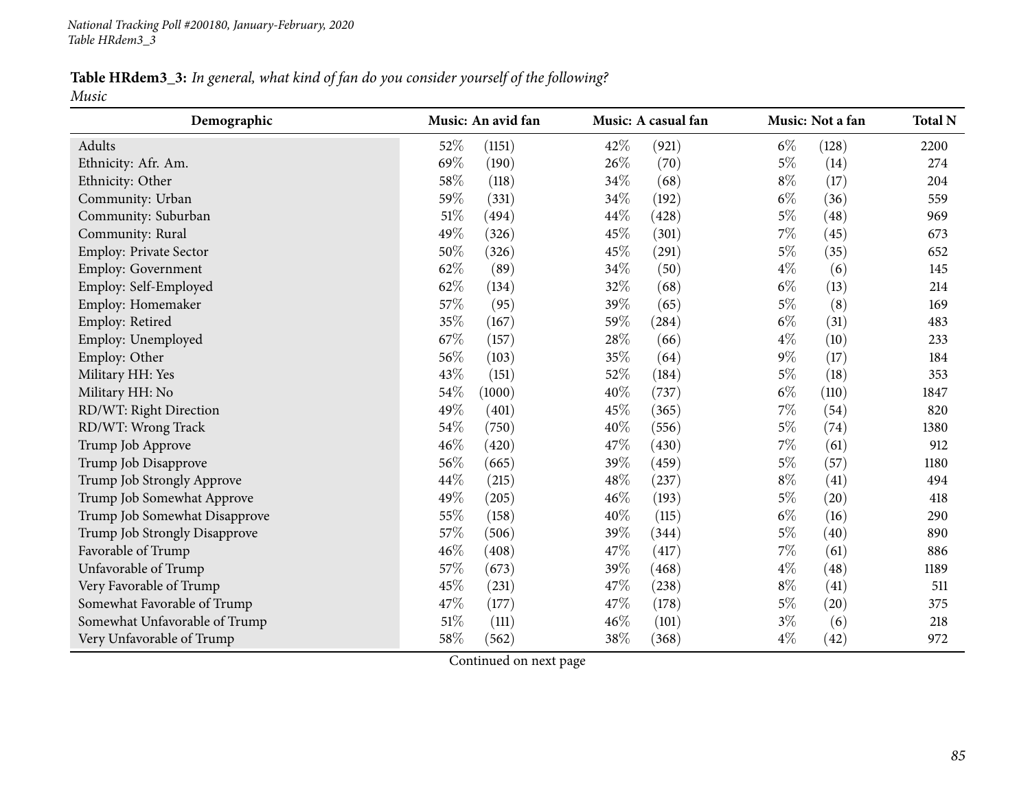**Table HRdem3_3:** *In general, what kind of fan do you consider yourself of the following?*
*Music*

| Demographic | Music: An avid fan | | Music: A casual fan | | Music: Not a fan | | Total N |
|---|---|---|---|---|---|---|---|
| Adults | 52% | (1151) | 42% | (921) | 6% | (128) | 2200 |
| Ethnicity: Afr. Am. | 69% | (190) | 26% | (70) | 5% | (14) | 274 |
| Ethnicity: Other | 58% | (118) | 34% | (68) | 8% | (17) | 204 |
| Community: Urban | 59% | (331) | 34% | (192) | 6% | (36) | 559 |
| Community: Suburban | 51% | (494) | 44% | (428) | 5% | (48) | 969 |
| Community: Rural | 49% | (326) | 45% | (301) | 7% | (45) | 673 |
| Employ: Private Sector | 50% | (326) | 45% | (291) | 5% | (35) | 652 |
| Employ: Government | 62% | (89) | 34% | (50) | 4% | (6) | 145 |
| Employ: Self-Employed | 62% | (134) | 32% | (68) | 6% | (13) | 214 |
| Employ: Homemaker | 57% | (95) | 39% | (65) | 5% | (8) | 169 |
| Employ: Retired | 35% | (167) | 59% | (284) | 6% | (31) | 483 |
| Employ: Unemployed | 67% | (157) | 28% | (66) | 4% | (10) | 233 |
| Employ: Other | 56% | (103) | 35% | (64) | 9% | (17) | 184 |
| Military HH: Yes | 43% | (151) | 52% | (184) | 5% | (18) | 353 |
| Military HH: No | 54% | (1000) | 40% | (737) | 6% | (110) | 1847 |
| RD/WT: Right Direction | 49% | (401) | 45% | (365) | 7% | (54) | 820 |
| RD/WT: Wrong Track | 54% | (750) | 40% | (556) | 5% | (74) | 1380 |
| Trump Job Approve | 46% | (420) | 47% | (430) | 7% | (61) | 912 |
| Trump Job Disapprove | 56% | (665) | 39% | (459) | 5% | (57) | 1180 |
| Trump Job Strongly Approve | 44% | (215) | 48% | (237) | 8% | (41) | 494 |
| Trump Job Somewhat Approve | 49% | (205) | 46% | (193) | 5% | (20) | 418 |
| Trump Job Somewhat Disapprove | 55% | (158) | 40% | (115) | 6% | (16) | 290 |
| Trump Job Strongly Disapprove | 57% | (506) | 39% | (344) | 5% | (40) | 890 |
| Favorable of Trump | 46% | (408) | 47% | (417) | 7% | (61) | 886 |
| Unfavorable of Trump | 57% | (673) | 39% | (468) | 4% | (48) | 1189 |
| Very Favorable of Trump | 45% | (231) | 47% | (238) | 8% | (41) | 511 |
| Somewhat Favorable of Trump | 47% | (177) | 47% | (178) | 5% | (20) | 375 |
| Somewhat Unfavorable of Trump | 51% | (111) | 46% | (101) | 3% | (6) | 218 |
| Very Unfavorable of Trump | 58% | (562) | 38% | (368) | 4% | (42) | 972 |

Continued on next page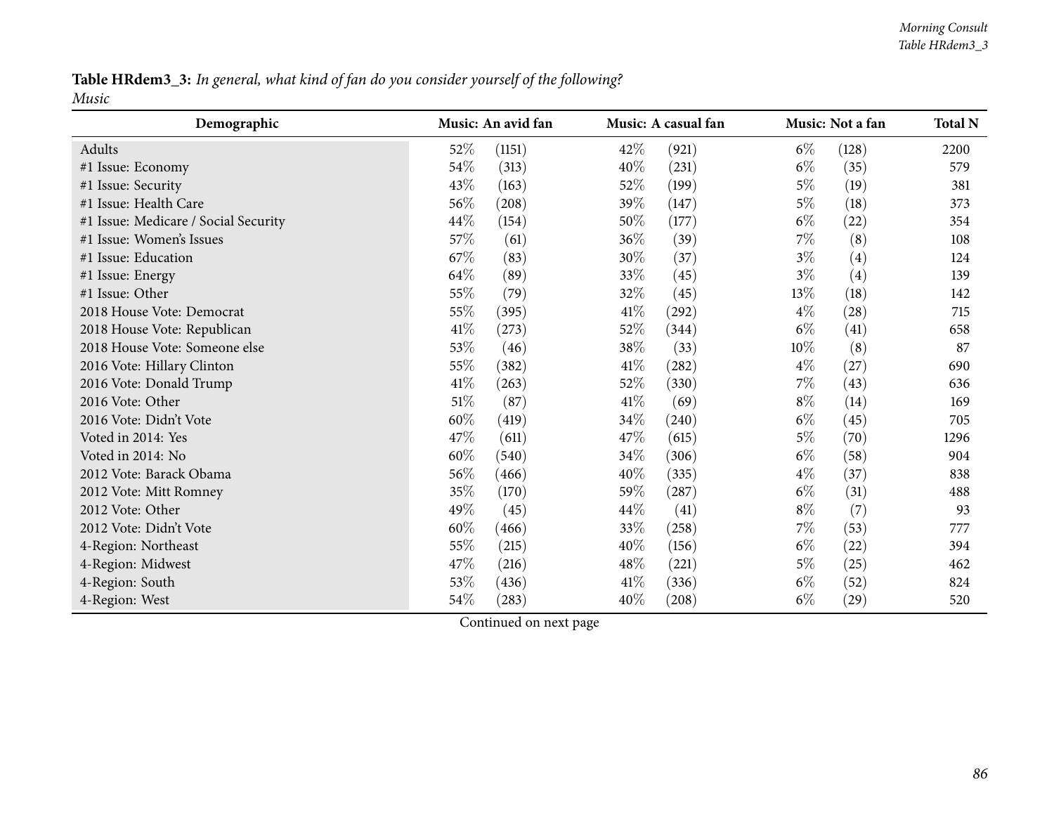**Table HRdem3_3:** *In general, what kind of fan do you consider yourself of the following?*
*Music*

| Demographic | Music: An avid fan | | Music: A casual fan | | Music: Not a fan | | Total N |
|---|---|---|---|---|---|---|---|
| Adults | 52% | (1151) | 42% | (921) | 6% | (128) | 2200 |
| #1 Issue: Economy | 54% | (313) | 40% | (231) | 6% | (35) | 579 |
| #1 Issue: Security | 43% | (163) | 52% | (199) | 5% | (19) | 381 |
| #1 Issue: Health Care | 56% | (208) | 39% | (147) | 5% | (18) | 373 |
| #1 Issue: Medicare / Social Security | 44% | (154) | 50% | (177) | 6% | (22) | 354 |
| #1 Issue: Women's Issues | 57% | (61) | 36% | (39) | 7% | (8) | 108 |
| #1 Issue: Education | 67% | (83) | 30% | (37) | 3% | (4) | 124 |
| #1 Issue: Energy | 64% | (89) | 33% | (45) | 3% | (4) | 139 |
| #1 Issue: Other | 55% | (79) | 32% | (45) | 13% | (18) | 142 |
| 2018 House Vote: Democrat | 55% | (395) | 41% | (292) | 4% | (28) | 715 |
| 2018 House Vote: Republican | 41% | (273) | 52% | (344) | 6% | (41) | 658 |
| 2018 House Vote: Someone else | 53% | (46) | 38% | (33) | 10% | (8) | 87 |
| 2016 Vote: Hillary Clinton | 55% | (382) | 41% | (282) | 4% | (27) | 690 |
| 2016 Vote: Donald Trump | 41% | (263) | 52% | (330) | 7% | (43) | 636 |
| 2016 Vote: Other | 51% | (87) | 41% | (69) | 8% | (14) | 169 |
| 2016 Vote: Didn't Vote | 60% | (419) | 34% | (240) | 6% | (45) | 705 |
| Voted in 2014: Yes | 47% | (611) | 47% | (615) | 5% | (70) | 1296 |
| Voted in 2014: No | 60% | (540) | 34% | (306) | 6% | (58) | 904 |
| 2012 Vote: Barack Obama | 56% | (466) | 40% | (335) | 4% | (37) | 838 |
| 2012 Vote: Mitt Romney | 35% | (170) | 59% | (287) | 6% | (31) | 488 |
| 2012 Vote: Other | 49% | (45) | 44% | (41) | 8% | (7) | 93 |
| 2012 Vote: Didn't Vote | 60% | (466) | 33% | (258) | 7% | (53) | 777 |
| 4-Region: Northeast | 55% | (215) | 40% | (156) | 6% | (22) | 394 |
| 4-Region: Midwest | 47% | (216) | 48% | (221) | 5% | (25) | 462 |
| 4-Region: South | 53% | (436) | 41% | (336) | 6% | (52) | 824 |
| 4-Region: West | 54% | (283) | 40% | (208) | 6% | (29) | 520 |

Continued on next page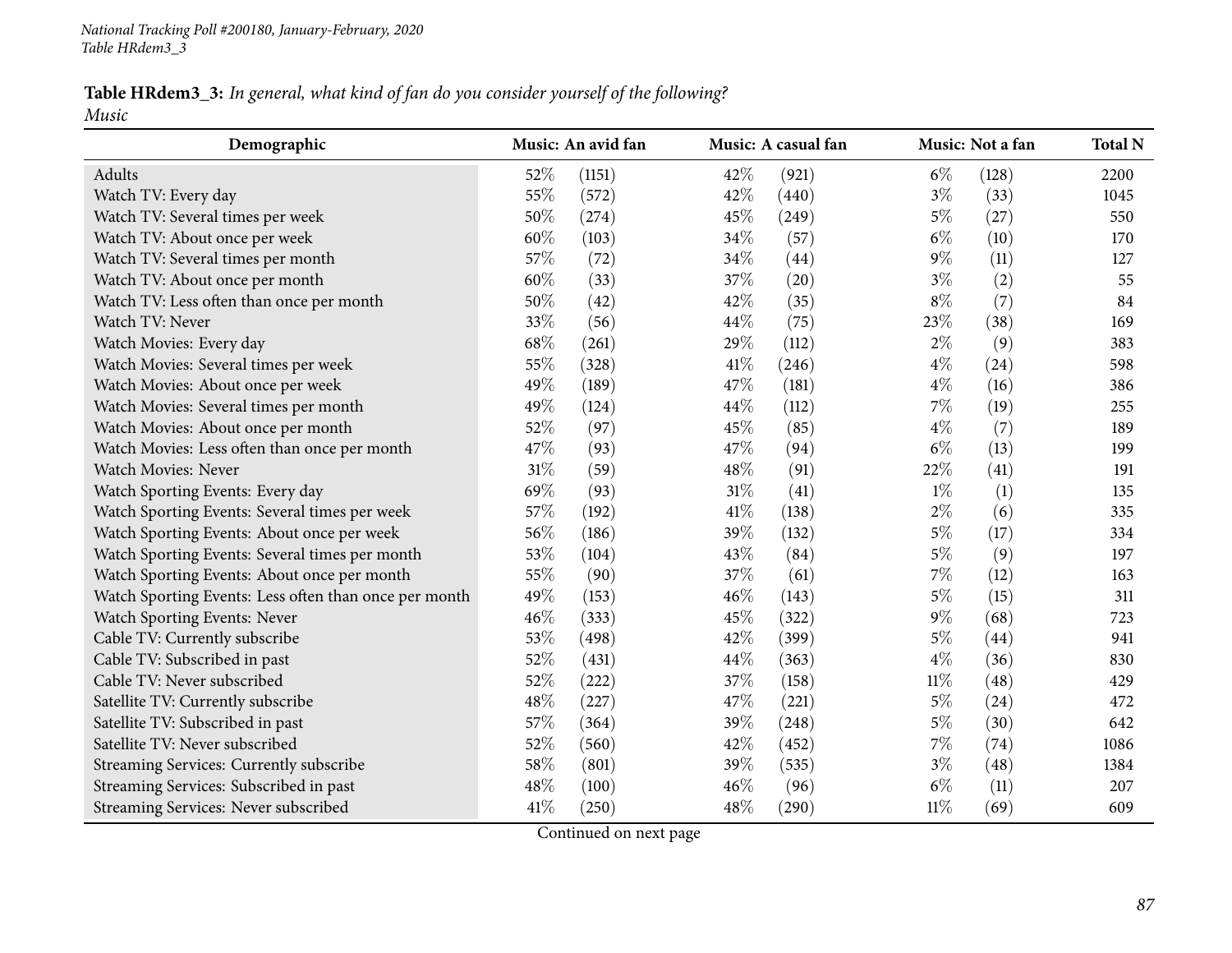**Table HRdem3_3:** *In general, what kind of fan do you consider yourself of the following?*
*Music*

| Demographic | Music: An avid fan | | Music: A casual fan | | Music: Not a fan | | Total N |
|---|---|---|---|---|---|---|---|
| Adults | 52% | (1151) | 42% | (921) | 6% | (128) | 2200 |
| Watch TV: Every day | 55% | (572) | 42% | (440) | 3% | (33) | 1045 |
| Watch TV: Several times per week | 50% | (274) | 45% | (249) | 5% | (27) | 550 |
| Watch TV: About once per week | 60% | (103) | 34% | (57) | 6% | (10) | 170 |
| Watch TV: Several times per month | 57% | (72) | 34% | (44) | 9% | (11) | 127 |
| Watch TV: About once per month | 60% | (33) | 37% | (20) | 3% | (2) | 55 |
| Watch TV: Less often than once per month | 50% | (42) | 42% | (35) | 8% | (7) | 84 |
| Watch TV: Never | 33% | (56) | 44% | (75) | 23% | (38) | 169 |
| Watch Movies: Every day | 68% | (261) | 29% | (112) | 2% | (9) | 383 |
| Watch Movies: Several times per week | 55% | (328) | 41% | (246) | 4% | (24) | 598 |
| Watch Movies: About once per week | 49% | (189) | 47% | (181) | 4% | (16) | 386 |
| Watch Movies: Several times per month | 49% | (124) | 44% | (112) | 7% | (19) | 255 |
| Watch Movies: About once per month | 52% | (97) | 45% | (85) | 4% | (7) | 189 |
| Watch Movies: Less often than once per month | 47% | (93) | 47% | (94) | 6% | (13) | 199 |
| Watch Movies: Never | 31% | (59) | 48% | (91) | 22% | (41) | 191 |
| Watch Sporting Events: Every day | 69% | (93) | 31% | (41) | 1% | (1) | 135 |
| Watch Sporting Events: Several times per week | 57% | (192) | 41% | (138) | 2% | (6) | 335 |
| Watch Sporting Events: About once per week | 56% | (186) | 39% | (132) | 5% | (17) | 334 |
| Watch Sporting Events: Several times per month | 53% | (104) | 43% | (84) | 5% | (9) | 197 |
| Watch Sporting Events: About once per month | 55% | (90) | 37% | (61) | 7% | (12) | 163 |
| Watch Sporting Events: Less often than once per month | 49% | (153) | 46% | (143) | 5% | (15) | 311 |
| Watch Sporting Events: Never | 46% | (333) | 45% | (322) | 9% | (68) | 723 |
| Cable TV: Currently subscribe | 53% | (498) | 42% | (399) | 5% | (44) | 941 |
| Cable TV: Subscribed in past | 52% | (431) | 44% | (363) | 4% | (36) | 830 |
| Cable TV: Never subscribed | 52% | (222) | 37% | (158) | 11% | (48) | 429 |
| Satellite TV: Currently subscribe | 48% | (227) | 47% | (221) | 5% | (24) | 472 |
| Satellite TV: Subscribed in past | 57% | (364) | 39% | (248) | 5% | (30) | 642 |
| Satellite TV: Never subscribed | 52% | (560) | 42% | (452) | 7% | (74) | 1086 |
| Streaming Services: Currently subscribe | 58% | (801) | 39% | (535) | 3% | (48) | 1384 |
| Streaming Services: Subscribed in past | 48% | (100) | 46% | (96) | 6% | (11) | 207 |
| Streaming Services: Never subscribed | 41% | (250) | 48% | (290) | 11% | (69) | 609 |

Continued on next page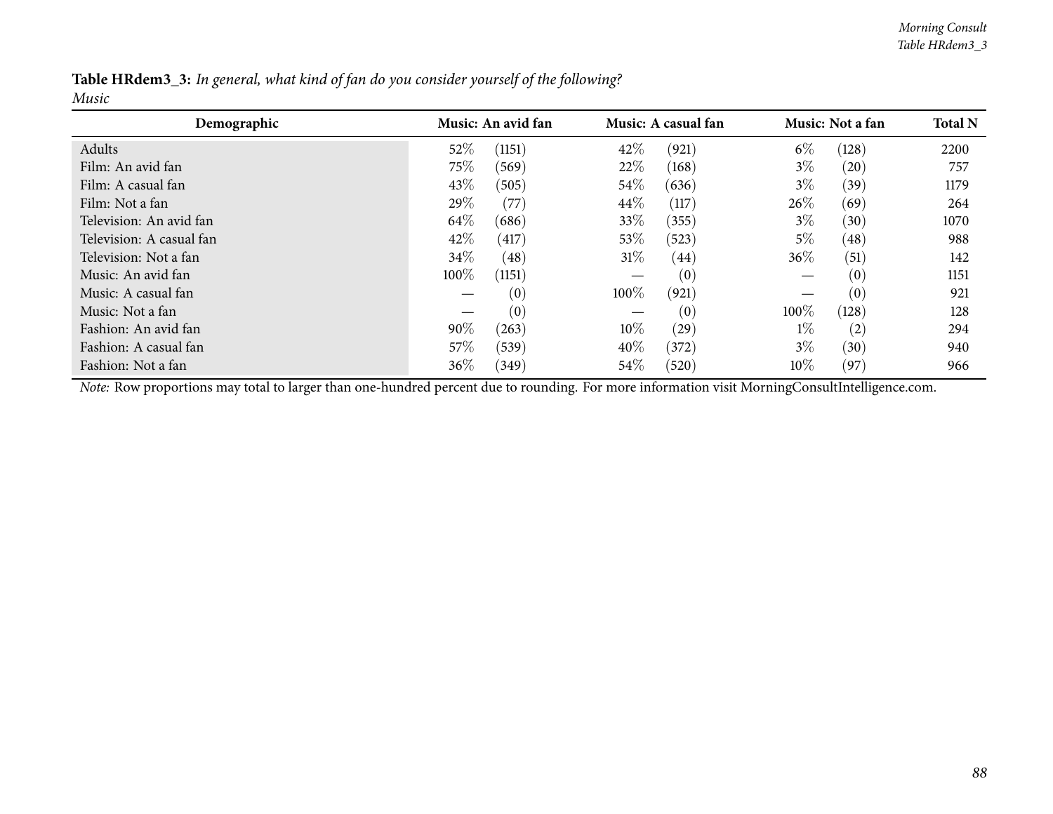**Table HRdem3_3:** *In general, what kind of fan do you consider yourself of the following?*
*Music*

| Demographic | Music: An avid fan | | Music: A casual fan | | Music: Not a fan | | Total N |
|---|---|---|---|---|---|---|---|
| Adults | 52% | (1151) | 42% | (921) | 6% | (128) | 2200 |
| Film: An avid fan | 75% | (569) | 22% | (168) | 3% | (20) | 757 |
| Film: A casual fan | 43% | (505) | 54% | (636) | 3% | (39) | 1179 |
| Film: Not a fan | 29% | (77) | 44% | (117) | 26% | (69) | 264 |
| Television: An avid fan | 64% | (686) | 33% | (355) | 3% | (30) | 1070 |
| Television: A casual fan | 42% | (417) | 53% | (523) | 5% | (48) | 988 |
| Television: Not a fan | 34% | (48) | 31% | (44) | 36% | (51) | 142 |
| Music: An avid fan | 100% | (1151) | — | (0) | — | (0) | 1151 |
| Music: A casual fan | — | (0) | 100% | (921) | — | (0) | 921 |
| Music: Not a fan | — | (0) | — | (0) | 100% | (128) | 128 |
| Fashion: An avid fan | 90% | (263) | 10% | (29) | 1% | (2) | 294 |
| Fashion: A casual fan | 57% | (539) | 40% | (372) | 3% | (30) | 940 |
| Fashion: Not a fan | 36% | (349) | 54% | (520) | 10% | (97) | 966 |

*Note:* Row proportions may total to larger than one-hundred percent due to rounding. For more information visit MorningConsultIntelligence.com.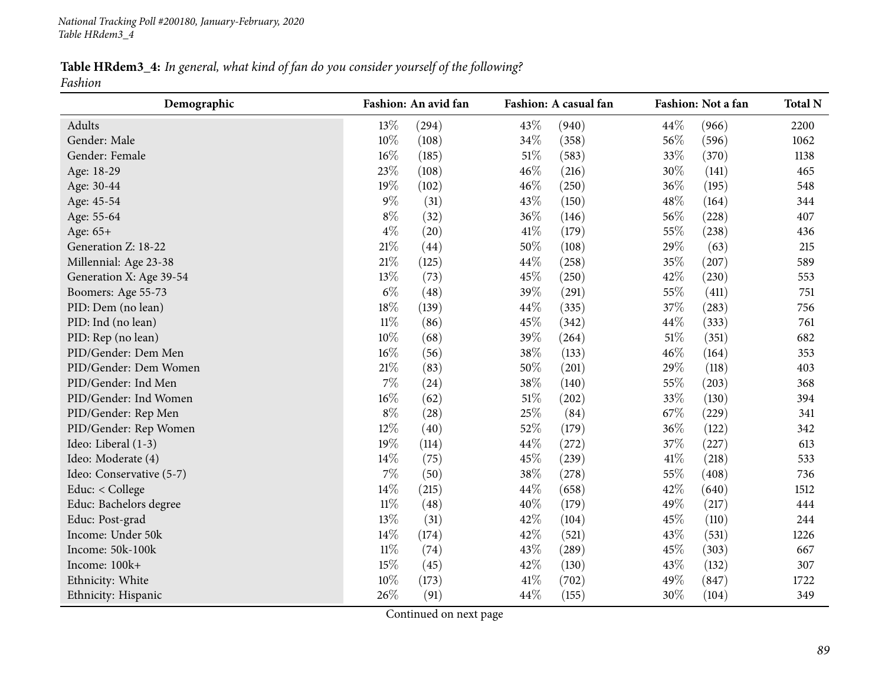*National Tracking Poll #200180, January-February, 2020*
*Table HRdem3_4*

**Table HRdem3_4:** *In general, what kind of fan do you consider yourself of the following?*
*Fashion*

| Demographic | Fashion: An avid fan | | Fashion: A casual fan | | Fashion: Not a fan | | Total N |
|---|---|---|---|---|---|---|---|
| Adults | 13% | (294) | 43% | (940) | 44% | (966) | 2200 |
| Gender: Male | 10% | (108) | 34% | (358) | 56% | (596) | 1062 |
| Gender: Female | 16% | (185) | 51% | (583) | 33% | (370) | 1138 |
| Age: 18-29 | 23% | (108) | 46% | (216) | 30% | (141) | 465 |
| Age: 30-44 | 19% | (102) | 46% | (250) | 36% | (195) | 548 |
| Age: 45-54 | 9% | (31) | 43% | (150) | 48% | (164) | 344 |
| Age: 55-64 | 8% | (32) | 36% | (146) | 56% | (228) | 407 |
| Age: 65+ | 4% | (20) | 41% | (179) | 55% | (238) | 436 |
| Generation Z: 18-22 | 21% | (44) | 50% | (108) | 29% | (63) | 215 |
| Millennial: Age 23-38 | 21% | (125) | 44% | (258) | 35% | (207) | 589 |
| Generation X: Age 39-54 | 13% | (73) | 45% | (250) | 42% | (230) | 553 |
| Boomers: Age 55-73 | 6% | (48) | 39% | (291) | 55% | (411) | 751 |
| PID: Dem (no lean) | 18% | (139) | 44% | (335) | 37% | (283) | 756 |
| PID: Ind (no lean) | 11% | (86) | 45% | (342) | 44% | (333) | 761 |
| PID: Rep (no lean) | 10% | (68) | 39% | (264) | 51% | (351) | 682 |
| PID/Gender: Dem Men | 16% | (56) | 38% | (133) | 46% | (164) | 353 |
| PID/Gender: Dem Women | 21% | (83) | 50% | (201) | 29% | (118) | 403 |
| PID/Gender: Ind Men | 7% | (24) | 38% | (140) | 55% | (203) | 368 |
| PID/Gender: Ind Women | 16% | (62) | 51% | (202) | 33% | (130) | 394 |
| PID/Gender: Rep Men | 8% | (28) | 25% | (84) | 67% | (229) | 341 |
| PID/Gender: Rep Women | 12% | (40) | 52% | (179) | 36% | (122) | 342 |
| Ideo: Liberal (1-3) | 19% | (114) | 44% | (272) | 37% | (227) | 613 |
| Ideo: Moderate (4) | 14% | (75) | 45% | (239) | 41% | (218) | 533 |
| Ideo: Conservative (5-7) | 7% | (50) | 38% | (278) | 55% | (408) | 736 |
| Educ: < College | 14% | (215) | 44% | (658) | 42% | (640) | 1512 |
| Educ: Bachelors degree | 11% | (48) | 40% | (179) | 49% | (217) | 444 |
| Educ: Post-grad | 13% | (31) | 42% | (104) | 45% | (110) | 244 |
| Income: Under 50k | 14% | (174) | 42% | (521) | 43% | (531) | 1226 |
| Income: 50k-100k | 11% | (74) | 43% | (289) | 45% | (303) | 667 |
| Income: 100k+ | 15% | (45) | 42% | (130) | 43% | (132) | 307 |
| Ethnicity: White | 10% | (173) | 41% | (702) | 49% | (847) | 1722 |
| Ethnicity: Hispanic | 26% | (91) | 44% | (155) | 30% | (104) | 349 |

Continued on next page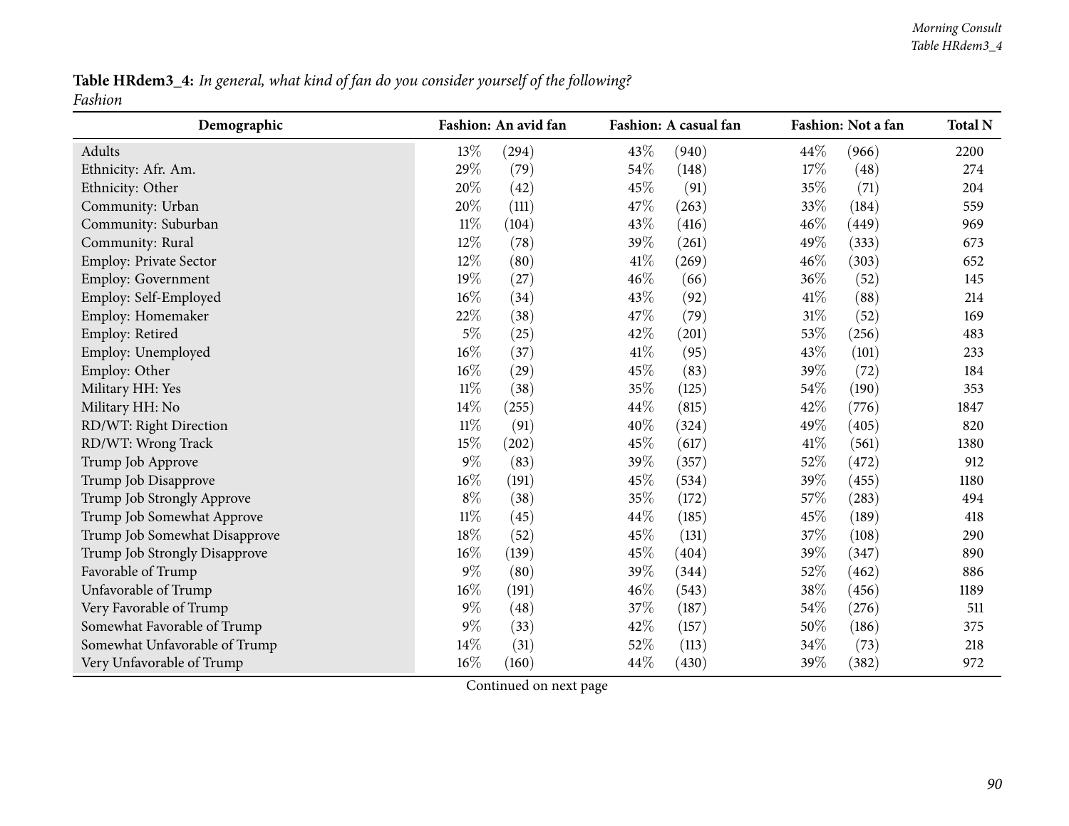**Table HRdem3_4:** *In general, what kind of fan do you consider yourself of the following?*
*Fashion*

| Demographic | Fashion: An avid fan | | Fashion: A casual fan | | Fashion: Not a fan | | Total N |
|---|---|---|---|---|---|---|---|
| Adults | 13% | (294) | 43% | (940) | 44% | (966) | 2200 |
| Ethnicity: Afr. Am. | 29% | (79) | 54% | (148) | 17% | (48) | 274 |
| Ethnicity: Other | 20% | (42) | 45% | (91) | 35% | (71) | 204 |
| Community: Urban | 20% | (111) | 47% | (263) | 33% | (184) | 559 |
| Community: Suburban | 11% | (104) | 43% | (416) | 46% | (449) | 969 |
| Community: Rural | 12% | (78) | 39% | (261) | 49% | (333) | 673 |
| Employ: Private Sector | 12% | (80) | 41% | (269) | 46% | (303) | 652 |
| Employ: Government | 19% | (27) | 46% | (66) | 36% | (52) | 145 |
| Employ: Self-Employed | 16% | (34) | 43% | (92) | 41% | (88) | 214 |
| Employ: Homemaker | 22% | (38) | 47% | (79) | 31% | (52) | 169 |
| Employ: Retired | 5% | (25) | 42% | (201) | 53% | (256) | 483 |
| Employ: Unemployed | 16% | (37) | 41% | (95) | 43% | (101) | 233 |
| Employ: Other | 16% | (29) | 45% | (83) | 39% | (72) | 184 |
| Military HH: Yes | 11% | (38) | 35% | (125) | 54% | (190) | 353 |
| Military HH: No | 14% | (255) | 44% | (815) | 42% | (776) | 1847 |
| RD/WT: Right Direction | 11% | (91) | 40% | (324) | 49% | (405) | 820 |
| RD/WT: Wrong Track | 15% | (202) | 45% | (617) | 41% | (561) | 1380 |
| Trump Job Approve | 9% | (83) | 39% | (357) | 52% | (472) | 912 |
| Trump Job Disapprove | 16% | (191) | 45% | (534) | 39% | (455) | 1180 |
| Trump Job Strongly Approve | 8% | (38) | 35% | (172) | 57% | (283) | 494 |
| Trump Job Somewhat Approve | 11% | (45) | 44% | (185) | 45% | (189) | 418 |
| Trump Job Somewhat Disapprove | 18% | (52) | 45% | (131) | 37% | (108) | 290 |
| Trump Job Strongly Disapprove | 16% | (139) | 45% | (404) | 39% | (347) | 890 |
| Favorable of Trump | 9% | (80) | 39% | (344) | 52% | (462) | 886 |
| Unfavorable of Trump | 16% | (191) | 46% | (543) | 38% | (456) | 1189 |
| Very Favorable of Trump | 9% | (48) | 37% | (187) | 54% | (276) | 511 |
| Somewhat Favorable of Trump | 9% | (33) | 42% | (157) | 50% | (186) | 375 |
| Somewhat Unfavorable of Trump | 14% | (31) | 52% | (113) | 34% | (73) | 218 |
| Very Unfavorable of Trump | 16% | (160) | 44% | (430) | 39% | (382) | 972 |

Continued on next page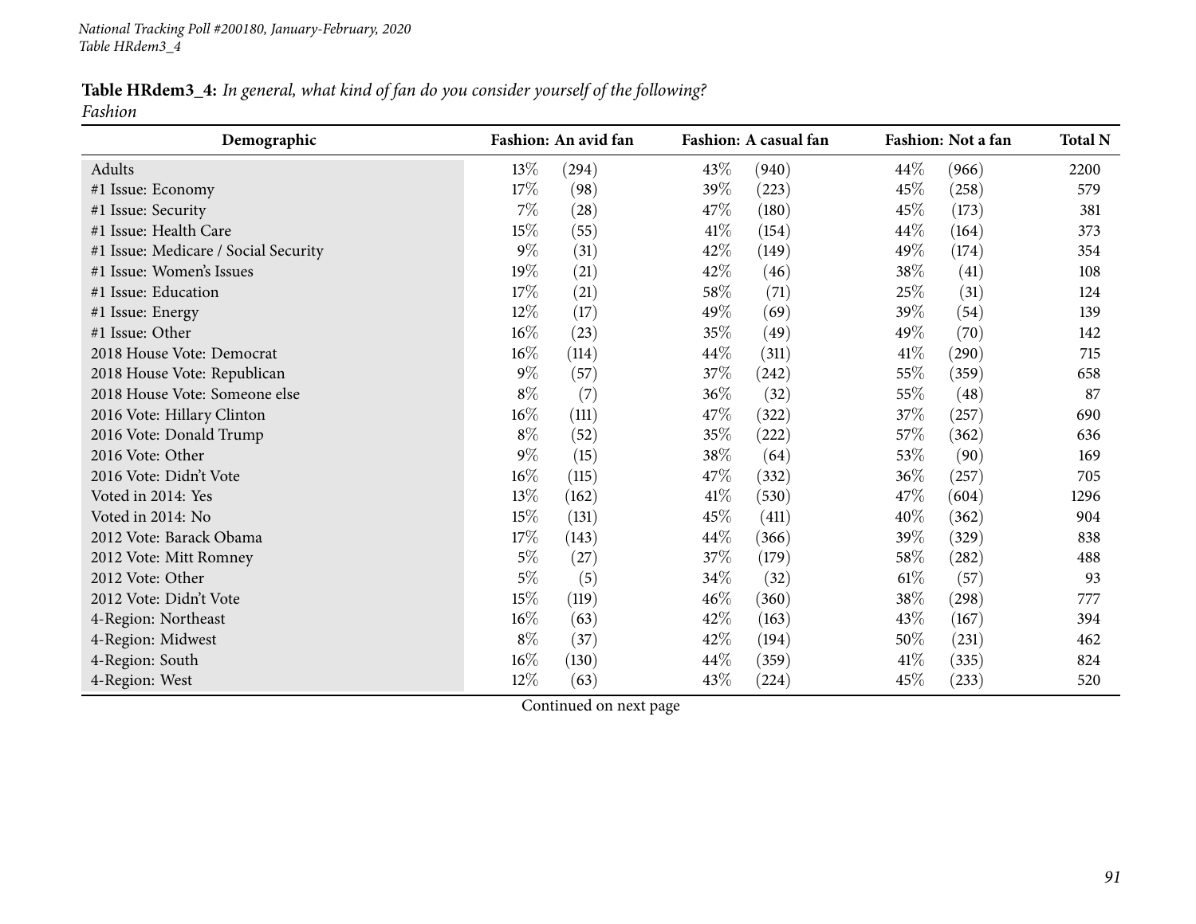**Table HRdem3_4:** *In general, what kind of fan do you consider yourself of the following?*
*Fashion*

| Demographic | Fashion: An avid fan | | Fashion: A casual fan | | Fashion: Not a fan | | Total N |
|---|---|---|---|---|---|---|---|
| Adults | 13% | (294) | 43% | (940) | 44% | (966) | 2200 |
| #1 Issue: Economy | 17% | (98) | 39% | (223) | 45% | (258) | 579 |
| #1 Issue: Security | 7% | (28) | 47% | (180) | 45% | (173) | 381 |
| #1 Issue: Health Care | 15% | (55) | 41% | (154) | 44% | (164) | 373 |
| #1 Issue: Medicare / Social Security | 9% | (31) | 42% | (149) | 49% | (174) | 354 |
| #1 Issue: Women's Issues | 19% | (21) | 42% | (46) | 38% | (41) | 108 |
| #1 Issue: Education | 17% | (21) | 58% | (71) | 25% | (31) | 124 |
| #1 Issue: Energy | 12% | (17) | 49% | (69) | 39% | (54) | 139 |
| #1 Issue: Other | 16% | (23) | 35% | (49) | 49% | (70) | 142 |
| 2018 House Vote: Democrat | 16% | (114) | 44% | (311) | 41% | (290) | 715 |
| 2018 House Vote: Republican | 9% | (57) | 37% | (242) | 55% | (359) | 658 |
| 2018 House Vote: Someone else | 8% | (7) | 36% | (32) | 55% | (48) | 87 |
| 2016 Vote: Hillary Clinton | 16% | (111) | 47% | (322) | 37% | (257) | 690 |
| 2016 Vote: Donald Trump | 8% | (52) | 35% | (222) | 57% | (362) | 636 |
| 2016 Vote: Other | 9% | (15) | 38% | (64) | 53% | (90) | 169 |
| 2016 Vote: Didn't Vote | 16% | (115) | 47% | (332) | 36% | (257) | 705 |
| Voted in 2014: Yes | 13% | (162) | 41% | (530) | 47% | (604) | 1296 |
| Voted in 2014: No | 15% | (131) | 45% | (411) | 40% | (362) | 904 |
| 2012 Vote: Barack Obama | 17% | (143) | 44% | (366) | 39% | (329) | 838 |
| 2012 Vote: Mitt Romney | 5% | (27) | 37% | (179) | 58% | (282) | 488 |
| 2012 Vote: Other | 5% | (5) | 34% | (32) | 61% | (57) | 93 |
| 2012 Vote: Didn't Vote | 15% | (119) | 46% | (360) | 38% | (298) | 777 |
| 4-Region: Northeast | 16% | (63) | 42% | (163) | 43% | (167) | 394 |
| 4-Region: Midwest | 8% | (37) | 42% | (194) | 50% | (231) | 462 |
| 4-Region: South | 16% | (130) | 44% | (359) | 41% | (335) | 824 |
| 4-Region: West | 12% | (63) | 43% | (224) | 45% | (233) | 520 |

Continued on next page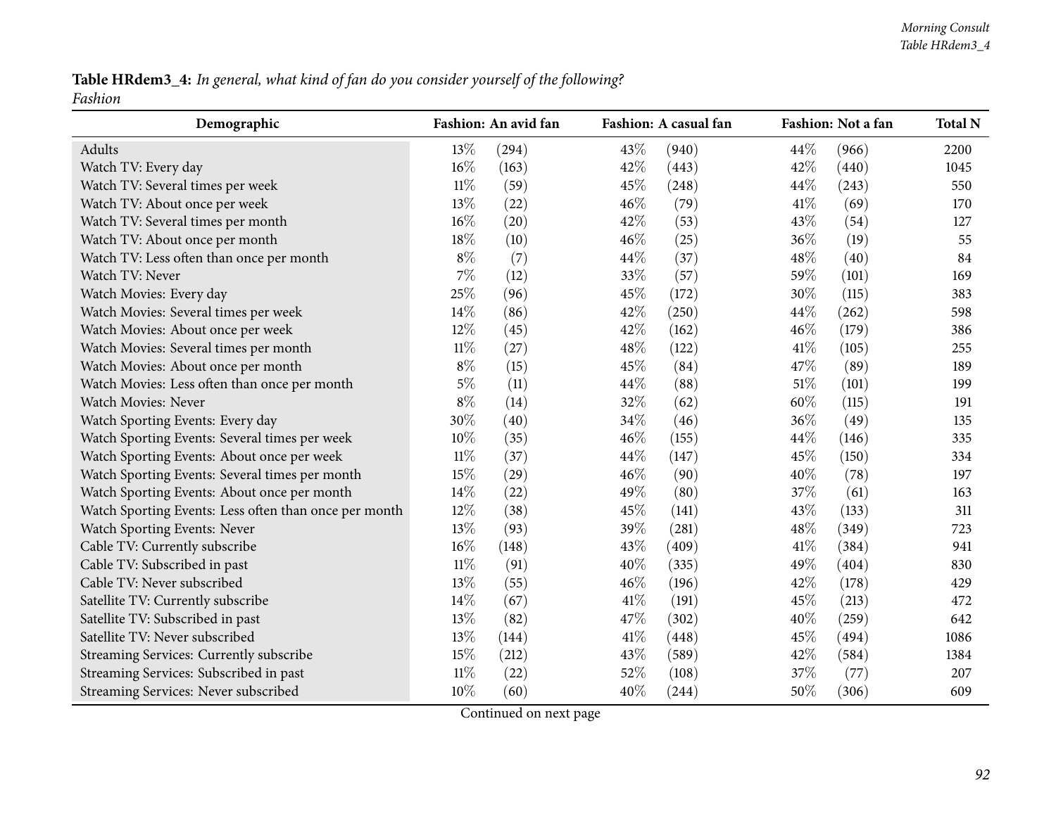**Table HRdem3_4:** *In general, what kind of fan do you consider yourself of the following?*
*Fashion*

| Demographic | Fashion: An avid fan | | Fashion: A casual fan | | Fashion: Not a fan | | Total N |
|---|---|---|---|---|---|---|---|
| Adults | 13% | (294) | 43% | (940) | 44% | (966) | 2200 |
| Watch TV: Every day | 16% | (163) | 42% | (443) | 42% | (440) | 1045 |
| Watch TV: Several times per week | 11% | (59) | 45% | (248) | 44% | (243) | 550 |
| Watch TV: About once per week | 13% | (22) | 46% | (79) | 41% | (69) | 170 |
| Watch TV: Several times per month | 16% | (20) | 42% | (53) | 43% | (54) | 127 |
| Watch TV: About once per month | 18% | (10) | 46% | (25) | 36% | (19) | 55 |
| Watch TV: Less often than once per month | 8% | (7) | 44% | (37) | 48% | (40) | 84 |
| Watch TV: Never | 7% | (12) | 33% | (57) | 59% | (101) | 169 |
| Watch Movies: Every day | 25% | (96) | 45% | (172) | 30% | (115) | 383 |
| Watch Movies: Several times per week | 14% | (86) | 42% | (250) | 44% | (262) | 598 |
| Watch Movies: About once per week | 12% | (45) | 42% | (162) | 46% | (179) | 386 |
| Watch Movies: Several times per month | 11% | (27) | 48% | (122) | 41% | (105) | 255 |
| Watch Movies: About once per month | 8% | (15) | 45% | (84) | 47% | (89) | 189 |
| Watch Movies: Less often than once per month | 5% | (11) | 44% | (88) | 51% | (101) | 199 |
| Watch Movies: Never | 8% | (14) | 32% | (62) | 60% | (115) | 191 |
| Watch Sporting Events: Every day | 30% | (40) | 34% | (46) | 36% | (49) | 135 |
| Watch Sporting Events: Several times per week | 10% | (35) | 46% | (155) | 44% | (146) | 335 |
| Watch Sporting Events: About once per week | 11% | (37) | 44% | (147) | 45% | (150) | 334 |
| Watch Sporting Events: Several times per month | 15% | (29) | 46% | (90) | 40% | (78) | 197 |
| Watch Sporting Events: About once per month | 14% | (22) | 49% | (80) | 37% | (61) | 163 |
| Watch Sporting Events: Less often than once per month | 12% | (38) | 45% | (141) | 43% | (133) | 311 |
| Watch Sporting Events: Never | 13% | (93) | 39% | (281) | 48% | (349) | 723 |
| Cable TV: Currently subscribe | 16% | (148) | 43% | (409) | 41% | (384) | 941 |
| Cable TV: Subscribed in past | 11% | (91) | 40% | (335) | 49% | (404) | 830 |
| Cable TV: Never subscribed | 13% | (55) | 46% | (196) | 42% | (178) | 429 |
| Satellite TV: Currently subscribe | 14% | (67) | 41% | (191) | 45% | (213) | 472 |
| Satellite TV: Subscribed in past | 13% | (82) | 47% | (302) | 40% | (259) | 642 |
| Satellite TV: Never subscribed | 13% | (144) | 41% | (448) | 45% | (494) | 1086 |
| Streaming Services: Currently subscribe | 15% | (212) | 43% | (589) | 42% | (584) | 1384 |
| Streaming Services: Subscribed in past | 11% | (22) | 52% | (108) | 37% | (77) | 207 |
| Streaming Services: Never subscribed | 10% | (60) | 40% | (244) | 50% | (306) | 609 |

Continued on next page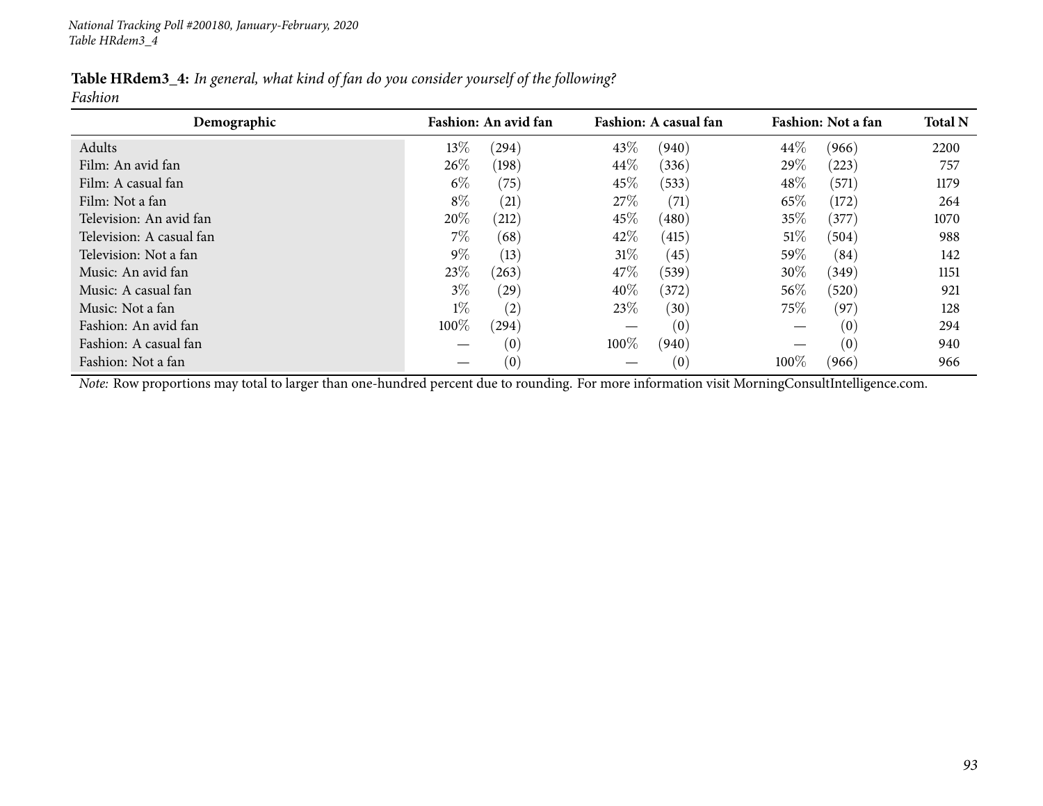**Table HRdem3_4:** *In general, what kind of fan do you consider yourself of the following?*
*Fashion*

| Demographic | Fashion: An avid fan | | Fashion: A casual fan | | Fashion: Not a fan | | Total N |
|---|---|---|---|---|---|---|---|
| Adults | 13% | (294) | 43% | (940) | 44% | (966) | 2200 |
| Film: An avid fan | 26% | (198) | 44% | (336) | 29% | (223) | 757 |
| Film: A casual fan | 6% | (75) | 45% | (533) | 48% | (571) | 1179 |
| Film: Not a fan | 8% | (21) | 27% | (71) | 65% | (172) | 264 |
| Television: An avid fan | 20% | (212) | 45% | (480) | 35% | (377) | 1070 |
| Television: A casual fan | 7% | (68) | 42% | (415) | 51% | (504) | 988 |
| Television: Not a fan | 9% | (13) | 31% | (45) | 59% | (84) | 142 |
| Music: An avid fan | 23% | (263) | 47% | (539) | 30% | (349) | 1151 |
| Music: A casual fan | 3% | (29) | 40% | (372) | 56% | (520) | 921 |
| Music: Not a fan | 1% | (2) | 23% | (30) | 75% | (97) | 128 |
| Fashion: An avid fan | 100% | (294) | — | (0) | — | (0) | 294 |
| Fashion: A casual fan | — | (0) | 100% | (940) | — | (0) | 940 |
| Fashion: Not a fan | — | (0) | — | (0) | 100% | (966) | 966 |

*Note:* Row proportions may total to larger than one-hundred percent due to rounding. For more information visit MorningConsultIntelligence.com.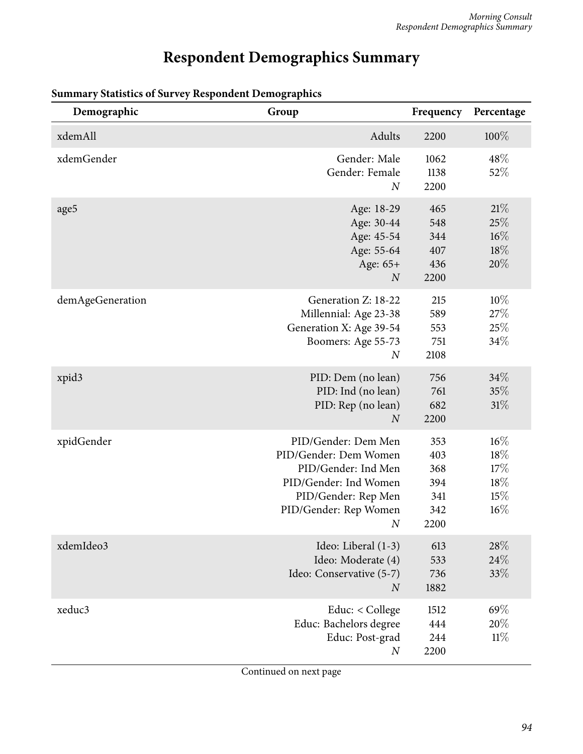# Respondent Demographics Summary

**Summary Statistics of Survey Respondent Demographics**

| Demographic | Group | Frequency | Percentage |
|---|---|---|---|
| xdemAll | Adults | 2200 | 100% |
| xdemGender | Gender: Male | 1062 | 48% |
| | Gender: Female | 1138 | 52% |
| | *N* | 2200 | |
| age5 | Age: 18-29 | 465 | 21% |
| | Age: 30-44 | 548 | 25% |
| | Age: 45-54 | 344 | 16% |
| | Age: 55-64 | 407 | 18% |
| | Age: 65+ | 436 | 20% |
| | *N* | 2200 | |
| demAgeGeneration | Generation Z: 18-22 | 215 | 10% |
| | Millennial: Age 23-38 | 589 | 27% |
| | Generation X: Age 39-54 | 553 | 25% |
| | Boomers: Age 55-73 | 751 | 34% |
| | *N* | 2108 | |
| xpid3 | PID: Dem (no lean) | 756 | 34% |
| | PID: Ind (no lean) | 761 | 35% |
| | PID: Rep (no lean) | 682 | 31% |
| | *N* | 2200 | |
| xpidGender | PID/Gender: Dem Men | 353 | 16% |
| | PID/Gender: Dem Women | 403 | 18% |
| | PID/Gender: Ind Men | 368 | 17% |
| | PID/Gender: Ind Women | 394 | 18% |
| | PID/Gender: Rep Men | 341 | 15% |
| | PID/Gender: Rep Women | 342 | 16% |
| | *N* | 2200 | |
| xdemIdeo3 | Ideo: Liberal (1-3) | 613 | 28% |
| | Ideo: Moderate (4) | 533 | 24% |
| | Ideo: Conservative (5-7) | 736 | 33% |
| | *N* | 1882 | |
| xeduc3 | Educ: < College | 1512 | 69% |
| | Educ: Bachelors degree | 444 | 20% |
| | Educ: Post-grad | 244 | 11% |
| | *N* | 2200 | |

Continued on next page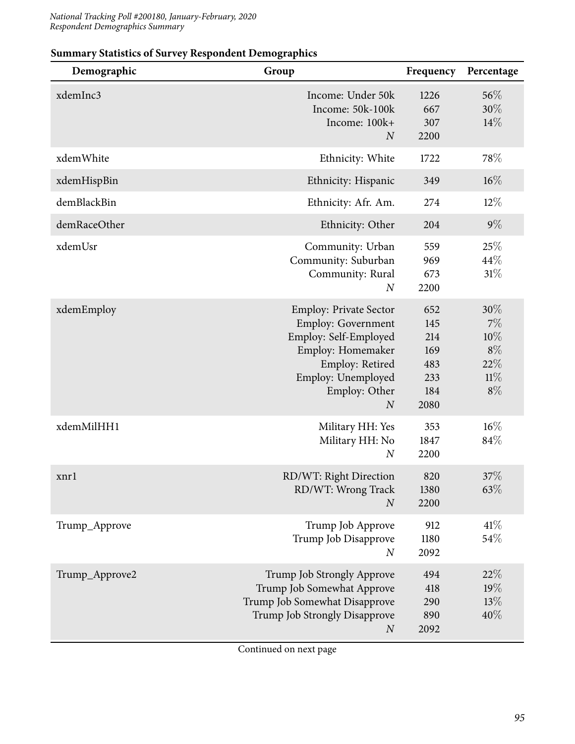## Summary Statistics of Survey Respondent Demographics

| Demographic | Group | Frequency | Percentage |
|---|---|---|---|
| xdemInc3 | Income: Under 50k | 1226 | 56% |
| | Income: 50k-100k | 667 | 30% |
| | Income: 100k+ | 307 | 14% |
| | *N* | 2200 | |
| xdemWhite | Ethnicity: White | 1722 | 78% |
| xdemHispBin | Ethnicity: Hispanic | 349 | 16% |
| demBlackBin | Ethnicity: Afr. Am. | 274 | 12% |
| demRaceOther | Ethnicity: Other | 204 | 9% |
| xdemUsr | Community: Urban | 559 | 25% |
| | Community: Suburban | 969 | 44% |
| | Community: Rural | 673 | 31% |
| | *N* | 2200 | |
| xdemEmploy | Employ: Private Sector | 652 | 30% |
| | Employ: Government | 145 | 7% |
| | Employ: Self-Employed | 214 | 10% |
| | Employ: Homemaker | 169 | 8% |
| | Employ: Retired | 483 | 22% |
| | Employ: Unemployed | 233 | 11% |
| | Employ: Other | 184 | 8% |
| | *N* | 2080 | |
| xdemMilHH1 | Military HH: Yes | 353 | 16% |
| | Military HH: No | 1847 | 84% |
| | *N* | 2200 | |
| xnr1 | RD/WT: Right Direction | 820 | 37% |
| | RD/WT: Wrong Track | 1380 | 63% |
| | *N* | 2200 | |
| Trump_Approve | Trump Job Approve | 912 | 41% |
| | Trump Job Disapprove | 1180 | 54% |
| | *N* | 2092 | |
| Trump_Approve2 | Trump Job Strongly Approve | 494 | 22% |
| | Trump Job Somewhat Approve | 418 | 19% |
| | Trump Job Somewhat Disapprove | 290 | 13% |
| | Trump Job Strongly Disapprove | 890 | 40% |
| | *N* | 2092 | |

Continued on next page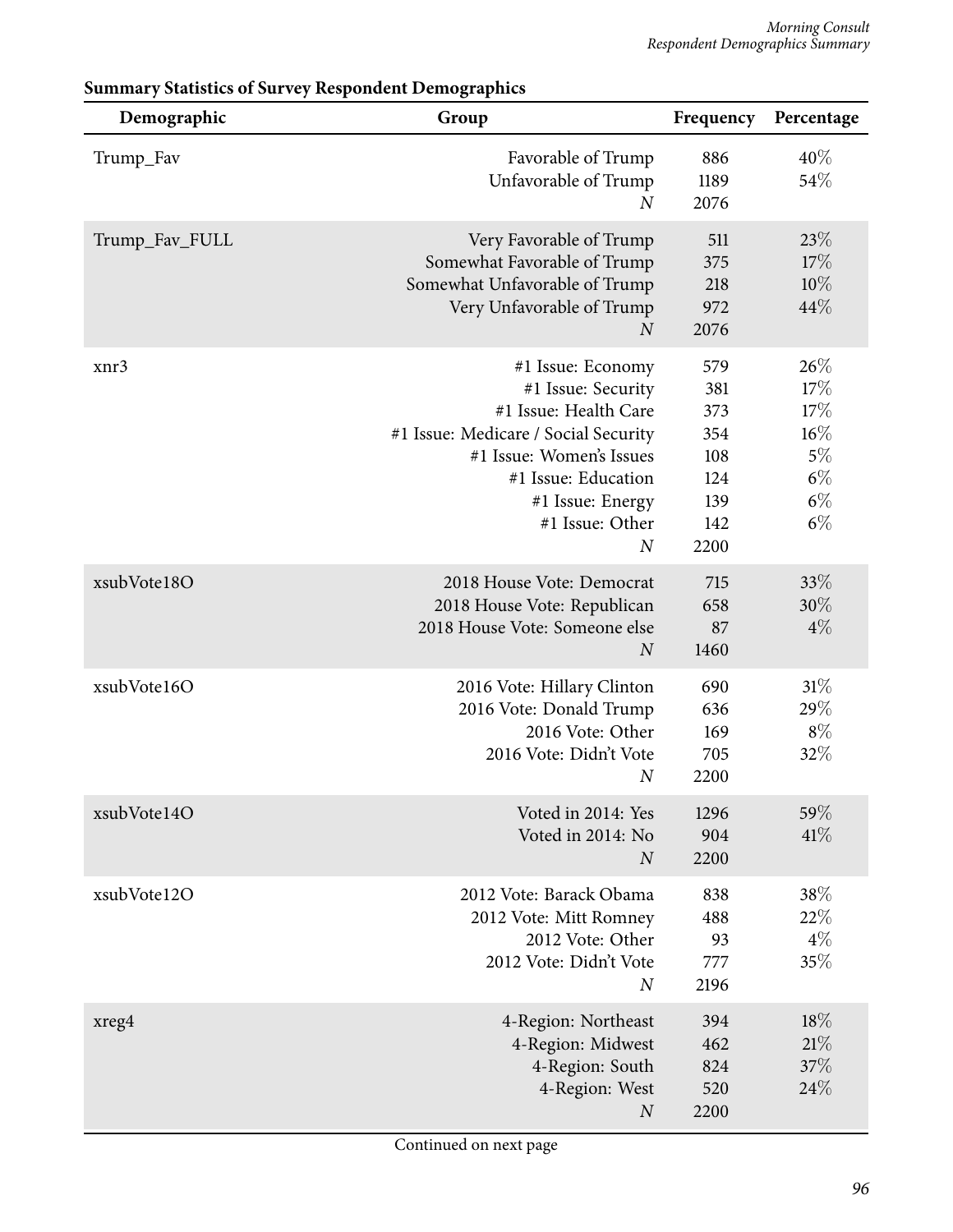**Summary Statistics of Survey Respondent Demographics**

| Demographic | Group | Frequency | Percentage |
|---|---|---|---|
| Trump_Fav | Favorable of Trump | 886 | 40% |
| | Unfavorable of Trump | 1189 | 54% |
| | *N* | 2076 | |
| Trump_Fav_FULL | Very Favorable of Trump | 511 | 23% |
| | Somewhat Favorable of Trump | 375 | 17% |
| | Somewhat Unfavorable of Trump | 218 | 10% |
| | Very Unfavorable of Trump | 972 | 44% |
| | *N* | 2076 | |
| xnr3 | #1 Issue: Economy | 579 | 26% |
| | #1 Issue: Security | 381 | 17% |
| | #1 Issue: Health Care | 373 | 17% |
| | #1 Issue: Medicare / Social Security | 354 | 16% |
| | #1 Issue: Women's Issues | 108 | 5% |
| | #1 Issue: Education | 124 | 6% |
| | #1 Issue: Energy | 139 | 6% |
| | #1 Issue: Other | 142 | 6% |
| | *N* | 2200 | |
| xsubVote18O | 2018 House Vote: Democrat | 715 | 33% |
| | 2018 House Vote: Republican | 658 | 30% |
| | 2018 House Vote: Someone else | 87 | 4% |
| | *N* | 1460 | |
| xsubVote16O | 2016 Vote: Hillary Clinton | 690 | 31% |
| | 2016 Vote: Donald Trump | 636 | 29% |
| | 2016 Vote: Other | 169 | 8% |
| | 2016 Vote: Didn't Vote | 705 | 32% |
| | *N* | 2200 | |
| xsubVote14O | Voted in 2014: Yes | 1296 | 59% |
| | Voted in 2014: No | 904 | 41% |
| | *N* | 2200 | |
| xsubVote12O | 2012 Vote: Barack Obama | 838 | 38% |
| | 2012 Vote: Mitt Romney | 488 | 22% |
| | 2012 Vote: Other | 93 | 4% |
| | 2012 Vote: Didn't Vote | 777 | 35% |
| | *N* | 2196 | |
| xreg4 | 4-Region: Northeast | 394 | 18% |
| | 4-Region: Midwest | 462 | 21% |
| | 4-Region: South | 824 | 37% |
| | 4-Region: West | 520 | 24% |
| | *N* | 2200 | |

Continued on next page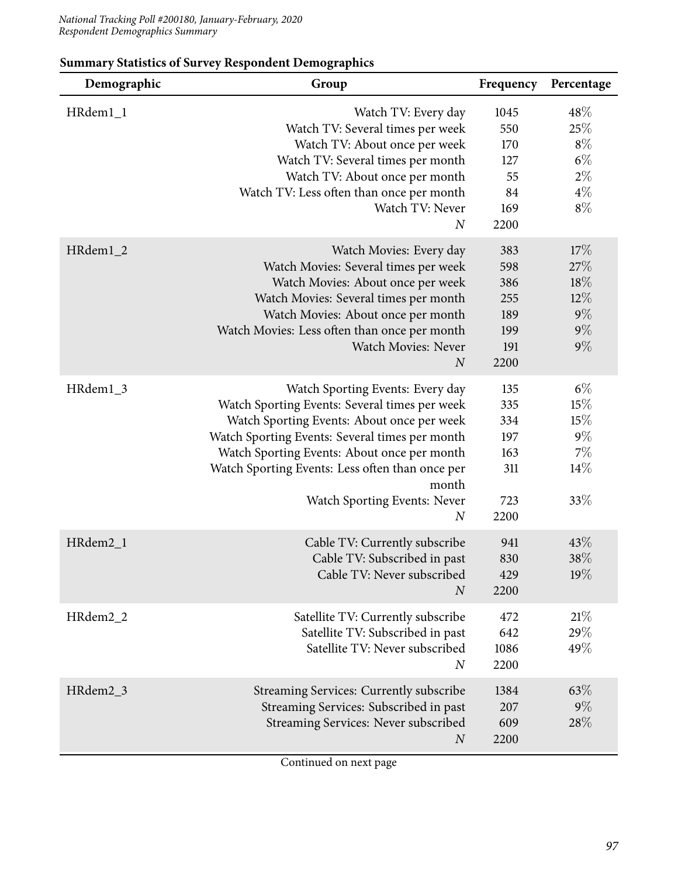## Summary Statistics of Survey Respondent Demographics

| Demographic | Group | Frequency | Percentage |
|---|---|---|---|
| HRdem1_1 | Watch TV: Every day | 1045 | 48% |
| | Watch TV: Several times per week | 550 | 25% |
| | Watch TV: About once per week | 170 | 8% |
| | Watch TV: Several times per month | 127 | 6% |
| | Watch TV: About once per month | 55 | 2% |
| | Watch TV: Less often than once per month | 84 | 4% |
| | Watch TV: Never | 169 | 8% |
| | *N* | 2200 | |
| HRdem1_2 | Watch Movies: Every day | 383 | 17% |
| | Watch Movies: Several times per week | 598 | 27% |
| | Watch Movies: About once per week | 386 | 18% |
| | Watch Movies: Several times per month | 255 | 12% |
| | Watch Movies: About once per month | 189 | 9% |
| | Watch Movies: Less often than once per month | 199 | 9% |
| | Watch Movies: Never | 191 | 9% |
| | *N* | 2200 | |
| HRdem1_3 | Watch Sporting Events: Every day | 135 | 6% |
| | Watch Sporting Events: Several times per week | 335 | 15% |
| | Watch Sporting Events: About once per week | 334 | 15% |
| | Watch Sporting Events: Several times per month | 197 | 9% |
| | Watch Sporting Events: About once per month | 163 | 7% |
| | Watch Sporting Events: Less often than once per month | 311 | 14% |
| | Watch Sporting Events: Never | 723 | 33% |
| | *N* | 2200 | |
| HRdem2_1 | Cable TV: Currently subscribe | 941 | 43% |
| | Cable TV: Subscribed in past | 830 | 38% |
| | Cable TV: Never subscribed | 429 | 19% |
| | *N* | 2200 | |
| HRdem2_2 | Satellite TV: Currently subscribe | 472 | 21% |
| | Satellite TV: Subscribed in past | 642 | 29% |
| | Satellite TV: Never subscribed | 1086 | 49% |
| | *N* | 2200 | |
| HRdem2_3 | Streaming Services: Currently subscribe | 1384 | 63% |
| | Streaming Services: Subscribed in past | 207 | 9% |
| | Streaming Services: Never subscribed | 609 | 28% |
| | *N* | 2200 | |

Continued on next page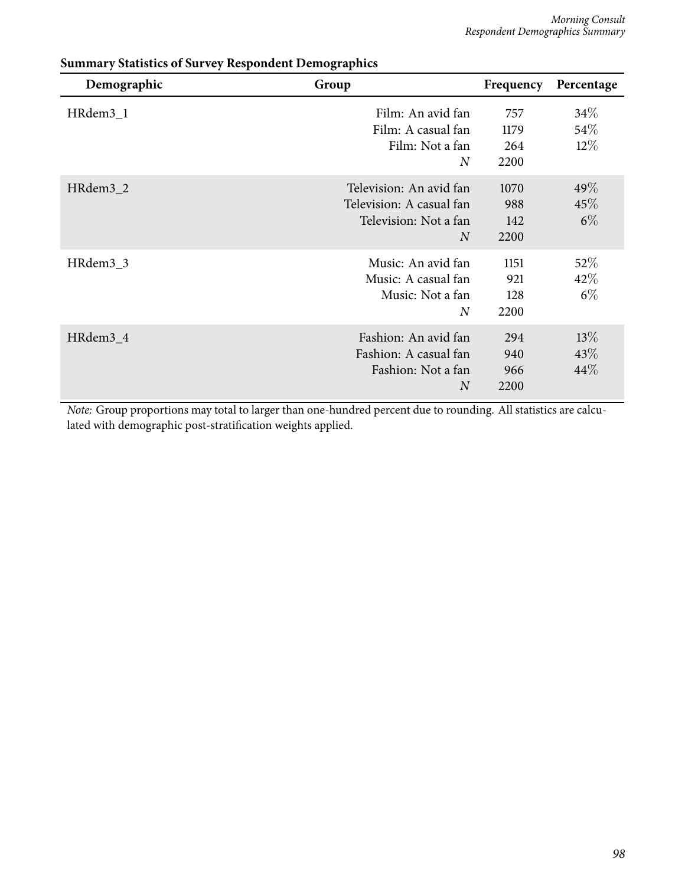**Summary Statistics of Survey Respondent Demographics**

| Demographic | Group | Frequency | Percentage |
|---|---|---|---|
| HRdem3_1 | Film: An avid fan | 757 | 34% |
| | Film: A casual fan | 1179 | 54% |
| | Film: Not a fan | 264 | 12% |
| | *N* | 2200 | |
| HRdem3_2 | Television: An avid fan | 1070 | 49% |
| | Television: A casual fan | 988 | 45% |
| | Television: Not a fan | 142 | 6% |
| | *N* | 2200 | |
| HRdem3_3 | Music: An avid fan | 1151 | 52% |
| | Music: A casual fan | 921 | 42% |
| | Music: Not a fan | 128 | 6% |
| | *N* | 2200 | |
| HRdem3_4 | Fashion: An avid fan | 294 | 13% |
| | Fashion: A casual fan | 940 | 43% |
| | Fashion: Not a fan | 966 | 44% |
| | *N* | 2200 | |

*Note:* Group proportions may total to larger than one-hundred percent due to rounding. All statistics are calculated with demographic post-stratification weights applied.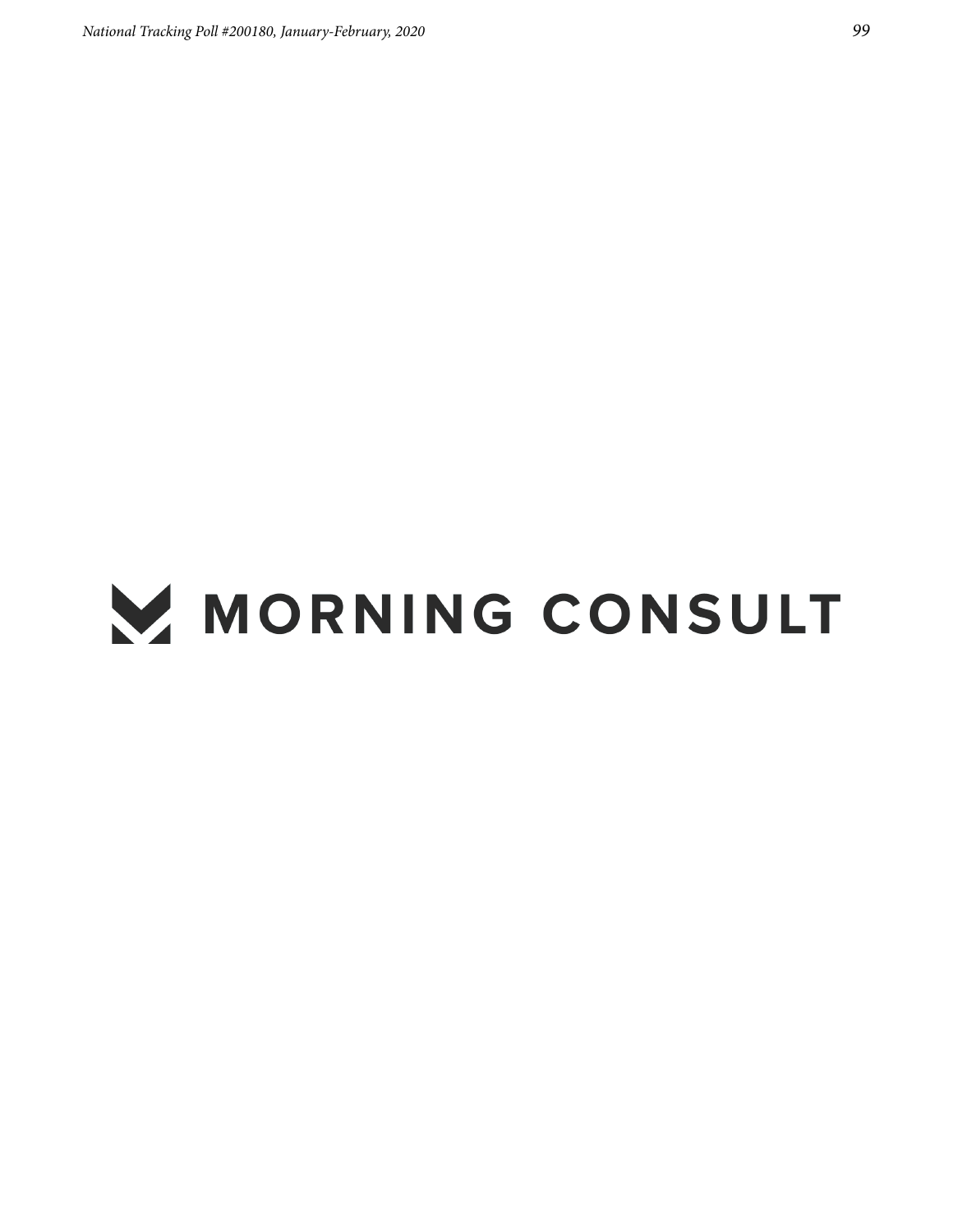MORNING CONSULT